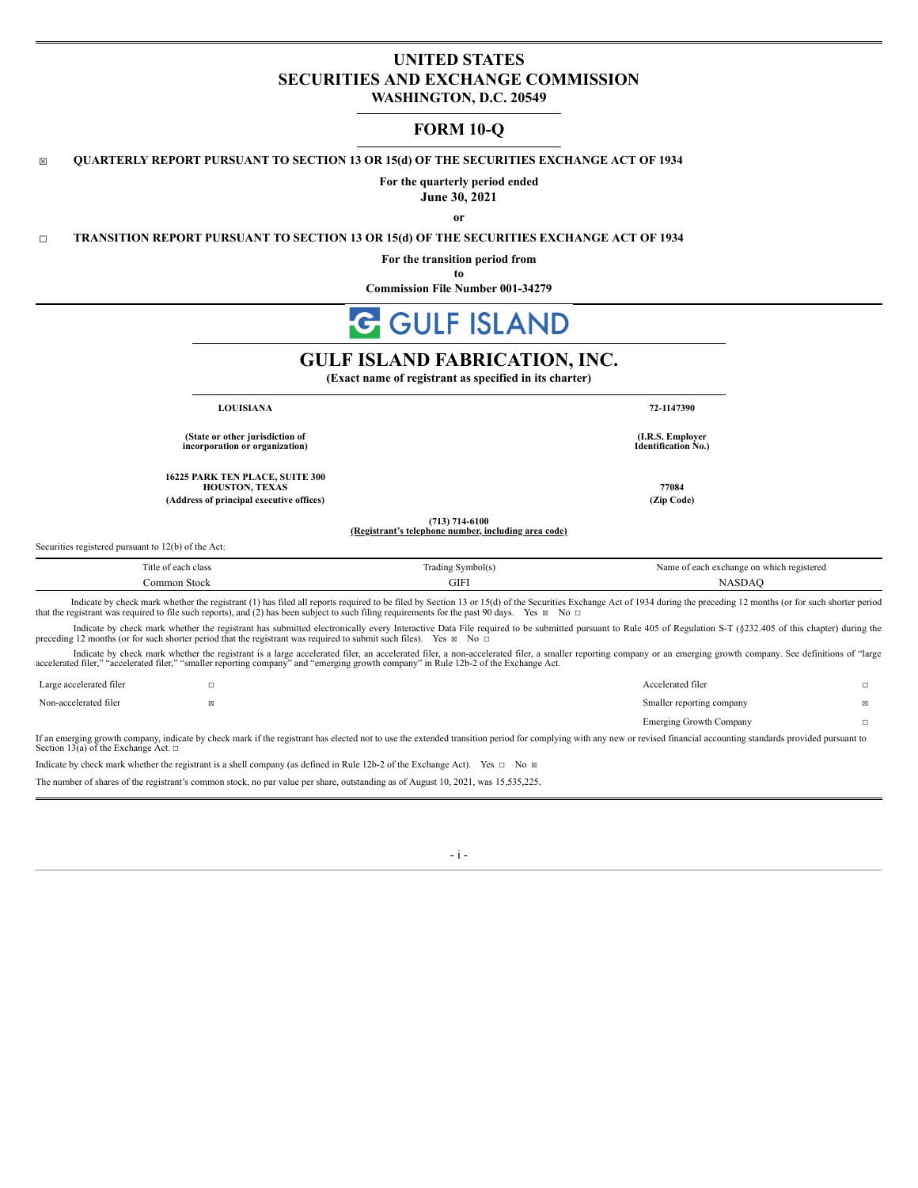# UNITED STATES
# SECURITIES AND EXCHANGE COMMISSION
**WASHINGTON, D.C. 20549**

## FORM 10-Q

☒ **QUARTERLY REPORT PURSUANT TO SECTION 13 OR 15(d) OF THE SECURITIES EXCHANGE ACT OF 1934**

**For the quarterly period ended**
**June 30, 2021**

**or**

☐ **TRANSITION REPORT PURSUANT TO SECTION 13 OR 15(d) OF THE SECURITIES EXCHANGE ACT OF 1934**

**For the transition period from**
**to**
**Commission File Number 001-34279**

GULF ISLAND

# GULF ISLAND FABRICATION, INC.
**(Exact name of registrant as specified in its charter)**

| **LOUISIANA** | **72-1147390** |
|---|---|
| **(State or other jurisdiction of incorporation or organization)** | **(I.R.S. Employer Identification No.)** |
| **16225 PARK TEN PLACE, SUITE 300 HOUSTON, TEXAS** | **77084** |
| **(Address of principal executive offices)** | **(Zip Code)** |

**(713) 714-6100**
**(Registrant's telephone number, including area code)**

Securities registered pursuant to 12(b) of the Act:

| Title of each class | Trading Symbol(s) | Name of each exchange on which registered |
|---|---|---|
| Common Stock | GIFI | NASDAQ |

Indicate by check mark whether the registrant (1) has filed all reports required to be filed by Section 13 or 15(d) of the Securities Exchange Act of 1934 during the preceding 12 months (or for such shorter period that the registrant was required to file such reports), and (2) has been subject to such filing requirements for the past 90 days. Yes ☒ No ☐

Indicate by check mark whether the registrant has submitted electronically every Interactive Data File required to be submitted pursuant to Rule 405 of Regulation S-T (§232.405 of this chapter) during the preceding 12 months (or for such shorter period that the registrant was required to submit such files). Yes ☒ No ☐

Indicate by check mark whether the registrant is a large accelerated filer, an accelerated filer, a non-accelerated filer, a smaller reporting company or an emerging growth company. See definitions of "large accelerated filer," "accelerated filer," "smaller reporting company" and "emerging growth company" in Rule 12b-2 of the Exchange Act.

| | | | |
|---|---|---|---|
| Large accelerated filer | ☐ | Accelerated filer | ☐ |
| Non-accelerated filer | ☒ | Smaller reporting company | ☒ |
| | | Emerging Growth Company | ☐ |

If an emerging growth company, indicate by check mark if the registrant has elected not to use the extended transition period for complying with any new or revised financial accounting standards provided pursuant to Section 13(a) of the Exchange Act. ☐

Indicate by check mark whether the registrant is a shell company (as defined in Rule 12b-2 of the Exchange Act). Yes ☐ No ☒

The number of shares of the registrant's common stock, no par value per share, outstanding as of August 10, 2021, was 15,535,225.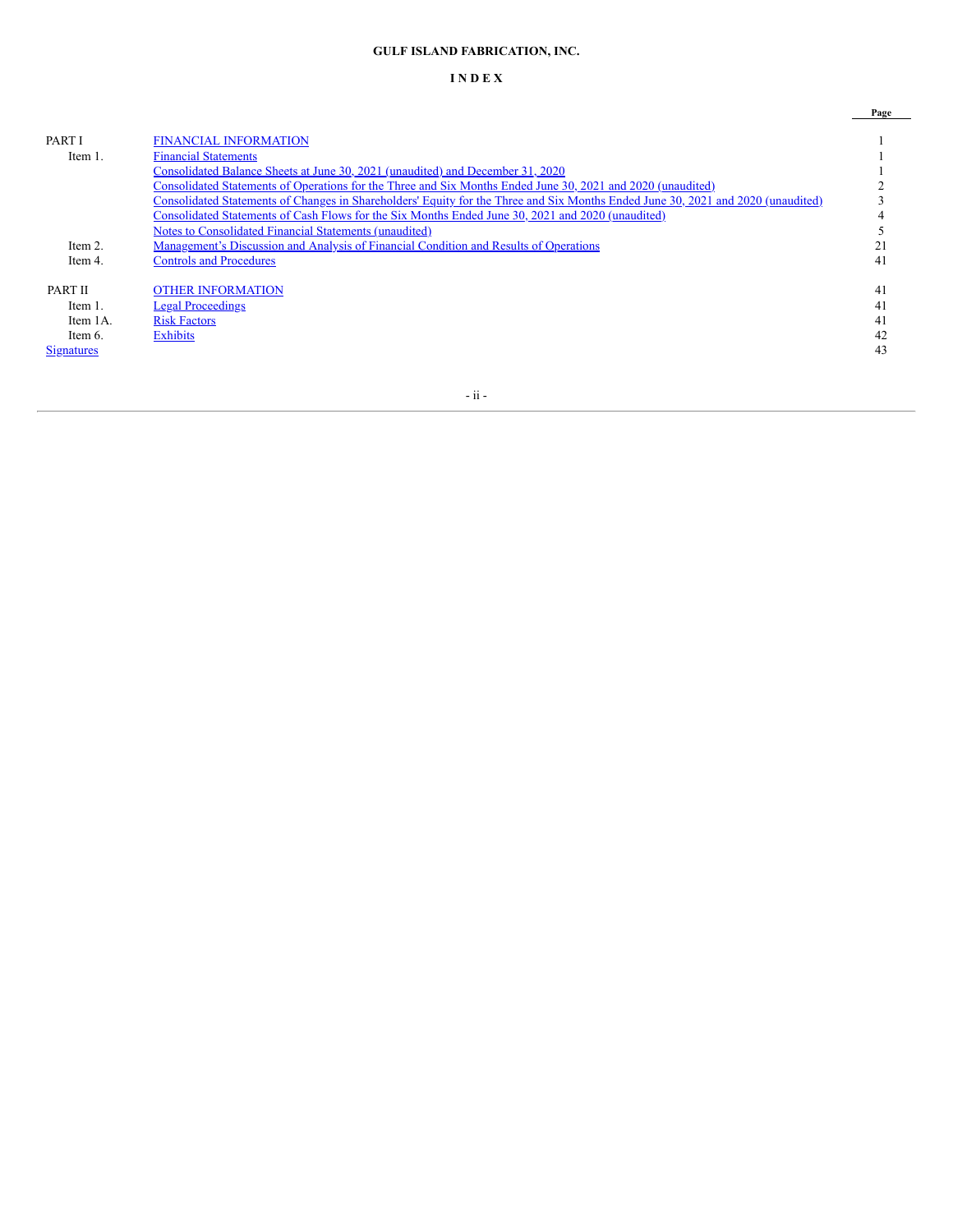**GULF ISLAND FABRICATION, INC.**

**I N D E X**

| | | Page |
|---|---|---|
| PART I | FINANCIAL INFORMATION | 1 |
| Item 1. | Financial Statements | 1 |
| | Consolidated Balance Sheets at June 30, 2021 (unaudited) and December 31, 2020 | 1 |
| | Consolidated Statements of Operations for the Three and Six Months Ended June 30, 2021 and 2020 (unaudited) | 2 |
| | Consolidated Statements of Changes in Shareholders' Equity for the Three and Six Months Ended June 30, 2021 and 2020 (unaudited) | 3 |
| | Consolidated Statements of Cash Flows for the Six Months Ended June 30, 2021 and 2020 (unaudited) | 4 |
| | Notes to Consolidated Financial Statements (unaudited) | 5 |
| Item 2. | Management's Discussion and Analysis of Financial Condition and Results of Operations | 21 |
| Item 4. | Controls and Procedures | 41 |
| PART II | OTHER INFORMATION | 41 |
| Item 1. | Legal Proceedings | 41 |
| Item 1A. | Risk Factors | 41 |
| Item 6. | Exhibits | 42 |
| Signatures | | 43 |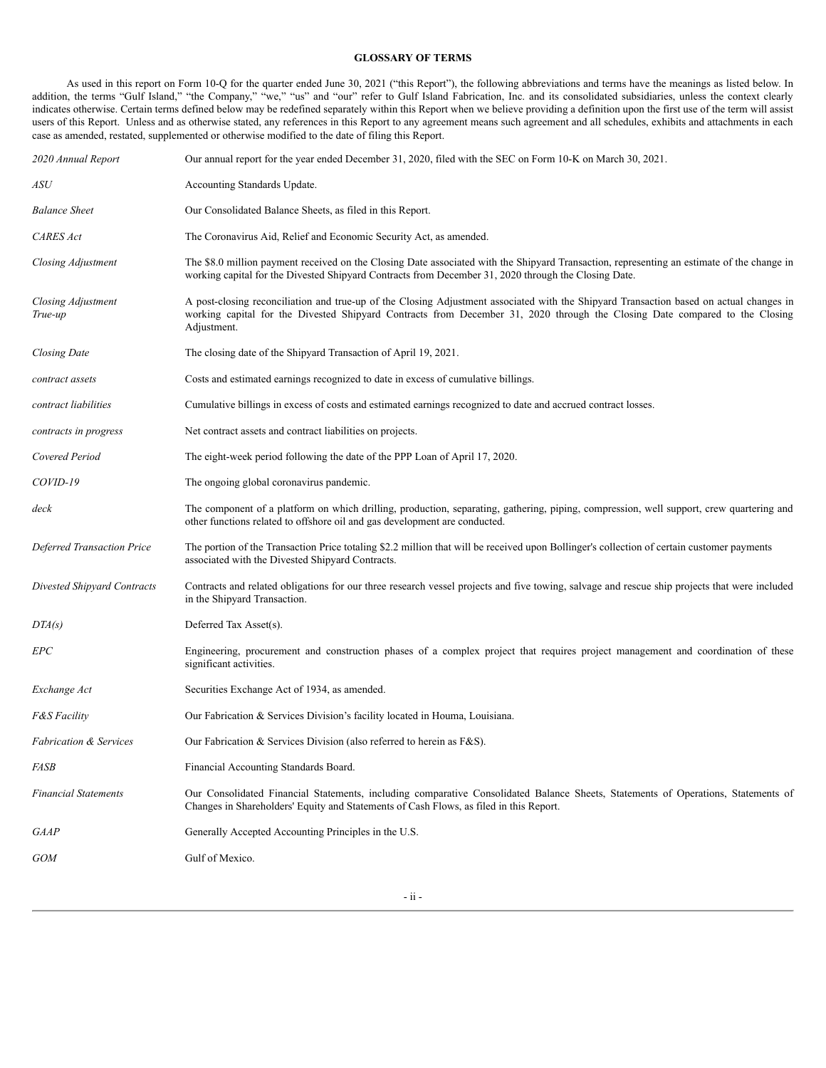**GLOSSARY OF TERMS**

As used in this report on Form 10-Q for the quarter ended June 30, 2021 ("this Report"), the following abbreviations and terms have the meanings as listed below. In addition, the terms "Gulf Island," "the Company," "we," "us" and "our" refer to Gulf Island Fabrication, Inc. and its consolidated subsidiaries, unless the context clearly indicates otherwise. Certain terms defined below may be redefined separately within this Report when we believe providing a definition upon the first use of the term will assist users of this Report. Unless and as otherwise stated, any references in this Report to any agreement means such agreement and all schedules, exhibits and attachments in each case as amended, restated, supplemented or otherwise modified to the date of filing this Report.

| | |
|---|---|
| *2020 Annual Report* | Our annual report for the year ended December 31, 2020, filed with the SEC on Form 10-K on March 30, 2021. |
| *ASU* | Accounting Standards Update. |
| *Balance Sheet* | Our Consolidated Balance Sheets, as filed in this Report. |
| *CARES Act* | The Coronavirus Aid, Relief and Economic Security Act, as amended. |
| *Closing Adjustment* | The $8.0 million payment received on the Closing Date associated with the Shipyard Transaction, representing an estimate of the change in working capital for the Divested Shipyard Contracts from December 31, 2020 through the Closing Date. |
| *Closing Adjustment True-up* | A post-closing reconciliation and true-up of the Closing Adjustment associated with the Shipyard Transaction based on actual changes in working capital for the Divested Shipyard Contracts from December 31, 2020 through the Closing Date compared to the Closing Adjustment. |
| *Closing Date* | The closing date of the Shipyard Transaction of April 19, 2021. |
| *contract assets* | Costs and estimated earnings recognized to date in excess of cumulative billings. |
| *contract liabilities* | Cumulative billings in excess of costs and estimated earnings recognized to date and accrued contract losses. |
| *contracts in progress* | Net contract assets and contract liabilities on projects. |
| *Covered Period* | The eight-week period following the date of the PPP Loan of April 17, 2020. |
| *COVID-19* | The ongoing global coronavirus pandemic. |
| *deck* | The component of a platform on which drilling, production, separating, gathering, piping, compression, well support, crew quartering and other functions related to offshore oil and gas development are conducted. |
| *Deferred Transaction Price* | The portion of the Transaction Price totaling $2.2 million that will be received upon Bollinger's collection of certain customer payments associated with the Divested Shipyard Contracts. |
| *Divested Shipyard Contracts* | Contracts and related obligations for our three research vessel projects and five towing, salvage and rescue ship projects that were included in the Shipyard Transaction. |
| *DTA(s)* | Deferred Tax Asset(s). |
| *EPC* | Engineering, procurement and construction phases of a complex project that requires project management and coordination of these significant activities. |
| *Exchange Act* | Securities Exchange Act of 1934, as amended. |
| *F&S Facility* | Our Fabrication & Services Division's facility located in Houma, Louisiana. |
| *Fabrication & Services* | Our Fabrication & Services Division (also referred to herein as F&S). |
| *FASB* | Financial Accounting Standards Board. |
| *Financial Statements* | Our Consolidated Financial Statements, including comparative Consolidated Balance Sheets, Statements of Operations, Statements of Changes in Shareholders' Equity and Statements of Cash Flows, as filed in this Report. |
| *GAAP* | Generally Accepted Accounting Principles in the U.S. |
| *GOM* | Gulf of Mexico. |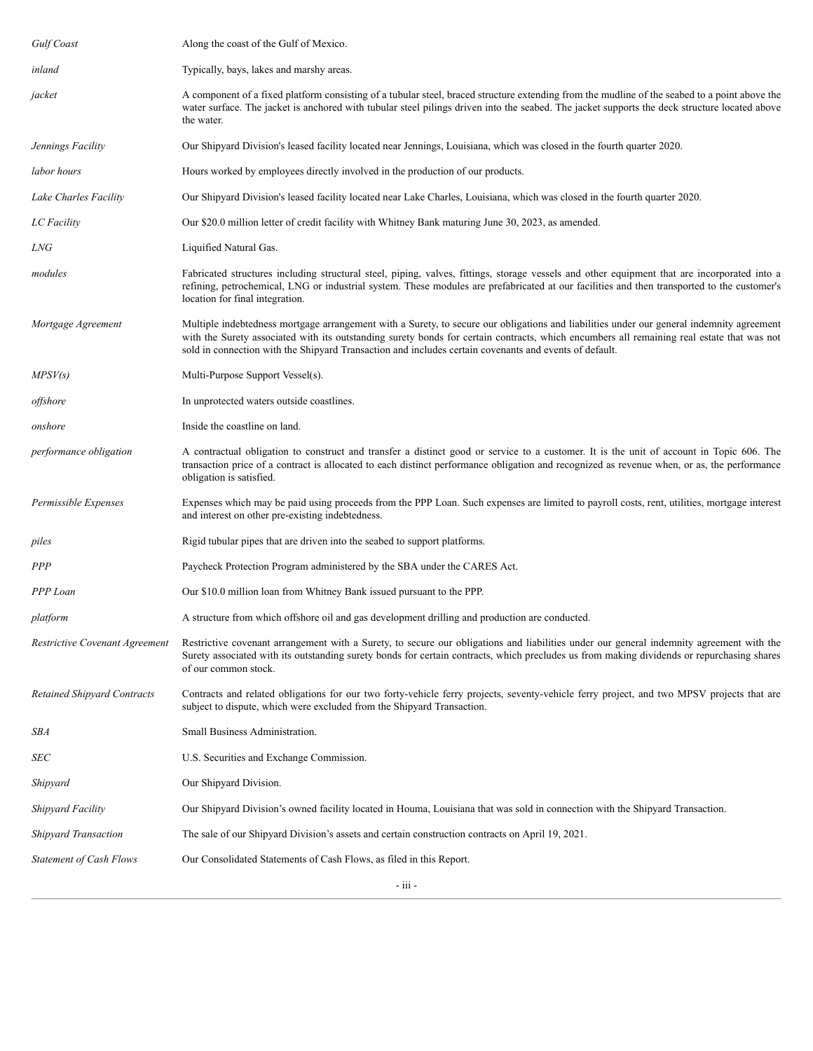| | |
|---|---|
| *Gulf Coast* | Along the coast of the Gulf of Mexico. |
| *inland* | Typically, bays, lakes and marshy areas. |
| *jacket* | A component of a fixed platform consisting of a tubular steel, braced structure extending from the mudline of the seabed to a point above the water surface. The jacket is anchored with tubular steel pilings driven into the seabed. The jacket supports the deck structure located above the water. |
| *Jennings Facility* | Our Shipyard Division's leased facility located near Jennings, Louisiana, which was closed in the fourth quarter 2020. |
| *labor hours* | Hours worked by employees directly involved in the production of our products. |
| *Lake Charles Facility* | Our Shipyard Division's leased facility located near Lake Charles, Louisiana, which was closed in the fourth quarter 2020. |
| *LC Facility* | Our $20.0 million letter of credit facility with Whitney Bank maturing June 30, 2023, as amended. |
| *LNG* | Liquified Natural Gas. |
| *modules* | Fabricated structures including structural steel, piping, valves, fittings, storage vessels and other equipment that are incorporated into a refining, petrochemical, LNG or industrial system. These modules are prefabricated at our facilities and then transported to the customer's location for final integration. |
| *Mortgage Agreement* | Multiple indebtedness mortgage arrangement with a Surety, to secure our obligations and liabilities under our general indemnity agreement with the Surety associated with its outstanding surety bonds for certain contracts, which encumbers all remaining real estate that was not sold in connection with the Shipyard Transaction and includes certain covenants and events of default. |
| *MPSV(s)* | Multi-Purpose Support Vessel(s). |
| *offshore* | In unprotected waters outside coastlines. |
| *onshore* | Inside the coastline on land. |
| *performance obligation* | A contractual obligation to construct and transfer a distinct good or service to a customer. It is the unit of account in Topic 606. The transaction price of a contract is allocated to each distinct performance obligation and recognized as revenue when, or as, the performance obligation is satisfied. |
| *Permissible Expenses* | Expenses which may be paid using proceeds from the PPP Loan. Such expenses are limited to payroll costs, rent, utilities, mortgage interest and interest on other pre-existing indebtedness. |
| *piles* | Rigid tubular pipes that are driven into the seabed to support platforms. |
| *PPP* | Paycheck Protection Program administered by the SBA under the CARES Act. |
| *PPP Loan* | Our $10.0 million loan from Whitney Bank issued pursuant to the PPP. |
| *platform* | A structure from which offshore oil and gas development drilling and production are conducted. |
| *Restrictive Covenant Agreement* | Restrictive covenant arrangement with a Surety, to secure our obligations and liabilities under our general indemnity agreement with the Surety associated with its outstanding surety bonds for certain contracts, which precludes us from making dividends or repurchasing shares of our common stock. |
| *Retained Shipyard Contracts* | Contracts and related obligations for our two forty-vehicle ferry projects, seventy-vehicle ferry project, and two MPSV projects that are subject to dispute, which were excluded from the Shipyard Transaction. |
| *SBA* | Small Business Administration. |
| *SEC* | U.S. Securities and Exchange Commission. |
| *Shipyard* | Our Shipyard Division. |
| *Shipyard Facility* | Our Shipyard Division's owned facility located in Houma, Louisiana that was sold in connection with the Shipyard Transaction. |
| *Shipyard Transaction* | The sale of our Shipyard Division's assets and certain construction contracts on April 19, 2021. |
| *Statement of Cash Flows* | Our Consolidated Statements of Cash Flows, as filed in this Report. |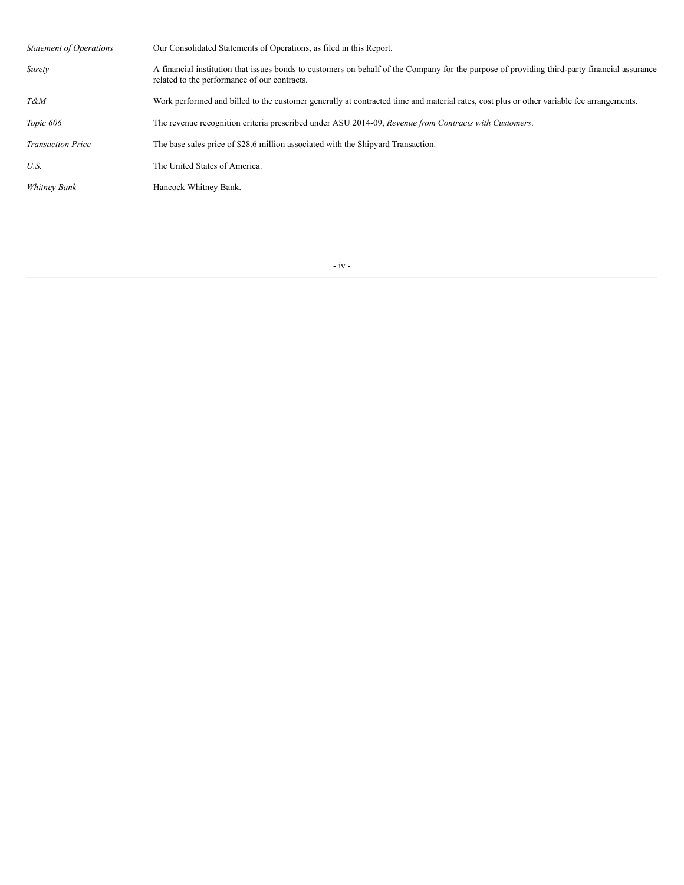| | |
|---|---|
| *Statement of Operations* | Our Consolidated Statements of Operations, as filed in this Report. |
| *Surety* | A financial institution that issues bonds to customers on behalf of the Company for the purpose of providing third-party financial assurance related to the performance of our contracts. |
| *T&M* | Work performed and billed to the customer generally at contracted time and material rates, cost plus or other variable fee arrangements. |
| *Topic 606* | The revenue recognition criteria prescribed under ASU 2014-09, *Revenue from Contracts with Customers*. |
| *Transaction Price* | The base sales price of $28.6 million associated with the Shipyard Transaction. |
| *U.S.* | The United States of America. |
| *Whitney Bank* | Hancock Whitney Bank. |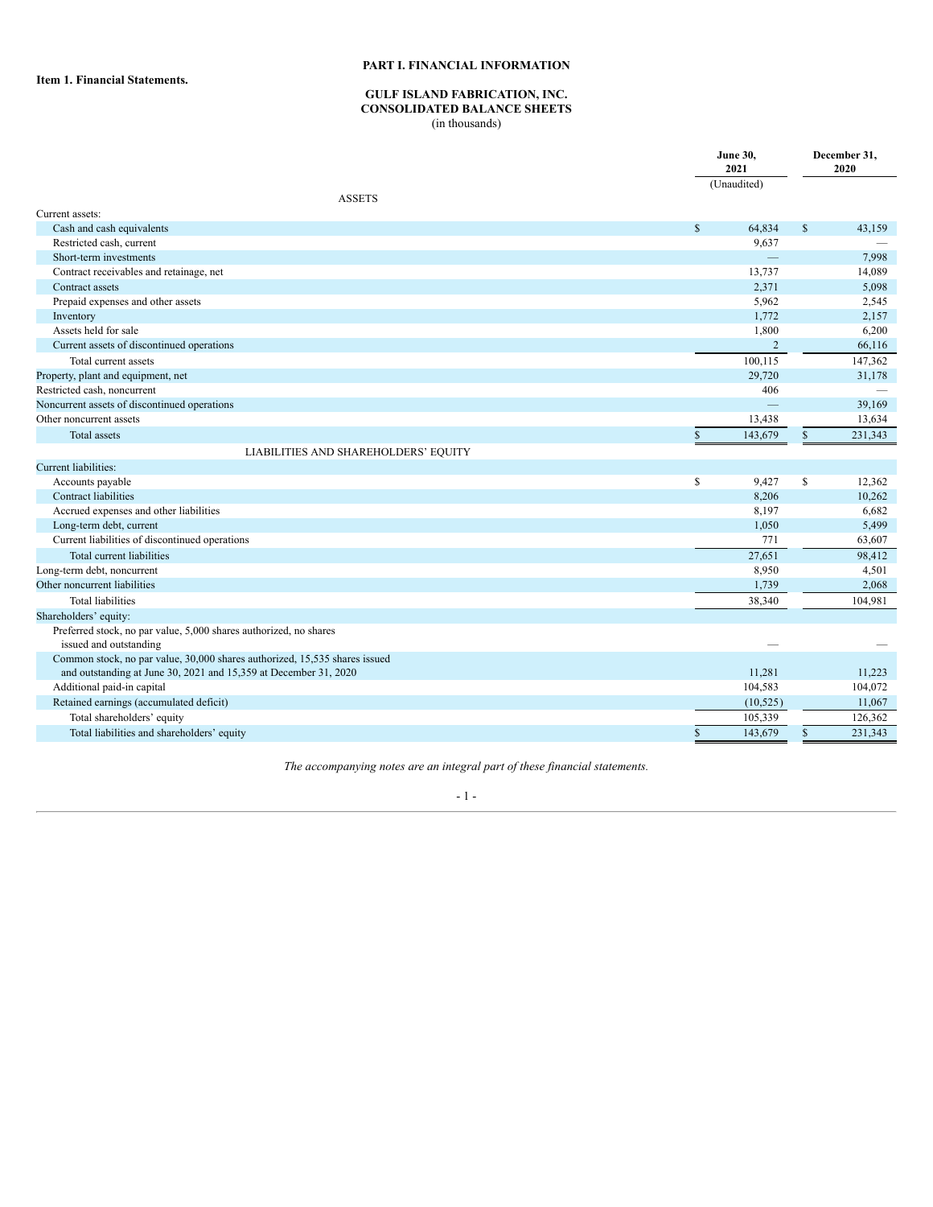# PART I. FINANCIAL INFORMATION

**Item 1. Financial Statements.**

## GULF ISLAND FABRICATION, INC.
## CONSOLIDATED BALANCE SHEETS
(in thousands)

| | June 30, 2021 (Unaudited) | December 31, 2020 |
|---|---|---|
| **ASSETS** | | |
| Current assets: | | |
| Cash and cash equivalents | $ 64,834 | $ 43,159 |
| Restricted cash, current | 9,637 | — |
| Short-term investments | — | 7,998 |
| Contract receivables and retainage, net | 13,737 | 14,089 |
| Contract assets | 2,371 | 5,098 |
| Prepaid expenses and other assets | 5,962 | 2,545 |
| Inventory | 1,772 | 2,157 |
| Assets held for sale | 1,800 | 6,200 |
| Current assets of discontinued operations | 2 | 66,116 |
| Total current assets | 100,115 | 147,362 |
| Property, plant and equipment, net | 29,720 | 31,178 |
| Restricted cash, noncurrent | 406 | — |
| Noncurrent assets of discontinued operations | — | 39,169 |
| Other noncurrent assets | 13,438 | 13,634 |
| Total assets | $ 143,679 | $ 231,343 |
| **LIABILITIES AND SHAREHOLDERS' EQUITY** | | |
| Current liabilities: | | |
| Accounts payable | $ 9,427 | $ 12,362 |
| Contract liabilities | 8,206 | 10,262 |
| Accrued expenses and other liabilities | 8,197 | 6,682 |
| Long-term debt, current | 1,050 | 5,499 |
| Current liabilities of discontinued operations | 771 | 63,607 |
| Total current liabilities | 27,651 | 98,412 |
| Long-term debt, noncurrent | 8,950 | 4,501 |
| Other noncurrent liabilities | 1,739 | 2,068 |
| Total liabilities | 38,340 | 104,981 |
| Shareholders' equity: | | |
| Preferred stock, no par value, 5,000 shares authorized, no shares issued and outstanding | — | — |
| Common stock, no par value, 30,000 shares authorized, 15,535 shares issued and outstanding at June 30, 2021 and 15,359 at December 31, 2020 | 11,281 | 11,223 |
| Additional paid-in capital | 104,583 | 104,072 |
| Retained earnings (accumulated deficit) | (10,525) | 11,067 |
| Total shareholders' equity | 105,339 | 126,362 |
| Total liabilities and shareholders' equity | $ 143,679 | $ 231,343 |

*The accompanying notes are an integral part of these financial statements.*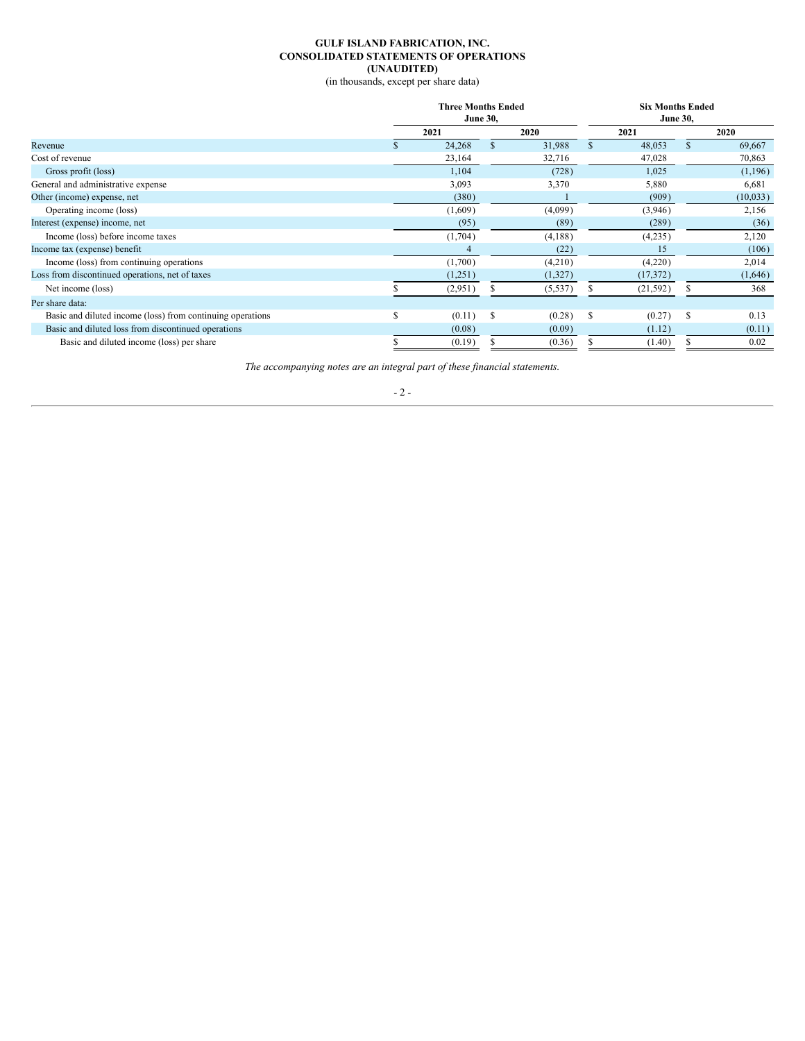# GULF ISLAND FABRICATION, INC.
## CONSOLIDATED STATEMENTS OF OPERATIONS
### (UNAUDITED)

(in thousands, except per share data)

| | Three Months Ended June 30, | | Six Months Ended June 30, | |
|---|---|---|---|---|
| | 2021 | 2020 | 2021 | 2020 |
| Revenue | $ 24,268 | $ 31,988 | $ 48,053 | $ 69,667 |
| Cost of revenue | 23,164 | 32,716 | 47,028 | 70,863 |
| Gross profit (loss) | 1,104 | (728) | 1,025 | (1,196) |
| General and administrative expense | 3,093 | 3,370 | 5,880 | 6,681 |
| Other (income) expense, net | (380) | 1 | (909) | (10,033) |
| Operating income (loss) | (1,609) | (4,099) | (3,946) | 2,156 |
| Interest (expense) income, net | (95) | (89) | (289) | (36) |
| Income (loss) before income taxes | (1,704) | (4,188) | (4,235) | 2,120 |
| Income tax (expense) benefit | 4 | (22) | 15 | (106) |
| Income (loss) from continuing operations | (1,700) | (4,210) | (4,220) | 2,014 |
| Loss from discontinued operations, net of taxes | (1,251) | (1,327) | (17,372) | (1,646) |
| Net income (loss) | $ (2,951) | $ (5,537) | $ (21,592) | $ 368 |
| Per share data: | | | | |
| Basic and diluted income (loss) from continuing operations | $ (0.11) | $ (0.28) | $ (0.27) | $ 0.13 |
| Basic and diluted loss from discontinued operations | (0.08) | (0.09) | (1.12) | (0.11) |
| Basic and diluted income (loss) per share | $ (0.19) | $ (0.36) | $ (1.40) | $ 0.02 |

*The accompanying notes are an integral part of these financial statements.*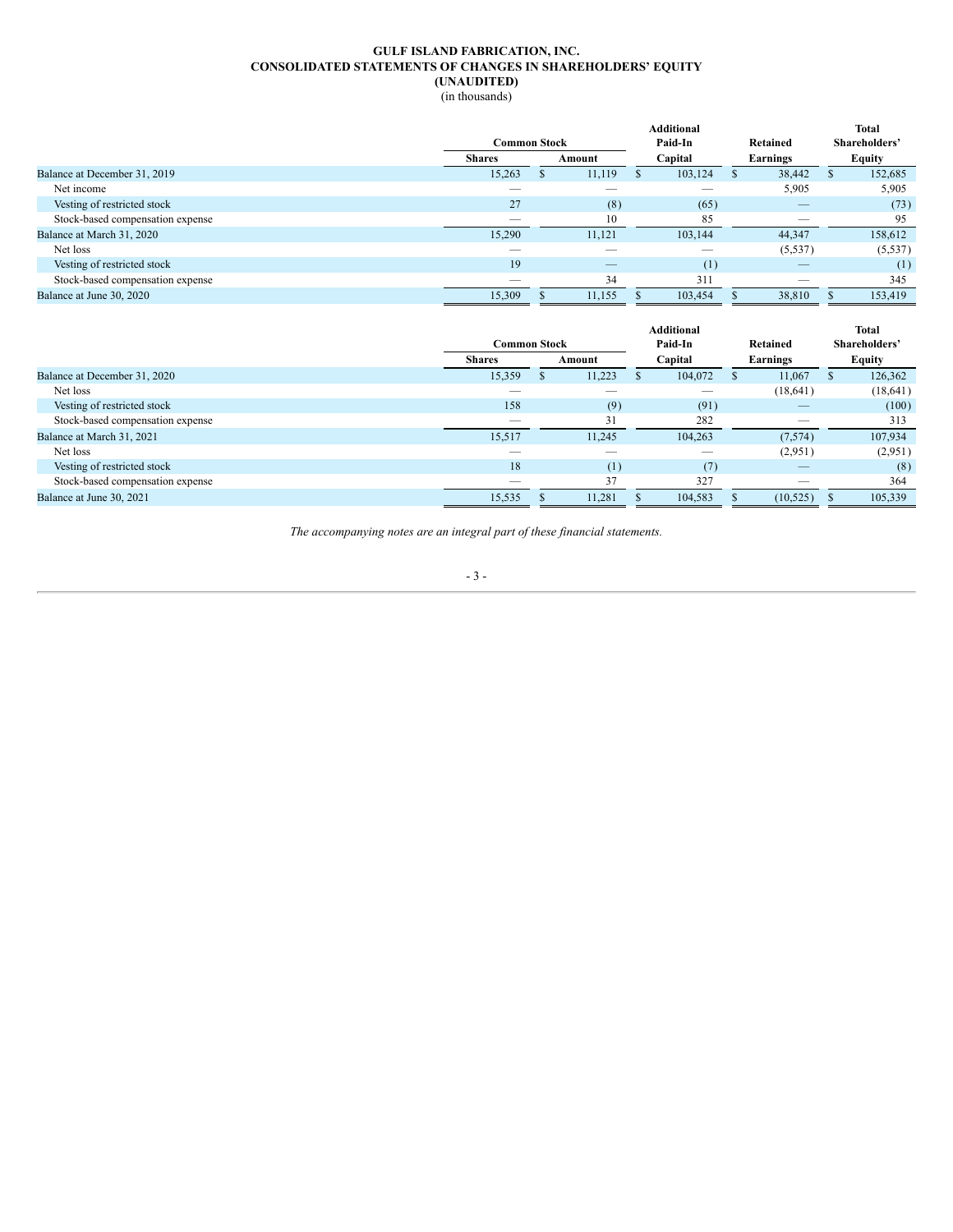**GULF ISLAND FABRICATION, INC.**
**CONSOLIDATED STATEMENTS OF CHANGES IN SHAREHOLDERS' EQUITY**
**(UNAUDITED)**
(in thousands)

| | Common Stock | | Additional Paid-In | Retained | Total Shareholders' |
|---|---|---|---|---|---|
| | Shares | Amount | Capital | Earnings | Equity |
| Balance at December 31, 2019 | 15,263 | $ 11,119 | $ 103,124 | $ 38,442 | $ 152,685 |
| Net income | — | — | — | 5,905 | 5,905 |
| Vesting of restricted stock | 27 | (8) | (65) | — | (73) |
| Stock-based compensation expense | — | 10 | 85 | — | 95 |
| Balance at March 31, 2020 | 15,290 | 11,121 | 103,144 | 44,347 | 158,612 |
| Net loss | — | — | — | (5,537) | (5,537) |
| Vesting of restricted stock | 19 | — | (1) | — | (1) |
| Stock-based compensation expense | — | 34 | 311 | — | 345 |
| Balance at June 30, 2020 | 15,309 | $ 11,155 | $ 103,454 | $ 38,810 | $ 153,419 |

| | Common Stock | | Additional Paid-In | Retained | Total Shareholders' |
|---|---|---|---|---|---|
| | Shares | Amount | Capital | Earnings | Equity |
| Balance at December 31, 2020 | 15,359 | $ 11,223 | $ 104,072 | $ 11,067 | $ 126,362 |
| Net loss | — | — | — | (18,641) | (18,641) |
| Vesting of restricted stock | 158 | (9) | (91) | — | (100) |
| Stock-based compensation expense | — | 31 | 282 | — | 313 |
| Balance at March 31, 2021 | 15,517 | 11,245 | 104,263 | (7,574) | 107,934 |
| Net loss | — | — | — | (2,951) | (2,951) |
| Vesting of restricted stock | 18 | (1) | (7) | — | (8) |
| Stock-based compensation expense | — | 37 | 327 | — | 364 |
| Balance at June 30, 2021 | 15,535 | $ 11,281 | $ 104,583 | $ (10,525) | $ 105,339 |

*The accompanying notes are an integral part of these financial statements.*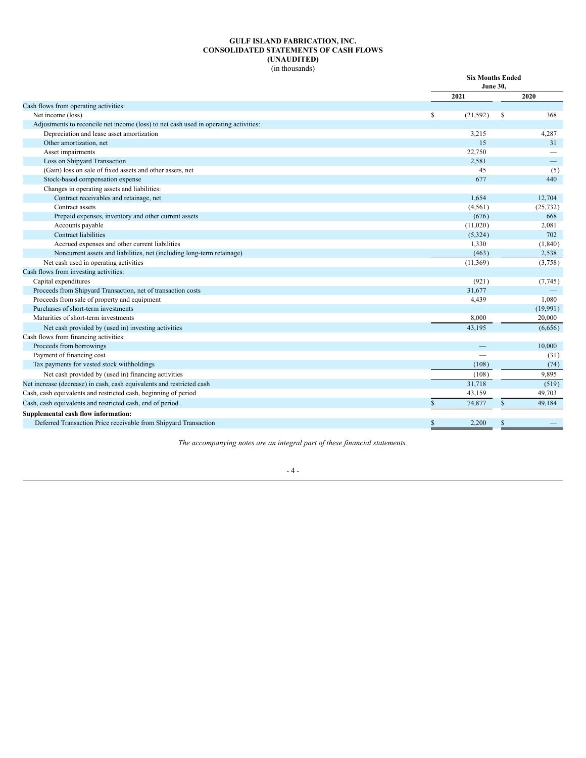**GULF ISLAND FABRICATION, INC.**
**CONSOLIDATED STATEMENTS OF CASH FLOWS**
**(UNAUDITED)**
(in thousands)

| | Six Months Ended June 30, | |
|---|---|---|
| | 2021 | 2020 |
| Cash flows from operating activities: | | |
| Net income (loss) | $ (21,592) | $ 368 |
| Adjustments to reconcile net income (loss) to net cash used in operating activities: | | |
| Depreciation and lease asset amortization | 3,215 | 4,287 |
| Other amortization, net | 15 | 31 |
| Asset impairments | 22,750 | — |
| Loss on Shipyard Transaction | 2,581 | — |
| (Gain) loss on sale of fixed assets and other assets, net | 45 | (5) |
| Stock-based compensation expense | 677 | 440 |
| Changes in operating assets and liabilities: | | |
| Contract receivables and retainage, net | 1,654 | 12,704 |
| Contract assets | (4,561) | (25,732) |
| Prepaid expenses, inventory and other current assets | (676) | 668 |
| Accounts payable | (11,020) | 2,081 |
| Contract liabilities | (5,324) | 702 |
| Accrued expenses and other current liabilities | 1,330 | (1,840) |
| Noncurrent assets and liabilities, net (including long-term retainage) | (463) | 2,538 |
| Net cash used in operating activities | (11,369) | (3,758) |
| Cash flows from investing activities: | | |
| Capital expenditures | (921) | (7,745) |
| Proceeds from Shipyard Transaction, net of transaction costs | 31,677 | — |
| Proceeds from sale of property and equipment | 4,439 | 1,080 |
| Purchases of short-term investments | — | (19,991) |
| Maturities of short-term investments | 8,000 | 20,000 |
| Net cash provided by (used in) investing activities | 43,195 | (6,656) |
| Cash flows from financing activities: | | |
| Proceeds from borrowings | — | 10,000 |
| Payment of financing cost | — | (31) |
| Tax payments for vested stock withholdings | (108) | (74) |
| Net cash provided by (used in) financing activities | (108) | 9,895 |
| Net increase (decrease) in cash, cash equivalents and restricted cash | 31,718 | (519) |
| Cash, cash equivalents and restricted cash, beginning of period | 43,159 | 49,703 |
| Cash, cash equivalents and restricted cash, end of period | $ 74,877 | $ 49,184 |
| **Supplemental cash flow information:** | | |
| Deferred Transaction Price receivable from Shipyard Transaction | $ 2,200 | $ — |

*The accompanying notes are an integral part of these financial statements.*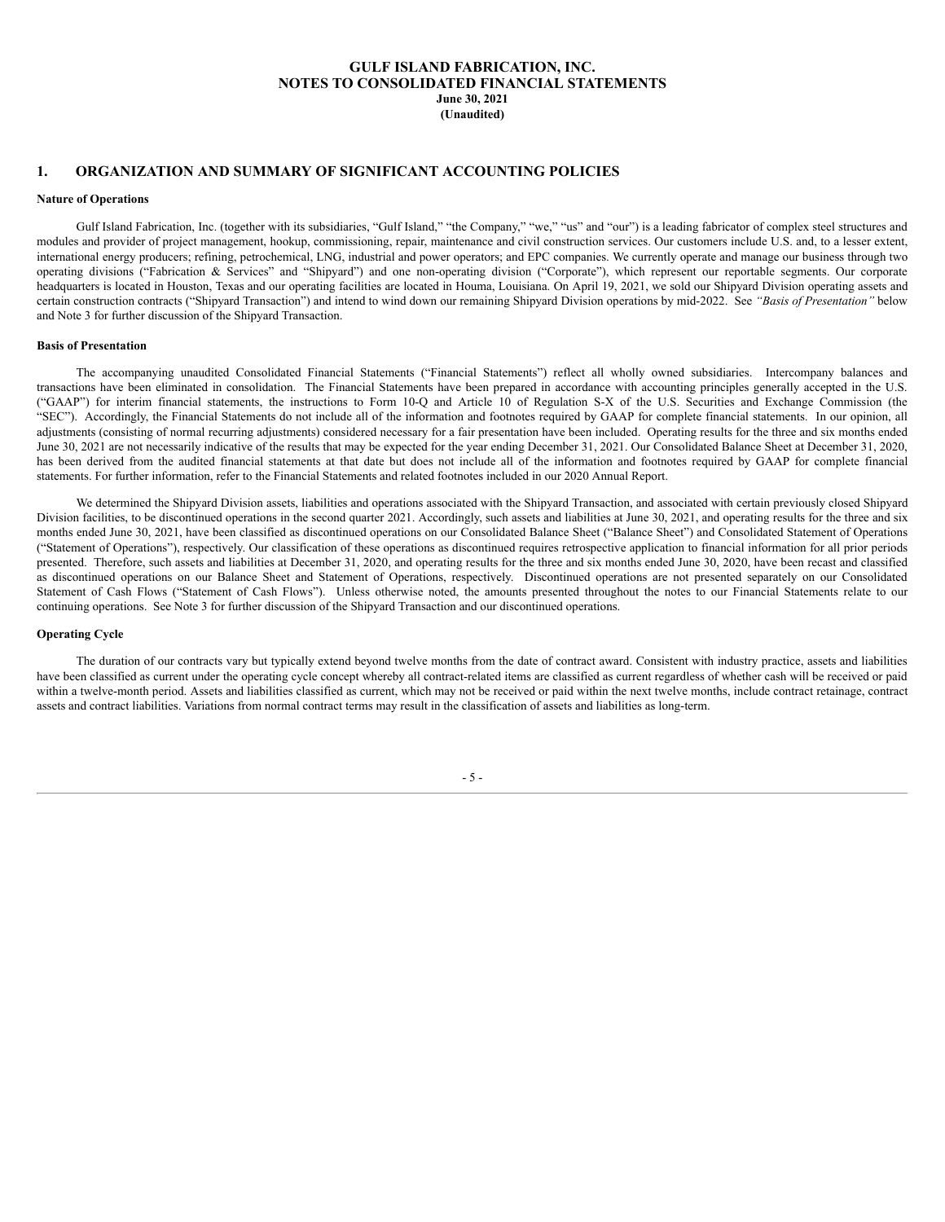# GULF ISLAND FABRICATION, INC.
# NOTES TO CONSOLIDATED FINANCIAL STATEMENTS
**June 30, 2021**
**(Unaudited)**

## 1. ORGANIZATION AND SUMMARY OF SIGNIFICANT ACCOUNTING POLICIES

### Nature of Operations

Gulf Island Fabrication, Inc. (together with its subsidiaries, "Gulf Island," "the Company," "we," "us" and "our") is a leading fabricator of complex steel structures and modules and provider of project management, hookup, commissioning, repair, maintenance and civil construction services. Our customers include U.S. and, to a lesser extent, international energy producers; refining, petrochemical, LNG, industrial and power operators; and EPC companies. We currently operate and manage our business through two operating divisions ("Fabrication & Services" and "Shipyard") and one non-operating division ("Corporate"), which represent our reportable segments. Our corporate headquarters is located in Houston, Texas and our operating facilities are located in Houma, Louisiana. On April 19, 2021, we sold our Shipyard Division operating assets and certain construction contracts ("Shipyard Transaction") and intend to wind down our remaining Shipyard Division operations by mid-2022. See *"Basis of Presentation"* below and Note 3 for further discussion of the Shipyard Transaction.

### Basis of Presentation

The accompanying unaudited Consolidated Financial Statements ("Financial Statements") reflect all wholly owned subsidiaries. Intercompany balances and transactions have been eliminated in consolidation. The Financial Statements have been prepared in accordance with accounting principles generally accepted in the U.S. ("GAAP") for interim financial statements, the instructions to Form 10-Q and Article 10 of Regulation S-X of the U.S. Securities and Exchange Commission (the "SEC"). Accordingly, the Financial Statements do not include all of the information and footnotes required by GAAP for complete financial statements. In our opinion, all adjustments (consisting of normal recurring adjustments) considered necessary for a fair presentation have been included. Operating results for the three and six months ended June 30, 2021 are not necessarily indicative of the results that may be expected for the year ending December 31, 2021. Our Consolidated Balance Sheet at December 31, 2020, has been derived from the audited financial statements at that date but does not include all of the information and footnotes required by GAAP for complete financial statements. For further information, refer to the Financial Statements and related footnotes included in our 2020 Annual Report.

We determined the Shipyard Division assets, liabilities and operations associated with the Shipyard Transaction, and associated with certain previously closed Shipyard Division facilities, to be discontinued operations in the second quarter 2021. Accordingly, such assets and liabilities at June 30, 2021, and operating results for the three and six months ended June 30, 2021, have been classified as discontinued operations on our Consolidated Balance Sheet ("Balance Sheet") and Consolidated Statement of Operations ("Statement of Operations"), respectively. Our classification of these operations as discontinued requires retrospective application to financial information for all prior periods presented. Therefore, such assets and liabilities at December 31, 2020, and operating results for the three and six months ended June 30, 2020, have been recast and classified as discontinued operations on our Balance Sheet and Statement of Operations, respectively. Discontinued operations are not presented separately on our Consolidated Statement of Cash Flows ("Statement of Cash Flows"). Unless otherwise noted, the amounts presented throughout the notes to our Financial Statements relate to our continuing operations. See Note 3 for further discussion of the Shipyard Transaction and our discontinued operations.

### Operating Cycle

The duration of our contracts vary but typically extend beyond twelve months from the date of contract award. Consistent with industry practice, assets and liabilities have been classified as current under the operating cycle concept whereby all contract-related items are classified as current regardless of whether cash will be received or paid within a twelve-month period. Assets and liabilities classified as current, which may not be received or paid within the next twelve months, include contract retainage, contract assets and contract liabilities. Variations from normal contract terms may result in the classification of assets and liabilities as long-term.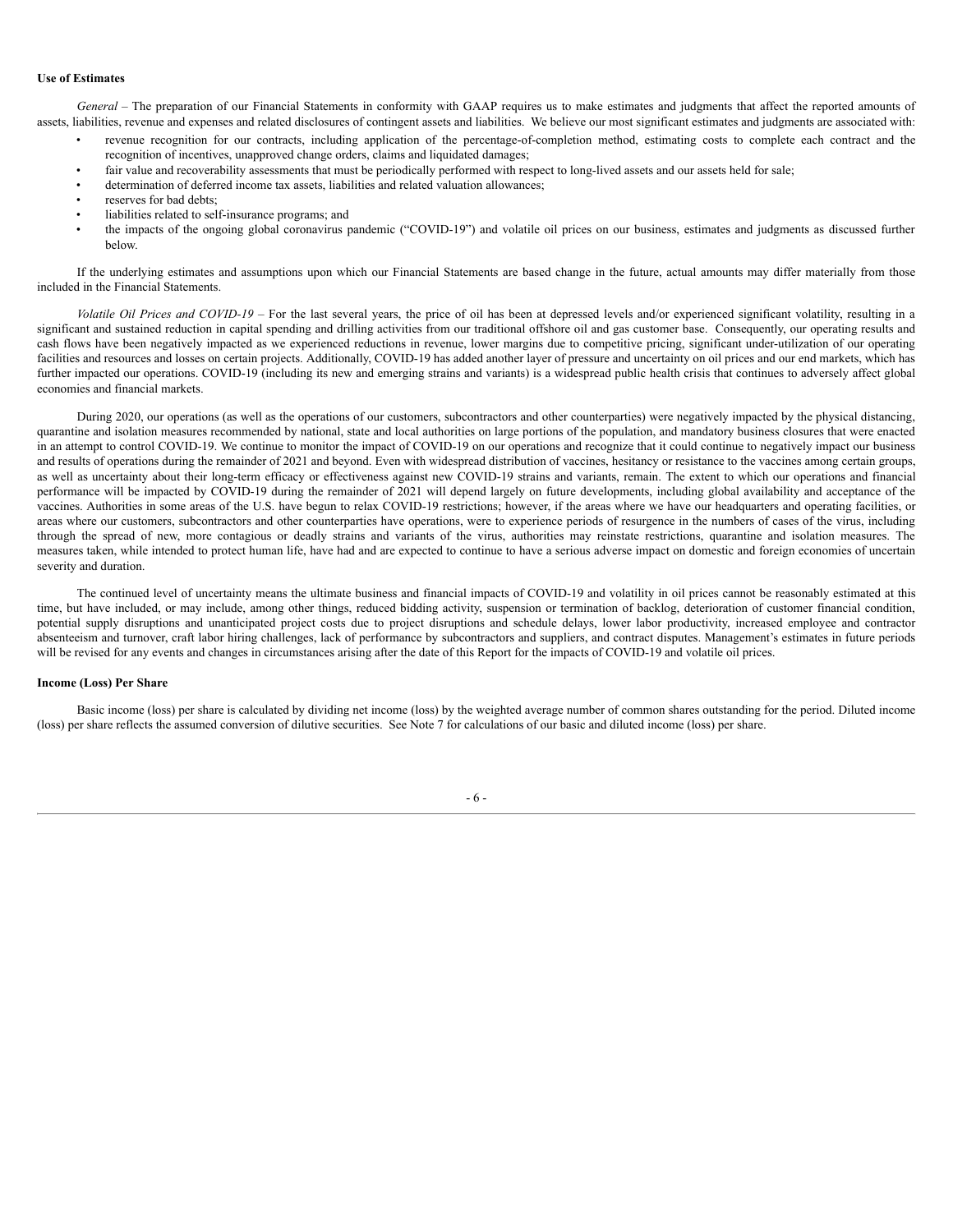**Use of Estimates**

*General* – The preparation of our Financial Statements in conformity with GAAP requires us to make estimates and judgments that affect the reported amounts of assets, liabilities, revenue and expenses and related disclosures of contingent assets and liabilities. We believe our most significant estimates and judgments are associated with:

- revenue recognition for our contracts, including application of the percentage-of-completion method, estimating costs to complete each contract and the recognition of incentives, unapproved change orders, claims and liquidated damages;
- fair value and recoverability assessments that must be periodically performed with respect to long-lived assets and our assets held for sale;
- determination of deferred income tax assets, liabilities and related valuation allowances;
- reserves for bad debts;
- liabilities related to self-insurance programs; and
- the impacts of the ongoing global coronavirus pandemic ("COVID-19") and volatile oil prices on our business, estimates and judgments as discussed further below.

If the underlying estimates and assumptions upon which our Financial Statements are based change in the future, actual amounts may differ materially from those included in the Financial Statements.

*Volatile Oil Prices and COVID-19* – For the last several years, the price of oil has been at depressed levels and/or experienced significant volatility, resulting in a significant and sustained reduction in capital spending and drilling activities from our traditional offshore oil and gas customer base. Consequently, our operating results and cash flows have been negatively impacted as we experienced reductions in revenue, lower margins due to competitive pricing, significant under-utilization of our operating facilities and resources and losses on certain projects. Additionally, COVID-19 has added another layer of pressure and uncertainty on oil prices and our end markets, which has further impacted our operations. COVID-19 (including its new and emerging strains and variants) is a widespread public health crisis that continues to adversely affect global economies and financial markets.

During 2020, our operations (as well as the operations of our customers, subcontractors and other counterparties) were negatively impacted by the physical distancing, quarantine and isolation measures recommended by national, state and local authorities on large portions of the population, and mandatory business closures that were enacted in an attempt to control COVID-19. We continue to monitor the impact of COVID-19 on our operations and recognize that it could continue to negatively impact our business and results of operations during the remainder of 2021 and beyond. Even with widespread distribution of vaccines, hesitancy or resistance to the vaccines among certain groups, as well as uncertainty about their long-term efficacy or effectiveness against new COVID-19 strains and variants, remain. The extent to which our operations and financial performance will be impacted by COVID-19 during the remainder of 2021 will depend largely on future developments, including global availability and acceptance of the vaccines. Authorities in some areas of the U.S. have begun to relax COVID-19 restrictions; however, if the areas where we have our headquarters and operating facilities, or areas where our customers, subcontractors and other counterparties have operations, were to experience periods of resurgence in the numbers of cases of the virus, including through the spread of new, more contagious or deadly strains and variants of the virus, authorities may reinstate restrictions, quarantine and isolation measures. The measures taken, while intended to protect human life, have had and are expected to continue to have a serious adverse impact on domestic and foreign economies of uncertain severity and duration.

The continued level of uncertainty means the ultimate business and financial impacts of COVID-19 and volatility in oil prices cannot be reasonably estimated at this time, but have included, or may include, among other things, reduced bidding activity, suspension or termination of backlog, deterioration of customer financial condition, potential supply disruptions and unanticipated project costs due to project disruptions and schedule delays, lower labor productivity, increased employee and contractor absenteeism and turnover, craft labor hiring challenges, lack of performance by subcontractors and suppliers, and contract disputes. Management's estimates in future periods will be revised for any events and changes in circumstances arising after the date of this Report for the impacts of COVID-19 and volatile oil prices.

**Income (Loss) Per Share**

Basic income (loss) per share is calculated by dividing net income (loss) by the weighted average number of common shares outstanding for the period. Diluted income (loss) per share reflects the assumed conversion of dilutive securities. See Note 7 for calculations of our basic and diluted income (loss) per share.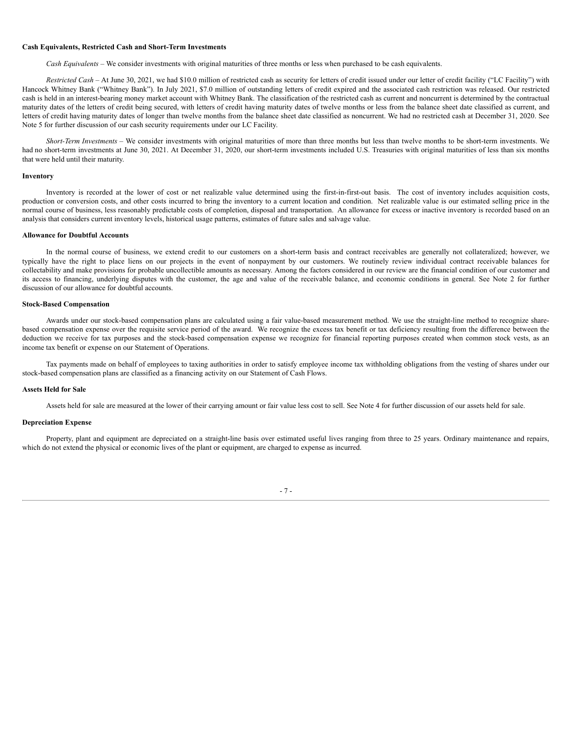**Cash Equivalents, Restricted Cash and Short-Term Investments**

*Cash Equivalents* – We consider investments with original maturities of three months or less when purchased to be cash equivalents.

*Restricted Cash* – At June 30, 2021, we had $10.0 million of restricted cash as security for letters of credit issued under our letter of credit facility ("LC Facility") with Hancock Whitney Bank ("Whitney Bank"). In July 2021, $7.0 million of outstanding letters of credit expired and the associated cash restriction was released. Our restricted cash is held in an interest-bearing money market account with Whitney Bank. The classification of the restricted cash as current and noncurrent is determined by the contractual maturity dates of the letters of credit being secured, with letters of credit having maturity dates of twelve months or less from the balance sheet date classified as current, and letters of credit having maturity dates of longer than twelve months from the balance sheet date classified as noncurrent. We had no restricted cash at December 31, 2020. See Note 5 for further discussion of our cash security requirements under our LC Facility.

*Short-Term Investments* – We consider investments with original maturities of more than three months but less than twelve months to be short-term investments. We had no short-term investments at June 30, 2021. At December 31, 2020, our short-term investments included U.S. Treasuries with original maturities of less than six months that were held until their maturity.

**Inventory**

Inventory is recorded at the lower of cost or net realizable value determined using the first-in-first-out basis. The cost of inventory includes acquisition costs, production or conversion costs, and other costs incurred to bring the inventory to a current location and condition. Net realizable value is our estimated selling price in the normal course of business, less reasonably predictable costs of completion, disposal and transportation. An allowance for excess or inactive inventory is recorded based on an analysis that considers current inventory levels, historical usage patterns, estimates of future sales and salvage value.

**Allowance for Doubtful Accounts**

In the normal course of business, we extend credit to our customers on a short-term basis and contract receivables are generally not collateralized; however, we typically have the right to place liens on our projects in the event of nonpayment by our customers. We routinely review individual contract receivable balances for collectability and make provisions for probable uncollectible amounts as necessary. Among the factors considered in our review are the financial condition of our customer and its access to financing, underlying disputes with the customer, the age and value of the receivable balance, and economic conditions in general. See Note 2 for further discussion of our allowance for doubtful accounts.

**Stock-Based Compensation**

Awards under our stock-based compensation plans are calculated using a fair value-based measurement method. We use the straight-line method to recognize share-based compensation expense over the requisite service period of the award. We recognize the excess tax benefit or tax deficiency resulting from the difference between the deduction we receive for tax purposes and the stock-based compensation expense we recognize for financial reporting purposes created when common stock vests, as an income tax benefit or expense on our Statement of Operations.

Tax payments made on behalf of employees to taxing authorities in order to satisfy employee income tax withholding obligations from the vesting of shares under our stock-based compensation plans are classified as a financing activity on our Statement of Cash Flows.

**Assets Held for Sale**

Assets held for sale are measured at the lower of their carrying amount or fair value less cost to sell. See Note 4 for further discussion of our assets held for sale.

**Depreciation Expense**

Property, plant and equipment are depreciated on a straight-line basis over estimated useful lives ranging from three to 25 years. Ordinary maintenance and repairs, which do not extend the physical or economic lives of the plant or equipment, are charged to expense as incurred.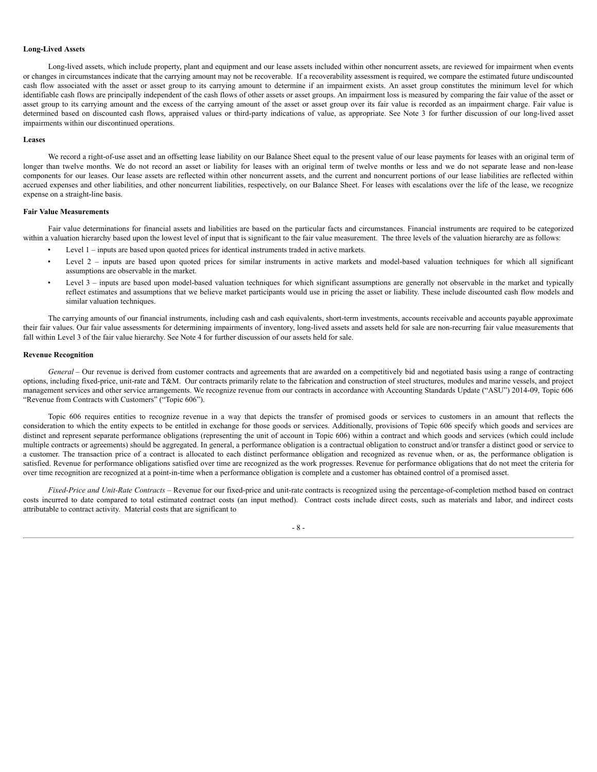**Long-Lived Assets**

Long-lived assets, which include property, plant and equipment and our lease assets included within other noncurrent assets, are reviewed for impairment when events or changes in circumstances indicate that the carrying amount may not be recoverable. If a recoverability assessment is required, we compare the estimated future undiscounted cash flow associated with the asset or asset group to its carrying amount to determine if an impairment exists. An asset group constitutes the minimum level for which identifiable cash flows are principally independent of the cash flows of other assets or asset groups. An impairment loss is measured by comparing the fair value of the asset or asset group to its carrying amount and the excess of the carrying amount of the asset or asset group over its fair value is recorded as an impairment charge. Fair value is determined based on discounted cash flows, appraised values or third-party indications of value, as appropriate. See Note 3 for further discussion of our long-lived asset impairments within our discontinued operations.

**Leases**

We record a right-of-use asset and an offsetting lease liability on our Balance Sheet equal to the present value of our lease payments for leases with an original term of longer than twelve months. We do not record an asset or liability for leases with an original term of twelve months or less and we do not separate lease and non-lease components for our leases. Our lease assets are reflected within other noncurrent assets, and the current and noncurrent portions of our lease liabilities are reflected within accrued expenses and other liabilities, and other noncurrent liabilities, respectively, on our Balance Sheet. For leases with escalations over the life of the lease, we recognize expense on a straight-line basis.

**Fair Value Measurements**

Fair value determinations for financial assets and liabilities are based on the particular facts and circumstances. Financial instruments are required to be categorized within a valuation hierarchy based upon the lowest level of input that is significant to the fair value measurement. The three levels of the valuation hierarchy are as follows:

- Level 1 – inputs are based upon quoted prices for identical instruments traded in active markets.
- Level 2 – inputs are based upon quoted prices for similar instruments in active markets and model-based valuation techniques for which all significant assumptions are observable in the market.
- Level 3 – inputs are based upon model-based valuation techniques for which significant assumptions are generally not observable in the market and typically reflect estimates and assumptions that we believe market participants would use in pricing the asset or liability. These include discounted cash flow models and similar valuation techniques.

The carrying amounts of our financial instruments, including cash and cash equivalents, short-term investments, accounts receivable and accounts payable approximate their fair values. Our fair value assessments for determining impairments of inventory, long-lived assets and assets held for sale are non-recurring fair value measurements that fall within Level 3 of the fair value hierarchy. See Note 4 for further discussion of our assets held for sale.

**Revenue Recognition**

*General* – Our revenue is derived from customer contracts and agreements that are awarded on a competitively bid and negotiated basis using a range of contracting options, including fixed-price, unit-rate and T&M. Our contracts primarily relate to the fabrication and construction of steel structures, modules and marine vessels, and project management services and other service arrangements. We recognize revenue from our contracts in accordance with Accounting Standards Update ("ASU") 2014-09, Topic 606 "Revenue from Contracts with Customers" ("Topic 606").

Topic 606 requires entities to recognize revenue in a way that depicts the transfer of promised goods or services to customers in an amount that reflects the consideration to which the entity expects to be entitled in exchange for those goods or services. Additionally, provisions of Topic 606 specify which goods and services are distinct and represent separate performance obligations (representing the unit of account in Topic 606) within a contract and which goods and services (which could include multiple contracts or agreements) should be aggregated. In general, a performance obligation is a contractual obligation to construct and/or transfer a distinct good or service to a customer. The transaction price of a contract is allocated to each distinct performance obligation and recognized as revenue when, or as, the performance obligation is satisfied. Revenue for performance obligations satisfied over time are recognized as the work progresses. Revenue for performance obligations that do not meet the criteria for over time recognition are recognized at a point-in-time when a performance obligation is complete and a customer has obtained control of a promised asset.

*Fixed-Price and Unit-Rate Contracts* – Revenue for our fixed-price and unit-rate contracts is recognized using the percentage-of-completion method based on contract costs incurred to date compared to total estimated contract costs (an input method). Contract costs include direct costs, such as materials and labor, and indirect costs attributable to contract activity. Material costs that are significant to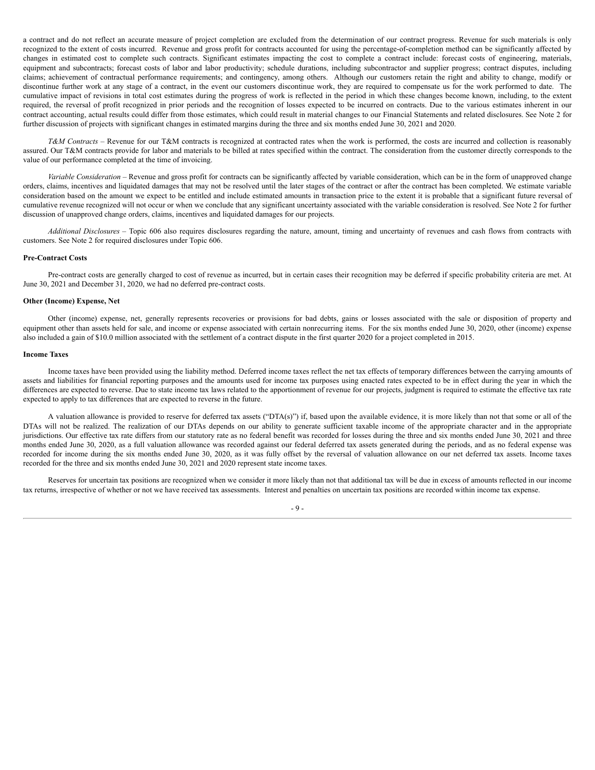a contract and do not reflect an accurate measure of project completion are excluded from the determination of our contract progress. Revenue for such materials is only recognized to the extent of costs incurred. Revenue and gross profit for contracts accounted for using the percentage-of-completion method can be significantly affected by changes in estimated cost to complete such contracts. Significant estimates impacting the cost to complete a contract include: forecast costs of engineering, materials, equipment and subcontracts; forecast costs of labor and labor productivity; schedule durations, including subcontractor and supplier progress; contract disputes, including claims; achievement of contractual performance requirements; and contingency, among others. Although our customers retain the right and ability to change, modify or discontinue further work at any stage of a contract, in the event our customers discontinue work, they are required to compensate us for the work performed to date. The cumulative impact of revisions in total cost estimates during the progress of work is reflected in the period in which these changes become known, including, to the extent required, the reversal of profit recognized in prior periods and the recognition of losses expected to be incurred on contracts. Due to the various estimates inherent in our contract accounting, actual results could differ from those estimates, which could result in material changes to our Financial Statements and related disclosures. See Note 2 for further discussion of projects with significant changes in estimated margins during the three and six months ended June 30, 2021 and 2020.

*T&M Contracts* – Revenue for our T&M contracts is recognized at contracted rates when the work is performed, the costs are incurred and collection is reasonably assured. Our T&M contracts provide for labor and materials to be billed at rates specified within the contract. The consideration from the customer directly corresponds to the value of our performance completed at the time of invoicing.

*Variable Consideration* – Revenue and gross profit for contracts can be significantly affected by variable consideration, which can be in the form of unapproved change orders, claims, incentives and liquidated damages that may not be resolved until the later stages of the contract or after the contract has been completed. We estimate variable consideration based on the amount we expect to be entitled and include estimated amounts in transaction price to the extent it is probable that a significant future reversal of cumulative revenue recognized will not occur or when we conclude that any significant uncertainty associated with the variable consideration is resolved. See Note 2 for further discussion of unapproved change orders, claims, incentives and liquidated damages for our projects.

*Additional Disclosures* – Topic 606 also requires disclosures regarding the nature, amount, timing and uncertainty of revenues and cash flows from contracts with customers. See Note 2 for required disclosures under Topic 606.

**Pre-Contract Costs**

Pre-contract costs are generally charged to cost of revenue as incurred, but in certain cases their recognition may be deferred if specific probability criteria are met. At June 30, 2021 and December 31, 2020, we had no deferred pre-contract costs.

**Other (Income) Expense, Net**

Other (income) expense, net, generally represents recoveries or provisions for bad debts, gains or losses associated with the sale or disposition of property and equipment other than assets held for sale, and income or expense associated with certain nonrecurring items. For the six months ended June 30, 2020, other (income) expense also included a gain of $10.0 million associated with the settlement of a contract dispute in the first quarter 2020 for a project completed in 2015.

**Income Taxes**

Income taxes have been provided using the liability method. Deferred income taxes reflect the net tax effects of temporary differences between the carrying amounts of assets and liabilities for financial reporting purposes and the amounts used for income tax purposes using enacted rates expected to be in effect during the year in which the differences are expected to reverse. Due to state income tax laws related to the apportionment of revenue for our projects, judgment is required to estimate the effective tax rate expected to apply to tax differences that are expected to reverse in the future.

A valuation allowance is provided to reserve for deferred tax assets ("DTA(s)") if, based upon the available evidence, it is more likely than not that some or all of the DTAs will not be realized. The realization of our DTAs depends on our ability to generate sufficient taxable income of the appropriate character and in the appropriate jurisdictions. Our effective tax rate differs from our statutory rate as no federal benefit was recorded for losses during the three and six months ended June 30, 2021 and three months ended June 30, 2020, as a full valuation allowance was recorded against our federal deferred tax assets generated during the periods, and as no federal expense was recorded for income during the six months ended June 30, 2020, as it was fully offset by the reversal of valuation allowance on our net deferred tax assets. Income taxes recorded for the three and six months ended June 30, 2021 and 2020 represent state income taxes.

Reserves for uncertain tax positions are recognized when we consider it more likely than not that additional tax will be due in excess of amounts reflected in our income tax returns, irrespective of whether or not we have received tax assessments. Interest and penalties on uncertain tax positions are recorded within income tax expense.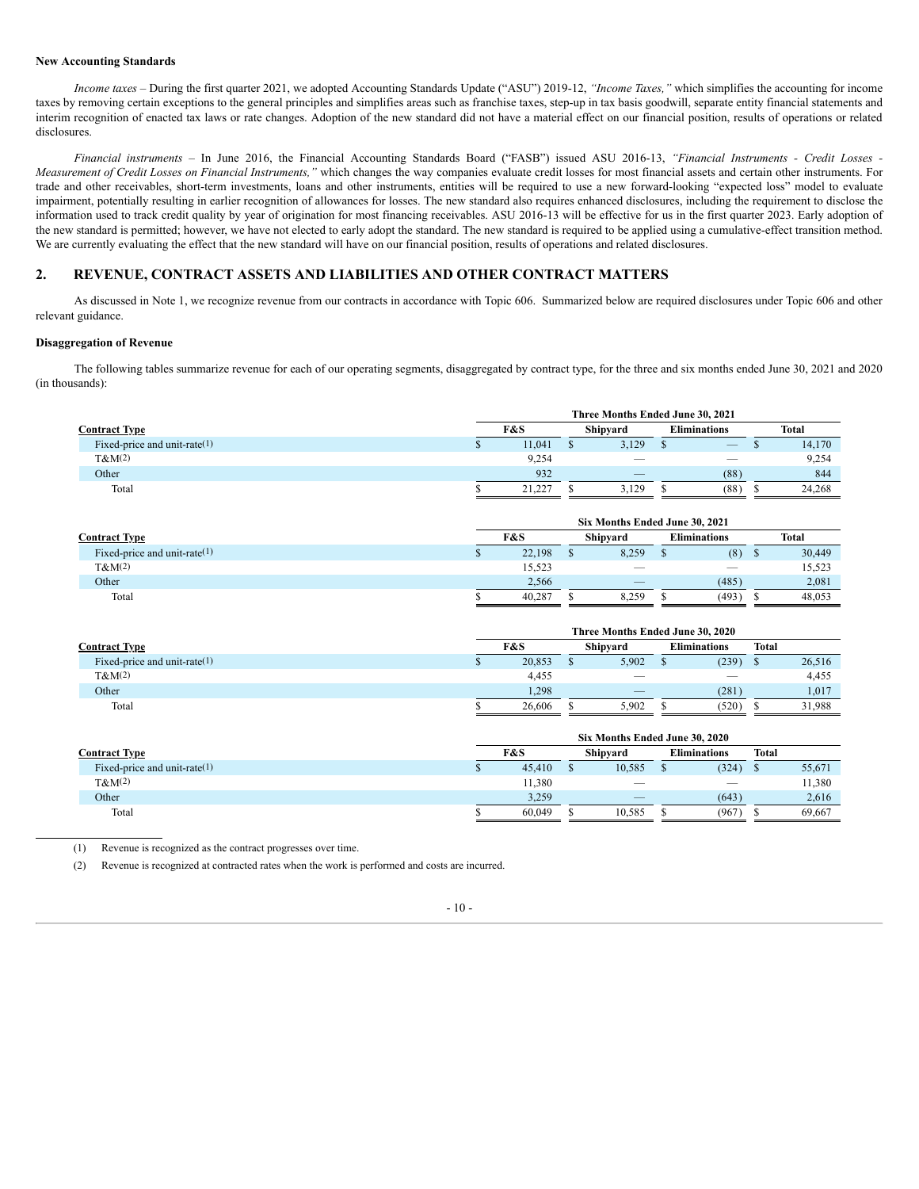**New Accounting Standards**

*Income taxes* – During the first quarter 2021, we adopted Accounting Standards Update ("ASU") 2019-12, *"Income Taxes,"* which simplifies the accounting for income taxes by removing certain exceptions to the general principles and simplifies areas such as franchise taxes, step-up in tax basis goodwill, separate entity financial statements and interim recognition of enacted tax laws or rate changes. Adoption of the new standard did not have a material effect on our financial position, results of operations or related disclosures.

*Financial instruments* – In June 2016, the Financial Accounting Standards Board ("FASB") issued ASU 2016-13, *"Financial Instruments - Credit Losses - Measurement of Credit Losses on Financial Instruments,"* which changes the way companies evaluate credit losses for most financial assets and certain other instruments. For trade and other receivables, short-term investments, loans and other instruments, entities will be required to use a new forward-looking "expected loss" model to evaluate impairment, potentially resulting in earlier recognition of allowances for losses. The new standard also requires enhanced disclosures, including the requirement to disclose the information used to track credit quality by year of origination for most financing receivables. ASU 2016-13 will be effective for us in the first quarter 2023. Early adoption of the new standard is permitted; however, we have not elected to early adopt the standard. The new standard is required to be applied using a cumulative-effect transition method. We are currently evaluating the effect that the new standard will have on our financial position, results of operations and related disclosures.

## 2. REVENUE, CONTRACT ASSETS AND LIABILITIES AND OTHER CONTRACT MATTERS

As discussed in Note 1, we recognize revenue from our contracts in accordance with Topic 606. Summarized below are required disclosures under Topic 606 and other relevant guidance.

**Disaggregation of Revenue**

The following tables summarize revenue for each of our operating segments, disaggregated by contract type, for the three and six months ended June 30, 2021 and 2020 (in thousands):

| | Three Months Ended June 30, 2021 | | | |
|---|---|---|---|---|
| **Contract Type** | **F&S** | **Shipyard** | **Eliminations** | **Total** |
| Fixed-price and unit-rate(1) | $ 11,041 | $ 3,129 | $ — | $ 14,170 |
| T&M(2) | 9,254 | — | — | 9,254 |
| Other | 932 | — | (88) | 844 |
| Total | $ 21,227 | $ 3,129 | $ (88) | $ 24,268 |

| | Six Months Ended June 30, 2021 | | | |
|---|---|---|---|---|
| **Contract Type** | **F&S** | **Shipyard** | **Eliminations** | **Total** |
| Fixed-price and unit-rate(1) | $ 22,198 | $ 8,259 | $ (8) | $ 30,449 |
| T&M(2) | 15,523 | — | — | 15,523 |
| Other | 2,566 | — | (485) | 2,081 |
| Total | $ 40,287 | $ 8,259 | $ (493) | $ 48,053 |

| | Three Months Ended June 30, 2020 | | | |
|---|---|---|---|---|
| **Contract Type** | **F&S** | **Shipyard** | **Eliminations** | **Total** |
| Fixed-price and unit-rate(1) | $ 20,853 | $ 5,902 | $ (239) | $ 26,516 |
| T&M(2) | 4,455 | — | — | 4,455 |
| Other | 1,298 | — | (281) | 1,017 |
| Total | $ 26,606 | $ 5,902 | $ (520) | $ 31,988 |

| | Six Months Ended June 30, 2020 | | | |
|---|---|---|---|---|
| **Contract Type** | **F&S** | **Shipyard** | **Eliminations** | **Total** |
| Fixed-price and unit-rate(1) | $ 45,410 | $ 10,585 | $ (324) | $ 55,671 |
| T&M(2) | 11,380 | — | — | 11,380 |
| Other | 3,259 | — | (643) | 2,616 |
| Total | $ 60,049 | $ 10,585 | $ (967) | $ 69,667 |

(1) Revenue is recognized as the contract progresses over time.

(2) Revenue is recognized at contracted rates when the work is performed and costs are incurred.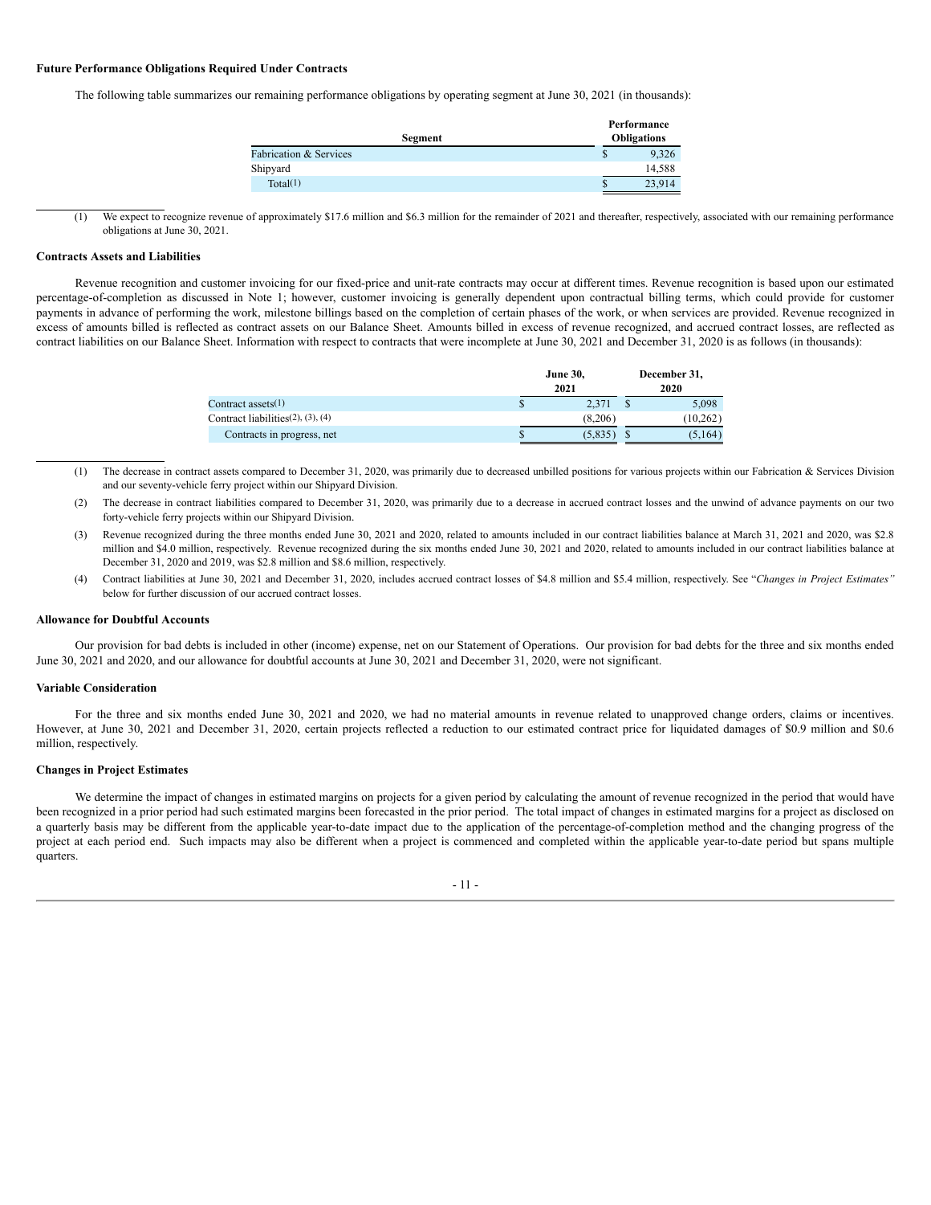**Future Performance Obligations Required Under Contracts**

The following table summarizes our remaining performance obligations by operating segment at June 30, 2021 (in thousands):

| Segment | Performance Obligations |
|---|---|
| Fabrication & Services | $ 9,326 |
| Shipyard | 14,588 |
| Total(1) | $ 23,914 |

(1) We expect to recognize revenue of approximately $17.6 million and $6.3 million for the remainder of 2021 and thereafter, respectively, associated with our remaining performance obligations at June 30, 2021.

**Contracts Assets and Liabilities**

Revenue recognition and customer invoicing for our fixed-price and unit-rate contracts may occur at different times. Revenue recognition is based upon our estimated percentage-of-completion as discussed in Note 1; however, customer invoicing is generally dependent upon contractual billing terms, which could provide for customer payments in advance of performing the work, milestone billings based on the completion of certain phases of the work, or when services are provided. Revenue recognized in excess of amounts billed is reflected as contract assets on our Balance Sheet. Amounts billed in excess of revenue recognized, and accrued contract losses, are reflected as contract liabilities on our Balance Sheet. Information with respect to contracts that were incomplete at June 30, 2021 and December 31, 2020 is as follows (in thousands):

| | June 30, 2021 | December 31, 2020 |
|---|---|---|
| Contract assets(1) | $ 2,371 | $ 5,098 |
| Contract liabilities(2), (3), (4) | (8,206) | (10,262) |
| Contracts in progress, net | $ (5,835) | $ (5,164) |

(1) The decrease in contract assets compared to December 31, 2020, was primarily due to decreased unbilled positions for various projects within our Fabrication & Services Division and our seventy-vehicle ferry project within our Shipyard Division.

(2) The decrease in contract liabilities compared to December 31, 2020, was primarily due to a decrease in accrued contract losses and the unwind of advance payments on our two forty-vehicle ferry projects within our Shipyard Division.

(3) Revenue recognized during the three months ended June 30, 2021 and 2020, related to amounts included in our contract liabilities balance at March 31, 2021 and 2020, was $2.8 million and $4.0 million, respectively. Revenue recognized during the six months ended June 30, 2021 and 2020, related to amounts included in our contract liabilities balance at December 31, 2020 and 2019, was $2.8 million and $8.6 million, respectively.

(4) Contract liabilities at June 30, 2021 and December 31, 2020, includes accrued contract losses of $4.8 million and $5.4 million, respectively. See "*Changes in Project Estimates"* below for further discussion of our accrued contract losses.

**Allowance for Doubtful Accounts**

Our provision for bad debts is included in other (income) expense, net on our Statement of Operations. Our provision for bad debts for the three and six months ended June 30, 2021 and 2020, and our allowance for doubtful accounts at June 30, 2021 and December 31, 2020, were not significant.

**Variable Consideration**

For the three and six months ended June 30, 2021 and 2020, we had no material amounts in revenue related to unapproved change orders, claims or incentives. However, at June 30, 2021 and December 31, 2020, certain projects reflected a reduction to our estimated contract price for liquidated damages of $0.9 million and $0.6 million, respectively.

**Changes in Project Estimates**

We determine the impact of changes in estimated margins on projects for a given period by calculating the amount of revenue recognized in the period that would have been recognized in a prior period had such estimated margins been forecasted in the prior period. The total impact of changes in estimated margins for a project as disclosed on a quarterly basis may be different from the applicable year-to-date impact due to the application of the percentage-of-completion method and the changing progress of the project at each period end. Such impacts may also be different when a project is commenced and completed within the applicable year-to-date period but spans multiple quarters.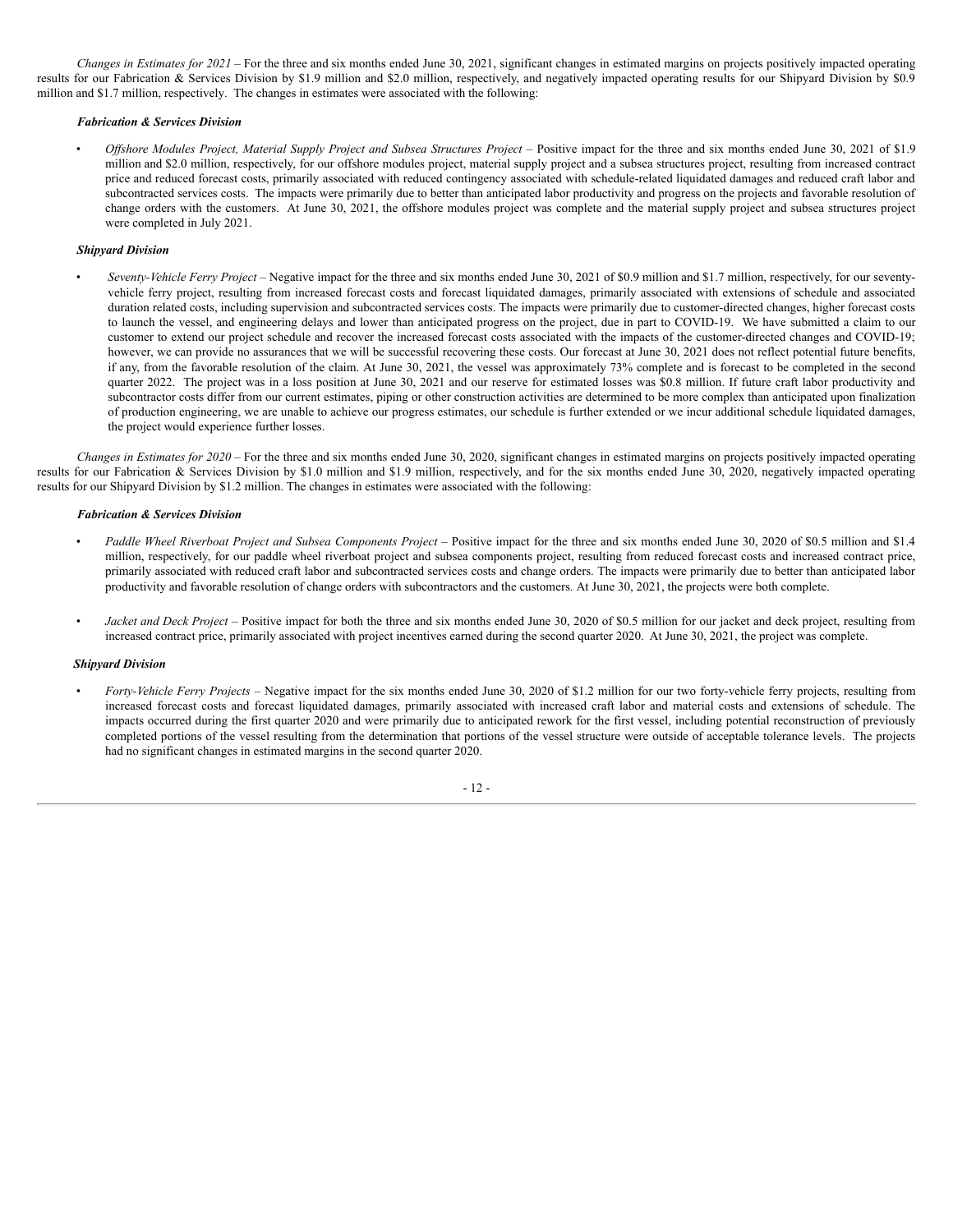*Changes in Estimates for 2021* – For the three and six months ended June 30, 2021, significant changes in estimated margins on projects positively impacted operating results for our Fabrication & Services Division by $1.9 million and $2.0 million, respectively, and negatively impacted operating results for our Shipyard Division by $0.9 million and $1.7 million, respectively. The changes in estimates were associated with the following:

***Fabrication & Services Division***

- *Offshore Modules Project, Material Supply Project and Subsea Structures Project* – Positive impact for the three and six months ended June 30, 2021 of $1.9 million and $2.0 million, respectively, for our offshore modules project, material supply project and a subsea structures project, resulting from increased contract price and reduced forecast costs, primarily associated with reduced contingency associated with schedule-related liquidated damages and reduced craft labor and subcontracted services costs. The impacts were primarily due to better than anticipated labor productivity and progress on the projects and favorable resolution of change orders with the customers. At June 30, 2021, the offshore modules project was complete and the material supply project and subsea structures project were completed in July 2021.

***Shipyard Division***

- *Seventy-Vehicle Ferry Project* – Negative impact for the three and six months ended June 30, 2021 of $0.9 million and $1.7 million, respectively, for our seventy-vehicle ferry project, resulting from increased forecast costs and forecast liquidated damages, primarily associated with extensions of schedule and associated duration related costs, including supervision and subcontracted services costs. The impacts were primarily due to customer-directed changes, higher forecast costs to launch the vessel, and engineering delays and lower than anticipated progress on the project, due in part to COVID-19. We have submitted a claim to our customer to extend our project schedule and recover the increased forecast costs associated with the impacts of the customer-directed changes and COVID-19; however, we can provide no assurances that we will be successful recovering these costs. Our forecast at June 30, 2021 does not reflect potential future benefits, if any, from the favorable resolution of the claim. At June 30, 2021, the vessel was approximately 73% complete and is forecast to be completed in the second quarter 2022. The project was in a loss position at June 30, 2021 and our reserve for estimated losses was $0.8 million. If future craft labor productivity and subcontractor costs differ from our current estimates, piping or other construction activities are determined to be more complex than anticipated upon finalization of production engineering, we are unable to achieve our progress estimates, our schedule is further extended or we incur additional schedule liquidated damages, the project would experience further losses.

*Changes in Estimates for 2020* – For the three and six months ended June 30, 2020, significant changes in estimated margins on projects positively impacted operating results for our Fabrication & Services Division by $1.0 million and $1.9 million, respectively, and for the six months ended June 30, 2020, negatively impacted operating results for our Shipyard Division by $1.2 million. The changes in estimates were associated with the following:

***Fabrication & Services Division***

- *Paddle Wheel Riverboat Project and Subsea Components Project* – Positive impact for the three and six months ended June 30, 2020 of $0.5 million and $1.4 million, respectively, for our paddle wheel riverboat project and subsea components project, resulting from reduced forecast costs and increased contract price, primarily associated with reduced craft labor and subcontracted services costs and change orders. The impacts were primarily due to better than anticipated labor productivity and favorable resolution of change orders with subcontractors and the customers. At June 30, 2021, the projects were both complete.

- *Jacket and Deck Project* – Positive impact for both the three and six months ended June 30, 2020 of $0.5 million for our jacket and deck project, resulting from increased contract price, primarily associated with project incentives earned during the second quarter 2020. At June 30, 2021, the project was complete.

***Shipyard Division***

- *Forty-Vehicle Ferry Projects* – Negative impact for the six months ended June 30, 2020 of $1.2 million for our two forty-vehicle ferry projects, resulting from increased forecast costs and forecast liquidated damages, primarily associated with increased craft labor and material costs and extensions of schedule. The impacts occurred during the first quarter 2020 and were primarily due to anticipated rework for the first vessel, including potential reconstruction of previously completed portions of the vessel resulting from the determination that portions of the vessel structure were outside of acceptable tolerance levels. The projects had no significant changes in estimated margins in the second quarter 2020.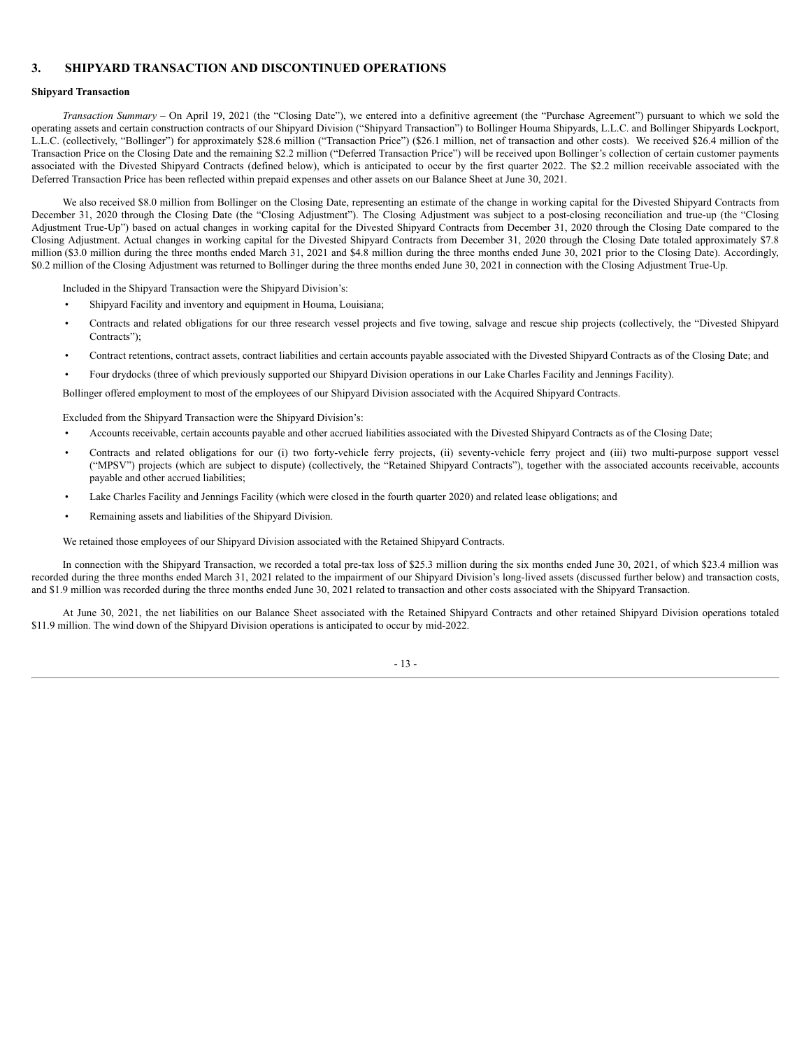## 3. SHIPYARD TRANSACTION AND DISCONTINUED OPERATIONS

**Shipyard Transaction**

*Transaction Summary* – On April 19, 2021 (the "Closing Date"), we entered into a definitive agreement (the "Purchase Agreement") pursuant to which we sold the operating assets and certain construction contracts of our Shipyard Division ("Shipyard Transaction") to Bollinger Houma Shipyards, L.L.C. and Bollinger Shipyards Lockport, L.L.C. (collectively, "Bollinger") for approximately $28.6 million ("Transaction Price") ($26.1 million, net of transaction and other costs). We received $26.4 million of the Transaction Price on the Closing Date and the remaining $2.2 million ("Deferred Transaction Price") will be received upon Bollinger's collection of certain customer payments associated with the Divested Shipyard Contracts (defined below), which is anticipated to occur by the first quarter 2022. The $2.2 million receivable associated with the Deferred Transaction Price has been reflected within prepaid expenses and other assets on our Balance Sheet at June 30, 2021.

We also received $8.0 million from Bollinger on the Closing Date, representing an estimate of the change in working capital for the Divested Shipyard Contracts from December 31, 2020 through the Closing Date (the "Closing Adjustment"). The Closing Adjustment was subject to a post-closing reconciliation and true-up (the "Closing Adjustment True-Up") based on actual changes in working capital for the Divested Shipyard Contracts from December 31, 2020 through the Closing Date compared to the Closing Adjustment. Actual changes in working capital for the Divested Shipyard Contracts from December 31, 2020 through the Closing Date totaled approximately $7.8 million ($3.0 million during the three months ended March 31, 2021 and $4.8 million during the three months ended June 30, 2021 prior to the Closing Date). Accordingly, $0.2 million of the Closing Adjustment was returned to Bollinger during the three months ended June 30, 2021 in connection with the Closing Adjustment True-Up.

Included in the Shipyard Transaction were the Shipyard Division's:

- Shipyard Facility and inventory and equipment in Houma, Louisiana;
- Contracts and related obligations for our three research vessel projects and five towing, salvage and rescue ship projects (collectively, the "Divested Shipyard Contracts");
- Contract retentions, contract assets, contract liabilities and certain accounts payable associated with the Divested Shipyard Contracts as of the Closing Date; and
- Four drydocks (three of which previously supported our Shipyard Division operations in our Lake Charles Facility and Jennings Facility).

Bollinger offered employment to most of the employees of our Shipyard Division associated with the Acquired Shipyard Contracts.

Excluded from the Shipyard Transaction were the Shipyard Division's:

- Accounts receivable, certain accounts payable and other accrued liabilities associated with the Divested Shipyard Contracts as of the Closing Date;
- Contracts and related obligations for our (i) two forty-vehicle ferry projects, (ii) seventy-vehicle ferry project and (iii) two multi-purpose support vessel ("MPSV") projects (which are subject to dispute) (collectively, the "Retained Shipyard Contracts"), together with the associated accounts receivable, accounts payable and other accrued liabilities;
- Lake Charles Facility and Jennings Facility (which were closed in the fourth quarter 2020) and related lease obligations; and
- Remaining assets and liabilities of the Shipyard Division.

We retained those employees of our Shipyard Division associated with the Retained Shipyard Contracts.

In connection with the Shipyard Transaction, we recorded a total pre-tax loss of $25.3 million during the six months ended June 30, 2021, of which $23.4 million was recorded during the three months ended March 31, 2021 related to the impairment of our Shipyard Division's long-lived assets (discussed further below) and transaction costs, and $1.9 million was recorded during the three months ended June 30, 2021 related to transaction and other costs associated with the Shipyard Transaction.

At June 30, 2021, the net liabilities on our Balance Sheet associated with the Retained Shipyard Contracts and other retained Shipyard Division operations totaled $11.9 million. The wind down of the Shipyard Division operations is anticipated to occur by mid-2022.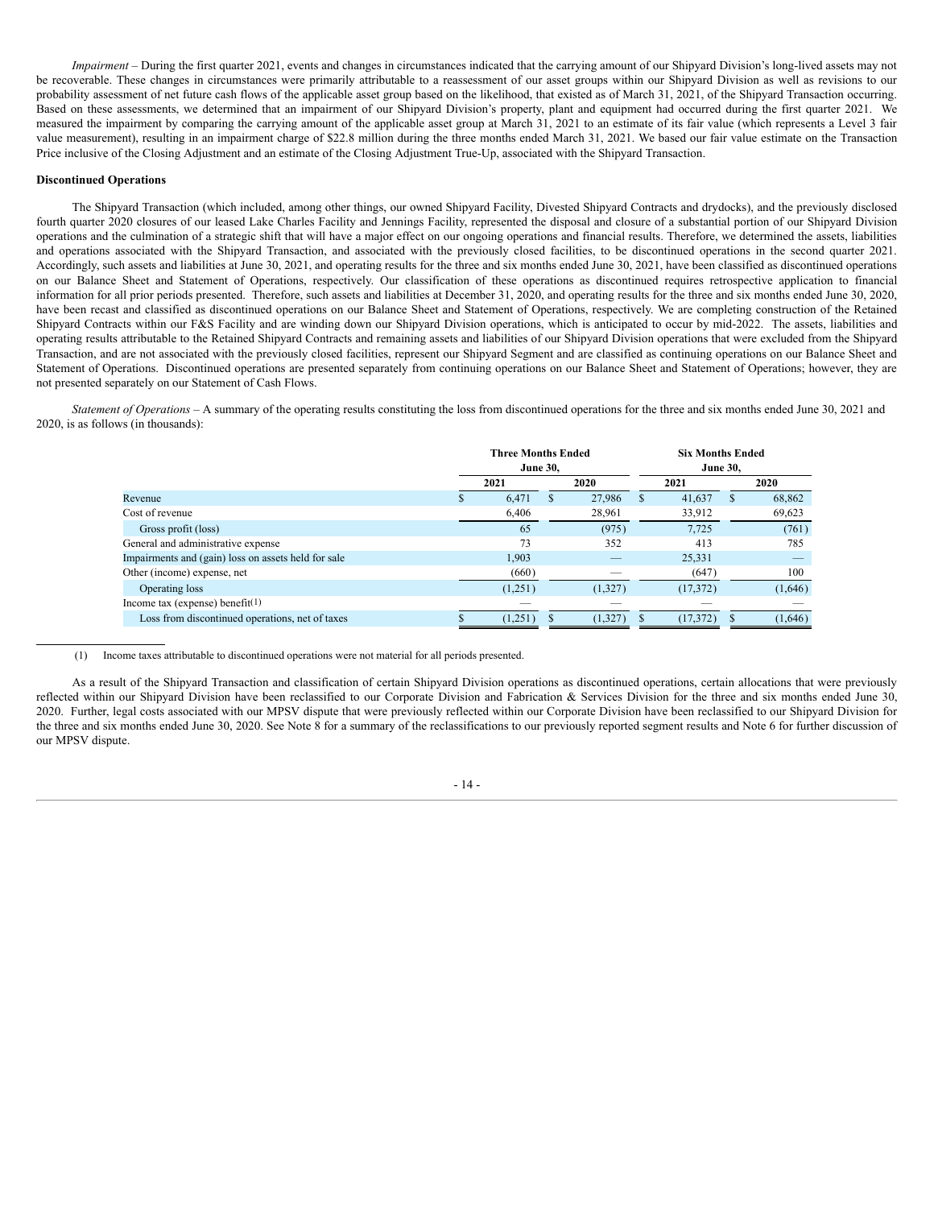*Impairment* – During the first quarter 2021, events and changes in circumstances indicated that the carrying amount of our Shipyard Division's long-lived assets may not be recoverable. These changes in circumstances were primarily attributable to a reassessment of our asset groups within our Shipyard Division as well as revisions to our probability assessment of net future cash flows of the applicable asset group based on the likelihood, that existed as of March 31, 2021, of the Shipyard Transaction occurring. Based on these assessments, we determined that an impairment of our Shipyard Division's property, plant and equipment had occurred during the first quarter 2021. We measured the impairment by comparing the carrying amount of the applicable asset group at March 31, 2021 to an estimate of its fair value (which represents a Level 3 fair value measurement), resulting in an impairment charge of $22.8 million during the three months ended March 31, 2021. We based our fair value estimate on the Transaction Price inclusive of the Closing Adjustment and an estimate of the Closing Adjustment True-Up, associated with the Shipyard Transaction.

**Discontinued Operations**

The Shipyard Transaction (which included, among other things, our owned Shipyard Facility, Divested Shipyard Contracts and drydocks), and the previously disclosed fourth quarter 2020 closures of our leased Lake Charles Facility and Jennings Facility, represented the disposal and closure of a substantial portion of our Shipyard Division operations and the culmination of a strategic shift that will have a major effect on our ongoing operations and financial results. Therefore, we determined the assets, liabilities and operations associated with the Shipyard Transaction, and associated with the previously closed facilities, to be discontinued operations in the second quarter 2021. Accordingly, such assets and liabilities at June 30, 2021, and operating results for the three and six months ended June 30, 2021, have been classified as discontinued operations on our Balance Sheet and Statement of Operations, respectively. Our classification of these operations as discontinued requires retrospective application to financial information for all prior periods presented. Therefore, such assets and liabilities at December 31, 2020, and operating results for the three and six months ended June 30, 2020, have been recast and classified as discontinued operations on our Balance Sheet and Statement of Operations, respectively. We are completing construction of the Retained Shipyard Contracts within our F&S Facility and are winding down our Shipyard Division operations, which is anticipated to occur by mid-2022. The assets, liabilities and operating results attributable to the Retained Shipyard Contracts and remaining assets and liabilities of our Shipyard Division operations that were excluded from the Shipyard Transaction, and are not associated with the previously closed facilities, represent our Shipyard Segment and are classified as continuing operations on our Balance Sheet and Statement of Operations. Discontinued operations are presented separately from continuing operations on our Balance Sheet and Statement of Operations; however, they are not presented separately on our Statement of Cash Flows.

*Statement of Operations* – A summary of the operating results constituting the loss from discontinued operations for the three and six months ended June 30, 2021 and 2020, is as follows (in thousands):

| | Three Months Ended June 30, | | Six Months Ended June 30, | |
|---|---|---|---|---|
| | 2021 | 2020 | 2021 | 2020 |
| Revenue | $ 6,471 | $ 27,986 | $ 41,637 | $ 68,862 |
| Cost of revenue | 6,406 | 28,961 | 33,912 | 69,623 |
| Gross profit (loss) | 65 | (975) | 7,725 | (761) |
| General and administrative expense | 73 | 352 | 413 | 785 |
| Impairments and (gain) loss on assets held for sale | 1,903 | — | 25,331 | — |
| Other (income) expense, net | (660) | — | (647) | 100 |
| Operating loss | (1,251) | (1,327) | (17,372) | (1,646) |
| Income tax (expense) benefit[(1)] | — | — | — | — |
| Loss from discontinued operations, net of taxes | $ (1,251) | $ (1,327) | $ (17,372) | $ (1,646) |

(1) Income taxes attributable to discontinued operations were not material for all periods presented.

As a result of the Shipyard Transaction and classification of certain Shipyard Division operations as discontinued operations, certain allocations that were previously reflected within our Shipyard Division have been reclassified to our Corporate Division and Fabrication & Services Division for the three and six months ended June 30, 2020. Further, legal costs associated with our MPSV dispute that were previously reflected within our Corporate Division have been reclassified to our Shipyard Division for the three and six months ended June 30, 2020. See Note 8 for a summary of the reclassifications to our previously reported segment results and Note 6 for further discussion of our MPSV dispute.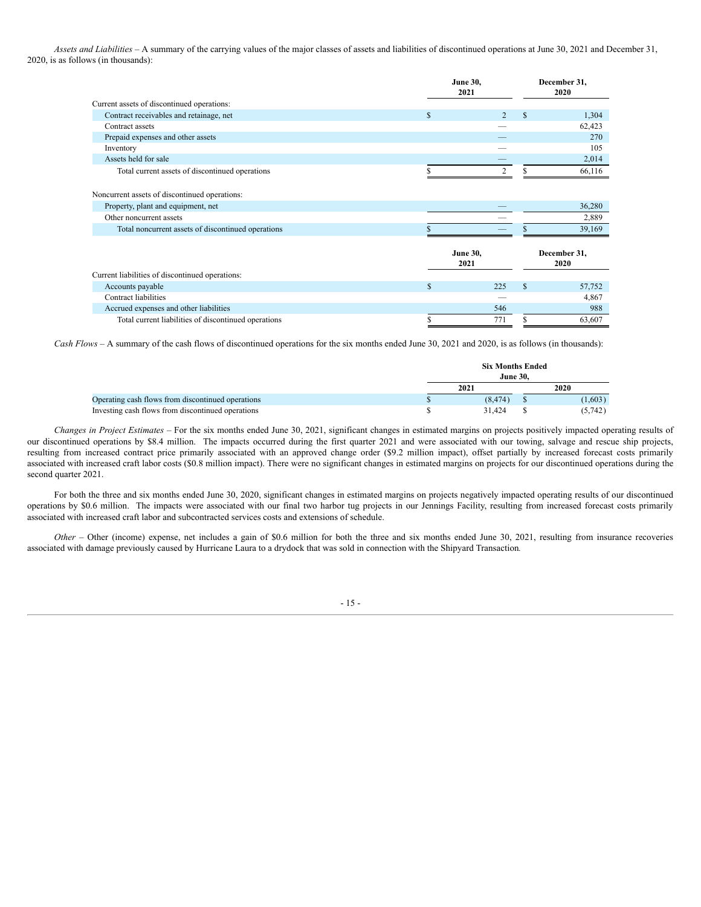*Assets and Liabilities* – A summary of the carrying values of the major classes of assets and liabilities of discontinued operations at June 30, 2021 and December 31, 2020, is as follows (in thousands):

| | June 30, 2021 | December 31, 2020 |
|---|---|---|
| Current assets of discontinued operations: | | |
| Contract receivables and retainage, net | $ 2 | $ 1,304 |
| Contract assets | — | 62,423 |
| Prepaid expenses and other assets | — | 270 |
| Inventory | — | 105 |
| Assets held for sale | — | 2,014 |
| Total current assets of discontinued operations | $ 2 | $ 66,116 |
| | | |
| Noncurrent assets of discontinued operations: | | |
| Property, plant and equipment, net | — | 36,280 |
| Other noncurrent assets | — | 2,889 |
| Total noncurrent assets of discontinued operations | $ — | $ 39,169 |

| | June 30, 2021 | December 31, 2020 |
|---|---|---|
| Current liabilities of discontinued operations: | | |
| Accounts payable | $ 225 | $ 57,752 |
| Contract liabilities | — | 4,867 |
| Accrued expenses and other liabilities | 546 | 988 |
| Total current liabilities of discontinued operations | $ 771 | $ 63,607 |

*Cash Flows* – A summary of the cash flows of discontinued operations for the six months ended June 30, 2021 and 2020, is as follows (in thousands):

| | Six Months Ended June 30, | |
|---|---|---|
| | 2021 | 2020 |
| Operating cash flows from discontinued operations | $ (8,474) | $ (1,603) |
| Investing cash flows from discontinued operations | $ 31,424 | $ (5,742) |

*Changes in Project Estimates* – For the six months ended June 30, 2021, significant changes in estimated margins on projects positively impacted operating results of our discontinued operations by $8.4 million. The impacts occurred during the first quarter 2021 and were associated with our towing, salvage and rescue ship projects, resulting from increased contract price primarily associated with an approved change order ($9.2 million impact), offset partially by increased forecast costs primarily associated with increased craft labor costs ($0.8 million impact). There were no significant changes in estimated margins on projects for our discontinued operations during the second quarter 2021.

For both the three and six months ended June 30, 2020, significant changes in estimated margins on projects negatively impacted operating results of our discontinued operations by $0.6 million. The impacts were associated with our final two harbor tug projects in our Jennings Facility, resulting from increased forecast costs primarily associated with increased craft labor and subcontracted services costs and extensions of schedule.

*Other* – Other (income) expense, net includes a gain of $0.6 million for both the three and six months ended June 30, 2021, resulting from insurance recoveries associated with damage previously caused by Hurricane Laura to a drydock that was sold in connection with the Shipyard Transaction.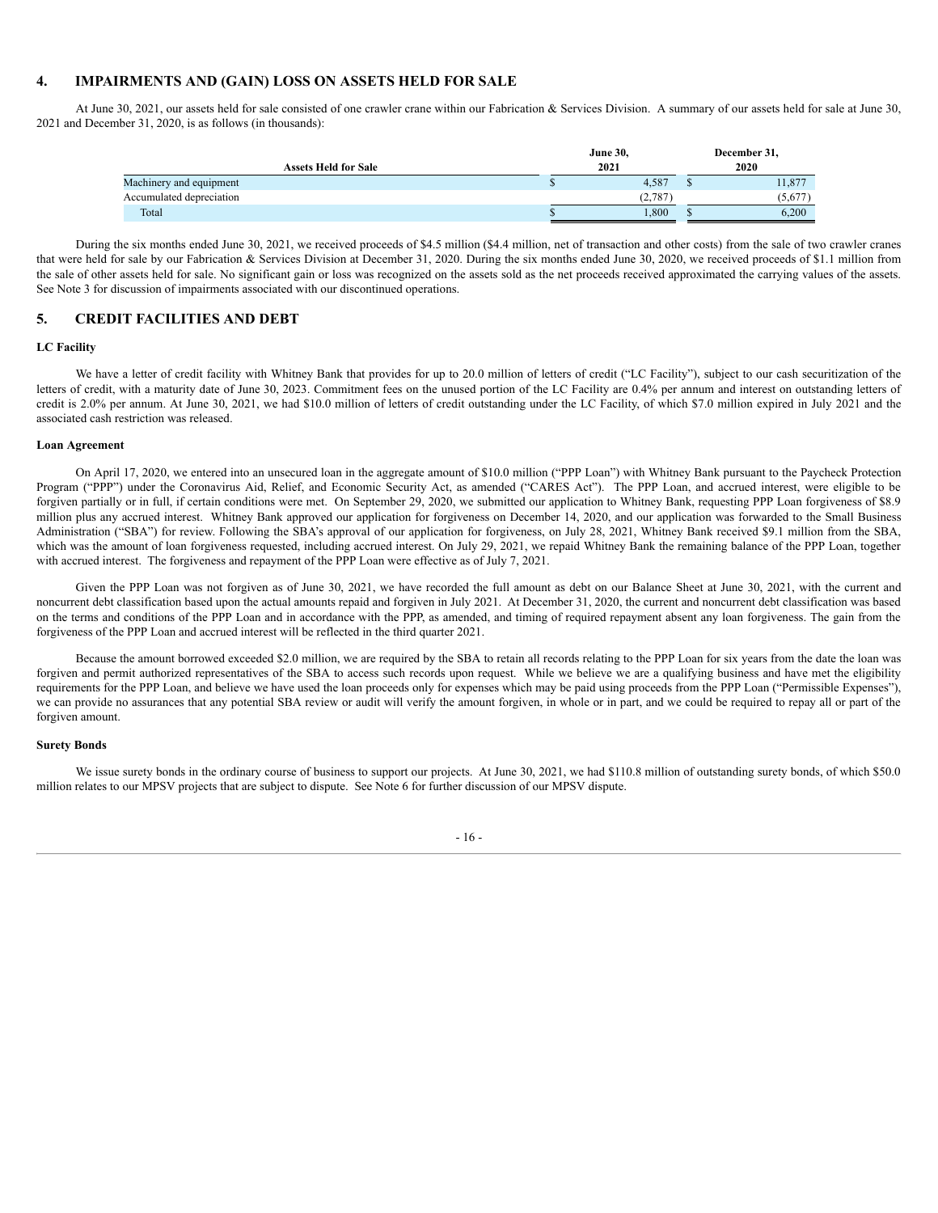## 4. IMPAIRMENTS AND (GAIN) LOSS ON ASSETS HELD FOR SALE

At June 30, 2021, our assets held for sale consisted of one crawler crane within our Fabrication & Services Division. A summary of our assets held for sale at June 30, 2021 and December 31, 2020, is as follows (in thousands):

| Assets Held for Sale | June 30, 2021 | December 31, 2020 |
|---|---|---|
| Machinery and equipment | $ 4,587 | $ 11,877 |
| Accumulated depreciation | (2,787) | (5,677) |
| Total | $ 1,800 | $ 6,200 |

During the six months ended June 30, 2021, we received proceeds of $4.5 million ($4.4 million, net of transaction and other costs) from the sale of two crawler cranes that were held for sale by our Fabrication & Services Division at December 31, 2020. During the six months ended June 30, 2020, we received proceeds of $1.1 million from the sale of other assets held for sale. No significant gain or loss was recognized on the assets sold as the net proceeds received approximated the carrying values of the assets. See Note 3 for discussion of impairments associated with our discontinued operations.

## 5. CREDIT FACILITIES AND DEBT

**LC Facility**

We have a letter of credit facility with Whitney Bank that provides for up to 20.0 million of letters of credit ("LC Facility"), subject to our cash securitization of the letters of credit, with a maturity date of June 30, 2023. Commitment fees on the unused portion of the LC Facility are 0.4% per annum and interest on outstanding letters of credit is 2.0% per annum. At June 30, 2021, we had $10.0 million of letters of credit outstanding under the LC Facility, of which $7.0 million expired in July 2021 and the associated cash restriction was released.

**Loan Agreement**

On April 17, 2020, we entered into an unsecured loan in the aggregate amount of $10.0 million ("PPP Loan") with Whitney Bank pursuant to the Paycheck Protection Program ("PPP") under the Coronavirus Aid, Relief, and Economic Security Act, as amended ("CARES Act"). The PPP Loan, and accrued interest, were eligible to be forgiven partially or in full, if certain conditions were met. On September 29, 2020, we submitted our application to Whitney Bank, requesting PPP Loan forgiveness of $8.9 million plus any accrued interest. Whitney Bank approved our application for forgiveness on December 14, 2020, and our application was forwarded to the Small Business Administration ("SBA") for review. Following the SBA's approval of our application for forgiveness, on July 28, 2021, Whitney Bank received $9.1 million from the SBA, which was the amount of loan forgiveness requested, including accrued interest. On July 29, 2021, we repaid Whitney Bank the remaining balance of the PPP Loan, together with accrued interest. The forgiveness and repayment of the PPP Loan were effective as of July 7, 2021.

Given the PPP Loan was not forgiven as of June 30, 2021, we have recorded the full amount as debt on our Balance Sheet at June 30, 2021, with the current and noncurrent debt classification based upon the actual amounts repaid and forgiven in July 2021. At December 31, 2020, the current and noncurrent debt classification was based on the terms and conditions of the PPP Loan and in accordance with the PPP, as amended, and timing of required repayment absent any loan forgiveness. The gain from the forgiveness of the PPP Loan and accrued interest will be reflected in the third quarter 2021.

Because the amount borrowed exceeded $2.0 million, we are required by the SBA to retain all records relating to the PPP Loan for six years from the date the loan was forgiven and permit authorized representatives of the SBA to access such records upon request. While we believe we are a qualifying business and have met the eligibility requirements for the PPP Loan, and believe we have used the loan proceeds only for expenses which may be paid using proceeds from the PPP Loan ("Permissible Expenses"), we can provide no assurances that any potential SBA review or audit will verify the amount forgiven, in whole or in part, and we could be required to repay all or part of the forgiven amount.

**Surety Bonds**

We issue surety bonds in the ordinary course of business to support our projects. At June 30, 2021, we had $110.8 million of outstanding surety bonds, of which $50.0 million relates to our MPSV projects that are subject to dispute. See Note 6 for further discussion of our MPSV dispute.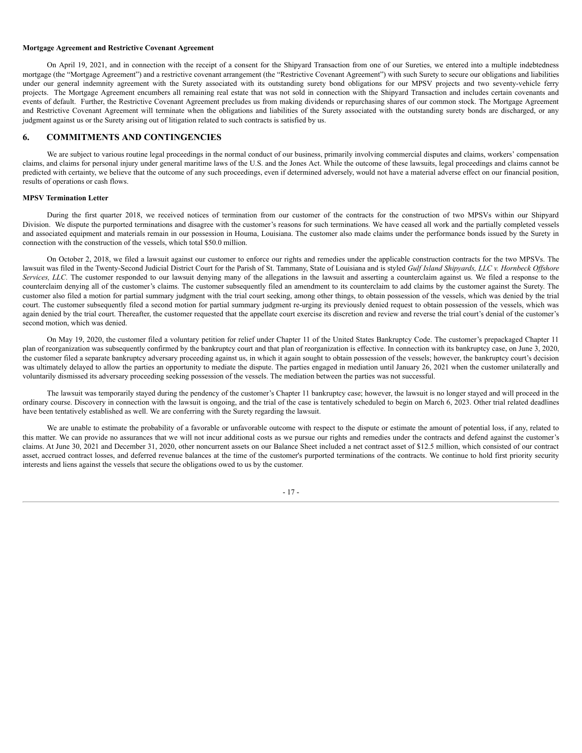**Mortgage Agreement and Restrictive Covenant Agreement**

On April 19, 2021, and in connection with the receipt of a consent for the Shipyard Transaction from one of our Sureties, we entered into a multiple indebtedness mortgage (the "Mortgage Agreement") and a restrictive covenant arrangement (the "Restrictive Covenant Agreement") with such Surety to secure our obligations and liabilities under our general indemnity agreement with the Surety associated with its outstanding surety bond obligations for our MPSV projects and two seventy-vehicle ferry projects. The Mortgage Agreement encumbers all remaining real estate that was not sold in connection with the Shipyard Transaction and includes certain covenants and events of default. Further, the Restrictive Covenant Agreement precludes us from making dividends or repurchasing shares of our common stock. The Mortgage Agreement and Restrictive Covenant Agreement will terminate when the obligations and liabilities of the Surety associated with the outstanding surety bonds are discharged, or any judgment against us or the Surety arising out of litigation related to such contracts is satisfied by us.

## 6. COMMITMENTS AND CONTINGENCIES

We are subject to various routine legal proceedings in the normal conduct of our business, primarily involving commercial disputes and claims, workers' compensation claims, and claims for personal injury under general maritime laws of the U.S. and the Jones Act. While the outcome of these lawsuits, legal proceedings and claims cannot be predicted with certainty, we believe that the outcome of any such proceedings, even if determined adversely, would not have a material adverse effect on our financial position, results of operations or cash flows.

**MPSV Termination Letter**

During the first quarter 2018, we received notices of termination from our customer of the contracts for the construction of two MPSVs within our Shipyard Division. We dispute the purported terminations and disagree with the customer's reasons for such terminations. We have ceased all work and the partially completed vessels and associated equipment and materials remain in our possession in Houma, Louisiana. The customer also made claims under the performance bonds issued by the Surety in connection with the construction of the vessels, which total $50.0 million.

On October 2, 2018, we filed a lawsuit against our customer to enforce our rights and remedies under the applicable construction contracts for the two MPSVs. The lawsuit was filed in the Twenty-Second Judicial District Court for the Parish of St. Tammany, State of Louisiana and is styled *Gulf Island Shipyards, LLC v. Hornbeck Offshore Services, LLC*. The customer responded to our lawsuit denying many of the allegations in the lawsuit and asserting a counterclaim against us. We filed a response to the counterclaim denying all of the customer's claims. The customer subsequently filed an amendment to its counterclaim to add claims by the customer against the Surety. The customer also filed a motion for partial summary judgment with the trial court seeking, among other things, to obtain possession of the vessels, which was denied by the trial court. The customer subsequently filed a second motion for partial summary judgment re-urging its previously denied request to obtain possession of the vessels, which was again denied by the trial court. Thereafter, the customer requested that the appellate court exercise its discretion and review and reverse the trial court's denial of the customer's second motion, which was denied.

On May 19, 2020, the customer filed a voluntary petition for relief under Chapter 11 of the United States Bankruptcy Code. The customer's prepackaged Chapter 11 plan of reorganization was subsequently confirmed by the bankruptcy court and that plan of reorganization is effective. In connection with its bankruptcy case, on June 3, 2020, the customer filed a separate bankruptcy adversary proceeding against us, in which it again sought to obtain possession of the vessels; however, the bankruptcy court's decision was ultimately delayed to allow the parties an opportunity to mediate the dispute. The parties engaged in mediation until January 26, 2021 when the customer unilaterally and voluntarily dismissed its adversary proceeding seeking possession of the vessels. The mediation between the parties was not successful.

The lawsuit was temporarily stayed during the pendency of the customer's Chapter 11 bankruptcy case; however, the lawsuit is no longer stayed and will proceed in the ordinary course. Discovery in connection with the lawsuit is ongoing, and the trial of the case is tentatively scheduled to begin on March 6, 2023. Other trial related deadlines have been tentatively established as well. We are conferring with the Surety regarding the lawsuit.

We are unable to estimate the probability of a favorable or unfavorable outcome with respect to the dispute or estimate the amount of potential loss, if any, related to this matter. We can provide no assurances that we will not incur additional costs as we pursue our rights and remedies under the contracts and defend against the customer's claims. At June 30, 2021 and December 31, 2020, other noncurrent assets on our Balance Sheet included a net contract asset of $12.5 million, which consisted of our contract asset, accrued contract losses, and deferred revenue balances at the time of the customer's purported terminations of the contracts. We continue to hold first priority security interests and liens against the vessels that secure the obligations owed to us by the customer.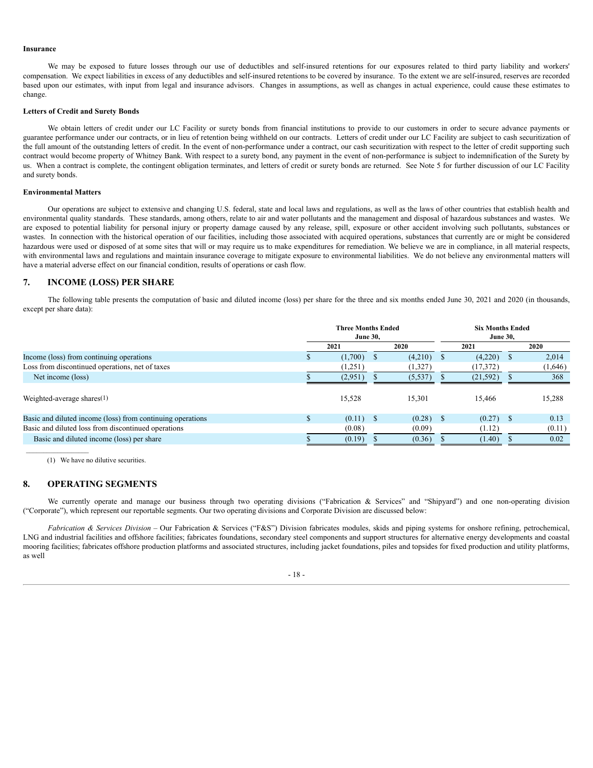**Insurance**

We may be exposed to future losses through our use of deductibles and self-insured retentions for our exposures related to third party liability and workers' compensation. We expect liabilities in excess of any deductibles and self-insured retentions to be covered by insurance. To the extent we are self-insured, reserves are recorded based upon our estimates, with input from legal and insurance advisors. Changes in assumptions, as well as changes in actual experience, could cause these estimates to change.

**Letters of Credit and Surety Bonds**

We obtain letters of credit under our LC Facility or surety bonds from financial institutions to provide to our customers in order to secure advance payments or guarantee performance under our contracts, or in lieu of retention being withheld on our contracts. Letters of credit under our LC Facility are subject to cash securitization of the full amount of the outstanding letters of credit. In the event of non-performance under a contract, our cash securitization with respect to the letter of credit supporting such contract would become property of Whitney Bank. With respect to a surety bond, any payment in the event of non-performance is subject to indemnification of the Surety by us. When a contract is complete, the contingent obligation terminates, and letters of credit or surety bonds are returned. See Note 5 for further discussion of our LC Facility and surety bonds.

**Environmental Matters**

Our operations are subject to extensive and changing U.S. federal, state and local laws and regulations, as well as the laws of other countries that establish health and environmental quality standards. These standards, among others, relate to air and water pollutants and the management and disposal of hazardous substances and wastes. We are exposed to potential liability for personal injury or property damage caused by any release, spill, exposure or other accident involving such pollutants, substances or wastes. In connection with the historical operation of our facilities, including those associated with acquired operations, substances that currently are or might be considered hazardous were used or disposed of at some sites that will or may require us to make expenditures for remediation. We believe we are in compliance, in all material respects, with environmental laws and regulations and maintain insurance coverage to mitigate exposure to environmental liabilities. We do not believe any environmental matters will have a material adverse effect on our financial condition, results of operations or cash flow.

## 7. INCOME (LOSS) PER SHARE

The following table presents the computation of basic and diluted income (loss) per share for the three and six months ended June 30, 2021 and 2020 (in thousands, except per share data):

| | Three Months Ended June 30, | | Six Months Ended June 30, | |
|---|---|---|---|---|
| | 2021 | 2020 | 2021 | 2020 |
| Income (loss) from continuing operations | $ (1,700) | $ (4,210) | $ (4,220) | $ 2,014 |
| Loss from discontinued operations, net of taxes | (1,251) | (1,327) | (17,372) | (1,646) |
| Net income (loss) | $ (2,951) | $ (5,537) | $ (21,592) | $ 368 |
| Weighted-average shares(1) | 15,528 | 15,301 | 15,466 | 15,288 |
| Basic and diluted income (loss) from continuing operations | $ (0.11) | $ (0.28) | $ (0.27) | $ 0.13 |
| Basic and diluted loss from discontinued operations | (0.08) | (0.09) | (1.12) | (0.11) |
| Basic and diluted income (loss) per share | $ (0.19) | $ (0.36) | $ (1.40) | $ 0.02 |

(1) We have no dilutive securities.

## 8. OPERATING SEGMENTS

We currently operate and manage our business through two operating divisions ("Fabrication & Services" and "Shipyard") and one non-operating division ("Corporate"), which represent our reportable segments. Our two operating divisions and Corporate Division are discussed below:

*Fabrication & Services Division* – Our Fabrication & Services ("F&S") Division fabricates modules, skids and piping systems for onshore refining, petrochemical, LNG and industrial facilities and offshore facilities; fabricates foundations, secondary steel components and support structures for alternative energy developments and coastal mooring facilities; fabricates offshore production platforms and associated structures, including jacket foundations, piles and topsides for fixed production and utility platforms, as well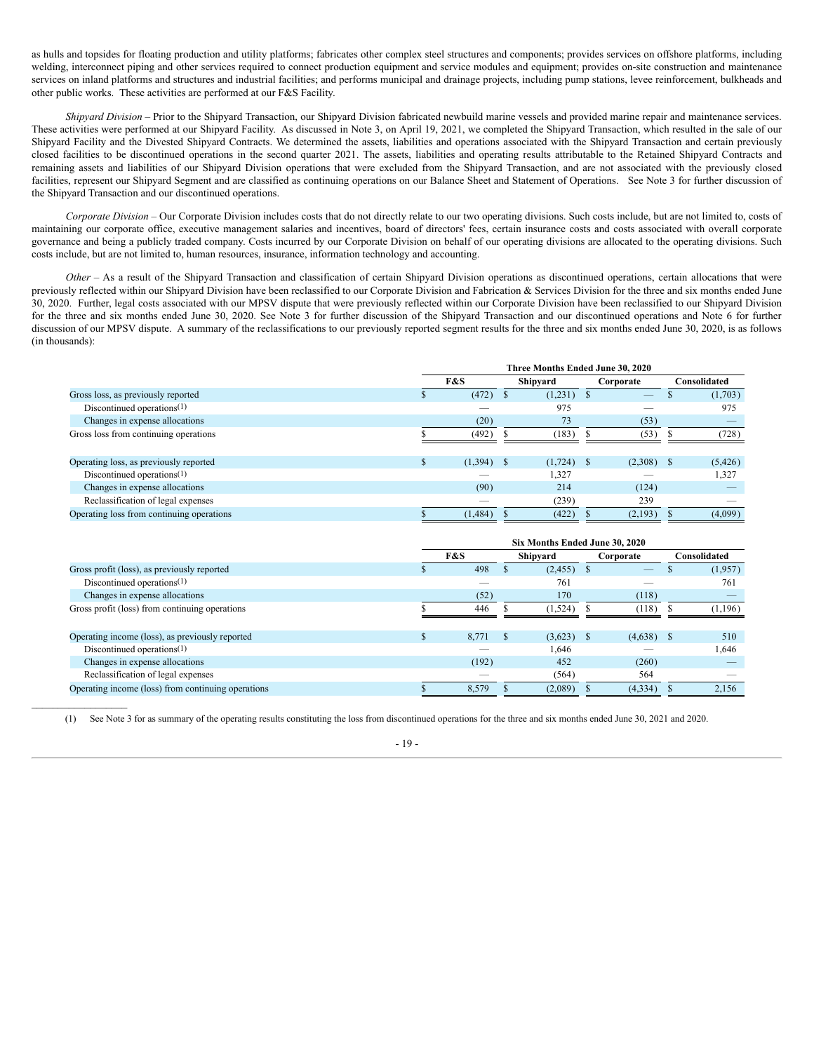as hulls and topsides for floating production and utility platforms; fabricates other complex steel structures and components; provides services on offshore platforms, including welding, interconnect piping and other services required to connect production equipment and service modules and equipment; provides on-site construction and maintenance services on inland platforms and structures and industrial facilities; and performs municipal and drainage projects, including pump stations, levee reinforcement, bulkheads and other public works. These activities are performed at our F&S Facility.

*Shipyard Division* – Prior to the Shipyard Transaction, our Shipyard Division fabricated newbuild marine vessels and provided marine repair and maintenance services. These activities were performed at our Shipyard Facility. As discussed in Note 3, on April 19, 2021, we completed the Shipyard Transaction, which resulted in the sale of our Shipyard Facility and the Divested Shipyard Contracts. We determined the assets, liabilities and operations associated with the Shipyard Transaction and certain previously closed facilities to be discontinued operations in the second quarter 2021. The assets, liabilities and operating results attributable to the Retained Shipyard Contracts and remaining assets and liabilities of our Shipyard Division operations that were excluded from the Shipyard Transaction, and are not associated with the previously closed facilities, represent our Shipyard Segment and are classified as continuing operations on our Balance Sheet and Statement of Operations. See Note 3 for further discussion of the Shipyard Transaction and our discontinued operations.

*Corporate Division* – Our Corporate Division includes costs that do not directly relate to our two operating divisions. Such costs include, but are not limited to, costs of maintaining our corporate office, executive management salaries and incentives, board of directors' fees, certain insurance costs and costs associated with overall corporate governance and being a publicly traded company. Costs incurred by our Corporate Division on behalf of our operating divisions are allocated to the operating divisions. Such costs include, but are not limited to, human resources, insurance, information technology and accounting.

*Other* – As a result of the Shipyard Transaction and classification of certain Shipyard Division operations as discontinued operations, certain allocations that were previously reflected within our Shipyard Division have been reclassified to our Corporate Division and Fabrication & Services Division for the three and six months ended June 30, 2020. Further, legal costs associated with our MPSV dispute that were previously reflected within our Corporate Division have been reclassified to our Shipyard Division for the three and six months ended June 30, 2020. See Note 3 for further discussion of the Shipyard Transaction and our discontinued operations and Note 6 for further discussion of our MPSV dispute. A summary of the reclassifications to our previously reported segment results for the three and six months ended June 30, 2020, is as follows (in thousands):

| | Three Months Ended June 30, 2020 | | | |
|---|---|---|---|---|
| | F&S | Shipyard | Corporate | Consolidated |
| Gross loss, as previously reported | $ (472) | $ (1,231) | $ — | $ (1,703) |
| Discontinued operations(1) | — | 975 | — | 975 |
| Changes in expense allocations | (20) | 73 | (53) | — |
| Gross loss from continuing operations | $ (492) | $ (183) | $ (53) | $ (728) |
| | | | | |
| Operating loss, as previously reported | $ (1,394) | $ (1,724) | $ (2,308) | $ (5,426) |
| Discontinued operations(1) | — | 1,327 | — | 1,327 |
| Changes in expense allocations | (90) | 214 | (124) | — |
| Reclassification of legal expenses | — | (239) | 239 | — |
| Operating loss from continuing operations | $ (1,484) | $ (422) | $ (2,193) | $ (4,099) |

| | Six Months Ended June 30, 2020 | | | |
|---|---|---|---|---|
| | F&S | Shipyard | Corporate | Consolidated |
| Gross profit (loss), as previously reported | $ 498 | $ (2,455) | $ — | $ (1,957) |
| Discontinued operations(1) | — | 761 | — | 761 |
| Changes in expense allocations | (52) | 170 | (118) | — |
| Gross profit (loss) from continuing operations | $ 446 | $ (1,524) | $ (118) | $ (1,196) |
| | | | | |
| Operating income (loss), as previously reported | $ 8,771 | $ (3,623) | $ (4,638) | $ 510 |
| Discontinued operations(1) | — | 1,646 | — | 1,646 |
| Changes in expense allocations | (192) | 452 | (260) | — |
| Reclassification of legal expenses | — | (564) | 564 | — |
| Operating income (loss) from continuing operations | $ 8,579 | $ (2,089) | $ (4,334) | $ 2,156 |

(1) See Note 3 for as summary of the operating results constituting the loss from discontinued operations for the three and six months ended June 30, 2021 and 2020.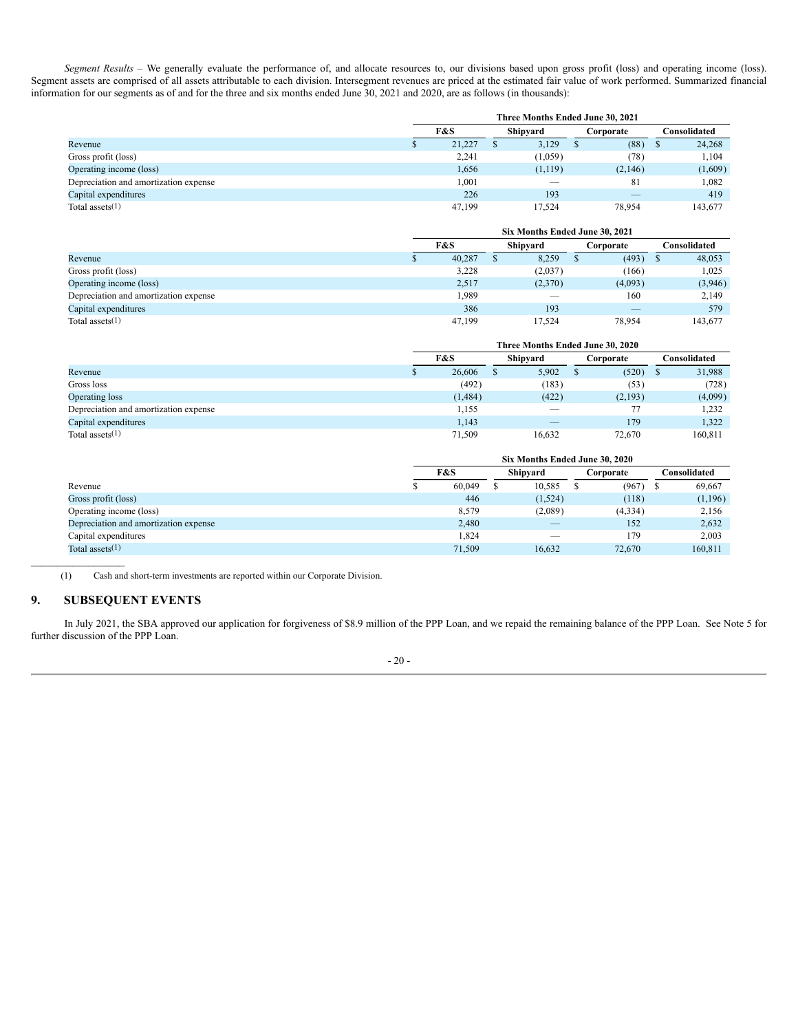*Segment Results* – We generally evaluate the performance of, and allocate resources to, our divisions based upon gross profit (loss) and operating income (loss). Segment assets are comprised of all assets attributable to each division. Intersegment revenues are priced at the estimated fair value of work performed. Summarized financial information for our segments as of and for the three and six months ended June 30, 2021 and 2020, are as follows (in thousands):

| | Three Months Ended June 30, 2021 | | | |
|---|---|---|---|---|
| | F&S | Shipyard | Corporate | Consolidated |
| Revenue | $ 21,227 | $ 3,129 | $ (88) | $ 24,268 |
| Gross profit (loss) | 2,241 | (1,059) | (78) | 1,104 |
| Operating income (loss) | 1,656 | (1,119) | (2,146) | (1,609) |
| Depreciation and amortization expense | 1,001 | — | 81 | 1,082 |
| Capital expenditures | 226 | 193 | — | 419 |
| Total assets(1) | 47,199 | 17,524 | 78,954 | 143,677 |

| | Six Months Ended June 30, 2021 | | | |
|---|---|---|---|---|
| | F&S | Shipyard | Corporate | Consolidated |
| Revenue | $ 40,287 | $ 8,259 | $ (493) | $ 48,053 |
| Gross profit (loss) | 3,228 | (2,037) | (166) | 1,025 |
| Operating income (loss) | 2,517 | (2,370) | (4,093) | (3,946) |
| Depreciation and amortization expense | 1,989 | — | 160 | 2,149 |
| Capital expenditures | 386 | 193 | — | 579 |
| Total assets(1) | 47,199 | 17,524 | 78,954 | 143,677 |

| | Three Months Ended June 30, 2020 | | | |
|---|---|---|---|---|
| | F&S | Shipyard | Corporate | Consolidated |
| Revenue | $ 26,606 | $ 5,902 | $ (520) | $ 31,988 |
| Gross loss | (492) | (183) | (53) | (728) |
| Operating loss | (1,484) | (422) | (2,193) | (4,099) |
| Depreciation and amortization expense | 1,155 | — | 77 | 1,232 |
| Capital expenditures | 1,143 | — | 179 | 1,322 |
| Total assets(1) | 71,509 | 16,632 | 72,670 | 160,811 |

| | Six Months Ended June 30, 2020 | | | |
|---|---|---|---|---|
| | F&S | Shipyard | Corporate | Consolidated |
| Revenue | $ 60,049 | $ 10,585 | $ (967) | $ 69,667 |
| Gross profit (loss) | 446 | (1,524) | (118) | (1,196) |
| Operating income (loss) | 8,579 | (2,089) | (4,334) | 2,156 |
| Depreciation and amortization expense | 2,480 | — | 152 | 2,632 |
| Capital expenditures | 1,824 | — | 179 | 2,003 |
| Total assets(1) | 71,509 | 16,632 | 72,670 | 160,811 |

(1) Cash and short-term investments are reported within our Corporate Division.

## 9. SUBSEQUENT EVENTS

In July 2021, the SBA approved our application for forgiveness of $8.9 million of the PPP Loan, and we repaid the remaining balance of the PPP Loan. See Note 5 for further discussion of the PPP Loan.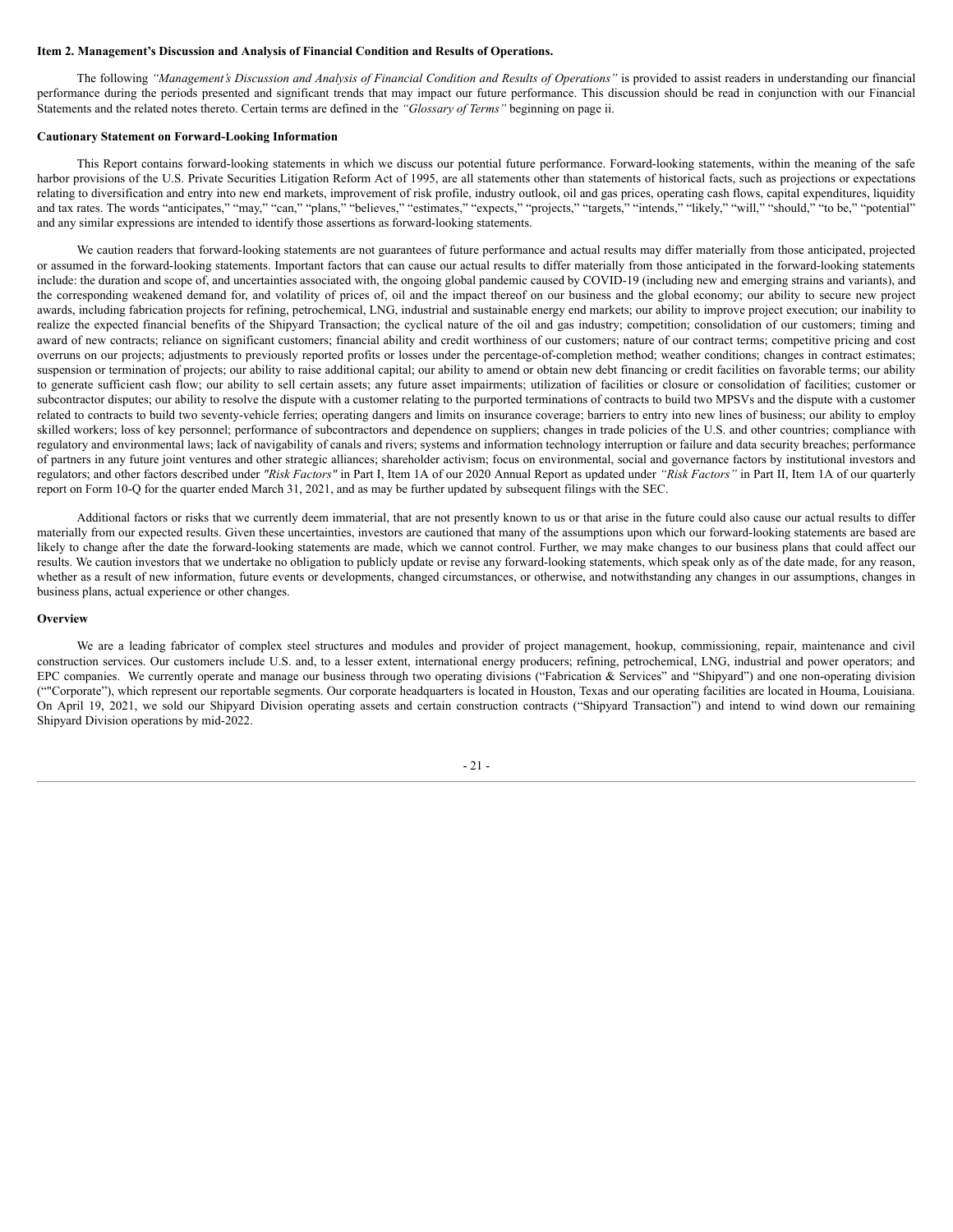**Item 2. Management's Discussion and Analysis of Financial Condition and Results of Operations.**

The following *"Management's Discussion and Analysis of Financial Condition and Results of Operations"* is provided to assist readers in understanding our financial performance during the periods presented and significant trends that may impact our future performance. This discussion should be read in conjunction with our Financial Statements and the related notes thereto. Certain terms are defined in the *"Glossary of Terms"* beginning on page ii.

**Cautionary Statement on Forward-Looking Information**

This Report contains forward-looking statements in which we discuss our potential future performance. Forward-looking statements, within the meaning of the safe harbor provisions of the U.S. Private Securities Litigation Reform Act of 1995, are all statements other than statements of historical facts, such as projections or expectations relating to diversification and entry into new end markets, improvement of risk profile, industry outlook, oil and gas prices, operating cash flows, capital expenditures, liquidity and tax rates. The words "anticipates," "may," "can," "plans," "believes," "estimates," "expects," "projects," "targets," "intends," "likely," "will," "should," "to be," "potential" and any similar expressions are intended to identify those assertions as forward-looking statements.

We caution readers that forward-looking statements are not guarantees of future performance and actual results may differ materially from those anticipated, projected or assumed in the forward-looking statements. Important factors that can cause our actual results to differ materially from those anticipated in the forward-looking statements include: the duration and scope of, and uncertainties associated with, the ongoing global pandemic caused by COVID-19 (including new and emerging strains and variants), and the corresponding weakened demand for, and volatility of prices of, oil and the impact thereof on our business and the global economy; our ability to secure new project awards, including fabrication projects for refining, petrochemical, LNG, industrial and sustainable energy end markets; our ability to improve project execution; our inability to realize the expected financial benefits of the Shipyard Transaction; the cyclical nature of the oil and gas industry; competition; consolidation of our customers; timing and award of new contracts; reliance on significant customers; financial ability and credit worthiness of our customers; nature of our contract terms; competitive pricing and cost overruns on our projects; adjustments to previously reported profits or losses under the percentage-of-completion method; weather conditions; changes in contract estimates; suspension or termination of projects; our ability to raise additional capital; our ability to amend or obtain new debt financing or credit facilities on favorable terms; our ability to generate sufficient cash flow; our ability to sell certain assets; any future asset impairments; utilization of facilities or closure or consolidation of facilities; customer or subcontractor disputes; our ability to resolve the dispute with a customer relating to the purported terminations of contracts to build two MPSVs and the dispute with a customer related to contracts to build two seventy-vehicle ferries; operating dangers and limits on insurance coverage; barriers to entry into new lines of business; our ability to employ skilled workers; loss of key personnel; performance of subcontractors and dependence on suppliers; changes in trade policies of the U.S. and other countries; compliance with regulatory and environmental laws; lack of navigability of canals and rivers; systems and information technology interruption or failure and data security breaches; performance of partners in any future joint ventures and other strategic alliances; shareholder activism; focus on environmental, social and governance factors by institutional investors and regulators; and other factors described under *"Risk Factors"* in Part I, Item 1A of our 2020 Annual Report as updated under *"Risk Factors"* in Part II, Item 1A of our quarterly report on Form 10-Q for the quarter ended March 31, 2021, and as may be further updated by subsequent filings with the SEC.

Additional factors or risks that we currently deem immaterial, that are not presently known to us or that arise in the future could also cause our actual results to differ materially from our expected results. Given these uncertainties, investors are cautioned that many of the assumptions upon which our forward-looking statements are based are likely to change after the date the forward-looking statements are made, which we cannot control. Further, we may make changes to our business plans that could affect our results. We caution investors that we undertake no obligation to publicly update or revise any forward-looking statements, which speak only as of the date made, for any reason, whether as a result of new information, future events or developments, changed circumstances, or otherwise, and notwithstanding any changes in our assumptions, changes in business plans, actual experience or other changes.

**Overview**

We are a leading fabricator of complex steel structures and modules and provider of project management, hookup, commissioning, repair, maintenance and civil construction services. Our customers include U.S. and, to a lesser extent, international energy producers; refining, petrochemical, LNG, industrial and power operators; and EPC companies. We currently operate and manage our business through two operating divisions ("Fabrication & Services" and "Shipyard") and one non-operating division (""Corporate"), which represent our reportable segments. Our corporate headquarters is located in Houston, Texas and our operating facilities are located in Houma, Louisiana. On April 19, 2021, we sold our Shipyard Division operating assets and certain construction contracts ("Shipyard Transaction") and intend to wind down our remaining Shipyard Division operations by mid-2022.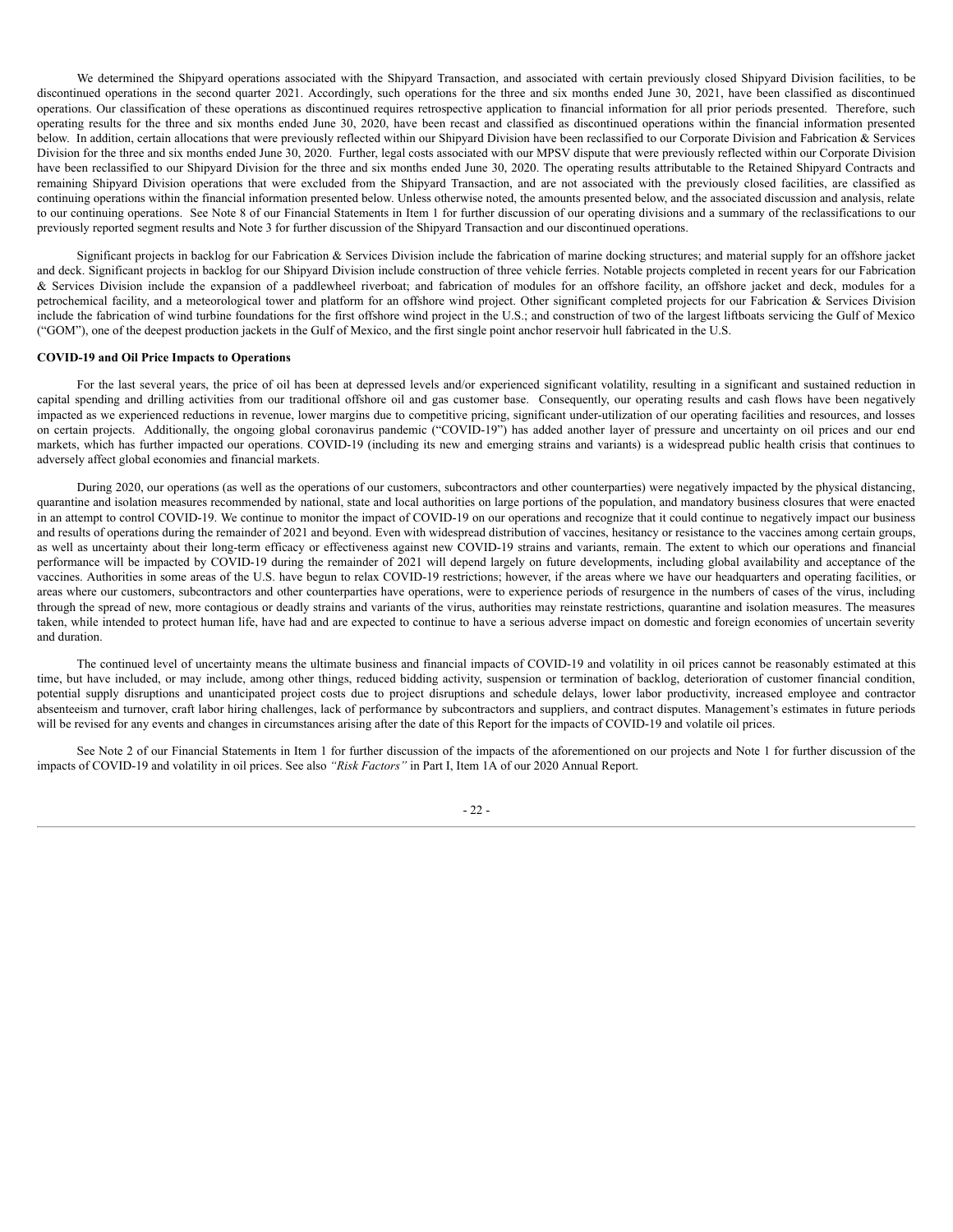We determined the Shipyard operations associated with the Shipyard Transaction, and associated with certain previously closed Shipyard Division facilities, to be discontinued operations in the second quarter 2021. Accordingly, such operations for the three and six months ended June 30, 2021, have been classified as discontinued operations. Our classification of these operations as discontinued requires retrospective application to financial information for all prior periods presented. Therefore, such operating results for the three and six months ended June 30, 2020, have been recast and classified as discontinued operations within the financial information presented below. In addition, certain allocations that were previously reflected within our Shipyard Division have been reclassified to our Corporate Division and Fabrication & Services Division for the three and six months ended June 30, 2020. Further, legal costs associated with our MPSV dispute that were previously reflected within our Corporate Division have been reclassified to our Shipyard Division for the three and six months ended June 30, 2020. The operating results attributable to the Retained Shipyard Contracts and remaining Shipyard Division operations that were excluded from the Shipyard Transaction, and are not associated with the previously closed facilities, are classified as continuing operations within the financial information presented below. Unless otherwise noted, the amounts presented below, and the associated discussion and analysis, relate to our continuing operations. See Note 8 of our Financial Statements in Item 1 for further discussion of our operating divisions and a summary of the reclassifications to our previously reported segment results and Note 3 for further discussion of the Shipyard Transaction and our discontinued operations.

Significant projects in backlog for our Fabrication & Services Division include the fabrication of marine docking structures; and material supply for an offshore jacket and deck. Significant projects in backlog for our Shipyard Division include construction of three vehicle ferries. Notable projects completed in recent years for our Fabrication & Services Division include the expansion of a paddlewheel riverboat; and fabrication of modules for an offshore facility, an offshore jacket and deck, modules for a petrochemical facility, and a meteorological tower and platform for an offshore wind project. Other significant completed projects for our Fabrication & Services Division include the fabrication of wind turbine foundations for the first offshore wind project in the U.S.; and construction of two of the largest liftboats servicing the Gulf of Mexico ("GOM"), one of the deepest production jackets in the Gulf of Mexico, and the first single point anchor reservoir hull fabricated in the U.S.

**COVID-19 and Oil Price Impacts to Operations**

For the last several years, the price of oil has been at depressed levels and/or experienced significant volatility, resulting in a significant and sustained reduction in capital spending and drilling activities from our traditional offshore oil and gas customer base. Consequently, our operating results and cash flows have been negatively impacted as we experienced reductions in revenue, lower margins due to competitive pricing, significant under-utilization of our operating facilities and resources, and losses on certain projects. Additionally, the ongoing global coronavirus pandemic ("COVID-19") has added another layer of pressure and uncertainty on oil prices and our end markets, which has further impacted our operations. COVID-19 (including its new and emerging strains and variants) is a widespread public health crisis that continues to adversely affect global economies and financial markets.

During 2020, our operations (as well as the operations of our customers, subcontractors and other counterparties) were negatively impacted by the physical distancing, quarantine and isolation measures recommended by national, state and local authorities on large portions of the population, and mandatory business closures that were enacted in an attempt to control COVID-19. We continue to monitor the impact of COVID-19 on our operations and recognize that it could continue to negatively impact our business and results of operations during the remainder of 2021 and beyond. Even with widespread distribution of vaccines, hesitancy or resistance to the vaccines among certain groups, as well as uncertainty about their long-term efficacy or effectiveness against new COVID-19 strains and variants, remain. The extent to which our operations and financial performance will be impacted by COVID-19 during the remainder of 2021 will depend largely on future developments, including global availability and acceptance of the vaccines. Authorities in some areas of the U.S. have begun to relax COVID-19 restrictions; however, if the areas where we have our headquarters and operating facilities, or areas where our customers, subcontractors and other counterparties have operations, were to experience periods of resurgence in the numbers of cases of the virus, including through the spread of new, more contagious or deadly strains and variants of the virus, authorities may reinstate restrictions, quarantine and isolation measures. The measures taken, while intended to protect human life, have had and are expected to continue to have a serious adverse impact on domestic and foreign economies of uncertain severity and duration.

The continued level of uncertainty means the ultimate business and financial impacts of COVID-19 and volatility in oil prices cannot be reasonably estimated at this time, but have included, or may include, among other things, reduced bidding activity, suspension or termination of backlog, deterioration of customer financial condition, potential supply disruptions and unanticipated project costs due to project disruptions and schedule delays, lower labor productivity, increased employee and contractor absenteeism and turnover, craft labor hiring challenges, lack of performance by subcontractors and suppliers, and contract disputes. Management's estimates in future periods will be revised for any events and changes in circumstances arising after the date of this Report for the impacts of COVID-19 and volatile oil prices.

See Note 2 of our Financial Statements in Item 1 for further discussion of the impacts of the aforementioned on our projects and Note 1 for further discussion of the impacts of COVID-19 and volatility in oil prices. See also *"Risk Factors"* in Part I, Item 1A of our 2020 Annual Report.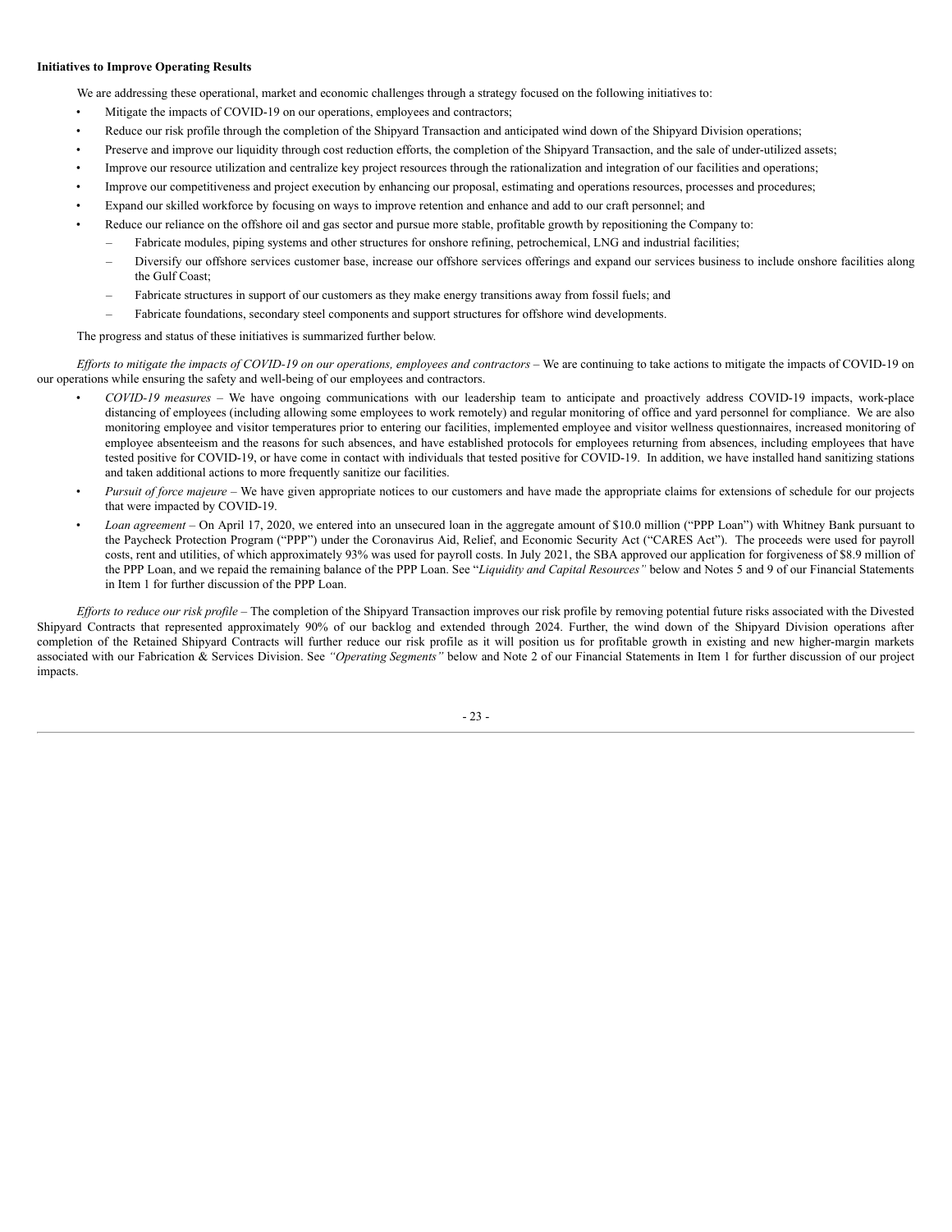**Initiatives to Improve Operating Results**

We are addressing these operational, market and economic challenges through a strategy focused on the following initiatives to:

- Mitigate the impacts of COVID-19 on our operations, employees and contractors;
- Reduce our risk profile through the completion of the Shipyard Transaction and anticipated wind down of the Shipyard Division operations;
- Preserve and improve our liquidity through cost reduction efforts, the completion of the Shipyard Transaction, and the sale of under-utilized assets;
- Improve our resource utilization and centralize key project resources through the rationalization and integration of our facilities and operations;
- Improve our competitiveness and project execution by enhancing our proposal, estimating and operations resources, processes and procedures;
- Expand our skilled workforce by focusing on ways to improve retention and enhance and add to our craft personnel; and
- Reduce our reliance on the offshore oil and gas sector and pursue more stable, profitable growth by repositioning the Company to:
  - Fabricate modules, piping systems and other structures for onshore refining, petrochemical, LNG and industrial facilities;
  - Diversify our offshore services customer base, increase our offshore services offerings and expand our services business to include onshore facilities along the Gulf Coast;
  - Fabricate structures in support of our customers as they make energy transitions away from fossil fuels; and
  - Fabricate foundations, secondary steel components and support structures for offshore wind developments.

The progress and status of these initiatives is summarized further below.

*Efforts to mitigate the impacts of COVID-19 on our operations, employees and contractors* – We are continuing to take actions to mitigate the impacts of COVID-19 on our operations while ensuring the safety and well-being of our employees and contractors.

- *COVID-19 measures* – We have ongoing communications with our leadership team to anticipate and proactively address COVID-19 impacts, work-place distancing of employees (including allowing some employees to work remotely) and regular monitoring of office and yard personnel for compliance. We are also monitoring employee and visitor temperatures prior to entering our facilities, implemented employee and visitor wellness questionnaires, increased monitoring of employee absenteeism and the reasons for such absences, and have established protocols for employees returning from absences, including employees that have tested positive for COVID-19, or have come in contact with individuals that tested positive for COVID-19. In addition, we have installed hand sanitizing stations and taken additional actions to more frequently sanitize our facilities.
- *Pursuit of force majeure* – We have given appropriate notices to our customers and have made the appropriate claims for extensions of schedule for our projects that were impacted by COVID-19.
- *Loan agreement* – On April 17, 2020, we entered into an unsecured loan in the aggregate amount of $10.0 million ("PPP Loan") with Whitney Bank pursuant to the Paycheck Protection Program ("PPP") under the Coronavirus Aid, Relief, and Economic Security Act ("CARES Act"). The proceeds were used for payroll costs, rent and utilities, of which approximately 93% was used for payroll costs. In July 2021, the SBA approved our application for forgiveness of $8.9 million of the PPP Loan, and we repaid the remaining balance of the PPP Loan. See "*Liquidity and Capital Resources"* below and Notes 5 and 9 of our Financial Statements in Item 1 for further discussion of the PPP Loan.

*Efforts to reduce our risk profile* – The completion of the Shipyard Transaction improves our risk profile by removing potential future risks associated with the Divested Shipyard Contracts that represented approximately 90% of our backlog and extended through 2024. Further, the wind down of the Shipyard Division operations after completion of the Retained Shipyard Contracts will further reduce our risk profile as it will position us for profitable growth in existing and new higher-margin markets associated with our Fabrication & Services Division. See *"Operating Segments"* below and Note 2 of our Financial Statements in Item 1 for further discussion of our project impacts.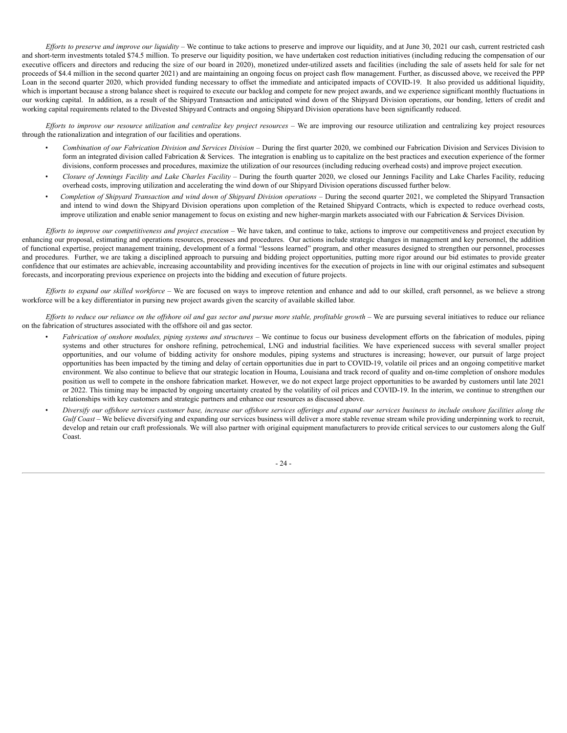*Efforts to preserve and improve our liquidity* – We continue to take actions to preserve and improve our liquidity, and at June 30, 2021 our cash, current restricted cash and short-term investments totaled $74.5 million. To preserve our liquidity position, we have undertaken cost reduction initiatives (including reducing the compensation of our executive officers and directors and reducing the size of our board in 2020), monetized under-utilized assets and facilities (including the sale of assets held for sale for net proceeds of $4.4 million in the second quarter 2021) and are maintaining an ongoing focus on project cash flow management. Further, as discussed above, we received the PPP Loan in the second quarter 2020, which provided funding necessary to offset the immediate and anticipated impacts of COVID-19. It also provided us additional liquidity, which is important because a strong balance sheet is required to execute our backlog and compete for new project awards, and we experience significant monthly fluctuations in our working capital. In addition, as a result of the Shipyard Transaction and anticipated wind down of the Shipyard Division operations, our bonding, letters of credit and working capital requirements related to the Divested Shipyard Contracts and ongoing Shipyard Division operations have been significantly reduced.

*Efforts to improve our resource utilization and centralize key project resources* – We are improving our resource utilization and centralizing key project resources through the rationalization and integration of our facilities and operations.

- *Combination of our Fabrication Division and Services Division* – During the first quarter 2020, we combined our Fabrication Division and Services Division to form an integrated division called Fabrication & Services. The integration is enabling us to capitalize on the best practices and execution experience of the former divisions, conform processes and procedures, maximize the utilization of our resources (including reducing overhead costs) and improve project execution.
- *Closure of Jennings Facility and Lake Charles Facility* – During the fourth quarter 2020, we closed our Jennings Facility and Lake Charles Facility, reducing overhead costs, improving utilization and accelerating the wind down of our Shipyard Division operations discussed further below.
- *Completion of Shipyard Transaction and wind down of Shipyard Division operations* – During the second quarter 2021, we completed the Shipyard Transaction and intend to wind down the Shipyard Division operations upon completion of the Retained Shipyard Contracts, which is expected to reduce overhead costs, improve utilization and enable senior management to focus on existing and new higher-margin markets associated with our Fabrication & Services Division.

*Efforts to improve our competitiveness and project execution* – We have taken, and continue to take, actions to improve our competitiveness and project execution by enhancing our proposal, estimating and operations resources, processes and procedures. Our actions include strategic changes in management and key personnel, the addition of functional expertise, project management training, development of a formal "lessons learned" program, and other measures designed to strengthen our personnel, processes and procedures. Further, we are taking a disciplined approach to pursuing and bidding project opportunities, putting more rigor around our bid estimates to provide greater confidence that our estimates are achievable, increasing accountability and providing incentives for the execution of projects in line with our original estimates and subsequent forecasts, and incorporating previous experience on projects into the bidding and execution of future projects.

*Efforts to expand our skilled workforce* – We are focused on ways to improve retention and enhance and add to our skilled, craft personnel, as we believe a strong workforce will be a key differentiator in pursing new project awards given the scarcity of available skilled labor.

*Efforts to reduce our reliance on the offshore oil and gas sector and pursue more stable, profitable growth* – We are pursuing several initiatives to reduce our reliance on the fabrication of structures associated with the offshore oil and gas sector.

- *Fabrication of onshore modules, piping systems and structures* – We continue to focus our business development efforts on the fabrication of modules, piping systems and other structures for onshore refining, petrochemical, LNG and industrial facilities. We have experienced success with several smaller project opportunities, and our volume of bidding activity for onshore modules, piping systems and structures is increasing; however, our pursuit of large project opportunities has been impacted by the timing and delay of certain opportunities due in part to COVID-19, volatile oil prices and an ongoing competitive market environment. We also continue to believe that our strategic location in Houma, Louisiana and track record of quality and on-time completion of onshore modules position us well to compete in the onshore fabrication market. However, we do not expect large project opportunities to be awarded by customers until late 2021 or 2022. This timing may be impacted by ongoing uncertainty created by the volatility of oil prices and COVID-19. In the interim, we continue to strengthen our relationships with key customers and strategic partners and enhance our resources as discussed above.
- *Diversify our offshore services customer base, increase our offshore services offerings and expand our services business to include onshore facilities along the Gulf Coast* – We believe diversifying and expanding our services business will deliver a more stable revenue stream while providing underpinning work to recruit, develop and retain our craft professionals. We will also partner with original equipment manufacturers to provide critical services to our customers along the Gulf Coast.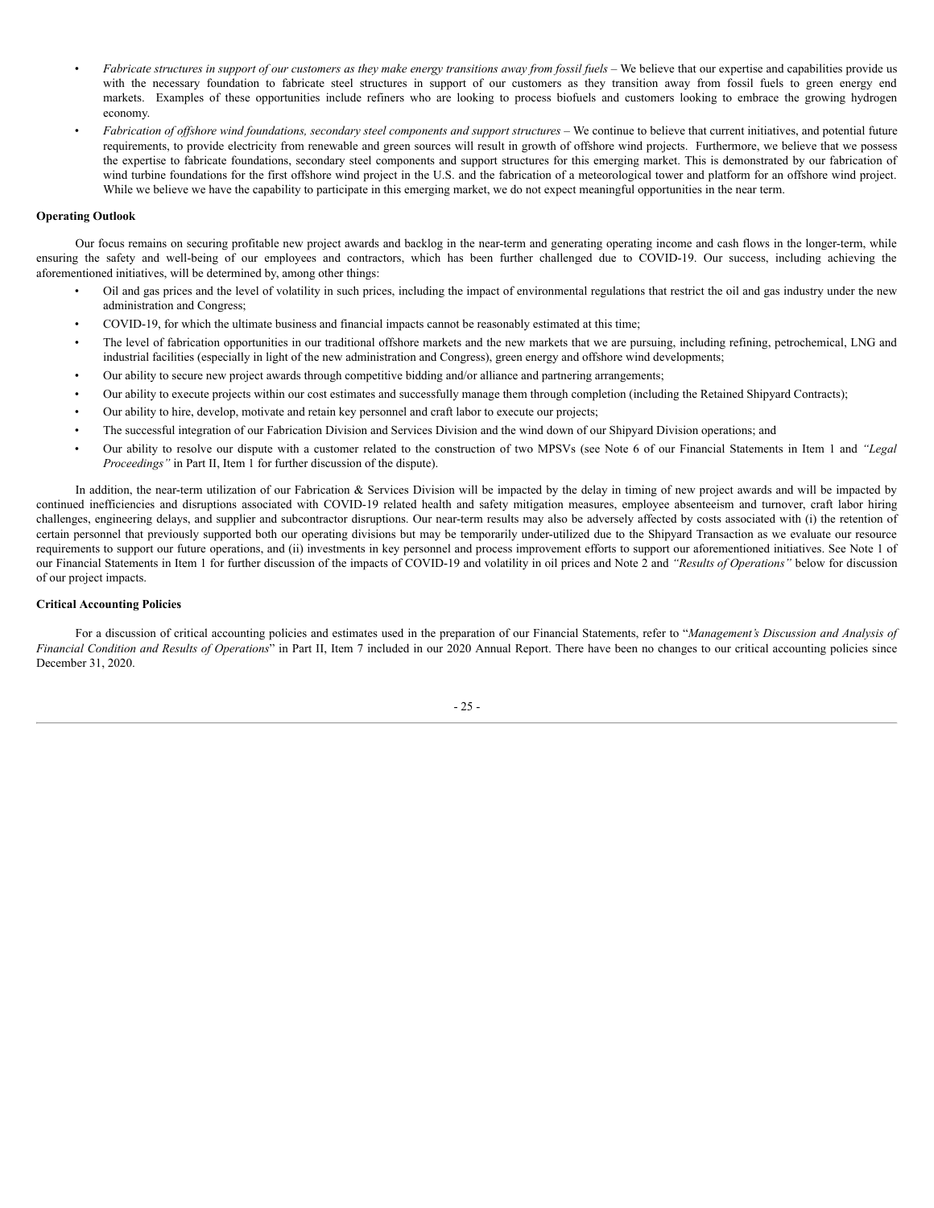- *Fabricate structures in support of our customers as they make energy transitions away from fossil fuels* – We believe that our expertise and capabilities provide us with the necessary foundation to fabricate steel structures in support of our customers as they transition away from fossil fuels to green energy end markets. Examples of these opportunities include refiners who are looking to process biofuels and customers looking to embrace the growing hydrogen economy.
- *Fabrication of offshore wind foundations, secondary steel components and support structures* – We continue to believe that current initiatives, and potential future requirements, to provide electricity from renewable and green sources will result in growth of offshore wind projects. Furthermore, we believe that we possess the expertise to fabricate foundations, secondary steel components and support structures for this emerging market. This is demonstrated by our fabrication of wind turbine foundations for the first offshore wind project in the U.S. and the fabrication of a meteorological tower and platform for an offshore wind project. While we believe we have the capability to participate in this emerging market, we do not expect meaningful opportunities in the near term.

**Operating Outlook**

Our focus remains on securing profitable new project awards and backlog in the near-term and generating operating income and cash flows in the longer-term, while ensuring the safety and well-being of our employees and contractors, which has been further challenged due to COVID-19. Our success, including achieving the aforementioned initiatives, will be determined by, among other things:

- Oil and gas prices and the level of volatility in such prices, including the impact of environmental regulations that restrict the oil and gas industry under the new administration and Congress;
- COVID-19, for which the ultimate business and financial impacts cannot be reasonably estimated at this time;
- The level of fabrication opportunities in our traditional offshore markets and the new markets that we are pursuing, including refining, petrochemical, LNG and industrial facilities (especially in light of the new administration and Congress), green energy and offshore wind developments;
- Our ability to secure new project awards through competitive bidding and/or alliance and partnering arrangements;
- Our ability to execute projects within our cost estimates and successfully manage them through completion (including the Retained Shipyard Contracts);
- Our ability to hire, develop, motivate and retain key personnel and craft labor to execute our projects;
- The successful integration of our Fabrication Division and Services Division and the wind down of our Shipyard Division operations; and
- Our ability to resolve our dispute with a customer related to the construction of two MPSVs (see Note 6 of our Financial Statements in Item 1 and *"Legal Proceedings"* in Part II, Item 1 for further discussion of the dispute).

In addition, the near-term utilization of our Fabrication & Services Division will be impacted by the delay in timing of new project awards and will be impacted by continued inefficiencies and disruptions associated with COVID-19 related health and safety mitigation measures, employee absenteeism and turnover, craft labor hiring challenges, engineering delays, and supplier and subcontractor disruptions. Our near-term results may also be adversely affected by costs associated with (i) the retention of certain personnel that previously supported both our operating divisions but may be temporarily under-utilized due to the Shipyard Transaction as we evaluate our resource requirements to support our future operations, and (ii) investments in key personnel and process improvement efforts to support our aforementioned initiatives. See Note 1 of our Financial Statements in Item 1 for further discussion of the impacts of COVID-19 and volatility in oil prices and Note 2 and *"Results of Operations"* below for discussion of our project impacts.

**Critical Accounting Policies**

For a discussion of critical accounting policies and estimates used in the preparation of our Financial Statements, refer to "*Management's Discussion and Analysis of Financial Condition and Results of Operations*" in Part II, Item 7 included in our 2020 Annual Report. There have been no changes to our critical accounting policies since December 31, 2020.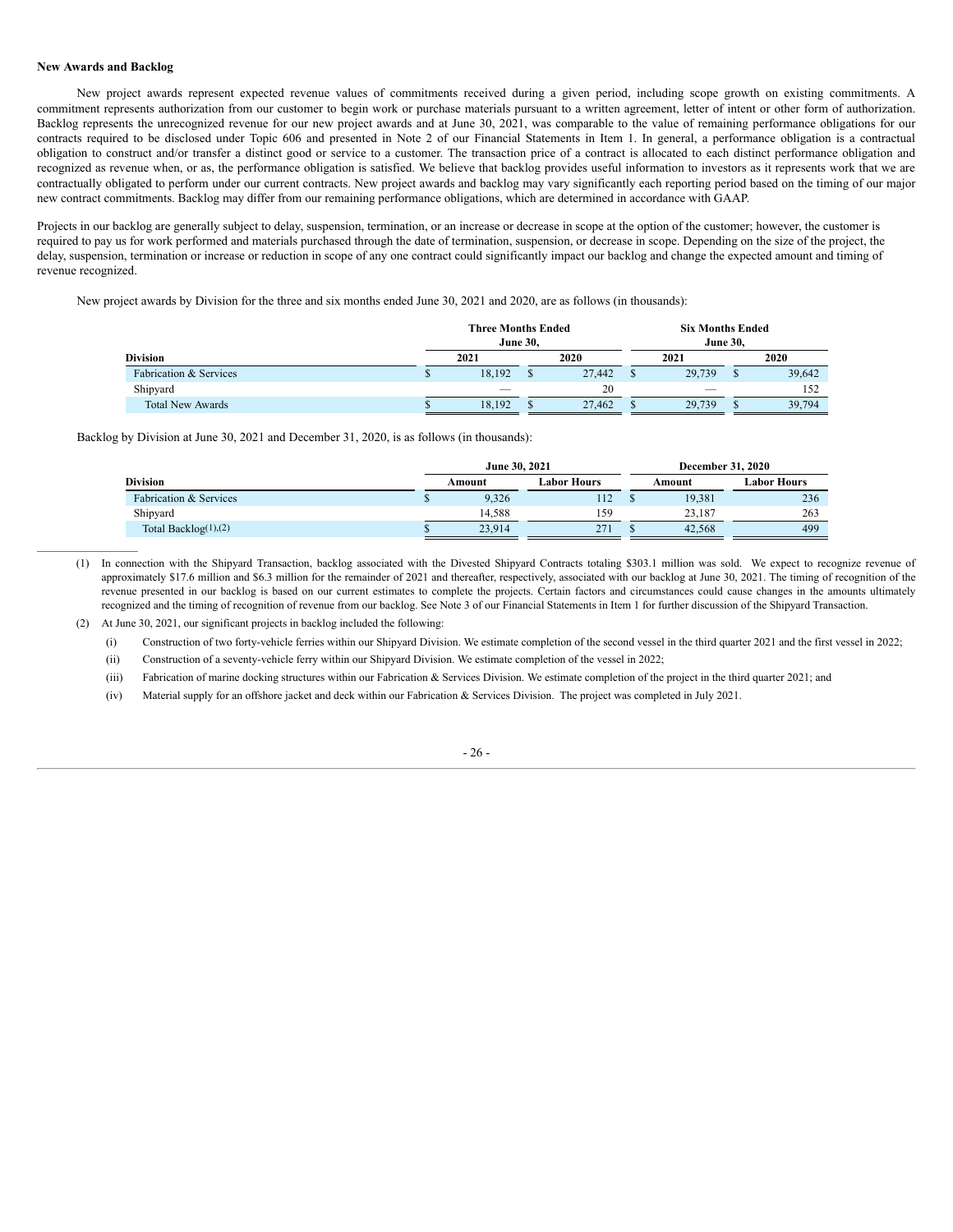**New Awards and Backlog**

New project awards represent expected revenue values of commitments received during a given period, including scope growth on existing commitments. A commitment represents authorization from our customer to begin work or purchase materials pursuant to a written agreement, letter of intent or other form of authorization. Backlog represents the unrecognized revenue for our new project awards and at June 30, 2021, was comparable to the value of remaining performance obligations for our contracts required to be disclosed under Topic 606 and presented in Note 2 of our Financial Statements in Item 1. In general, a performance obligation is a contractual obligation to construct and/or transfer a distinct good or service to a customer. The transaction price of a contract is allocated to each distinct performance obligation and recognized as revenue when, or as, the performance obligation is satisfied. We believe that backlog provides useful information to investors as it represents work that we are contractually obligated to perform under our current contracts. New project awards and backlog may vary significantly each reporting period based on the timing of our major new contract commitments. Backlog may differ from our remaining performance obligations, which are determined in accordance with GAAP.

Projects in our backlog are generally subject to delay, suspension, termination, or an increase or decrease in scope at the option of the customer; however, the customer is required to pay us for work performed and materials purchased through the date of termination, suspension, or decrease in scope. Depending on the size of the project, the delay, suspension, termination or increase or reduction in scope of any one contract could significantly impact our backlog and change the expected amount and timing of revenue recognized.

New project awards by Division for the three and six months ended June 30, 2021 and 2020, are as follows (in thousands):

| | Three Months Ended June 30, | | Six Months Ended June 30, | |
|---|---|---|---|---|
| **Division** | **2021** | **2020** | **2021** | **2020** |
| Fabrication & Services | $ 18,192 | $ 27,442 | $ 29,739 | $ 39,642 |
| Shipyard | — | 20 | — | 152 |
| Total New Awards | $ 18,192 | $ 27,462 | $ 29,739 | $ 39,794 |

Backlog by Division at June 30, 2021 and December 31, 2020, is as follows (in thousands):

| | June 30, 2021 | | December 31, 2020 | |
|---|---|---|---|---|
| **Division** | **Amount** | **Labor Hours** | **Amount** | **Labor Hours** |
| Fabrication & Services | $ 9,326 | 112 | $ 19,381 | 236 |
| Shipyard | 14,588 | 159 | 23,187 | 263 |
| Total Backlog(1),(2) | $ 23,914 | 271 | $ 42,568 | 499 |

(1) In connection with the Shipyard Transaction, backlog associated with the Divested Shipyard Contracts totaling $303.1 million was sold. We expect to recognize revenue of approximately $17.6 million and $6.3 million for the remainder of 2021 and thereafter, respectively, associated with our backlog at June 30, 2021. The timing of recognition of the revenue presented in our backlog is based on our current estimates to complete the projects. Certain factors and circumstances could cause changes in the amounts ultimately recognized and the timing of recognition of revenue from our backlog. See Note 3 of our Financial Statements in Item 1 for further discussion of the Shipyard Transaction.

(2) At June 30, 2021, our significant projects in backlog included the following:

(i) Construction of two forty-vehicle ferries within our Shipyard Division. We estimate completion of the second vessel in the third quarter 2021 and the first vessel in 2022;

(ii) Construction of a seventy-vehicle ferry within our Shipyard Division. We estimate completion of the vessel in 2022;

(iii) Fabrication of marine docking structures within our Fabrication & Services Division. We estimate completion of the project in the third quarter 2021; and

(iv) Material supply for an offshore jacket and deck within our Fabrication & Services Division. The project was completed in July 2021.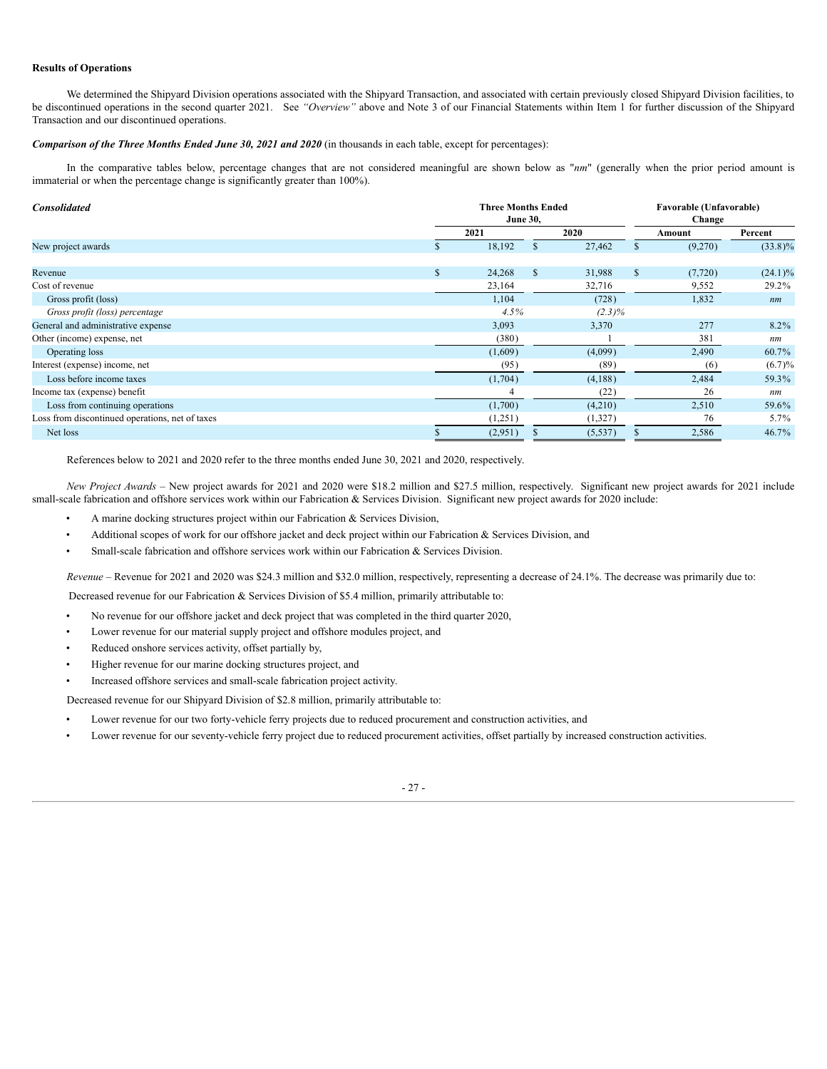**Results of Operations**

We determined the Shipyard Division operations associated with the Shipyard Transaction, and associated with certain previously closed Shipyard Division facilities, to be discontinued operations in the second quarter 2021. See *"Overview"* above and Note 3 of our Financial Statements within Item 1 for further discussion of the Shipyard Transaction and our discontinued operations.

***Comparison of the Three Months Ended June 30, 2021 and 2020*** (in thousands in each table, except for percentages):

In the comparative tables below, percentage changes that are not considered meaningful are shown below as "*nm*" (generally when the prior period amount is immaterial or when the percentage change is significantly greater than 100%).

| ***Consolidated*** | Three Months Ended June 30, | | Favorable (Unfavorable) Change | |
|---|---|---|---|---|
| | 2021 | 2020 | Amount | Percent |
| New project awards | $ 18,192 | $ 27,462 | $ (9,270) | (33.8)% |
| | | | | |
| Revenue | $ 24,268 | $ 31,988 | $ (7,720) | (24.1)% |
| Cost of revenue | 23,164 | 32,716 | 9,552 | 29.2% |
| Gross profit (loss) | 1,104 | (728) | 1,832 | *nm* |
| *Gross profit (loss) percentage* | *4.5%* | *(2.3)%* | | |
| General and administrative expense | 3,093 | 3,370 | 277 | 8.2% |
| Other (income) expense, net | (380) | 1 | 381 | *nm* |
| Operating loss | (1,609) | (4,099) | 2,490 | 60.7% |
| Interest (expense) income, net | (95) | (89) | (6) | (6.7)% |
| Loss before income taxes | (1,704) | (4,188) | 2,484 | 59.3% |
| Income tax (expense) benefit | 4 | (22) | 26 | *nm* |
| Loss from continuing operations | (1,700) | (4,210) | 2,510 | 59.6% |
| Loss from discontinued operations, net of taxes | (1,251) | (1,327) | 76 | 5.7% |
| Net loss | $ (2,951) | $ (5,537) | $ 2,586 | 46.7% |

References below to 2021 and 2020 refer to the three months ended June 30, 2021 and 2020, respectively.

*New Project Awards* – New project awards for 2021 and 2020 were $18.2 million and $27.5 million, respectively. Significant new project awards for 2021 include small-scale fabrication and offshore services work within our Fabrication & Services Division. Significant new project awards for 2020 include:

- A marine docking structures project within our Fabrication & Services Division,
- Additional scopes of work for our offshore jacket and deck project within our Fabrication & Services Division, and
- Small-scale fabrication and offshore services work within our Fabrication & Services Division.

*Revenue* – Revenue for 2021 and 2020 was $24.3 million and $32.0 million, respectively, representing a decrease of 24.1%. The decrease was primarily due to:

Decreased revenue for our Fabrication & Services Division of $5.4 million, primarily attributable to:

- No revenue for our offshore jacket and deck project that was completed in the third quarter 2020,
- Lower revenue for our material supply project and offshore modules project, and
- Reduced onshore services activity, offset partially by,
- Higher revenue for our marine docking structures project, and
- Increased offshore services and small-scale fabrication project activity.

Decreased revenue for our Shipyard Division of $2.8 million, primarily attributable to:

- Lower revenue for our two forty-vehicle ferry projects due to reduced procurement and construction activities, and
- Lower revenue for our seventy-vehicle ferry project due to reduced procurement activities, offset partially by increased construction activities.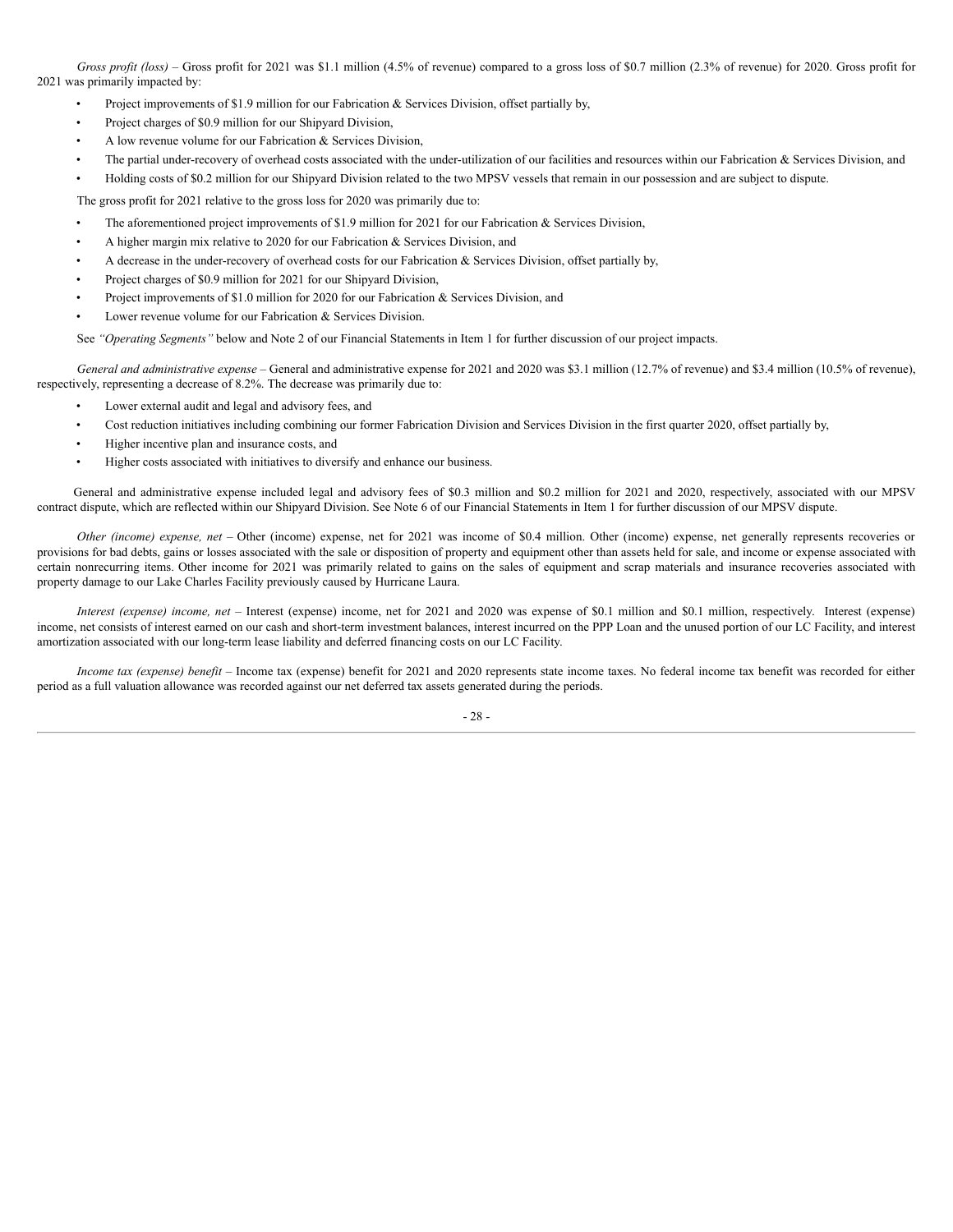*Gross profit (loss)* – Gross profit for 2021 was $1.1 million (4.5% of revenue) compared to a gross loss of $0.7 million (2.3% of revenue) for 2020. Gross profit for 2021 was primarily impacted by:

- Project improvements of $1.9 million for our Fabrication & Services Division, offset partially by,
- Project charges of $0.9 million for our Shipyard Division,
- A low revenue volume for our Fabrication & Services Division,
- The partial under-recovery of overhead costs associated with the under-utilization of our facilities and resources within our Fabrication & Services Division, and
- Holding costs of $0.2 million for our Shipyard Division related to the two MPSV vessels that remain in our possession and are subject to dispute.

The gross profit for 2021 relative to the gross loss for 2020 was primarily due to:

- The aforementioned project improvements of $1.9 million for 2021 for our Fabrication & Services Division,
- A higher margin mix relative to 2020 for our Fabrication & Services Division, and
- A decrease in the under-recovery of overhead costs for our Fabrication & Services Division, offset partially by,
- Project charges of $0.9 million for 2021 for our Shipyard Division,
- Project improvements of $1.0 million for 2020 for our Fabrication & Services Division, and
- Lower revenue volume for our Fabrication & Services Division.

See *"Operating Segments"* below and Note 2 of our Financial Statements in Item 1 for further discussion of our project impacts.

*General and administrative expense* – General and administrative expense for 2021 and 2020 was $3.1 million (12.7% of revenue) and $3.4 million (10.5% of revenue), respectively, representing a decrease of 8.2%. The decrease was primarily due to:

- Lower external audit and legal and advisory fees, and
- Cost reduction initiatives including combining our former Fabrication Division and Services Division in the first quarter 2020, offset partially by,
- Higher incentive plan and insurance costs, and
- Higher costs associated with initiatives to diversify and enhance our business.

General and administrative expense included legal and advisory fees of $0.3 million and $0.2 million for 2021 and 2020, respectively, associated with our MPSV contract dispute, which are reflected within our Shipyard Division. See Note 6 of our Financial Statements in Item 1 for further discussion of our MPSV dispute.

*Other (income) expense, net* – Other (income) expense, net for 2021 was income of $0.4 million. Other (income) expense, net generally represents recoveries or provisions for bad debts, gains or losses associated with the sale or disposition of property and equipment other than assets held for sale, and income or expense associated with certain nonrecurring items. Other income for 2021 was primarily related to gains on the sales of equipment and scrap materials and insurance recoveries associated with property damage to our Lake Charles Facility previously caused by Hurricane Laura.

*Interest (expense) income, net* – Interest (expense) income, net for 2021 and 2020 was expense of $0.1 million and $0.1 million, respectively. Interest (expense) income, net consists of interest earned on our cash and short-term investment balances, interest incurred on the PPP Loan and the unused portion of our LC Facility, and interest amortization associated with our long-term lease liability and deferred financing costs on our LC Facility.

*Income tax (expense) benefit* – Income tax (expense) benefit for 2021 and 2020 represents state income taxes. No federal income tax benefit was recorded for either period as a full valuation allowance was recorded against our net deferred tax assets generated during the periods.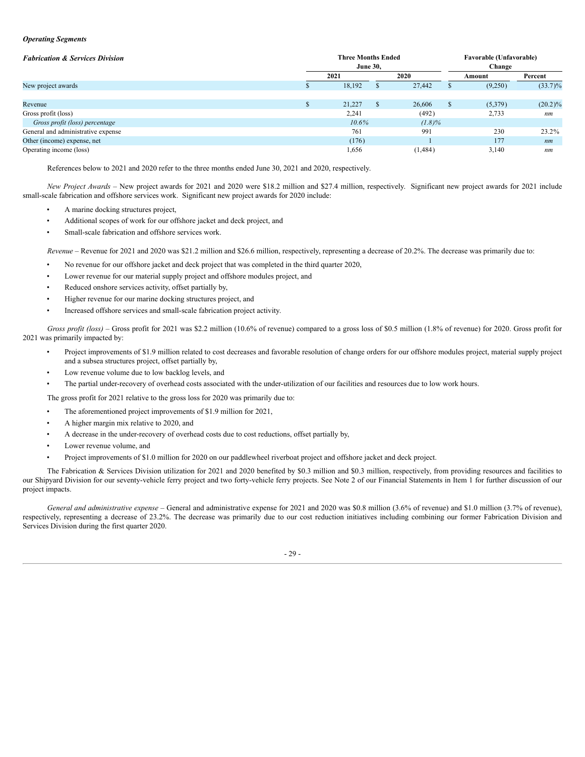***Operating Segments***

| ***Fabrication & Services Division*** | Three Months Ended June 30, | | Favorable (Unfavorable) Change | |
|---|---|---|---|---|
| | 2021 | 2020 | Amount | Percent |
| New project awards | $ 18,192 | $ 27,442 | $ (9,250) | (33.7)% |
| | | | | |
| Revenue | $ 21,227 | $ 26,606 | $ (5,379) | (20.2)% |
| Gross profit (loss) | 2,241 | (492) | 2,733 | *nm* |
| *Gross profit (loss) percentage* | *10.6%* | *(1.8)%* | | |
| General and administrative expense | 761 | 991 | 230 | 23.2% |
| Other (income) expense, net | (176) | 1 | 177 | *nm* |
| Operating income (loss) | 1,656 | (1,484) | 3,140 | *nm* |

References below to 2021 and 2020 refer to the three months ended June 30, 2021 and 2020, respectively.

*New Project Awards* – New project awards for 2021 and 2020 were $18.2 million and $27.4 million, respectively. Significant new project awards for 2021 include small-scale fabrication and offshore services work. Significant new project awards for 2020 include:

- A marine docking structures project,
- Additional scopes of work for our offshore jacket and deck project, and
- Small-scale fabrication and offshore services work.

*Revenue* – Revenue for 2021 and 2020 was $21.2 million and $26.6 million, respectively, representing a decrease of 20.2%. The decrease was primarily due to:

- No revenue for our offshore jacket and deck project that was completed in the third quarter 2020,
- Lower revenue for our material supply project and offshore modules project, and
- Reduced onshore services activity, offset partially by,
- Higher revenue for our marine docking structures project, and
- Increased offshore services and small-scale fabrication project activity.

*Gross profit (loss)* – Gross profit for 2021 was $2.2 million (10.6% of revenue) compared to a gross loss of $0.5 million (1.8% of revenue) for 2020. Gross profit for 2021 was primarily impacted by:

- Project improvements of $1.9 million related to cost decreases and favorable resolution of change orders for our offshore modules project, material supply project and a subsea structures project, offset partially by,
- Low revenue volume due to low backlog levels, and
- The partial under-recovery of overhead costs associated with the under-utilization of our facilities and resources due to low work hours.

The gross profit for 2021 relative to the gross loss for 2020 was primarily due to:

- The aforementioned project improvements of $1.9 million for 2021,
- A higher margin mix relative to 2020, and
- A decrease in the under-recovery of overhead costs due to cost reductions, offset partially by,
- Lower revenue volume, and
- Project improvements of $1.0 million for 2020 on our paddlewheel riverboat project and offshore jacket and deck project.

The Fabrication & Services Division utilization for 2021 and 2020 benefited by $0.3 million and $0.3 million, respectively, from providing resources and facilities to our Shipyard Division for our seventy-vehicle ferry project and two forty-vehicle ferry projects. See Note 2 of our Financial Statements in Item 1 for further discussion of our project impacts.

*General and administrative expense* – General and administrative expense for 2021 and 2020 was $0.8 million (3.6% of revenue) and $1.0 million (3.7% of revenue), respectively, representing a decrease of 23.2%. The decrease was primarily due to our cost reduction initiatives including combining our former Fabrication Division and Services Division during the first quarter 2020.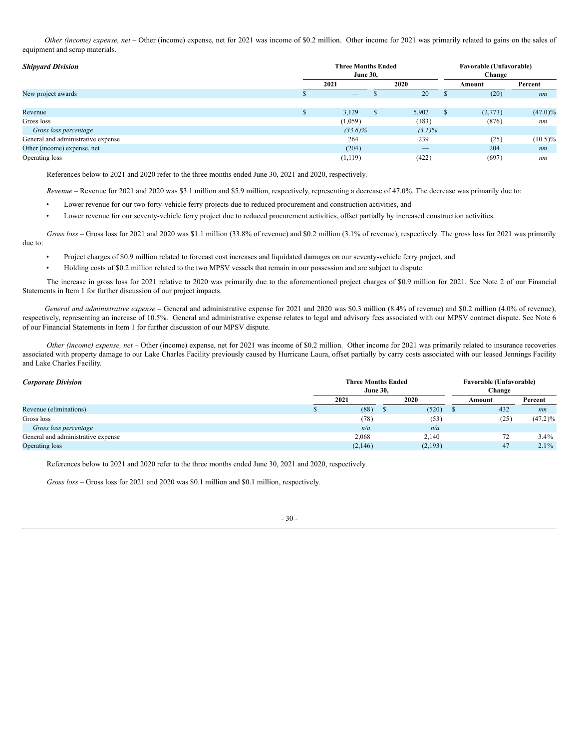*Other (income) expense, net* – Other (income) expense, net for 2021 was income of $0.2 million. Other income for 2021 was primarily related to gains on the sales of equipment and scrap materials.

| ***Shipyard Division*** | Three Months Ended June 30, | | Favorable (Unfavorable) Change | |
|---|---|---|---|---|
| | 2021 | 2020 | Amount | Percent |
| New project awards | $ — | $ 20 | $ (20) | *nm* |
| | | | | |
| Revenue | $ 3,129 | $ 5,902 | $ (2,773) | (47.0)% |
| Gross loss | (1,059) | (183) | (876) | *nm* |
| *Gross loss percentage* | *(33.8)%* | *(3.1)%* | | |
| General and administrative expense | 264 | 239 | (25) | (10.5)% |
| Other (income) expense, net | (204) | — | 204 | *nm* |
| Operating loss | (1,119) | (422) | (697) | *nm* |

References below to 2021 and 2020 refer to the three months ended June 30, 2021 and 2020, respectively.

*Revenue* – Revenue for 2021 and 2020 was $3.1 million and $5.9 million, respectively, representing a decrease of 47.0%. The decrease was primarily due to:

- Lower revenue for our two forty-vehicle ferry projects due to reduced procurement and construction activities, and
- Lower revenue for our seventy-vehicle ferry project due to reduced procurement activities, offset partially by increased construction activities.

*Gross loss* – Gross loss for 2021 and 2020 was $1.1 million (33.8% of revenue) and $0.2 million (3.1% of revenue), respectively. The gross loss for 2021 was primarily due to:

- Project charges of $0.9 million related to forecast cost increases and liquidated damages on our seventy-vehicle ferry project, and
- Holding costs of $0.2 million related to the two MPSV vessels that remain in our possession and are subject to dispute.

The increase in gross loss for 2021 relative to 2020 was primarily due to the aforementioned project charges of $0.9 million for 2021. See Note 2 of our Financial Statements in Item 1 for further discussion of our project impacts.

*General and administrative expense* – General and administrative expense for 2021 and 2020 was $0.3 million (8.4% of revenue) and $0.2 million (4.0% of revenue), respectively, representing an increase of 10.5%. General and administrative expense relates to legal and advisory fees associated with our MPSV contract dispute. See Note 6 of our Financial Statements in Item 1 for further discussion of our MPSV dispute.

*Other (income) expense, net* – Other (income) expense, net for 2021 was income of $0.2 million. Other income for 2021 was primarily related to insurance recoveries associated with property damage to our Lake Charles Facility previously caused by Hurricane Laura, offset partially by carry costs associated with our leased Jennings Facility and Lake Charles Facility.

| ***Corporate Division*** | Three Months Ended June 30, | | Favorable (Unfavorable) Change | |
|---|---|---|---|---|
| | 2021 | 2020 | Amount | Percent |
| Revenue (eliminations) | $ (88) | $ (520) | $ 432 | *nm* |
| Gross loss | (78) | (53) | (25) | (47.2)% |
| *Gross loss percentage* | *n/a* | *n/a* | | |
| General and administrative expense | 2,068 | 2,140 | 72 | 3.4% |
| Operating loss | (2,146) | (2,193) | 47 | 2.1% |

References below to 2021 and 2020 refer to the three months ended June 30, 2021 and 2020, respectively.

*Gross loss* – Gross loss for 2021 and 2020 was $0.1 million and $0.1 million, respectively.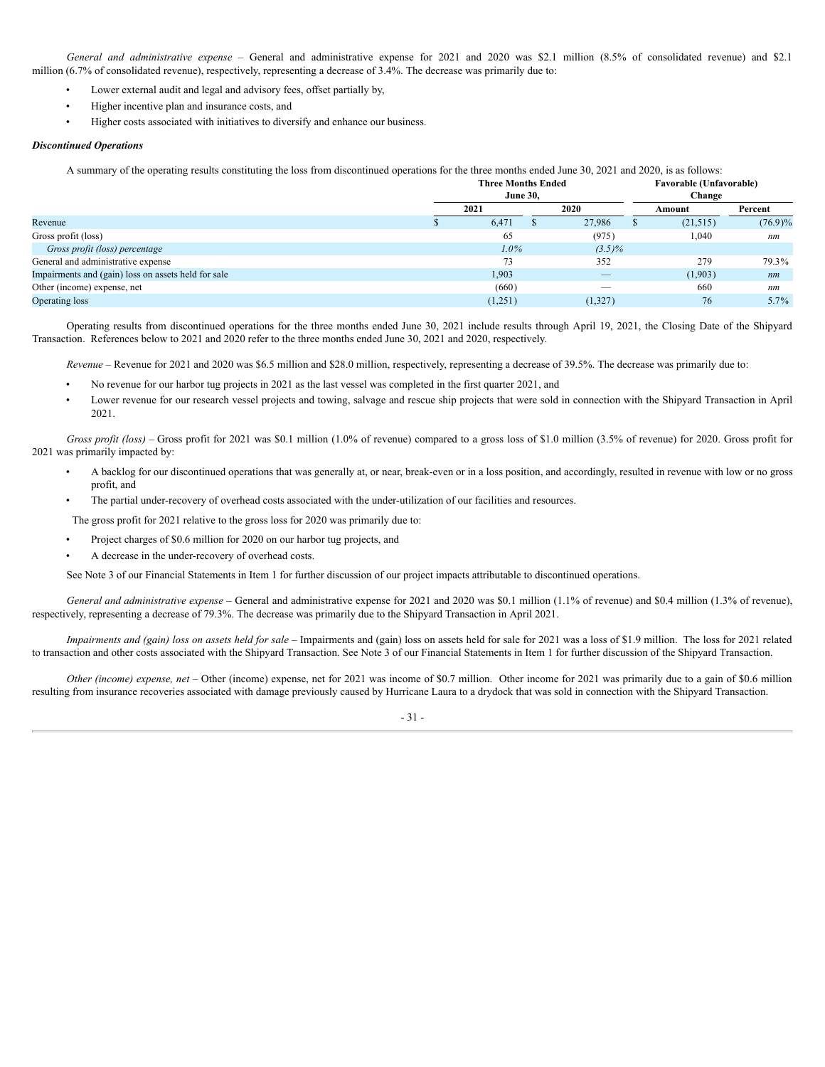*General and administrative expense* – General and administrative expense for 2021 and 2020 was $2.1 million (8.5% of consolidated revenue) and $2.1 million (6.7% of consolidated revenue), respectively, representing a decrease of 3.4%. The decrease was primarily due to:

- Lower external audit and legal and advisory fees, offset partially by,
- Higher incentive plan and insurance costs, and
- Higher costs associated with initiatives to diversify and enhance our business.

***Discontinued Operations***

A summary of the operating results constituting the loss from discontinued operations for the three months ended June 30, 2021 and 2020, is as follows:

| | Three Months Ended June 30, | | Favorable (Unfavorable) Change | |
|---|---|---|---|---|
| | 2021 | 2020 | Amount | Percent |
| Revenue | $ 6,471 | $ 27,986 | $ (21,515) | (76.9)% |
| Gross profit (loss) | 65 | (975) | 1,040 | *nm* |
| *Gross profit (loss) percentage* | *1.0%* | *(3.5)%* | | |
| General and administrative expense | 73 | 352 | 279 | 79.3% |
| Impairments and (gain) loss on assets held for sale | 1,903 | — | (1,903) | *nm* |
| Other (income) expense, net | (660) | — | 660 | *nm* |
| Operating loss | (1,251) | (1,327) | 76 | 5.7% |

Operating results from discontinued operations for the three months ended June 30, 2021 include results through April 19, 2021, the Closing Date of the Shipyard Transaction. References below to 2021 and 2020 refer to the three months ended June 30, 2021 and 2020, respectively.

*Revenue* – Revenue for 2021 and 2020 was $6.5 million and $28.0 million, respectively, representing a decrease of 39.5%. The decrease was primarily due to:

- No revenue for our harbor tug projects in 2021 as the last vessel was completed in the first quarter 2021, and
- Lower revenue for our research vessel projects and towing, salvage and rescue ship projects that were sold in connection with the Shipyard Transaction in April 2021.

*Gross profit (loss)* – Gross profit for 2021 was $0.1 million (1.0% of revenue) compared to a gross loss of $1.0 million (3.5% of revenue) for 2020. Gross profit for 2021 was primarily impacted by:

- A backlog for our discontinued operations that was generally at, or near, break-even or in a loss position, and accordingly, resulted in revenue with low or no gross profit, and
- The partial under-recovery of overhead costs associated with the under-utilization of our facilities and resources.

The gross profit for 2021 relative to the gross loss for 2020 was primarily due to:

- Project charges of $0.6 million for 2020 on our harbor tug projects, and
- A decrease in the under-recovery of overhead costs.

See Note 3 of our Financial Statements in Item 1 for further discussion of our project impacts attributable to discontinued operations.

*General and administrative expense* – General and administrative expense for 2021 and 2020 was $0.1 million (1.1% of revenue) and $0.4 million (1.3% of revenue), respectively, representing a decrease of 79.3%. The decrease was primarily due to the Shipyard Transaction in April 2021.

*Impairments and (gain) loss on assets held for sale* – Impairments and (gain) loss on assets held for sale for 2021 was a loss of $1.9 million. The loss for 2021 related to transaction and other costs associated with the Shipyard Transaction. See Note 3 of our Financial Statements in Item 1 for further discussion of the Shipyard Transaction.

*Other (income) expense, net* – Other (income) expense, net for 2021 was income of $0.7 million. Other income for 2021 was primarily due to a gain of $0.6 million resulting from insurance recoveries associated with damage previously caused by Hurricane Laura to a drydock that was sold in connection with the Shipyard Transaction.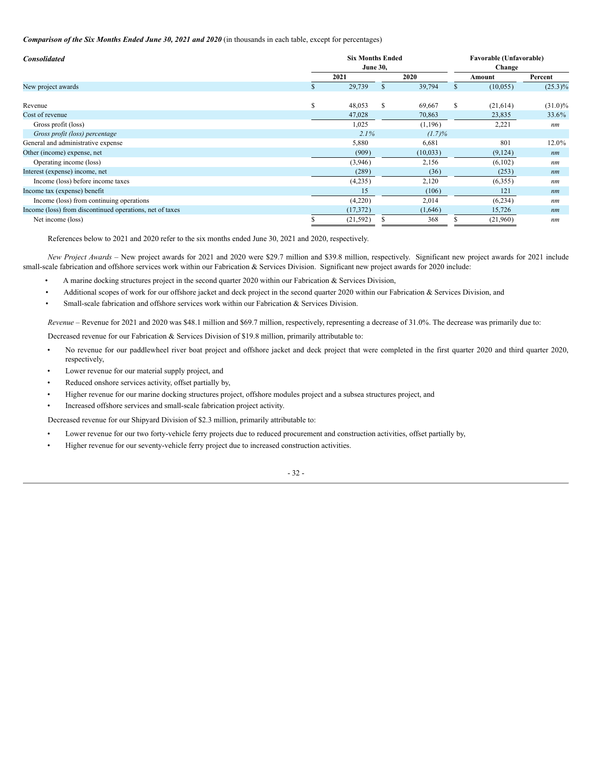***Comparison of the Six Months Ended June 30, 2021 and 2020*** (in thousands in each table, except for percentages)

| ***Consolidated*** | **Six Months Ended June 30,** | | **Favorable (Unfavorable) Change** | |
|---|---|---|---|---|
| | **2021** | **2020** | **Amount** | **Percent** |
| New project awards | $ 29,739 | $ 39,794 | $ (10,055) | (25.3)% |
| | | | | |
| Revenue | $ 48,053 | $ 69,667 | $ (21,614) | (31.0)% |
| Cost of revenue | 47,028 | 70,863 | 23,835 | 33.6% |
| Gross profit (loss) | 1,025 | (1,196) | 2,221 | *nm* |
| *Gross profit (loss) percentage* | *2.1%* | *(1.7)%* | | |
| General and administrative expense | 5,880 | 6,681 | 801 | 12.0% |
| Other (income) expense, net | (909) | (10,033) | (9,124) | *nm* |
| Operating income (loss) | (3,946) | 2,156 | (6,102) | *nm* |
| Interest (expense) income, net | (289) | (36) | (253) | *nm* |
| Income (loss) before income taxes | (4,235) | 2,120 | (6,355) | *nm* |
| Income tax (expense) benefit | 15 | (106) | 121 | *nm* |
| Income (loss) from continuing operations | (4,220) | 2,014 | (6,234) | *nm* |
| Income (loss) from discontinued operations, net of taxes | (17,372) | (1,646) | 15,726 | *nm* |
| Net income (loss) | $ (21,592) | $ 368 | $ (21,960) | *nm* |

References below to 2021 and 2020 refer to the six months ended June 30, 2021 and 2020, respectively.

*New Project Awards* – New project awards for 2021 and 2020 were $29.7 million and $39.8 million, respectively. Significant new project awards for 2021 include small-scale fabrication and offshore services work within our Fabrication & Services Division. Significant new project awards for 2020 include:

- A marine docking structures project in the second quarter 2020 within our Fabrication & Services Division,
- Additional scopes of work for our offshore jacket and deck project in the second quarter 2020 within our Fabrication & Services Division, and
- Small-scale fabrication and offshore services work within our Fabrication & Services Division.

*Revenue* – Revenue for 2021 and 2020 was $48.1 million and $69.7 million, respectively, representing a decrease of 31.0%. The decrease was primarily due to:

Decreased revenue for our Fabrication & Services Division of $19.8 million, primarily attributable to:

- No revenue for our paddlewheel river boat project and offshore jacket and deck project that were completed in the first quarter 2020 and third quarter 2020, respectively,
- Lower revenue for our material supply project, and
- Reduced onshore services activity, offset partially by,
- Higher revenue for our marine docking structures project, offshore modules project and a subsea structures project, and
- Increased offshore services and small-scale fabrication project activity.

Decreased revenue for our Shipyard Division of $2.3 million, primarily attributable to:

- Lower revenue for our two forty-vehicle ferry projects due to reduced procurement and construction activities, offset partially by,
- Higher revenue for our seventy-vehicle ferry project due to increased construction activities.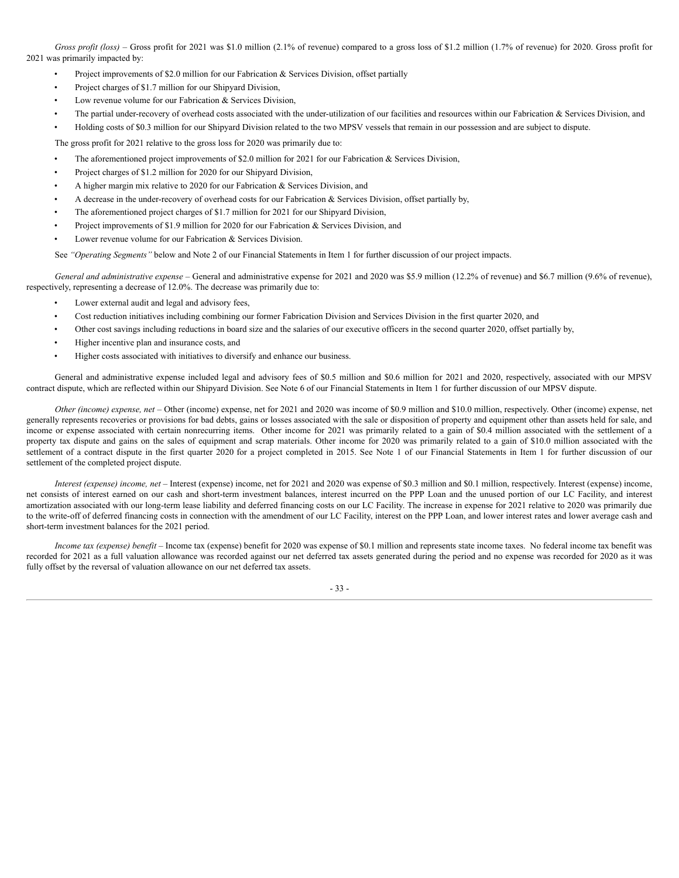*Gross profit (loss)* – Gross profit for 2021 was $1.0 million (2.1% of revenue) compared to a gross loss of $1.2 million (1.7% of revenue) for 2020. Gross profit for 2021 was primarily impacted by:

- Project improvements of $2.0 million for our Fabrication & Services Division, offset partially
- Project charges of $1.7 million for our Shipyard Division,
- Low revenue volume for our Fabrication & Services Division,
- The partial under-recovery of overhead costs associated with the under-utilization of our facilities and resources within our Fabrication & Services Division, and
- Holding costs of $0.3 million for our Shipyard Division related to the two MPSV vessels that remain in our possession and are subject to dispute.

The gross profit for 2021 relative to the gross loss for 2020 was primarily due to:

- The aforementioned project improvements of $2.0 million for 2021 for our Fabrication & Services Division,
- Project charges of $1.2 million for 2020 for our Shipyard Division,
- A higher margin mix relative to 2020 for our Fabrication & Services Division, and
- A decrease in the under-recovery of overhead costs for our Fabrication & Services Division, offset partially by,
- The aforementioned project charges of $1.7 million for 2021 for our Shipyard Division,
- Project improvements of $1.9 million for 2020 for our Fabrication & Services Division, and
- Lower revenue volume for our Fabrication & Services Division.

See *"Operating Segments"* below and Note 2 of our Financial Statements in Item 1 for further discussion of our project impacts.

*General and administrative expense* – General and administrative expense for 2021 and 2020 was $5.9 million (12.2% of revenue) and $6.7 million (9.6% of revenue), respectively, representing a decrease of 12.0%. The decrease was primarily due to:

- Lower external audit and legal and advisory fees,
- Cost reduction initiatives including combining our former Fabrication Division and Services Division in the first quarter 2020, and
- Other cost savings including reductions in board size and the salaries of our executive officers in the second quarter 2020, offset partially by,
- Higher incentive plan and insurance costs, and
- Higher costs associated with initiatives to diversify and enhance our business.

General and administrative expense included legal and advisory fees of $0.5 million and $0.6 million for 2021 and 2020, respectively, associated with our MPSV contract dispute, which are reflected within our Shipyard Division. See Note 6 of our Financial Statements in Item 1 for further discussion of our MPSV dispute.

*Other (income) expense, net* – Other (income) expense, net for 2021 and 2020 was income of $0.9 million and $10.0 million, respectively. Other (income) expense, net generally represents recoveries or provisions for bad debts, gains or losses associated with the sale or disposition of property and equipment other than assets held for sale, and income or expense associated with certain nonrecurring items. Other income for 2021 was primarily related to a gain of $0.4 million associated with the settlement of a property tax dispute and gains on the sales of equipment and scrap materials. Other income for 2020 was primarily related to a gain of $10.0 million associated with the settlement of a contract dispute in the first quarter 2020 for a project completed in 2015. See Note 1 of our Financial Statements in Item 1 for further discussion of our settlement of the completed project dispute.

*Interest (expense) income, net* – Interest (expense) income, net for 2021 and 2020 was expense of $0.3 million and $0.1 million, respectively. Interest (expense) income, net consists of interest earned on our cash and short-term investment balances, interest incurred on the PPP Loan and the unused portion of our LC Facility, and interest amortization associated with our long-term lease liability and deferred financing costs on our LC Facility. The increase in expense for 2021 relative to 2020 was primarily due to the write-off of deferred financing costs in connection with the amendment of our LC Facility, interest on the PPP Loan, and lower interest rates and lower average cash and short-term investment balances for the 2021 period.

*Income tax (expense) benefit* – Income tax (expense) benefit for 2020 was expense of $0.1 million and represents state income taxes. No federal income tax benefit was recorded for 2021 as a full valuation allowance was recorded against our net deferred tax assets generated during the period and no expense was recorded for 2020 as it was fully offset by the reversal of valuation allowance on our net deferred tax assets.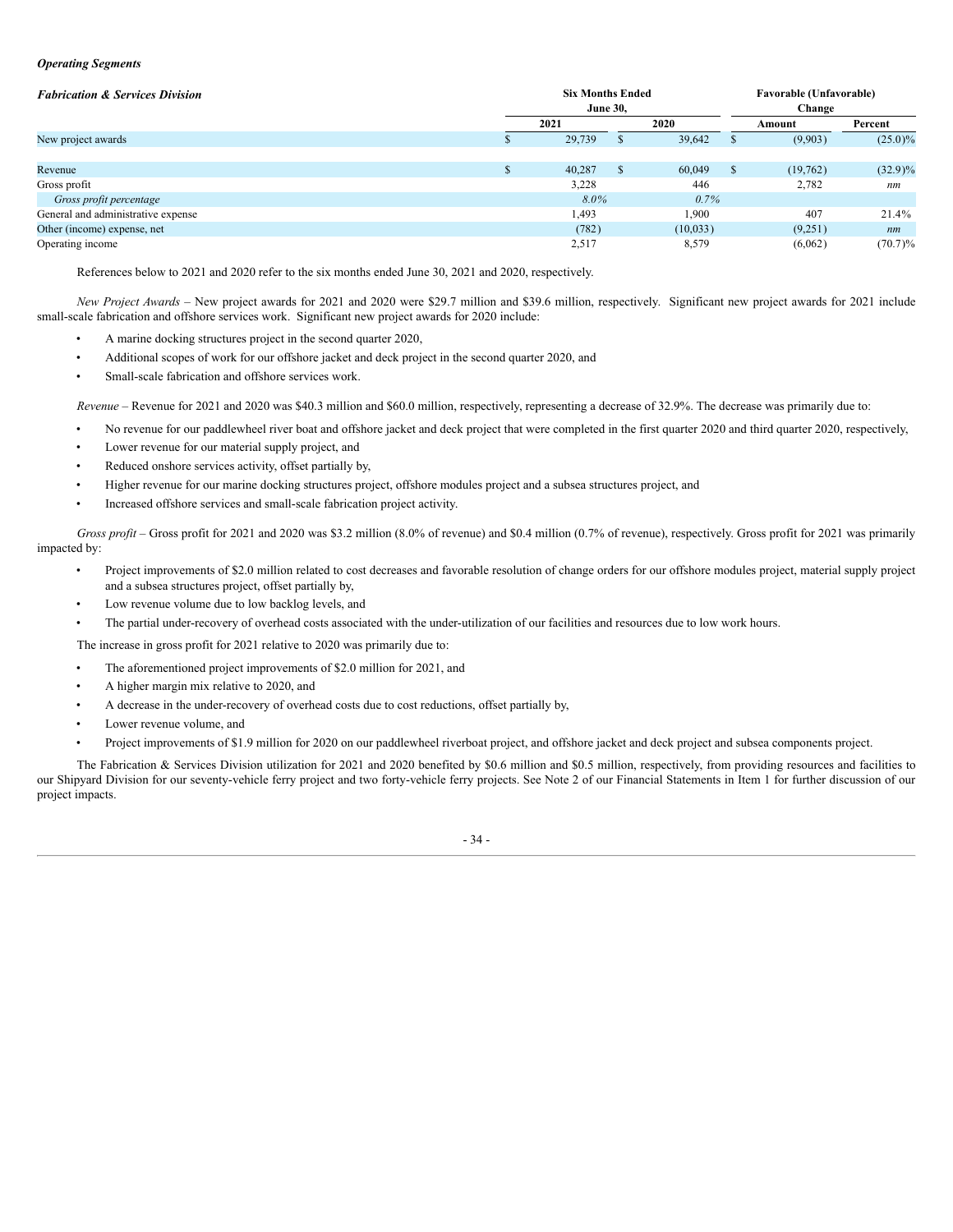***Operating Segments***

| ***Fabrication & Services Division*** | **Six Months Ended June 30,** | | **Favorable (Unfavorable) Change** | |
|---|---|---|---|---|
| | **2021** | **2020** | **Amount** | **Percent** |
| New project awards | $ 29,739 | $ 39,642 | $ (9,903) | (25.0)% |
| | | | | |
| Revenue | $ 40,287 | $ 60,049 | $ (19,762) | (32.9)% |
| Gross profit | 3,228 | 446 | 2,782 | *nm* |
| *Gross profit percentage* | *8.0%* | *0.7%* | | |
| General and administrative expense | 1,493 | 1,900 | 407 | 21.4% |
| Other (income) expense, net | (782) | (10,033) | (9,251) | *nm* |
| Operating income | 2,517 | 8,579 | (6,062) | (70.7)% |

References below to 2021 and 2020 refer to the six months ended June 30, 2021 and 2020, respectively.

*New Project Awards* – New project awards for 2021 and 2020 were $29.7 million and $39.6 million, respectively. Significant new project awards for 2021 include small-scale fabrication and offshore services work. Significant new project awards for 2020 include:

- A marine docking structures project in the second quarter 2020,
- Additional scopes of work for our offshore jacket and deck project in the second quarter 2020, and
- Small-scale fabrication and offshore services work.

*Revenue* – Revenue for 2021 and 2020 was $40.3 million and $60.0 million, respectively, representing a decrease of 32.9%. The decrease was primarily due to:

- No revenue for our paddlewheel river boat and offshore jacket and deck project that were completed in the first quarter 2020 and third quarter 2020, respectively,
- Lower revenue for our material supply project, and
- Reduced onshore services activity, offset partially by,
- Higher revenue for our marine docking structures project, offshore modules project and a subsea structures project, and
- Increased offshore services and small-scale fabrication project activity.

*Gross profit* – Gross profit for 2021 and 2020 was $3.2 million (8.0% of revenue) and $0.4 million (0.7% of revenue), respectively. Gross profit for 2021 was primarily impacted by:

- Project improvements of $2.0 million related to cost decreases and favorable resolution of change orders for our offshore modules project, material supply project and a subsea structures project, offset partially by,
- Low revenue volume due to low backlog levels, and
- The partial under-recovery of overhead costs associated with the under-utilization of our facilities and resources due to low work hours.

The increase in gross profit for 2021 relative to 2020 was primarily due to:

- The aforementioned project improvements of $2.0 million for 2021, and
- A higher margin mix relative to 2020, and
- A decrease in the under-recovery of overhead costs due to cost reductions, offset partially by,
- Lower revenue volume, and
- Project improvements of $1.9 million for 2020 on our paddlewheel riverboat project, and offshore jacket and deck project and subsea components project.

The Fabrication & Services Division utilization for 2021 and 2020 benefited by $0.6 million and $0.5 million, respectively, from providing resources and facilities to our Shipyard Division for our seventy-vehicle ferry project and two forty-vehicle ferry projects. See Note 2 of our Financial Statements in Item 1 for further discussion of our project impacts.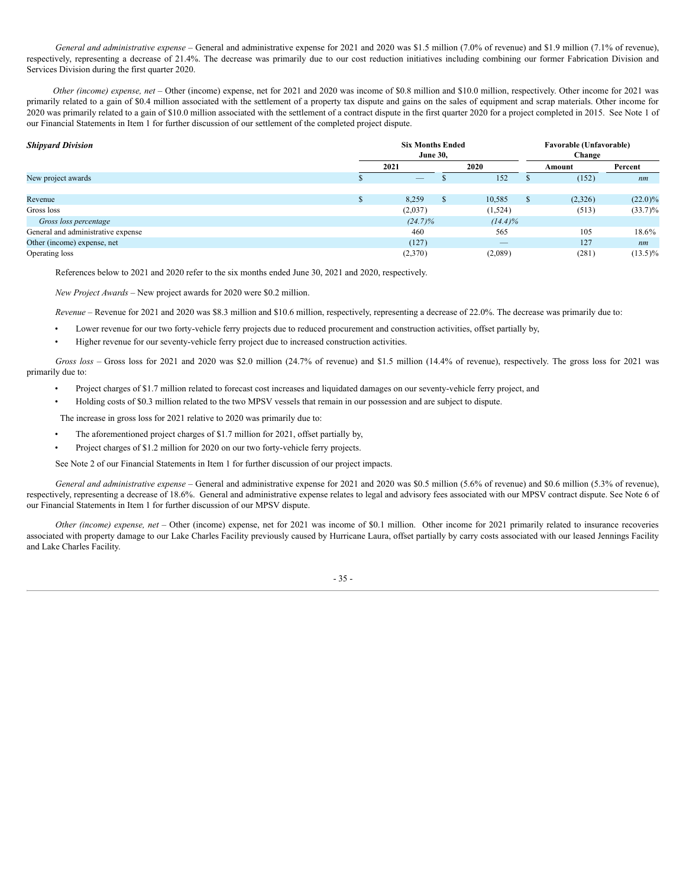*General and administrative expense* – General and administrative expense for 2021 and 2020 was $1.5 million (7.0% of revenue) and $1.9 million (7.1% of revenue), respectively, representing a decrease of 21.4%. The decrease was primarily due to our cost reduction initiatives including combining our former Fabrication Division and Services Division during the first quarter 2020.

*Other (income) expense, net* – Other (income) expense, net for 2021 and 2020 was income of $0.8 million and $10.0 million, respectively. Other income for 2021 was primarily related to a gain of $0.4 million associated with the settlement of a property tax dispute and gains on the sales of equipment and scrap materials. Other income for 2020 was primarily related to a gain of $10.0 million associated with the settlement of a contract dispute in the first quarter 2020 for a project completed in 2015. See Note 1 of our Financial Statements in Item 1 for further discussion of our settlement of the completed project dispute.

| ***Shipyard Division*** | Six Months Ended June 30, | | Favorable (Unfavorable) Change | |
|---|---|---|---|---|
| | 2021 | 2020 | Amount | Percent |
| New project awards | $ — | $ 152 | $ (152) | *nm* |
| Revenue | $ 8,259 | $ 10,585 | $ (2,326) | (22.0)% |
| Gross loss | (2,037) | (1,524) | (513) | (33.7)% |
| *Gross loss percentage* | *(24.7)%* | *(14.4)%* | | |
| General and administrative expense | 460 | 565 | 105 | 18.6% |
| Other (income) expense, net | (127) | — | 127 | *nm* |
| Operating loss | (2,370) | (2,089) | (281) | (13.5)% |

References below to 2021 and 2020 refer to the six months ended June 30, 2021 and 2020, respectively.

*New Project Awards* – New project awards for 2020 were $0.2 million.

*Revenue* – Revenue for 2021 and 2020 was $8.3 million and $10.6 million, respectively, representing a decrease of 22.0%. The decrease was primarily due to:

- Lower revenue for our two forty-vehicle ferry projects due to reduced procurement and construction activities, offset partially by,
- Higher revenue for our seventy-vehicle ferry project due to increased construction activities.

*Gross loss* – Gross loss for 2021 and 2020 was $2.0 million (24.7% of revenue) and $1.5 million (14.4% of revenue), respectively. The gross loss for 2021 was primarily due to:

- Project charges of $1.7 million related to forecast cost increases and liquidated damages on our seventy-vehicle ferry project, and
- Holding costs of $0.3 million related to the two MPSV vessels that remain in our possession and are subject to dispute.

The increase in gross loss for 2021 relative to 2020 was primarily due to:

- The aforementioned project charges of $1.7 million for 2021, offset partially by,
- Project charges of $1.2 million for 2020 on our two forty-vehicle ferry projects.

See Note 2 of our Financial Statements in Item 1 for further discussion of our project impacts.

*General and administrative expense* – General and administrative expense for 2021 and 2020 was $0.5 million (5.6% of revenue) and $0.6 million (5.3% of revenue), respectively, representing a decrease of 18.6%. General and administrative expense relates to legal and advisory fees associated with our MPSV contract dispute. See Note 6 of our Financial Statements in Item 1 for further discussion of our MPSV dispute.

*Other (income) expense, net* – Other (income) expense, net for 2021 was income of $0.1 million. Other income for 2021 primarily related to insurance recoveries associated with property damage to our Lake Charles Facility previously caused by Hurricane Laura, offset partially by carry costs associated with our leased Jennings Facility and Lake Charles Facility.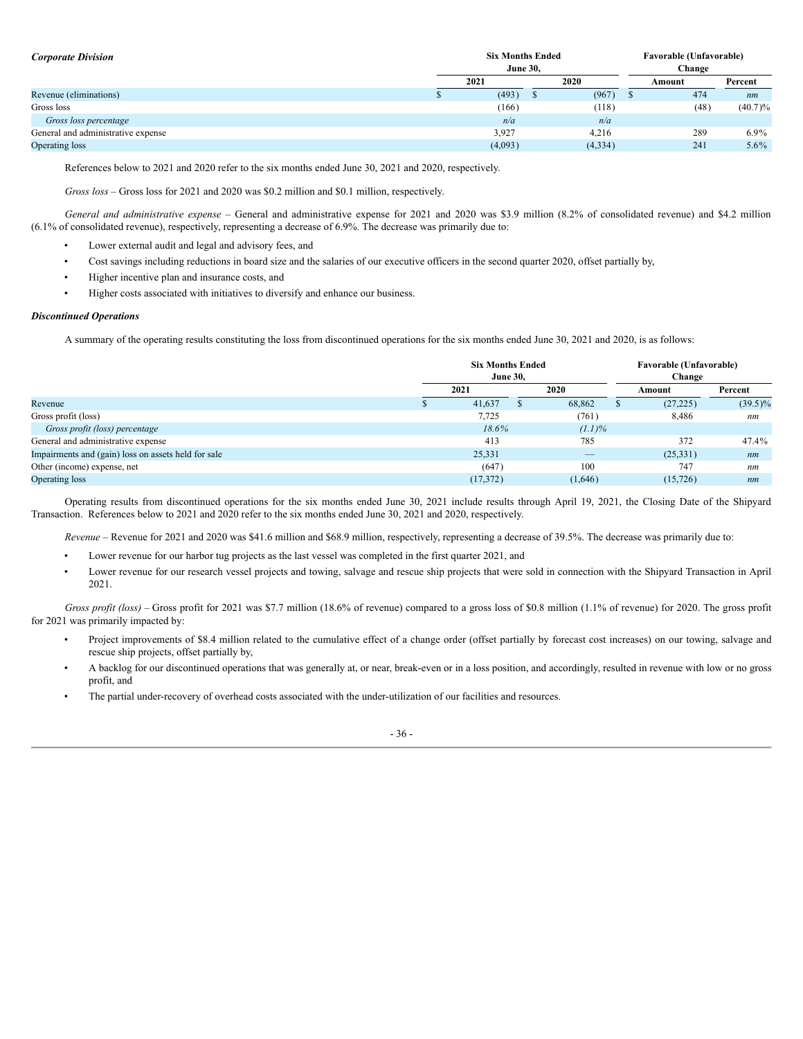***Corporate Division***

| | Six Months Ended June 30, | | Favorable (Unfavorable) Change | |
|---|---|---|---|---|
| | 2021 | 2020 | Amount | Percent |
| Revenue (eliminations) | $ (493) | $ (967) | $ 474 | *nm* |
| Gross loss | (166) | (118) | (48) | (40.7)% |
| *Gross loss percentage* | *n/a* | *n/a* | | |
| General and administrative expense | 3,927 | 4,216 | 289 | 6.9% |
| Operating loss | (4,093) | (4,334) | 241 | 5.6% |

References below to 2021 and 2020 refer to the six months ended June 30, 2021 and 2020, respectively.

*Gross loss* – Gross loss for 2021 and 2020 was $0.2 million and $0.1 million, respectively.

*General and administrative expense* – General and administrative expense for 2021 and 2020 was $3.9 million (8.2% of consolidated revenue) and $4.2 million (6.1% of consolidated revenue), respectively, representing a decrease of 6.9%. The decrease was primarily due to:

- Lower external audit and legal and advisory fees, and
- Cost savings including reductions in board size and the salaries of our executive officers in the second quarter 2020, offset partially by,
- Higher incentive plan and insurance costs, and
- Higher costs associated with initiatives to diversify and enhance our business.

***Discontinued Operations***

A summary of the operating results constituting the loss from discontinued operations for the six months ended June 30, 2021 and 2020, is as follows:

| | Six Months Ended June 30, | | Favorable (Unfavorable) Change | |
|---|---|---|---|---|
| | 2021 | 2020 | Amount | Percent |
| Revenue | $ 41,637 | $ 68,862 | $ (27,225) | (39.5)% |
| Gross profit (loss) | 7,725 | (761) | 8,486 | *nm* |
| *Gross profit (loss) percentage* | *18.6%* | *(1.1)%* | | |
| General and administrative expense | 413 | 785 | 372 | 47.4% |
| Impairments and (gain) loss on assets held for sale | 25,331 | — | (25,331) | *nm* |
| Other (income) expense, net | (647) | 100 | 747 | *nm* |
| Operating loss | (17,372) | (1,646) | (15,726) | *nm* |

Operating results from discontinued operations for the six months ended June 30, 2021 include results through April 19, 2021, the Closing Date of the Shipyard Transaction. References below to 2021 and 2020 refer to the six months ended June 30, 2021 and 2020, respectively.

*Revenue* – Revenue for 2021 and 2020 was $41.6 million and $68.9 million, respectively, representing a decrease of 39.5%. The decrease was primarily due to:

- Lower revenue for our harbor tug projects as the last vessel was completed in the first quarter 2021, and
- Lower revenue for our research vessel projects and towing, salvage and rescue ship projects that were sold in connection with the Shipyard Transaction in April 2021.

*Gross profit (loss)* – Gross profit for 2021 was $7.7 million (18.6% of revenue) compared to a gross loss of $0.8 million (1.1% of revenue) for 2020. The gross profit for 2021 was primarily impacted by:

- Project improvements of $8.4 million related to the cumulative effect of a change order (offset partially by forecast cost increases) on our towing, salvage and rescue ship projects, offset partially by,
- A backlog for our discontinued operations that was generally at, or near, break-even or in a loss position, and accordingly, resulted in revenue with low or no gross profit, and
- The partial under-recovery of overhead costs associated with the under-utilization of our facilities and resources.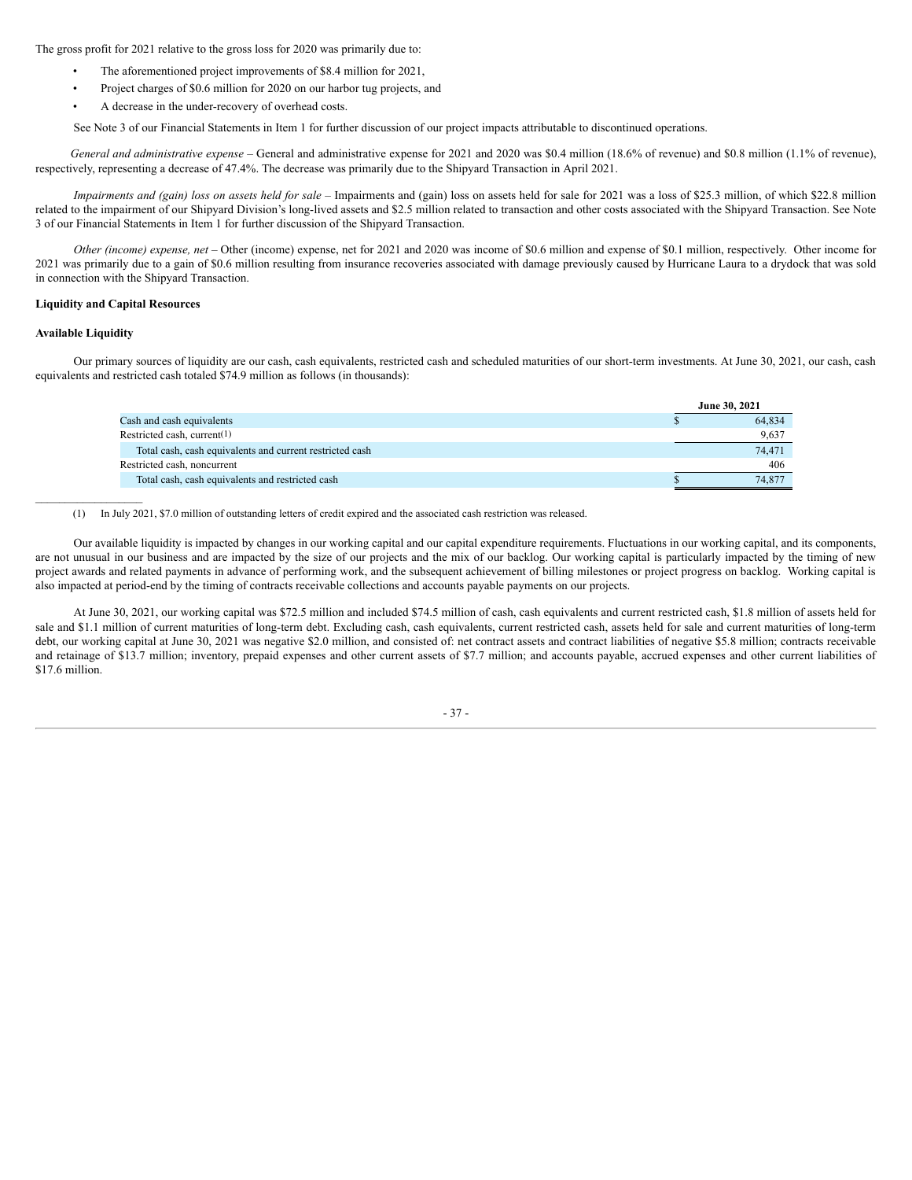The gross profit for 2021 relative to the gross loss for 2020 was primarily due to:

- The aforementioned project improvements of $8.4 million for 2021,
- Project charges of $0.6 million for 2020 on our harbor tug projects, and
- A decrease in the under-recovery of overhead costs.

See Note 3 of our Financial Statements in Item 1 for further discussion of our project impacts attributable to discontinued operations.

*General and administrative expense* – General and administrative expense for 2021 and 2020 was $0.4 million (18.6% of revenue) and $0.8 million (1.1% of revenue), respectively, representing a decrease of 47.4%. The decrease was primarily due to the Shipyard Transaction in April 2021.

*Impairments and (gain) loss on assets held for sale* – Impairments and (gain) loss on assets held for sale for 2021 was a loss of $25.3 million, of which $22.8 million related to the impairment of our Shipyard Division's long-lived assets and $2.5 million related to transaction and other costs associated with the Shipyard Transaction. See Note 3 of our Financial Statements in Item 1 for further discussion of the Shipyard Transaction.

*Other (income) expense, net* – Other (income) expense, net for 2021 and 2020 was income of $0.6 million and expense of $0.1 million, respectively. Other income for 2021 was primarily due to a gain of $0.6 million resulting from insurance recoveries associated with damage previously caused by Hurricane Laura to a drydock that was sold in connection with the Shipyard Transaction.

**Liquidity and Capital Resources**

**Available Liquidity**

Our primary sources of liquidity are our cash, cash equivalents, restricted cash and scheduled maturities of our short-term investments. At June 30, 2021, our cash, cash equivalents and restricted cash totaled $74.9 million as follows (in thousands):

| | June 30, 2021 |
|---|---|
| Cash and cash equivalents | $ 64,834 |
| Restricted cash, current(1) | 9,637 |
| Total cash, cash equivalents and current restricted cash | 74,471 |
| Restricted cash, noncurrent | 406 |
| Total cash, cash equivalents and restricted cash | $ 74,877 |

(1) In July 2021, $7.0 million of outstanding letters of credit expired and the associated cash restriction was released.

Our available liquidity is impacted by changes in our working capital and our capital expenditure requirements. Fluctuations in our working capital, and its components, are not unusual in our business and are impacted by the size of our projects and the mix of our backlog. Our working capital is particularly impacted by the timing of new project awards and related payments in advance of performing work, and the subsequent achievement of billing milestones or project progress on backlog. Working capital is also impacted at period-end by the timing of contracts receivable collections and accounts payable payments on our projects.

At June 30, 2021, our working capital was $72.5 million and included $74.5 million of cash, cash equivalents and current restricted cash, $1.8 million of assets held for sale and $1.1 million of current maturities of long-term debt. Excluding cash, cash equivalents, current restricted cash, assets held for sale and current maturities of long-term debt, our working capital at June 30, 2021 was negative $2.0 million, and consisted of: net contract assets and contract liabilities of negative $5.8 million; contracts receivable and retainage of $13.7 million; inventory, prepaid expenses and other current assets of $7.7 million; and accounts payable, accrued expenses and other current liabilities of $17.6 million.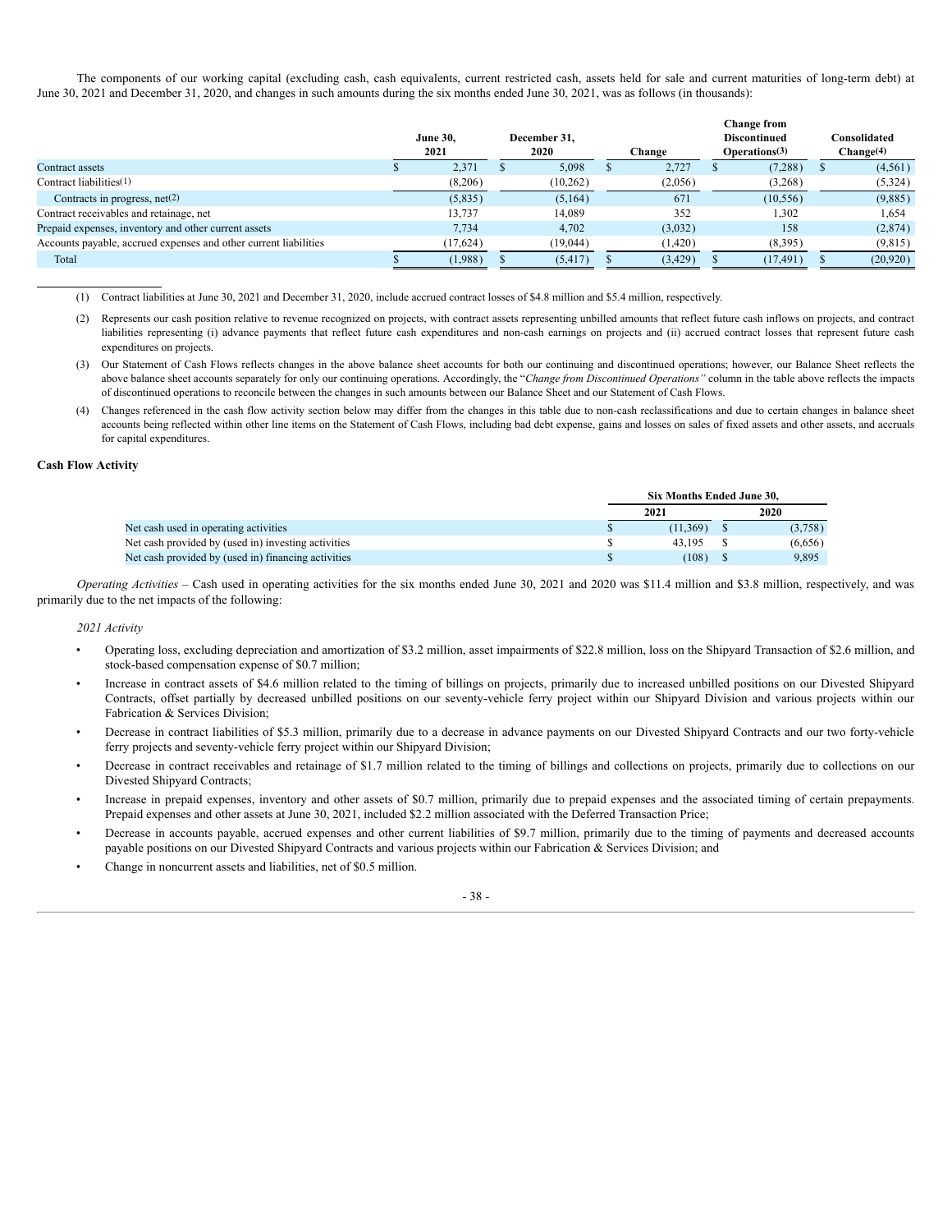The components of our working capital (excluding cash, cash equivalents, current restricted cash, assets held for sale and current maturities of long-term debt) at June 30, 2021 and December 31, 2020, and changes in such amounts during the six months ended June 30, 2021, was as follows (in thousands):

| | June 30, 2021 | December 31, 2020 | Change | Change from Discontinued Operations(3) | Consolidated Change(4) |
|---|---|---|---|---|---|
| Contract assets | $ 2,371 | $ 5,098 | $ 2,727 | $ (7,288) | $ (4,561) |
| Contract liabilities(1) | (8,206) | (10,262) | (2,056) | (3,268) | (5,324) |
| Contracts in progress, net(2) | (5,835) | (5,164) | 671 | (10,556) | (9,885) |
| Contract receivables and retainage, net | 13,737 | 14,089 | 352 | 1,302 | 1,654 |
| Prepaid expenses, inventory and other current assets | 7,734 | 4,702 | (3,032) | 158 | (2,874) |
| Accounts payable, accrued expenses and other current liabilities | (17,624) | (19,044) | (1,420) | (8,395) | (9,815) |
| Total | $ (1,988) | $ (5,417) | $ (3,429) | $ (17,491) | $ (20,920) |

(1) Contract liabilities at June 30, 2021 and December 31, 2020, include accrued contract losses of $4.8 million and $5.4 million, respectively.

(2) Represents our cash position relative to revenue recognized on projects, with contract assets representing unbilled amounts that reflect future cash inflows on projects, and contract liabilities representing (i) advance payments that reflect future cash expenditures and non-cash earnings on projects and (ii) accrued contract losses that represent future cash expenditures on projects.

(3) Our Statement of Cash Flows reflects changes in the above balance sheet accounts for both our continuing and discontinued operations; however, our Balance Sheet reflects the above balance sheet accounts separately for only our continuing operations. Accordingly, the "*Change from Discontinued Operations"* column in the table above reflects the impacts of discontinued operations to reconcile between the changes in such amounts between our Balance Sheet and our Statement of Cash Flows.

(4) Changes referenced in the cash flow activity section below may differ from the changes in this table due to non-cash reclassifications and due to certain changes in balance sheet accounts being reflected within other line items on the Statement of Cash Flows, including bad debt expense, gains and losses on sales of fixed assets and other assets, and accruals for capital expenditures.

**Cash Flow Activity**

| | Six Months Ended June 30, | |
|---|---|---|
| | 2021 | 2020 |
| Net cash used in operating activities | $ (11,369) | $ (3,758) |
| Net cash provided by (used in) investing activities | $ 43,195 | $ (6,656) |
| Net cash provided by (used in) financing activities | $ (108) | $ 9,895 |

*Operating Activities* – Cash used in operating activities for the six months ended June 30, 2021 and 2020 was $11.4 million and $3.8 million, respectively, and was primarily due to the net impacts of the following:

*2021 Activity*

- Operating loss, excluding depreciation and amortization of $3.2 million, asset impairments of $22.8 million, loss on the Shipyard Transaction of $2.6 million, and stock-based compensation expense of $0.7 million;
- Increase in contract assets of $4.6 million related to the timing of billings on projects, primarily due to increased unbilled positions on our Divested Shipyard Contracts, offset partially by decreased unbilled positions on our seventy-vehicle ferry project within our Shipyard Division and various projects within our Fabrication & Services Division;
- Decrease in contract liabilities of $5.3 million, primarily due to a decrease in advance payments on our Divested Shipyard Contracts and our two forty-vehicle ferry projects and seventy-vehicle ferry project within our Shipyard Division;
- Decrease in contract receivables and retainage of $1.7 million related to the timing of billings and collections on projects, primarily due to collections on our Divested Shipyard Contracts;
- Increase in prepaid expenses, inventory and other assets of $0.7 million, primarily due to prepaid expenses and the associated timing of certain prepayments. Prepaid expenses and other assets at June 30, 2021, included $2.2 million associated with the Deferred Transaction Price;
- Decrease in accounts payable, accrued expenses and other current liabilities of $9.7 million, primarily due to the timing of payments and decreased accounts payable positions on our Divested Shipyard Contracts and various projects within our Fabrication & Services Division; and
- Change in noncurrent assets and liabilities, net of $0.5 million.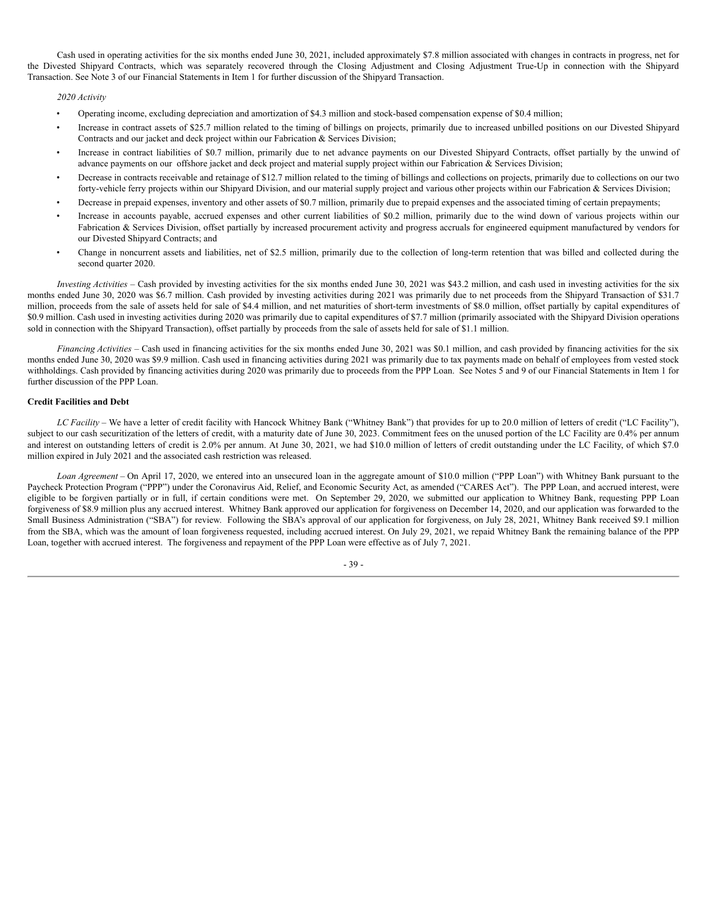Cash used in operating activities for the six months ended June 30, 2021, included approximately $7.8 million associated with changes in contracts in progress, net for the Divested Shipyard Contracts, which was separately recovered through the Closing Adjustment and Closing Adjustment True-Up in connection with the Shipyard Transaction. See Note 3 of our Financial Statements in Item 1 for further discussion of the Shipyard Transaction.

*2020 Activity*

- Operating income, excluding depreciation and amortization of $4.3 million and stock-based compensation expense of $0.4 million;
- Increase in contract assets of $25.7 million related to the timing of billings on projects, primarily due to increased unbilled positions on our Divested Shipyard Contracts and our jacket and deck project within our Fabrication & Services Division;
- Increase in contract liabilities of $0.7 million, primarily due to net advance payments on our Divested Shipyard Contracts, offset partially by the unwind of advance payments on our offshore jacket and deck project and material supply project within our Fabrication & Services Division;
- Decrease in contracts receivable and retainage of $12.7 million related to the timing of billings and collections on projects, primarily due to collections on our two forty-vehicle ferry projects within our Shipyard Division, and our material supply project and various other projects within our Fabrication & Services Division;
- Decrease in prepaid expenses, inventory and other assets of $0.7 million, primarily due to prepaid expenses and the associated timing of certain prepayments;
- Increase in accounts payable, accrued expenses and other current liabilities of $0.2 million, primarily due to the wind down of various projects within our Fabrication & Services Division, offset partially by increased procurement activity and progress accruals for engineered equipment manufactured by vendors for our Divested Shipyard Contracts; and
- Change in noncurrent assets and liabilities, net of $2.5 million, primarily due to the collection of long-term retention that was billed and collected during the second quarter 2020.

*Investing Activities* – Cash provided by investing activities for the six months ended June 30, 2021 was $43.2 million, and cash used in investing activities for the six months ended June 30, 2020 was $6.7 million. Cash provided by investing activities during 2021 was primarily due to net proceeds from the Shipyard Transaction of $31.7 million, proceeds from the sale of assets held for sale of $4.4 million, and net maturities of short-term investments of $8.0 million, offset partially by capital expenditures of $0.9 million. Cash used in investing activities during 2020 was primarily due to capital expenditures of $7.7 million (primarily associated with the Shipyard Division operations sold in connection with the Shipyard Transaction), offset partially by proceeds from the sale of assets held for sale of $1.1 million.

*Financing Activities* – Cash used in financing activities for the six months ended June 30, 2021 was $0.1 million, and cash provided by financing activities for the six months ended June 30, 2020 was $9.9 million. Cash used in financing activities during 2021 was primarily due to tax payments made on behalf of employees from vested stock withholdings. Cash provided by financing activities during 2020 was primarily due to proceeds from the PPP Loan. See Notes 5 and 9 of our Financial Statements in Item 1 for further discussion of the PPP Loan.

**Credit Facilities and Debt**

*LC Facility* – We have a letter of credit facility with Hancock Whitney Bank ("Whitney Bank") that provides for up to 20.0 million of letters of credit ("LC Facility"), subject to our cash securitization of the letters of credit, with a maturity date of June 30, 2023. Commitment fees on the unused portion of the LC Facility are 0.4% per annum and interest on outstanding letters of credit is 2.0% per annum. At June 30, 2021, we had $10.0 million of letters of credit outstanding under the LC Facility, of which $7.0 million expired in July 2021 and the associated cash restriction was released.

*Loan Agreement* – On April 17, 2020, we entered into an unsecured loan in the aggregate amount of $10.0 million ("PPP Loan") with Whitney Bank pursuant to the Paycheck Protection Program ("PPP") under the Coronavirus Aid, Relief, and Economic Security Act, as amended ("CARES Act"). The PPP Loan, and accrued interest, were eligible to be forgiven partially or in full, if certain conditions were met. On September 29, 2020, we submitted our application to Whitney Bank, requesting PPP Loan forgiveness of $8.9 million plus any accrued interest. Whitney Bank approved our application for forgiveness on December 14, 2020, and our application was forwarded to the Small Business Administration ("SBA") for review. Following the SBA's approval of our application for forgiveness, on July 28, 2021, Whitney Bank received $9.1 million from the SBA, which was the amount of loan forgiveness requested, including accrued interest. On July 29, 2021, we repaid Whitney Bank the remaining balance of the PPP Loan, together with accrued interest. The forgiveness and repayment of the PPP Loan were effective as of July 7, 2021.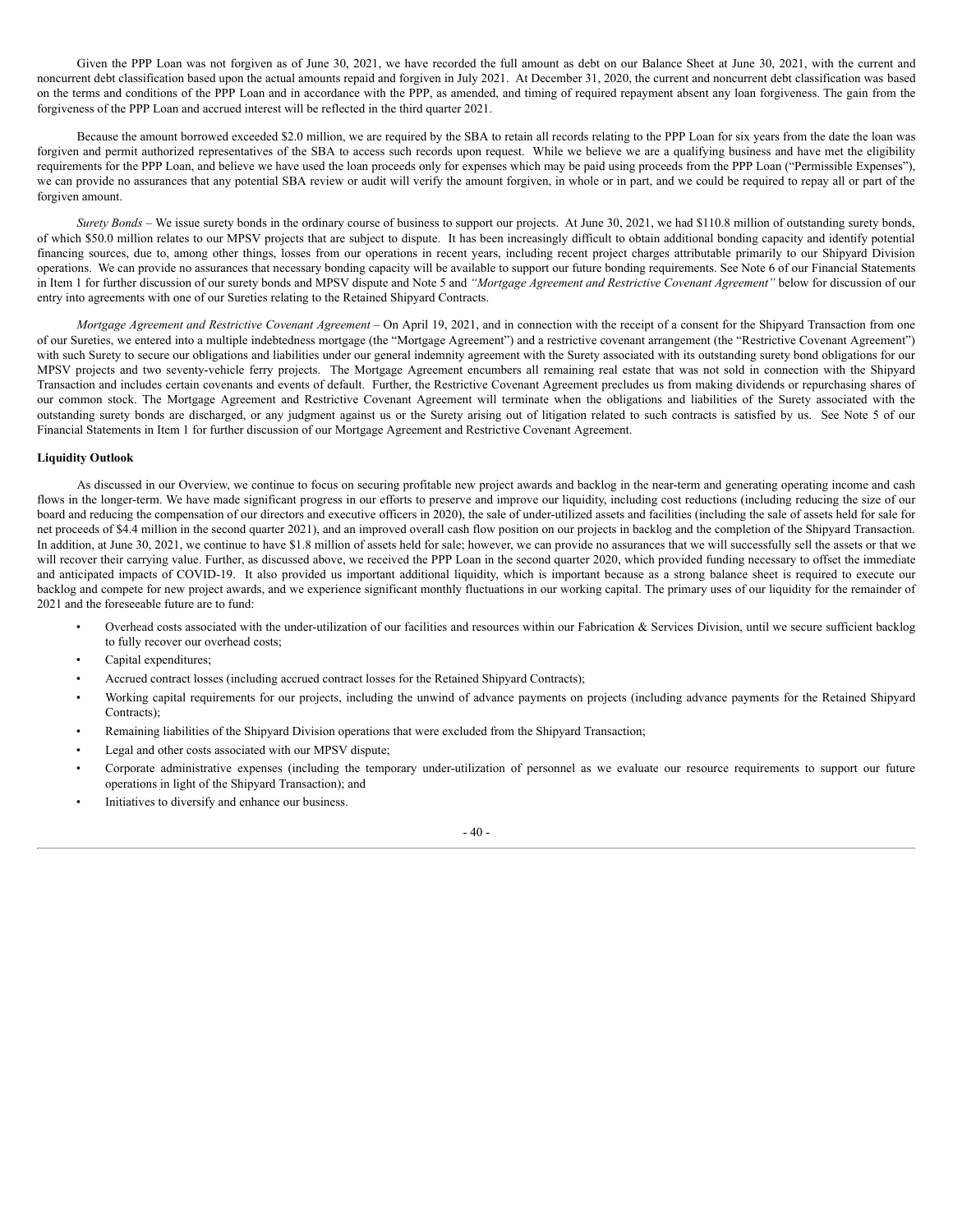Given the PPP Loan was not forgiven as of June 30, 2021, we have recorded the full amount as debt on our Balance Sheet at June 30, 2021, with the current and noncurrent debt classification based upon the actual amounts repaid and forgiven in July 2021. At December 31, 2020, the current and noncurrent debt classification was based on the terms and conditions of the PPP Loan and in accordance with the PPP, as amended, and timing of required repayment absent any loan forgiveness. The gain from the forgiveness of the PPP Loan and accrued interest will be reflected in the third quarter 2021.

Because the amount borrowed exceeded $2.0 million, we are required by the SBA to retain all records relating to the PPP Loan for six years from the date the loan was forgiven and permit authorized representatives of the SBA to access such records upon request. While we believe we are a qualifying business and have met the eligibility requirements for the PPP Loan, and believe we have used the loan proceeds only for expenses which may be paid using proceeds from the PPP Loan ("Permissible Expenses"), we can provide no assurances that any potential SBA review or audit will verify the amount forgiven, in whole or in part, and we could be required to repay all or part of the forgiven amount.

*Surety Bonds* – We issue surety bonds in the ordinary course of business to support our projects. At June 30, 2021, we had $110.8 million of outstanding surety bonds, of which $50.0 million relates to our MPSV projects that are subject to dispute. It has been increasingly difficult to obtain additional bonding capacity and identify potential financing sources, due to, among other things, losses from our operations in recent years, including recent project charges attributable primarily to our Shipyard Division operations. We can provide no assurances that necessary bonding capacity will be available to support our future bonding requirements. See Note 6 of our Financial Statements in Item 1 for further discussion of our surety bonds and MPSV dispute and Note 5 and *"Mortgage Agreement and Restrictive Covenant Agreement"* below for discussion of our entry into agreements with one of our Sureties relating to the Retained Shipyard Contracts.

*Mortgage Agreement and Restrictive Covenant Agreement* – On April 19, 2021, and in connection with the receipt of a consent for the Shipyard Transaction from one of our Sureties, we entered into a multiple indebtedness mortgage (the "Mortgage Agreement") and a restrictive covenant arrangement (the "Restrictive Covenant Agreement") with such Surety to secure our obligations and liabilities under our general indemnity agreement with the Surety associated with its outstanding surety bond obligations for our MPSV projects and two seventy-vehicle ferry projects. The Mortgage Agreement encumbers all remaining real estate that was not sold in connection with the Shipyard Transaction and includes certain covenants and events of default. Further, the Restrictive Covenant Agreement precludes us from making dividends or repurchasing shares of our common stock. The Mortgage Agreement and Restrictive Covenant Agreement will terminate when the obligations and liabilities of the Surety associated with the outstanding surety bonds are discharged, or any judgment against us or the Surety arising out of litigation related to such contracts is satisfied by us. See Note 5 of our Financial Statements in Item 1 for further discussion of our Mortgage Agreement and Restrictive Covenant Agreement.

**Liquidity Outlook**

As discussed in our Overview, we continue to focus on securing profitable new project awards and backlog in the near-term and generating operating income and cash flows in the longer-term. We have made significant progress in our efforts to preserve and improve our liquidity, including cost reductions (including reducing the size of our board and reducing the compensation of our directors and executive officers in 2020), the sale of under-utilized assets and facilities (including the sale of assets held for sale for net proceeds of $4.4 million in the second quarter 2021), and an improved overall cash flow position on our projects in backlog and the completion of the Shipyard Transaction. In addition, at June 30, 2021, we continue to have $1.8 million of assets held for sale; however, we can provide no assurances that we will successfully sell the assets or that we will recover their carrying value. Further, as discussed above, we received the PPP Loan in the second quarter 2020, which provided funding necessary to offset the immediate and anticipated impacts of COVID-19. It also provided us important additional liquidity, which is important because as a strong balance sheet is required to execute our backlog and compete for new project awards, and we experience significant monthly fluctuations in our working capital. The primary uses of our liquidity for the remainder of 2021 and the foreseeable future are to fund:

- Overhead costs associated with the under-utilization of our facilities and resources within our Fabrication & Services Division, until we secure sufficient backlog to fully recover our overhead costs;
- Capital expenditures;
- Accrued contract losses (including accrued contract losses for the Retained Shipyard Contracts);
- Working capital requirements for our projects, including the unwind of advance payments on projects (including advance payments for the Retained Shipyard Contracts);
- Remaining liabilities of the Shipyard Division operations that were excluded from the Shipyard Transaction;
- Legal and other costs associated with our MPSV dispute;
- Corporate administrative expenses (including the temporary under-utilization of personnel as we evaluate our resource requirements to support our future operations in light of the Shipyard Transaction); and
- Initiatives to diversify and enhance our business.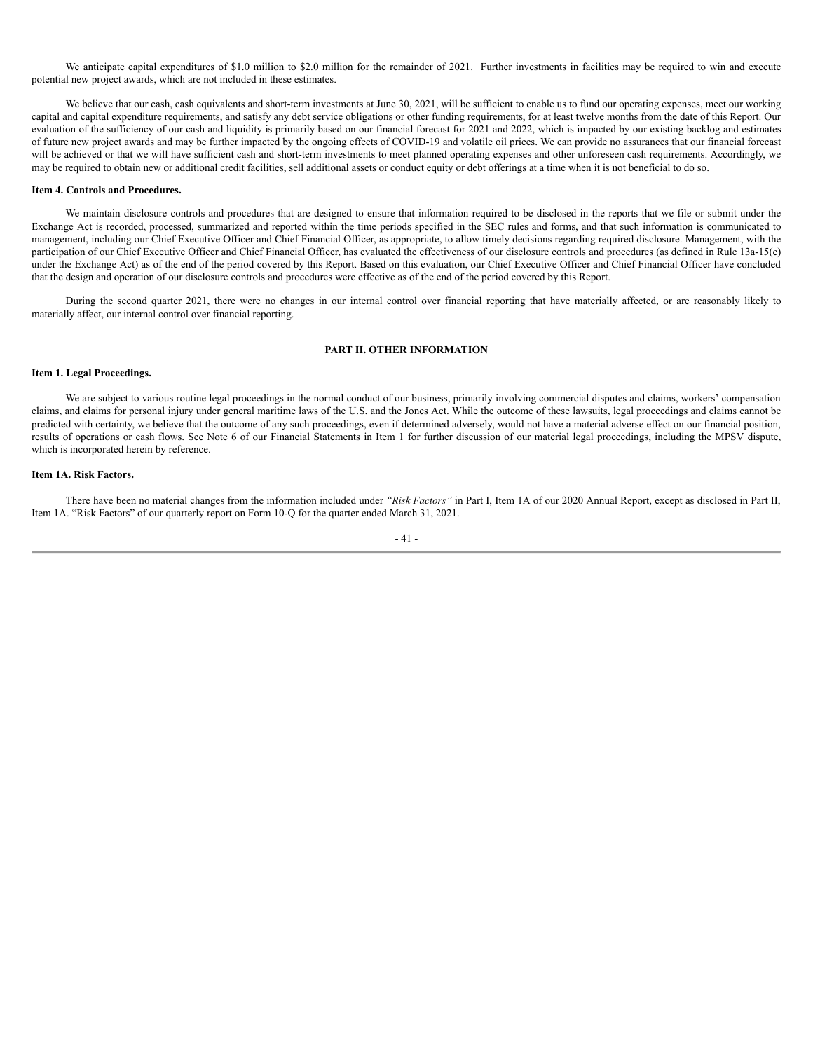We anticipate capital expenditures of $1.0 million to $2.0 million for the remainder of 2021. Further investments in facilities may be required to win and execute potential new project awards, which are not included in these estimates.

We believe that our cash, cash equivalents and short-term investments at June 30, 2021, will be sufficient to enable us to fund our operating expenses, meet our working capital and capital expenditure requirements, and satisfy any debt service obligations or other funding requirements, for at least twelve months from the date of this Report. Our evaluation of the sufficiency of our cash and liquidity is primarily based on our financial forecast for 2021 and 2022, which is impacted by our existing backlog and estimates of future new project awards and may be further impacted by the ongoing effects of COVID-19 and volatile oil prices. We can provide no assurances that our financial forecast will be achieved or that we will have sufficient cash and short-term investments to meet planned operating expenses and other unforeseen cash requirements. Accordingly, we may be required to obtain new or additional credit facilities, sell additional assets or conduct equity or debt offerings at a time when it is not beneficial to do so.

**Item 4. Controls and Procedures.**

We maintain disclosure controls and procedures that are designed to ensure that information required to be disclosed in the reports that we file or submit under the Exchange Act is recorded, processed, summarized and reported within the time periods specified in the SEC rules and forms, and that such information is communicated to management, including our Chief Executive Officer and Chief Financial Officer, as appropriate, to allow timely decisions regarding required disclosure. Management, with the participation of our Chief Executive Officer and Chief Financial Officer, has evaluated the effectiveness of our disclosure controls and procedures (as defined in Rule 13a-15(e) under the Exchange Act) as of the end of the period covered by this Report. Based on this evaluation, our Chief Executive Officer and Chief Financial Officer have concluded that the design and operation of our disclosure controls and procedures were effective as of the end of the period covered by this Report.

During the second quarter 2021, there were no changes in our internal control over financial reporting that have materially affected, or are reasonably likely to materially affect, our internal control over financial reporting.

## PART II. OTHER INFORMATION

**Item 1. Legal Proceedings.**

We are subject to various routine legal proceedings in the normal conduct of our business, primarily involving commercial disputes and claims, workers' compensation claims, and claims for personal injury under general maritime laws of the U.S. and the Jones Act. While the outcome of these lawsuits, legal proceedings and claims cannot be predicted with certainty, we believe that the outcome of any such proceedings, even if determined adversely, would not have a material adverse effect on our financial position, results of operations or cash flows. See Note 6 of our Financial Statements in Item 1 for further discussion of our material legal proceedings, including the MPSV dispute, which is incorporated herein by reference.

**Item 1A. Risk Factors.**

There have been no material changes from the information included under *"Risk Factors"* in Part I, Item 1A of our 2020 Annual Report, except as disclosed in Part II, Item 1A. "Risk Factors" of our quarterly report on Form 10-Q for the quarter ended March 31, 2021.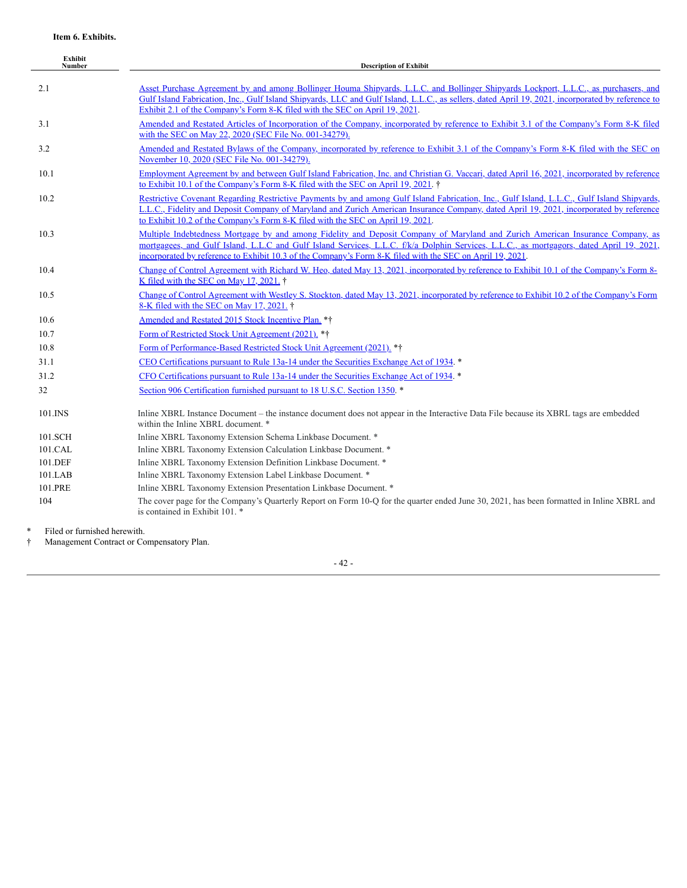**Item 6. Exhibits.**

| Exhibit Number | Description of Exhibit |
|---|---|
| 2.1 | Asset Purchase Agreement by and among Bollinger Houma Shipyards, L.L.C. and Bollinger Shipyards Lockport, L.L.C., as purchasers, and Gulf Island Fabrication, Inc., Gulf Island Shipyards, LLC and Gulf Island, L.L.C., as sellers, dated April 19, 2021, incorporated by reference to Exhibit 2.1 of the Company's Form 8-K filed with the SEC on April 19, 2021. |
| 3.1 | Amended and Restated Articles of Incorporation of the Company, incorporated by reference to Exhibit 3.1 of the Company's Form 8-K filed with the SEC on May 22, 2020 (SEC File No. 001-34279). |
| 3.2 | Amended and Restated Bylaws of the Company, incorporated by reference to Exhibit 3.1 of the Company's Form 8-K filed with the SEC on November 10, 2020 (SEC File No. 001-34279). |
| 10.1 | Employment Agreement by and between Gulf Island Fabrication, Inc. and Christian G. Vaccari, dated April 16, 2021, incorporated by reference to Exhibit 10.1 of the Company's Form 8-K filed with the SEC on April 19, 2021. † |
| 10.2 | Restrictive Covenant Regarding Restrictive Payments by and among Gulf Island Fabrication, Inc., Gulf Island, L.L.C., Gulf Island Shipyards, L.L.C., Fidelity and Deposit Company of Maryland and Zurich American Insurance Company, dated April 19, 2021, incorporated by reference to Exhibit 10.2 of the Company's Form 8-K filed with the SEC on April 19, 2021. |
| 10.3 | Multiple Indebtedness Mortgage by and among Fidelity and Deposit Company of Maryland and Zurich American Insurance Company, as mortgagees, and Gulf Island, L.L.C and Gulf Island Services, L.L.C. f/k/a Dolphin Services, L.L.C., as mortgagors, dated April 19, 2021, incorporated by reference to Exhibit 10.3 of the Company's Form 8-K filed with the SEC on April 19, 2021. |
| 10.4 | Change of Control Agreement with Richard W. Heo, dated May 13, 2021, incorporated by reference to Exhibit 10.1 of the Company's Form 8-K filed with the SEC on May 17, 2021. † |
| 10.5 | Change of Control Agreement with Westley S. Stockton, dated May 13, 2021, incorporated by reference to Exhibit 10.2 of the Company's Form 8-K filed with the SEC on May 17, 2021. † |
| 10.6 | Amended and Restated 2015 Stock Incentive Plan. *† |
| 10.7 | Form of Restricted Stock Unit Agreement (2021). *† |
| 10.8 | Form of Performance-Based Restricted Stock Unit Agreement (2021). *† |
| 31.1 | CEO Certifications pursuant to Rule 13a-14 under the Securities Exchange Act of 1934. * |
| 31.2 | CFO Certifications pursuant to Rule 13a-14 under the Securities Exchange Act of 1934. * |
| 32 | Section 906 Certification furnished pursuant to 18 U.S.C. Section 1350. * |
| 101.INS | Inline XBRL Instance Document – the instance document does not appear in the Interactive Data File because its XBRL tags are embedded within the Inline XBRL document. * |
| 101.SCH | Inline XBRL Taxonomy Extension Schema Linkbase Document. * |
| 101.CAL | Inline XBRL Taxonomy Extension Calculation Linkbase Document. * |
| 101.DEF | Inline XBRL Taxonomy Extension Definition Linkbase Document. * |
| 101.LAB | Inline XBRL Taxonomy Extension Label Linkbase Document. * |
| 101.PRE | Inline XBRL Taxonomy Extension Presentation Linkbase Document. * |
| 104 | The cover page for the Company's Quarterly Report on Form 10-Q for the quarter ended June 30, 2021, has been formatted in Inline XBRL and is contained in Exhibit 101. * |

\* Filed or furnished herewith.

† Management Contract or Compensatory Plan.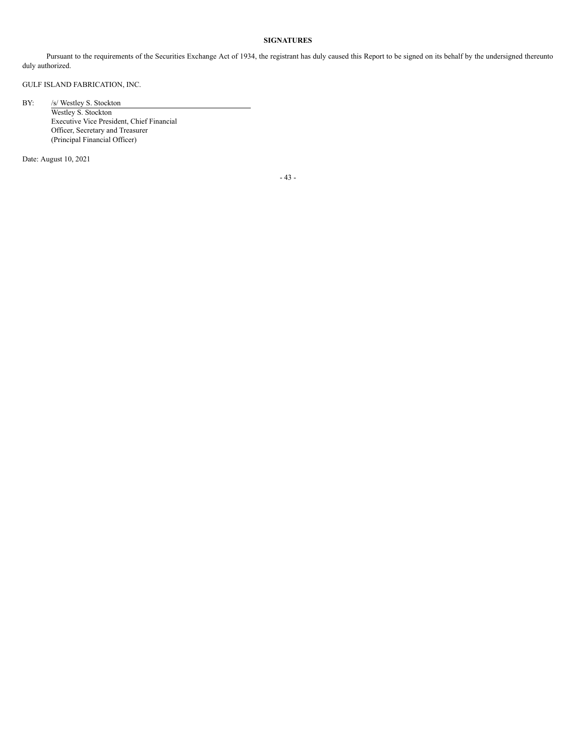**SIGNATURES**

Pursuant to the requirements of the Securities Exchange Act of 1934, the registrant has duly caused this Report to be signed on its behalf by the undersigned thereunto duly authorized.

GULF ISLAND FABRICATION, INC.

BY: /s/ Westley S. Stockton

Westley S. Stockton
Executive Vice President, Chief Financial Officer, Secretary and Treasurer
(Principal Financial Officer)

Date: August 10, 2021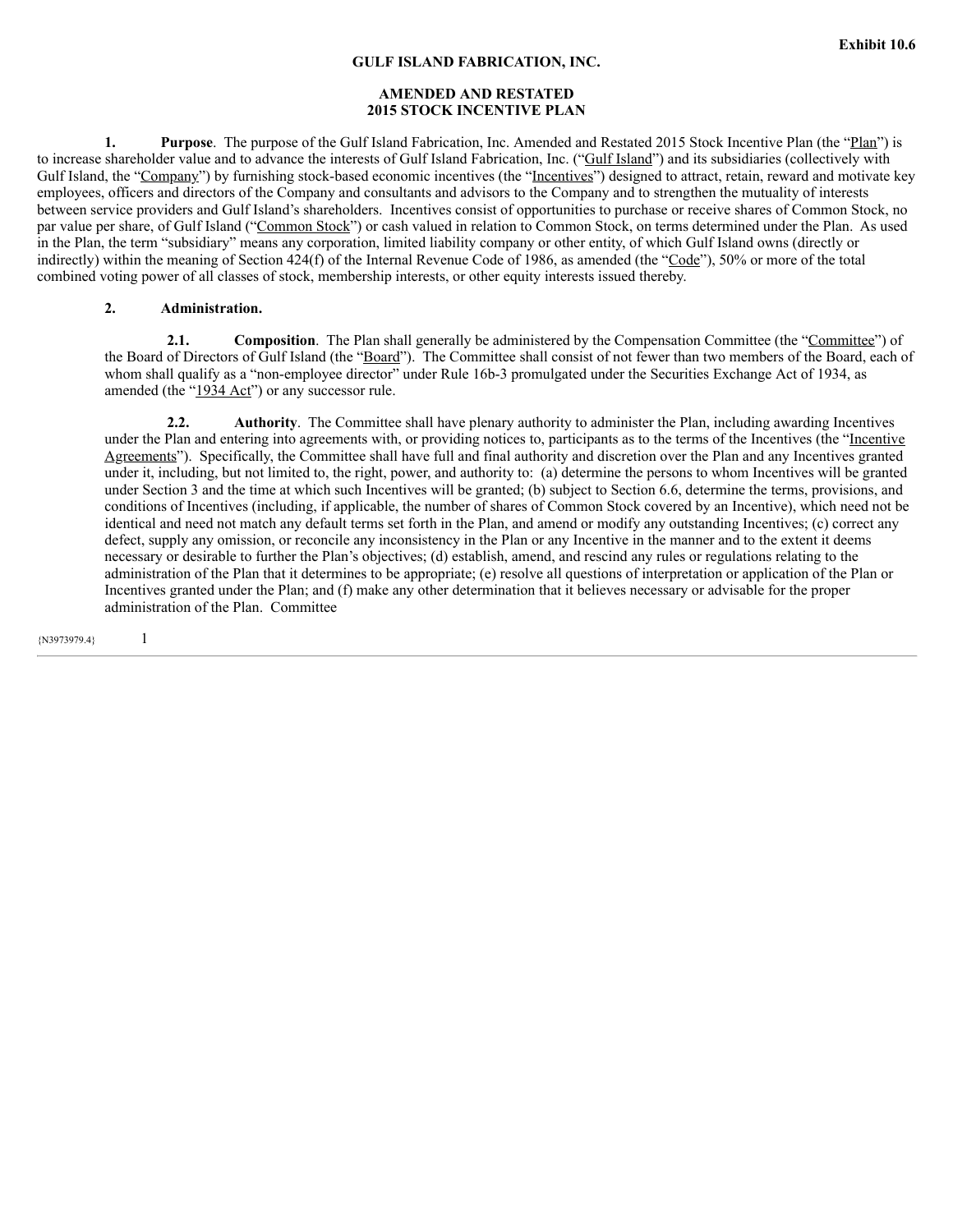Exhibit 10.6

**GULF ISLAND FABRICATION, INC.**

**AMENDED AND RESTATED
2015 STOCK INCENTIVE PLAN**

**1. Purpose**. The purpose of the Gulf Island Fabrication, Inc. Amended and Restated 2015 Stock Incentive Plan (the "Plan") is to increase shareholder value and to advance the interests of Gulf Island Fabrication, Inc. ("Gulf Island") and its subsidiaries (collectively with Gulf Island, the "Company") by furnishing stock-based economic incentives (the "Incentives") designed to attract, retain, reward and motivate key employees, officers and directors of the Company and consultants and advisors to the Company and to strengthen the mutuality of interests between service providers and Gulf Island's shareholders. Incentives consist of opportunities to purchase or receive shares of Common Stock, no par value per share, of Gulf Island ("Common Stock") or cash valued in relation to Common Stock, on terms determined under the Plan. As used in the Plan, the term "subsidiary" means any corporation, limited liability company or other entity, of which Gulf Island owns (directly or indirectly) within the meaning of Section 424(f) of the Internal Revenue Code of 1986, as amended (the "Code"), 50% or more of the total combined voting power of all classes of stock, membership interests, or other equity interests issued thereby.

**2. Administration.**

**2.1. Composition**. The Plan shall generally be administered by the Compensation Committee (the "Committee") of the Board of Directors of Gulf Island (the "Board"). The Committee shall consist of not fewer than two members of the Board, each of whom shall qualify as a "non-employee director" under Rule 16b-3 promulgated under the Securities Exchange Act of 1934, as amended (the "1934 Act") or any successor rule.

**2.2. Authority**. The Committee shall have plenary authority to administer the Plan, including awarding Incentives under the Plan and entering into agreements with, or providing notices to, participants as to the terms of the Incentives (the "Incentive Agreements"). Specifically, the Committee shall have full and final authority and discretion over the Plan and any Incentives granted under it, including, but not limited to, the right, power, and authority to: (a) determine the persons to whom Incentives will be granted under Section 3 and the time at which such Incentives will be granted; (b) subject to Section 6.6, determine the terms, provisions, and conditions of Incentives (including, if applicable, the number of shares of Common Stock covered by an Incentive), which need not be identical and need not match any default terms set forth in the Plan, and amend or modify any outstanding Incentives; (c) correct any defect, supply any omission, or reconcile any inconsistency in the Plan or any Incentive in the manner and to the extent it deems necessary or desirable to further the Plan's objectives; (d) establish, amend, and rescind any rules or regulations relating to the administration of the Plan that it determines to be appropriate; (e) resolve all questions of interpretation or application of the Plan or Incentives granted under the Plan; and (f) make any other determination that it believes necessary or advisable for the proper administration of the Plan. Committee

{N3973979.4}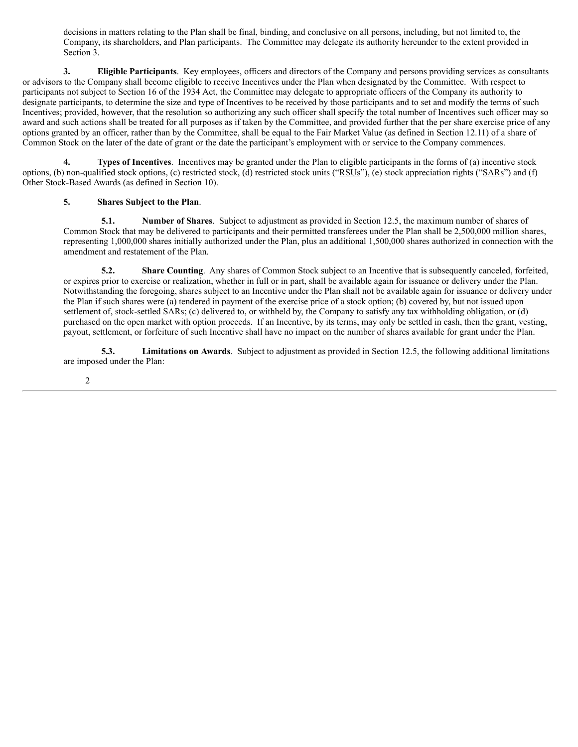decisions in matters relating to the Plan shall be final, binding, and conclusive on all persons, including, but not limited to, the Company, its shareholders, and Plan participants. The Committee may delegate its authority hereunder to the extent provided in Section 3.

**3. Eligible Participants**. Key employees, officers and directors of the Company and persons providing services as consultants or advisors to the Company shall become eligible to receive Incentives under the Plan when designated by the Committee. With respect to participants not subject to Section 16 of the 1934 Act, the Committee may delegate to appropriate officers of the Company its authority to designate participants, to determine the size and type of Incentives to be received by those participants and to set and modify the terms of such Incentives; provided, however, that the resolution so authorizing any such officer shall specify the total number of Incentives such officer may so award and such actions shall be treated for all purposes as if taken by the Committee, and provided further that the per share exercise price of any options granted by an officer, rather than by the Committee, shall be equal to the Fair Market Value (as defined in Section 12.11) of a share of Common Stock on the later of the date of grant or the date the participant's employment with or service to the Company commences.

**4. Types of Incentives**. Incentives may be granted under the Plan to eligible participants in the forms of (a) incentive stock options, (b) non-qualified stock options, (c) restricted stock, (d) restricted stock units ("RSUs"), (e) stock appreciation rights ("SARs") and (f) Other Stock-Based Awards (as defined in Section 10).

**5. Shares Subject to the Plan**.

**5.1. Number of Shares**. Subject to adjustment as provided in Section 12.5, the maximum number of shares of Common Stock that may be delivered to participants and their permitted transferees under the Plan shall be 2,500,000 million shares, representing 1,000,000 shares initially authorized under the Plan, plus an additional 1,500,000 shares authorized in connection with the amendment and restatement of the Plan.

**5.2. Share Counting**. Any shares of Common Stock subject to an Incentive that is subsequently canceled, forfeited, or expires prior to exercise or realization, whether in full or in part, shall be available again for issuance or delivery under the Plan. Notwithstanding the foregoing, shares subject to an Incentive under the Plan shall not be available again for issuance or delivery under the Plan if such shares were (a) tendered in payment of the exercise price of a stock option; (b) covered by, but not issued upon settlement of, stock-settled SARs; (c) delivered to, or withheld by, the Company to satisfy any tax withholding obligation, or (d) purchased on the open market with option proceeds. If an Incentive, by its terms, may only be settled in cash, then the grant, vesting, payout, settlement, or forfeiture of such Incentive shall have no impact on the number of shares available for grant under the Plan.

**5.3. Limitations on Awards**. Subject to adjustment as provided in Section 12.5, the following additional limitations are imposed under the Plan: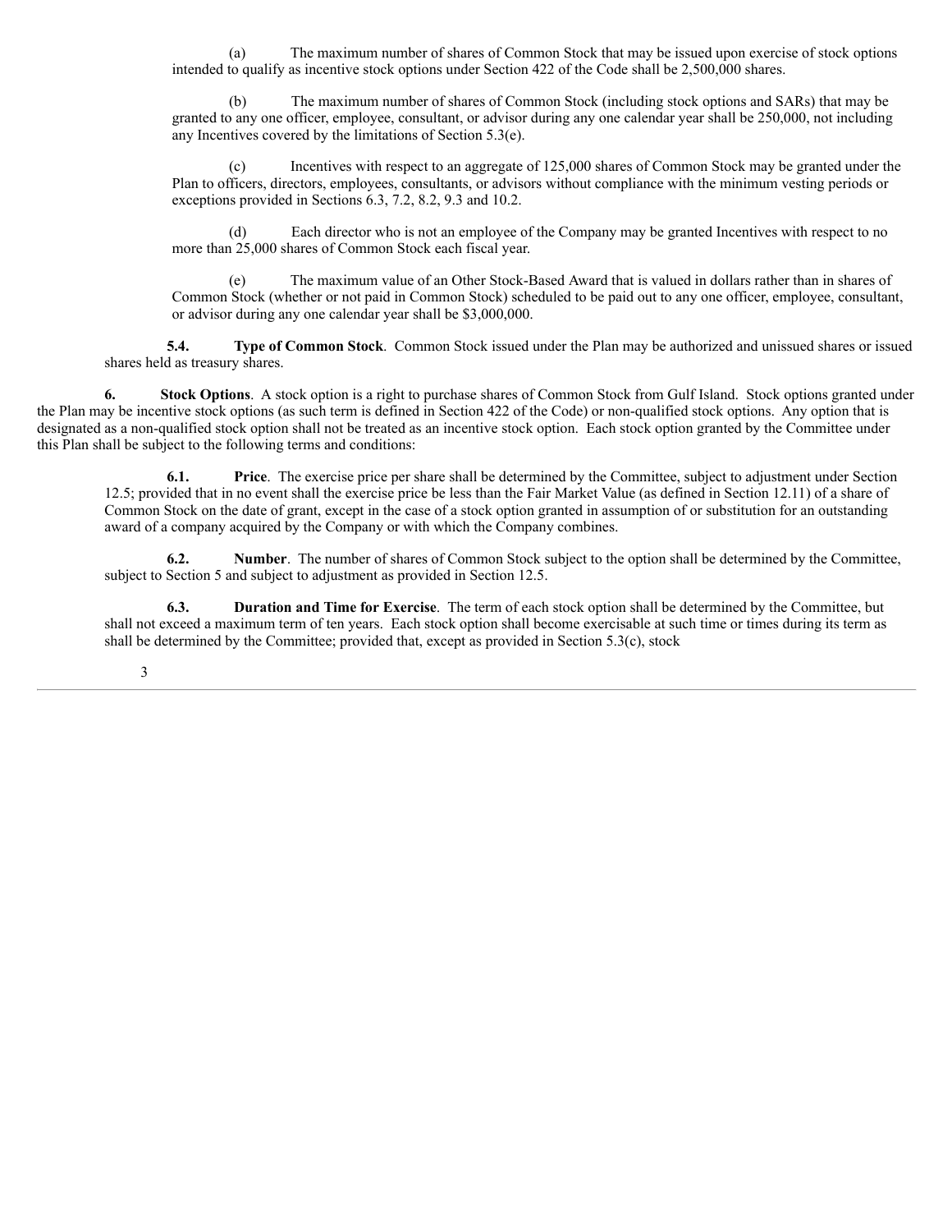(a) The maximum number of shares of Common Stock that may be issued upon exercise of stock options intended to qualify as incentive stock options under Section 422 of the Code shall be 2,500,000 shares.

(b) The maximum number of shares of Common Stock (including stock options and SARs) that may be granted to any one officer, employee, consultant, or advisor during any one calendar year shall be 250,000, not including any Incentives covered by the limitations of Section 5.3(e).

(c) Incentives with respect to an aggregate of 125,000 shares of Common Stock may be granted under the Plan to officers, directors, employees, consultants, or advisors without compliance with the minimum vesting periods or exceptions provided in Sections 6.3, 7.2, 8.2, 9.3 and 10.2.

(d) Each director who is not an employee of the Company may be granted Incentives with respect to no more than 25,000 shares of Common Stock each fiscal year.

(e) The maximum value of an Other Stock-Based Award that is valued in dollars rather than in shares of Common Stock (whether or not paid in Common Stock) scheduled to be paid out to any one officer, employee, consultant, or advisor during any one calendar year shall be $3,000,000.

**5.4. Type of Common Stock**. Common Stock issued under the Plan may be authorized and unissued shares or issued shares held as treasury shares.

**6. Stock Options**. A stock option is a right to purchase shares of Common Stock from Gulf Island. Stock options granted under the Plan may be incentive stock options (as such term is defined in Section 422 of the Code) or non-qualified stock options. Any option that is designated as a non-qualified stock option shall not be treated as an incentive stock option. Each stock option granted by the Committee under this Plan shall be subject to the following terms and conditions:

**6.1. Price**. The exercise price per share shall be determined by the Committee, subject to adjustment under Section 12.5; provided that in no event shall the exercise price be less than the Fair Market Value (as defined in Section 12.11) of a share of Common Stock on the date of grant, except in the case of a stock option granted in assumption of or substitution for an outstanding award of a company acquired by the Company or with which the Company combines.

**6.2. Number**. The number of shares of Common Stock subject to the option shall be determined by the Committee, subject to Section 5 and subject to adjustment as provided in Section 12.5.

**6.3. Duration and Time for Exercise**. The term of each stock option shall be determined by the Committee, but shall not exceed a maximum term of ten years. Each stock option shall become exercisable at such time or times during its term as shall be determined by the Committee; provided that, except as provided in Section 5.3(c), stock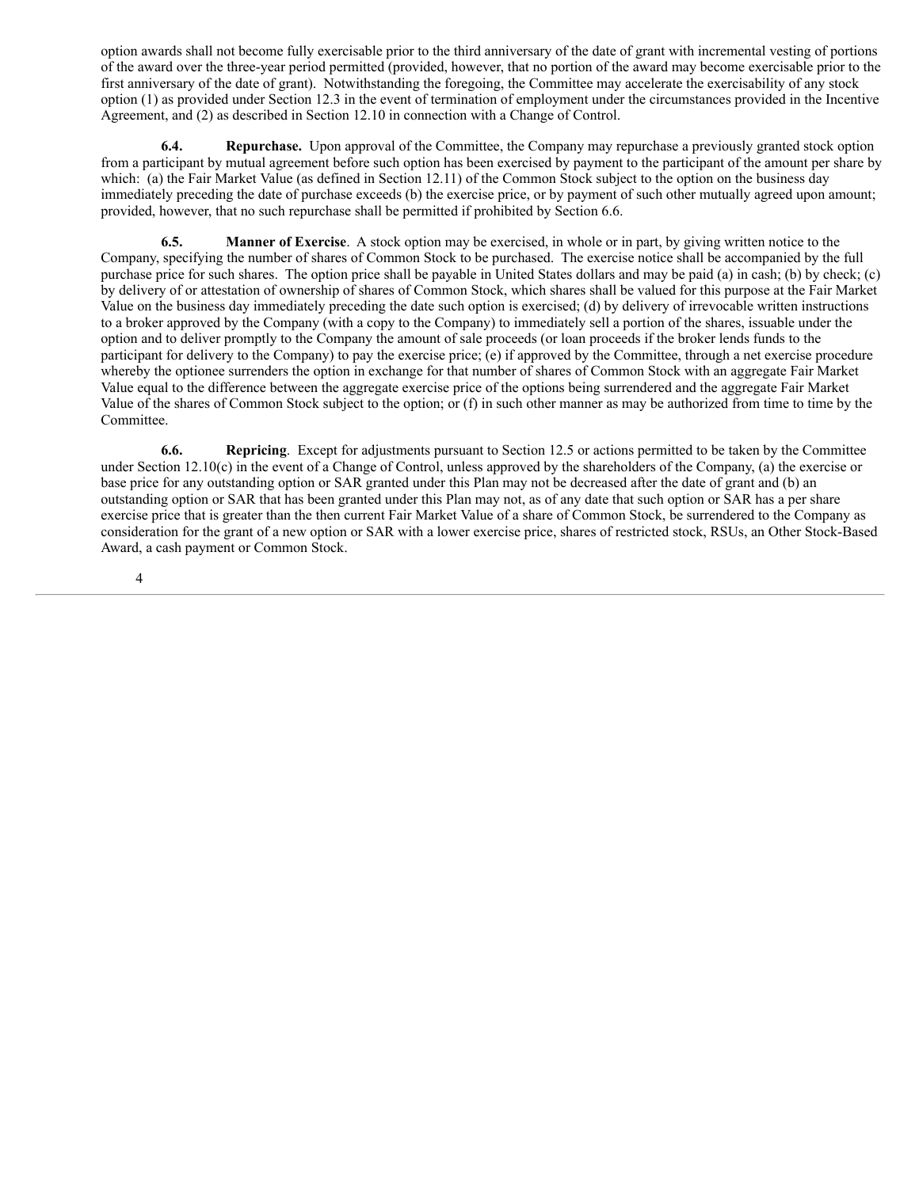option awards shall not become fully exercisable prior to the third anniversary of the date of grant with incremental vesting of portions of the award over the three-year period permitted (provided, however, that no portion of the award may become exercisable prior to the first anniversary of the date of grant). Notwithstanding the foregoing, the Committee may accelerate the exercisability of any stock option (1) as provided under Section 12.3 in the event of termination of employment under the circumstances provided in the Incentive Agreement, and (2) as described in Section 12.10 in connection with a Change of Control.

**6.4. Repurchase.** Upon approval of the Committee, the Company may repurchase a previously granted stock option from a participant by mutual agreement before such option has been exercised by payment to the participant of the amount per share by which: (a) the Fair Market Value (as defined in Section 12.11) of the Common Stock subject to the option on the business day immediately preceding the date of purchase exceeds (b) the exercise price, or by payment of such other mutually agreed upon amount; provided, however, that no such repurchase shall be permitted if prohibited by Section 6.6.

**6.5. Manner of Exercise**. A stock option may be exercised, in whole or in part, by giving written notice to the Company, specifying the number of shares of Common Stock to be purchased. The exercise notice shall be accompanied by the full purchase price for such shares. The option price shall be payable in United States dollars and may be paid (a) in cash; (b) by check; (c) by delivery of or attestation of ownership of shares of Common Stock, which shares shall be valued for this purpose at the Fair Market Value on the business day immediately preceding the date such option is exercised; (d) by delivery of irrevocable written instructions to a broker approved by the Company (with a copy to the Company) to immediately sell a portion of the shares, issuable under the option and to deliver promptly to the Company the amount of sale proceeds (or loan proceeds if the broker lends funds to the participant for delivery to the Company) to pay the exercise price; (e) if approved by the Committee, through a net exercise procedure whereby the optionee surrenders the option in exchange for that number of shares of Common Stock with an aggregate Fair Market Value equal to the difference between the aggregate exercise price of the options being surrendered and the aggregate Fair Market Value of the shares of Common Stock subject to the option; or (f) in such other manner as may be authorized from time to time by the Committee.

**6.6. Repricing**. Except for adjustments pursuant to Section 12.5 or actions permitted to be taken by the Committee under Section 12.10(c) in the event of a Change of Control, unless approved by the shareholders of the Company, (a) the exercise or base price for any outstanding option or SAR granted under this Plan may not be decreased after the date of grant and (b) an outstanding option or SAR that has been granted under this Plan may not, as of any date that such option or SAR has a per share exercise price that is greater than the then current Fair Market Value of a share of Common Stock, be surrendered to the Company as consideration for the grant of a new option or SAR with a lower exercise price, shares of restricted stock, RSUs, an Other Stock-Based Award, a cash payment or Common Stock.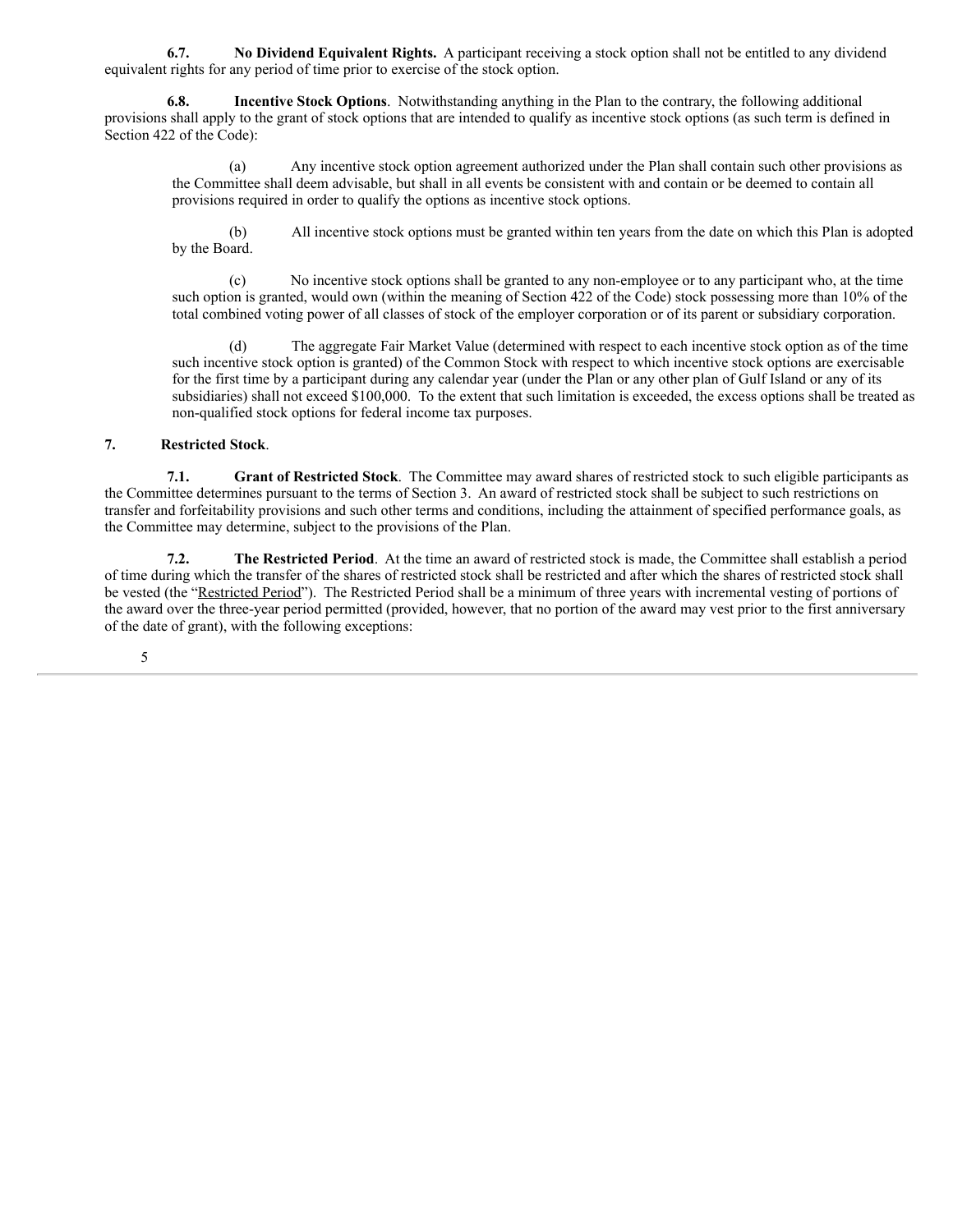**6.7. No Dividend Equivalent Rights.** A participant receiving a stock option shall not be entitled to any dividend equivalent rights for any period of time prior to exercise of the stock option.

**6.8. Incentive Stock Options**. Notwithstanding anything in the Plan to the contrary, the following additional provisions shall apply to the grant of stock options that are intended to qualify as incentive stock options (as such term is defined in Section 422 of the Code):

(a) Any incentive stock option agreement authorized under the Plan shall contain such other provisions as the Committee shall deem advisable, but shall in all events be consistent with and contain or be deemed to contain all provisions required in order to qualify the options as incentive stock options.

(b) All incentive stock options must be granted within ten years from the date on which this Plan is adopted by the Board.

(c) No incentive stock options shall be granted to any non-employee or to any participant who, at the time such option is granted, would own (within the meaning of Section 422 of the Code) stock possessing more than 10% of the total combined voting power of all classes of stock of the employer corporation or of its parent or subsidiary corporation.

(d) The aggregate Fair Market Value (determined with respect to each incentive stock option as of the time such incentive stock option is granted) of the Common Stock with respect to which incentive stock options are exercisable for the first time by a participant during any calendar year (under the Plan or any other plan of Gulf Island or any of its subsidiaries) shall not exceed $100,000. To the extent that such limitation is exceeded, the excess options shall be treated as non-qualified stock options for federal income tax purposes.

**7. Restricted Stock**.

**7.1. Grant of Restricted Stock**. The Committee may award shares of restricted stock to such eligible participants as the Committee determines pursuant to the terms of Section 3. An award of restricted stock shall be subject to such restrictions on transfer and forfeitability provisions and such other terms and conditions, including the attainment of specified performance goals, as the Committee may determine, subject to the provisions of the Plan.

**7.2. The Restricted Period**. At the time an award of restricted stock is made, the Committee shall establish a period of time during which the transfer of the shares of restricted stock shall be restricted and after which the shares of restricted stock shall be vested (the "Restricted Period"). The Restricted Period shall be a minimum of three years with incremental vesting of portions of the award over the three-year period permitted (provided, however, that no portion of the award may vest prior to the first anniversary of the date of grant), with the following exceptions: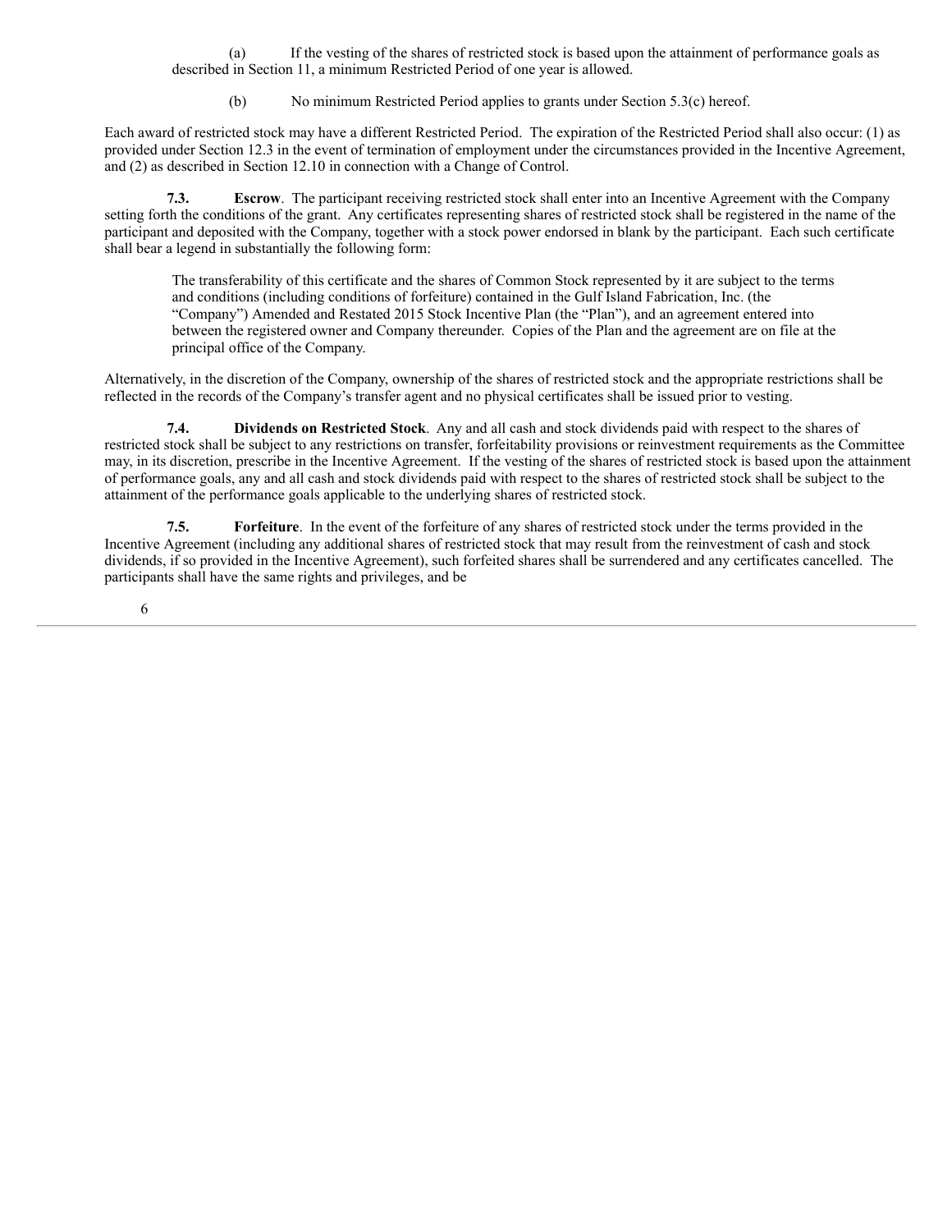(a) If the vesting of the shares of restricted stock is based upon the attainment of performance goals as described in Section 11, a minimum Restricted Period of one year is allowed.

(b) No minimum Restricted Period applies to grants under Section 5.3(c) hereof.

Each award of restricted stock may have a different Restricted Period. The expiration of the Restricted Period shall also occur: (1) as provided under Section 12.3 in the event of termination of employment under the circumstances provided in the Incentive Agreement, and (2) as described in Section 12.10 in connection with a Change of Control.

**7.3. Escrow**. The participant receiving restricted stock shall enter into an Incentive Agreement with the Company setting forth the conditions of the grant. Any certificates representing shares of restricted stock shall be registered in the name of the participant and deposited with the Company, together with a stock power endorsed in blank by the participant. Each such certificate shall bear a legend in substantially the following form:

> The transferability of this certificate and the shares of Common Stock represented by it are subject to the terms and conditions (including conditions of forfeiture) contained in the Gulf Island Fabrication, Inc. (the "Company") Amended and Restated 2015 Stock Incentive Plan (the "Plan"), and an agreement entered into between the registered owner and Company thereunder. Copies of the Plan and the agreement are on file at the principal office of the Company.

Alternatively, in the discretion of the Company, ownership of the shares of restricted stock and the appropriate restrictions shall be reflected in the records of the Company's transfer agent and no physical certificates shall be issued prior to vesting.

**7.4. Dividends on Restricted Stock**. Any and all cash and stock dividends paid with respect to the shares of restricted stock shall be subject to any restrictions on transfer, forfeitability provisions or reinvestment requirements as the Committee may, in its discretion, prescribe in the Incentive Agreement. If the vesting of the shares of restricted stock is based upon the attainment of performance goals, any and all cash and stock dividends paid with respect to the shares of restricted stock shall be subject to the attainment of the performance goals applicable to the underlying shares of restricted stock.

**7.5. Forfeiture**. In the event of the forfeiture of any shares of restricted stock under the terms provided in the Incentive Agreement (including any additional shares of restricted stock that may result from the reinvestment of cash and stock dividends, if so provided in the Incentive Agreement), such forfeited shares shall be surrendered and any certificates cancelled. The participants shall have the same rights and privileges, and be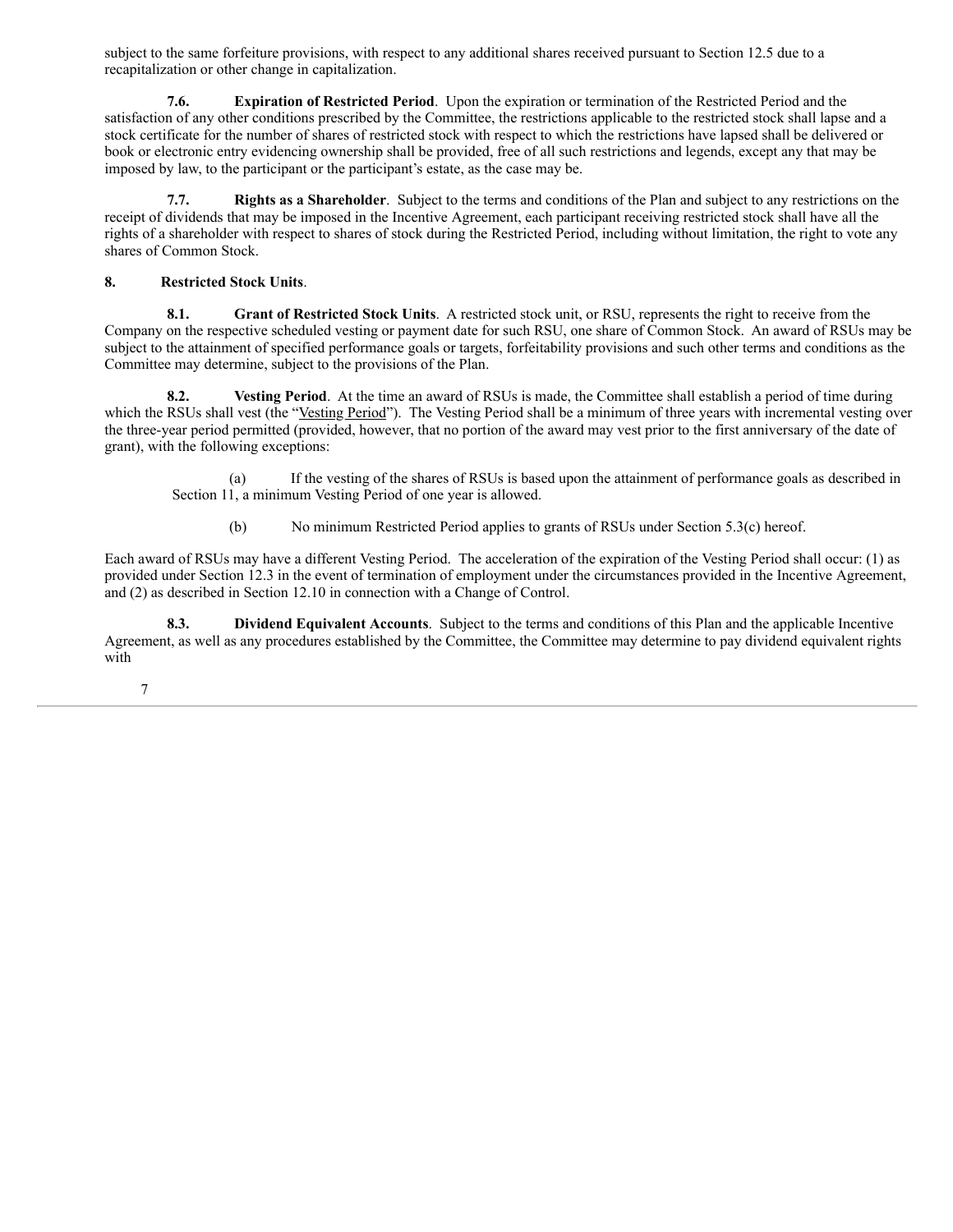subject to the same forfeiture provisions, with respect to any additional shares received pursuant to Section 12.5 due to a recapitalization or other change in capitalization.

**7.6. Expiration of Restricted Period**. Upon the expiration or termination of the Restricted Period and the satisfaction of any other conditions prescribed by the Committee, the restrictions applicable to the restricted stock shall lapse and a stock certificate for the number of shares of restricted stock with respect to which the restrictions have lapsed shall be delivered or book or electronic entry evidencing ownership shall be provided, free of all such restrictions and legends, except any that may be imposed by law, to the participant or the participant's estate, as the case may be.

**7.7. Rights as a Shareholder**. Subject to the terms and conditions of the Plan and subject to any restrictions on the receipt of dividends that may be imposed in the Incentive Agreement, each participant receiving restricted stock shall have all the rights of a shareholder with respect to shares of stock during the Restricted Period, including without limitation, the right to vote any shares of Common Stock.

**8. Restricted Stock Units**.

**8.1. Grant of Restricted Stock Units**. A restricted stock unit, or RSU, represents the right to receive from the Company on the respective scheduled vesting or payment date for such RSU, one share of Common Stock. An award of RSUs may be subject to the attainment of specified performance goals or targets, forfeitability provisions and such other terms and conditions as the Committee may determine, subject to the provisions of the Plan.

**8.2. Vesting Period**. At the time an award of RSUs is made, the Committee shall establish a period of time during which the RSUs shall vest (the "Vesting Period"). The Vesting Period shall be a minimum of three years with incremental vesting over the three-year period permitted (provided, however, that no portion of the award may vest prior to the first anniversary of the date of grant), with the following exceptions:

(a) If the vesting of the shares of RSUs is based upon the attainment of performance goals as described in Section 11, a minimum Vesting Period of one year is allowed.

(b) No minimum Restricted Period applies to grants of RSUs under Section 5.3(c) hereof.

Each award of RSUs may have a different Vesting Period. The acceleration of the expiration of the Vesting Period shall occur: (1) as provided under Section 12.3 in the event of termination of employment under the circumstances provided in the Incentive Agreement, and (2) as described in Section 12.10 in connection with a Change of Control.

**8.3. Dividend Equivalent Accounts**. Subject to the terms and conditions of this Plan and the applicable Incentive Agreement, as well as any procedures established by the Committee, the Committee may determine to pay dividend equivalent rights with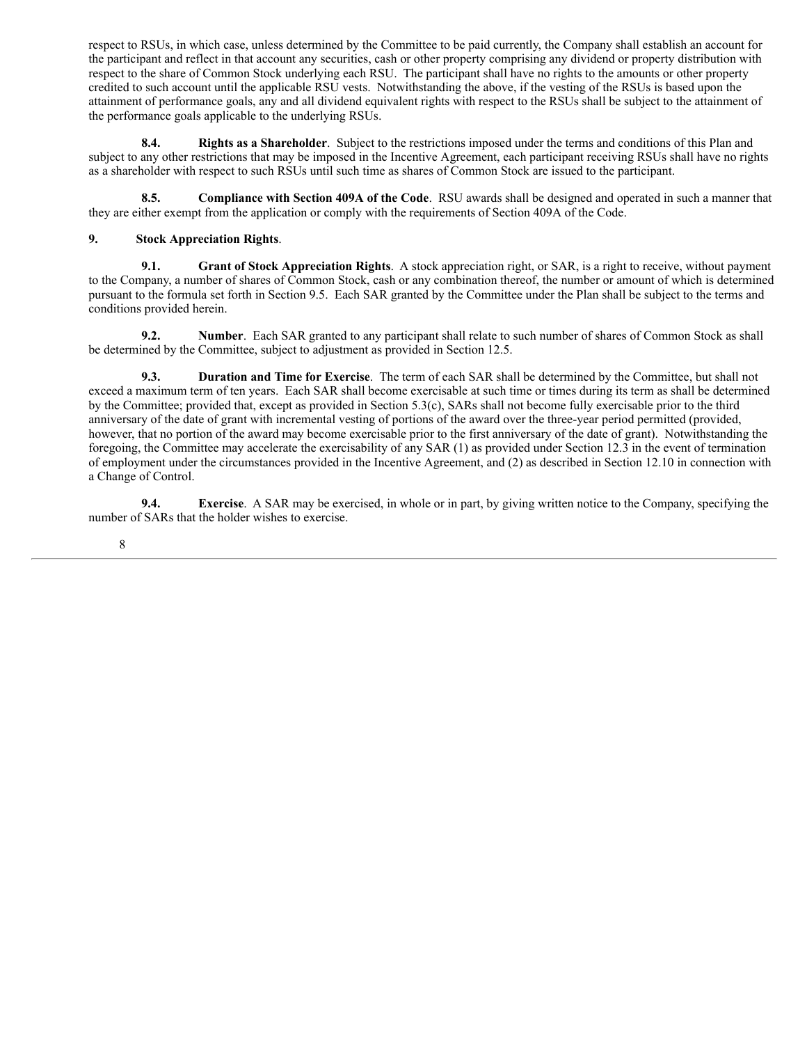respect to RSUs, in which case, unless determined by the Committee to be paid currently, the Company shall establish an account for the participant and reflect in that account any securities, cash or other property comprising any dividend or property distribution with respect to the share of Common Stock underlying each RSU. The participant shall have no rights to the amounts or other property credited to such account until the applicable RSU vests. Notwithstanding the above, if the vesting of the RSUs is based upon the attainment of performance goals, any and all dividend equivalent rights with respect to the RSUs shall be subject to the attainment of the performance goals applicable to the underlying RSUs.

**8.4. Rights as a Shareholder**. Subject to the restrictions imposed under the terms and conditions of this Plan and subject to any other restrictions that may be imposed in the Incentive Agreement, each participant receiving RSUs shall have no rights as a shareholder with respect to such RSUs until such time as shares of Common Stock are issued to the participant.

**8.5. Compliance with Section 409A of the Code**. RSU awards shall be designed and operated in such a manner that they are either exempt from the application or comply with the requirements of Section 409A of the Code.

**9. Stock Appreciation Rights**.

**9.1. Grant of Stock Appreciation Rights**. A stock appreciation right, or SAR, is a right to receive, without payment to the Company, a number of shares of Common Stock, cash or any combination thereof, the number or amount of which is determined pursuant to the formula set forth in Section 9.5. Each SAR granted by the Committee under the Plan shall be subject to the terms and conditions provided herein.

**9.2. Number**. Each SAR granted to any participant shall relate to such number of shares of Common Stock as shall be determined by the Committee, subject to adjustment as provided in Section 12.5.

**9.3. Duration and Time for Exercise**. The term of each SAR shall be determined by the Committee, but shall not exceed a maximum term of ten years. Each SAR shall become exercisable at such time or times during its term as shall be determined by the Committee; provided that, except as provided in Section 5.3(c), SARs shall not become fully exercisable prior to the third anniversary of the date of grant with incremental vesting of portions of the award over the three-year period permitted (provided, however, that no portion of the award may become exercisable prior to the first anniversary of the date of grant). Notwithstanding the foregoing, the Committee may accelerate the exercisability of any SAR (1) as provided under Section 12.3 in the event of termination of employment under the circumstances provided in the Incentive Agreement, and (2) as described in Section 12.10 in connection with a Change of Control.

**9.4. Exercise**. A SAR may be exercised, in whole or in part, by giving written notice to the Company, specifying the number of SARs that the holder wishes to exercise.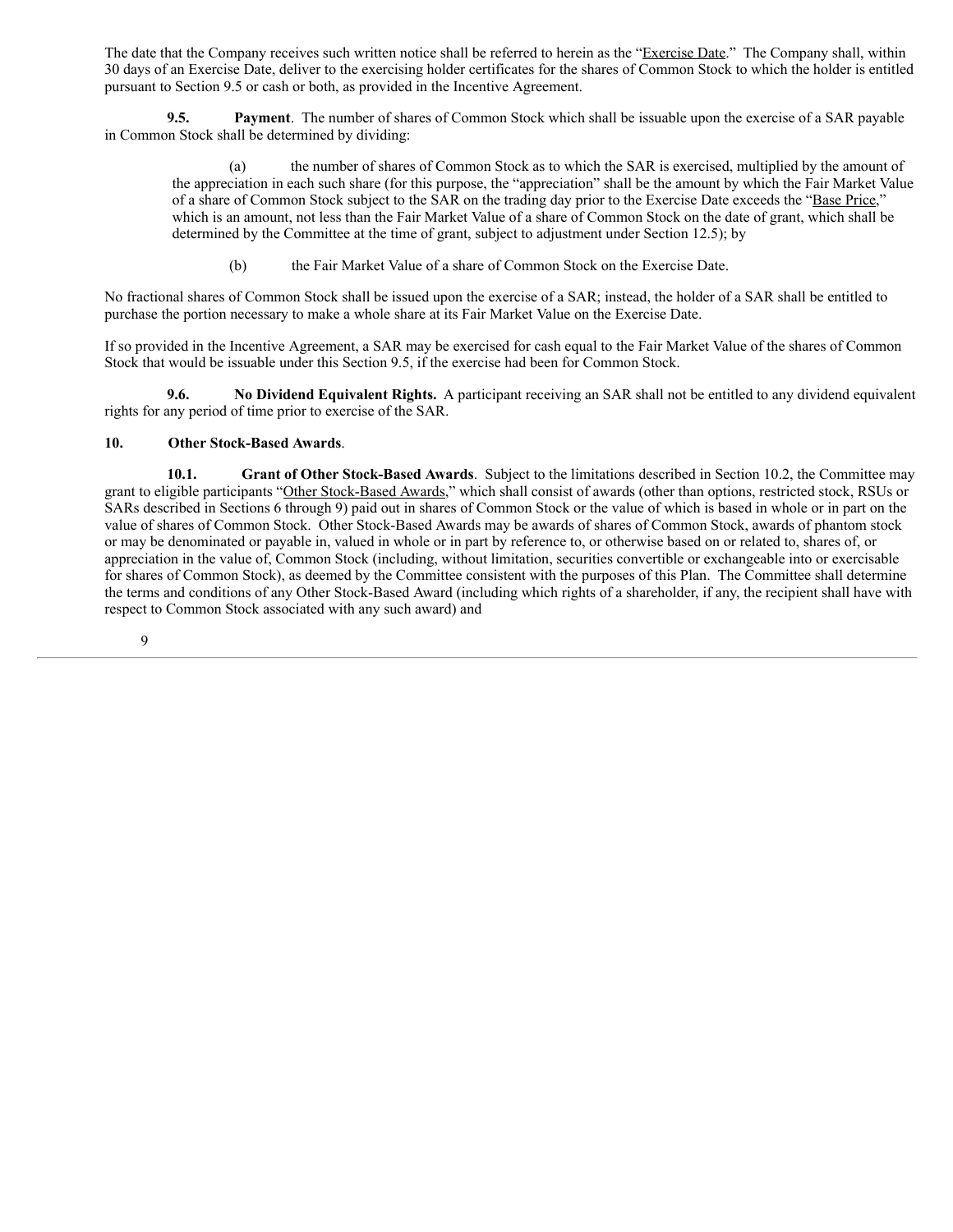The date that the Company receives such written notice shall be referred to herein as the "Exercise Date." The Company shall, within 30 days of an Exercise Date, deliver to the exercising holder certificates for the shares of Common Stock to which the holder is entitled pursuant to Section 9.5 or cash or both, as provided in the Incentive Agreement.

**9.5. Payment**. The number of shares of Common Stock which shall be issuable upon the exercise of a SAR payable in Common Stock shall be determined by dividing:

(a) the number of shares of Common Stock as to which the SAR is exercised, multiplied by the amount of the appreciation in each such share (for this purpose, the "appreciation" shall be the amount by which the Fair Market Value of a share of Common Stock subject to the SAR on the trading day prior to the Exercise Date exceeds the "Base Price," which is an amount, not less than the Fair Market Value of a share of Common Stock on the date of grant, which shall be determined by the Committee at the time of grant, subject to adjustment under Section 12.5); by

(b) the Fair Market Value of a share of Common Stock on the Exercise Date.

No fractional shares of Common Stock shall be issued upon the exercise of a SAR; instead, the holder of a SAR shall be entitled to purchase the portion necessary to make a whole share at its Fair Market Value on the Exercise Date.

If so provided in the Incentive Agreement, a SAR may be exercised for cash equal to the Fair Market Value of the shares of Common Stock that would be issuable under this Section 9.5, if the exercise had been for Common Stock.

**9.6. No Dividend Equivalent Rights.** A participant receiving an SAR shall not be entitled to any dividend equivalent rights for any period of time prior to exercise of the SAR.

**10. Other Stock-Based Awards**.

**10.1. Grant of Other Stock-Based Awards**. Subject to the limitations described in Section 10.2, the Committee may grant to eligible participants "Other Stock-Based Awards," which shall consist of awards (other than options, restricted stock, RSUs or SARs described in Sections 6 through 9) paid out in shares of Common Stock or the value of which is based in whole or in part on the value of shares of Common Stock. Other Stock-Based Awards may be awards of shares of Common Stock, awards of phantom stock or may be denominated or payable in, valued in whole or in part by reference to, or otherwise based on or related to, shares of, or appreciation in the value of, Common Stock (including, without limitation, securities convertible or exchangeable into or exercisable for shares of Common Stock), as deemed by the Committee consistent with the purposes of this Plan. The Committee shall determine the terms and conditions of any Other Stock-Based Award (including which rights of a shareholder, if any, the recipient shall have with respect to Common Stock associated with any such award) and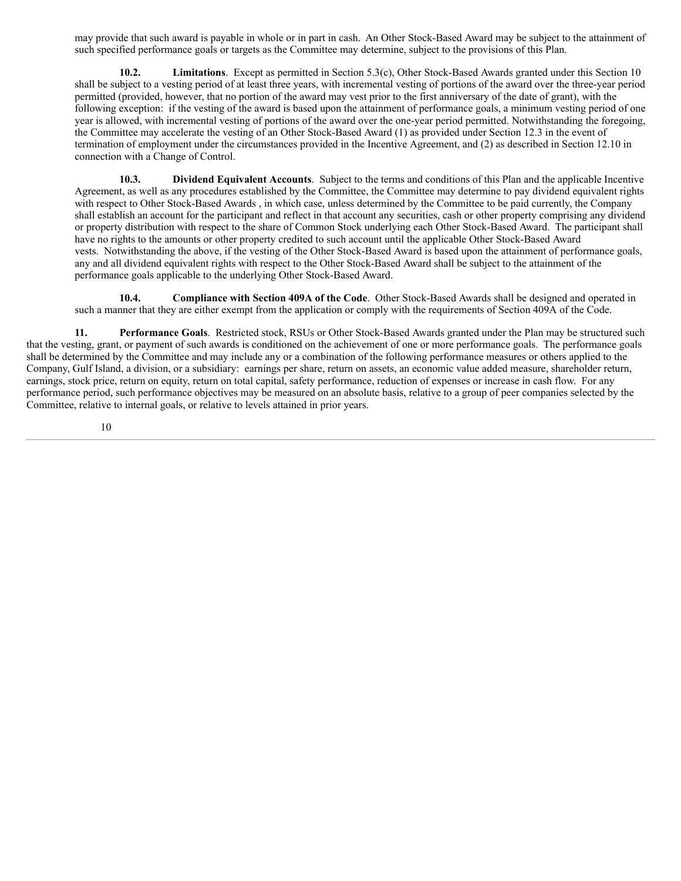may provide that such award is payable in whole or in part in cash. An Other Stock-Based Award may be subject to the attainment of such specified performance goals or targets as the Committee may determine, subject to the provisions of this Plan.

**10.2. Limitations**. Except as permitted in Section 5.3(c), Other Stock-Based Awards granted under this Section 10 shall be subject to a vesting period of at least three years, with incremental vesting of portions of the award over the three-year period permitted (provided, however, that no portion of the award may vest prior to the first anniversary of the date of grant), with the following exception: if the vesting of the award is based upon the attainment of performance goals, a minimum vesting period of one year is allowed, with incremental vesting of portions of the award over the one-year period permitted. Notwithstanding the foregoing, the Committee may accelerate the vesting of an Other Stock-Based Award (1) as provided under Section 12.3 in the event of termination of employment under the circumstances provided in the Incentive Agreement, and (2) as described in Section 12.10 in connection with a Change of Control.

**10.3. Dividend Equivalent Accounts**. Subject to the terms and conditions of this Plan and the applicable Incentive Agreement, as well as any procedures established by the Committee, the Committee may determine to pay dividend equivalent rights with respect to Other Stock-Based Awards , in which case, unless determined by the Committee to be paid currently, the Company shall establish an account for the participant and reflect in that account any securities, cash or other property comprising any dividend or property distribution with respect to the share of Common Stock underlying each Other Stock-Based Award. The participant shall have no rights to the amounts or other property credited to such account until the applicable Other Stock-Based Award vests. Notwithstanding the above, if the vesting of the Other Stock-Based Award is based upon the attainment of performance goals, any and all dividend equivalent rights with respect to the Other Stock-Based Award shall be subject to the attainment of the performance goals applicable to the underlying Other Stock-Based Award.

**10.4. Compliance with Section 409A of the Code**. Other Stock-Based Awards shall be designed and operated in such a manner that they are either exempt from the application or comply with the requirements of Section 409A of the Code.

**11. Performance Goals**. Restricted stock, RSUs or Other Stock-Based Awards granted under the Plan may be structured such that the vesting, grant, or payment of such awards is conditioned on the achievement of one or more performance goals. The performance goals shall be determined by the Committee and may include any or a combination of the following performance measures or others applied to the Company, Gulf Island, a division, or a subsidiary: earnings per share, return on assets, an economic value added measure, shareholder return, earnings, stock price, return on equity, return on total capital, safety performance, reduction of expenses or increase in cash flow. For any performance period, such performance objectives may be measured on an absolute basis, relative to a group of peer companies selected by the Committee, relative to internal goals, or relative to levels attained in prior years.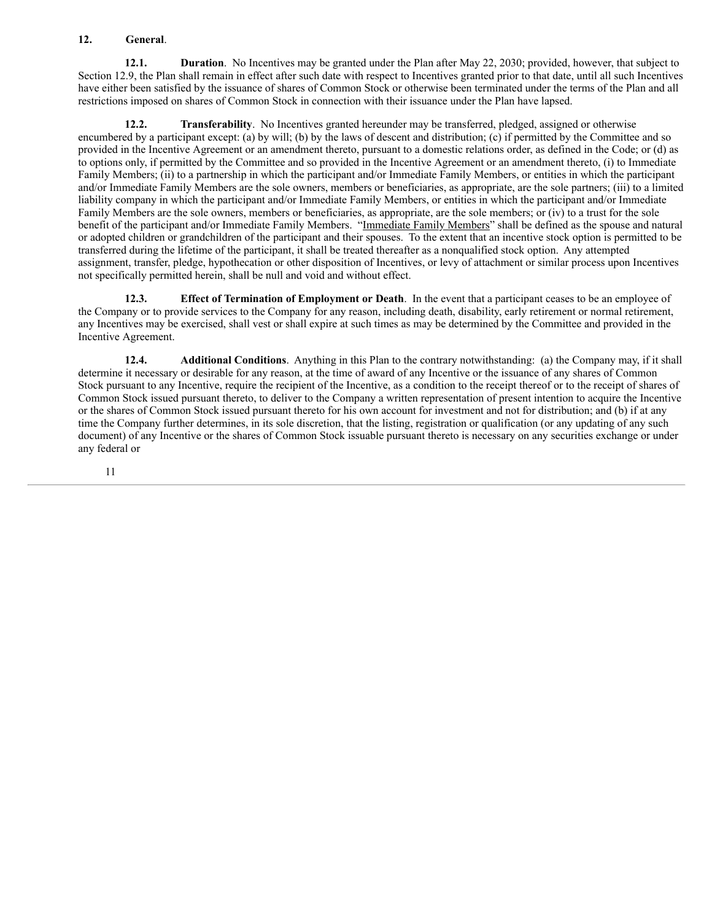**12. General**.

**12.1. Duration**. No Incentives may be granted under the Plan after May 22, 2030; provided, however, that subject to Section 12.9, the Plan shall remain in effect after such date with respect to Incentives granted prior to that date, until all such Incentives have either been satisfied by the issuance of shares of Common Stock or otherwise been terminated under the terms of the Plan and all restrictions imposed on shares of Common Stock in connection with their issuance under the Plan have lapsed.

**12.2. Transferability**. No Incentives granted hereunder may be transferred, pledged, assigned or otherwise encumbered by a participant except: (a) by will; (b) by the laws of descent and distribution; (c) if permitted by the Committee and so provided in the Incentive Agreement or an amendment thereto, pursuant to a domestic relations order, as defined in the Code; or (d) as to options only, if permitted by the Committee and so provided in the Incentive Agreement or an amendment thereto, (i) to Immediate Family Members; (ii) to a partnership in which the participant and/or Immediate Family Members, or entities in which the participant and/or Immediate Family Members are the sole owners, members or beneficiaries, as appropriate, are the sole partners; (iii) to a limited liability company in which the participant and/or Immediate Family Members, or entities in which the participant and/or Immediate Family Members are the sole owners, members or beneficiaries, as appropriate, are the sole members; or (iv) to a trust for the sole benefit of the participant and/or Immediate Family Members. "Immediate Family Members" shall be defined as the spouse and natural or adopted children or grandchildren of the participant and their spouses. To the extent that an incentive stock option is permitted to be transferred during the lifetime of the participant, it shall be treated thereafter as a nonqualified stock option. Any attempted assignment, transfer, pledge, hypothecation or other disposition of Incentives, or levy of attachment or similar process upon Incentives not specifically permitted herein, shall be null and void and without effect.

**12.3. Effect of Termination of Employment or Death**. In the event that a participant ceases to be an employee of the Company or to provide services to the Company for any reason, including death, disability, early retirement or normal retirement, any Incentives may be exercised, shall vest or shall expire at such times as may be determined by the Committee and provided in the Incentive Agreement.

**12.4. Additional Conditions**. Anything in this Plan to the contrary notwithstanding: (a) the Company may, if it shall determine it necessary or desirable for any reason, at the time of award of any Incentive or the issuance of any shares of Common Stock pursuant to any Incentive, require the recipient of the Incentive, as a condition to the receipt thereof or to the receipt of shares of Common Stock issued pursuant thereto, to deliver to the Company a written representation of present intention to acquire the Incentive or the shares of Common Stock issued pursuant thereto for his own account for investment and not for distribution; and (b) if at any time the Company further determines, in its sole discretion, that the listing, registration or qualification (or any updating of any such document) of any Incentive or the shares of Common Stock issuable pursuant thereto is necessary on any securities exchange or under any federal or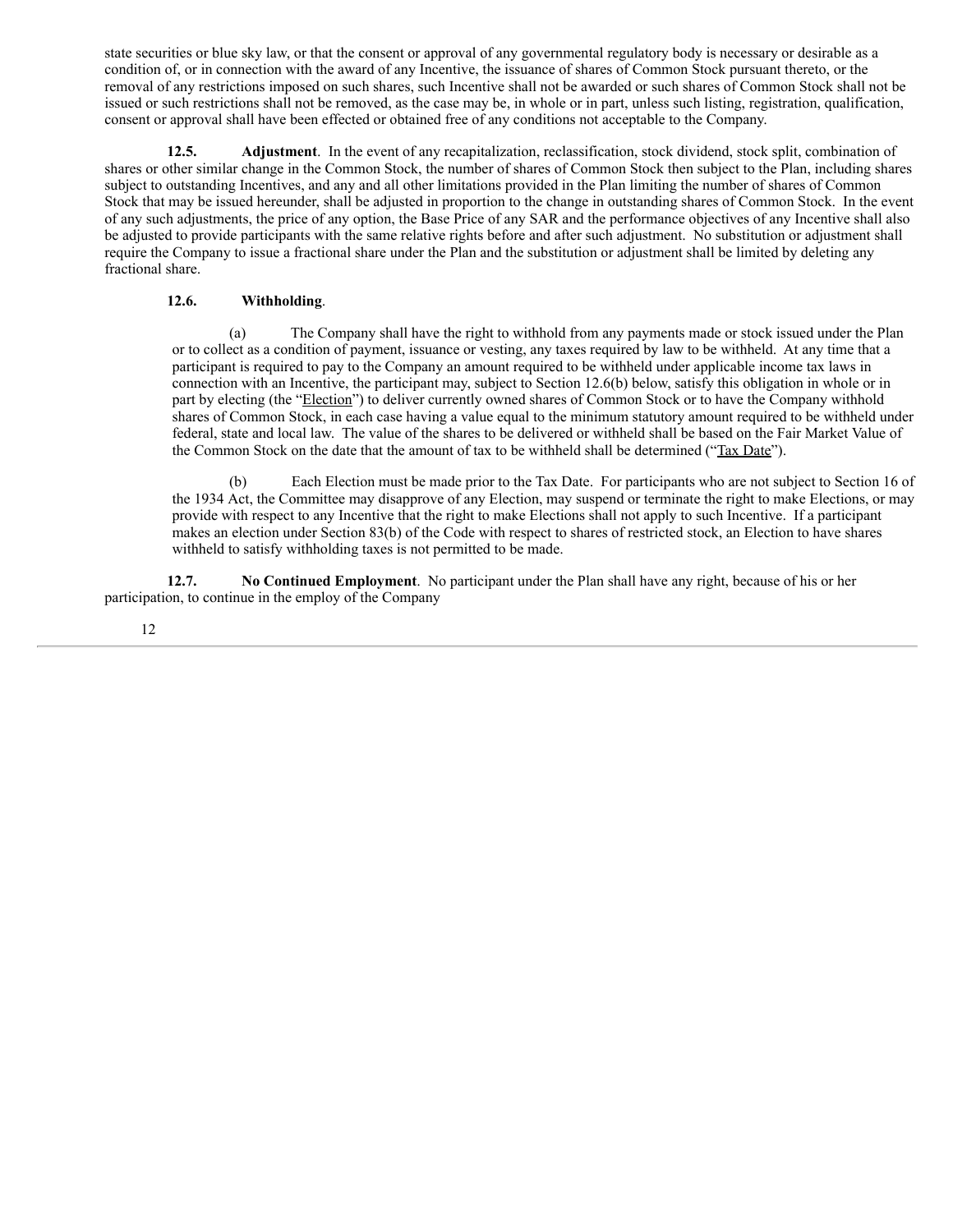state securities or blue sky law, or that the consent or approval of any governmental regulatory body is necessary or desirable as a condition of, or in connection with the award of any Incentive, the issuance of shares of Common Stock pursuant thereto, or the removal of any restrictions imposed on such shares, such Incentive shall not be awarded or such shares of Common Stock shall not be issued or such restrictions shall not be removed, as the case may be, in whole or in part, unless such listing, registration, qualification, consent or approval shall have been effected or obtained free of any conditions not acceptable to the Company.

**12.5. Adjustment**. In the event of any recapitalization, reclassification, stock dividend, stock split, combination of shares or other similar change in the Common Stock, the number of shares of Common Stock then subject to the Plan, including shares subject to outstanding Incentives, and any and all other limitations provided in the Plan limiting the number of shares of Common Stock that may be issued hereunder, shall be adjusted in proportion to the change in outstanding shares of Common Stock. In the event of any such adjustments, the price of any option, the Base Price of any SAR and the performance objectives of any Incentive shall also be adjusted to provide participants with the same relative rights before and after such adjustment. No substitution or adjustment shall require the Company to issue a fractional share under the Plan and the substitution or adjustment shall be limited by deleting any fractional share.

**12.6. Withholding**.

(a) The Company shall have the right to withhold from any payments made or stock issued under the Plan or to collect as a condition of payment, issuance or vesting, any taxes required by law to be withheld. At any time that a participant is required to pay to the Company an amount required to be withheld under applicable income tax laws in connection with an Incentive, the participant may, subject to Section 12.6(b) below, satisfy this obligation in whole or in part by electing (the "Election") to deliver currently owned shares of Common Stock or to have the Company withhold shares of Common Stock, in each case having a value equal to the minimum statutory amount required to be withheld under federal, state and local law. The value of the shares to be delivered or withheld shall be based on the Fair Market Value of the Common Stock on the date that the amount of tax to be withheld shall be determined ("Tax Date").

(b) Each Election must be made prior to the Tax Date. For participants who are not subject to Section 16 of the 1934 Act, the Committee may disapprove of any Election, may suspend or terminate the right to make Elections, or may provide with respect to any Incentive that the right to make Elections shall not apply to such Incentive. If a participant makes an election under Section 83(b) of the Code with respect to shares of restricted stock, an Election to have shares withheld to satisfy withholding taxes is not permitted to be made.

**12.7. No Continued Employment**. No participant under the Plan shall have any right, because of his or her participation, to continue in the employ of the Company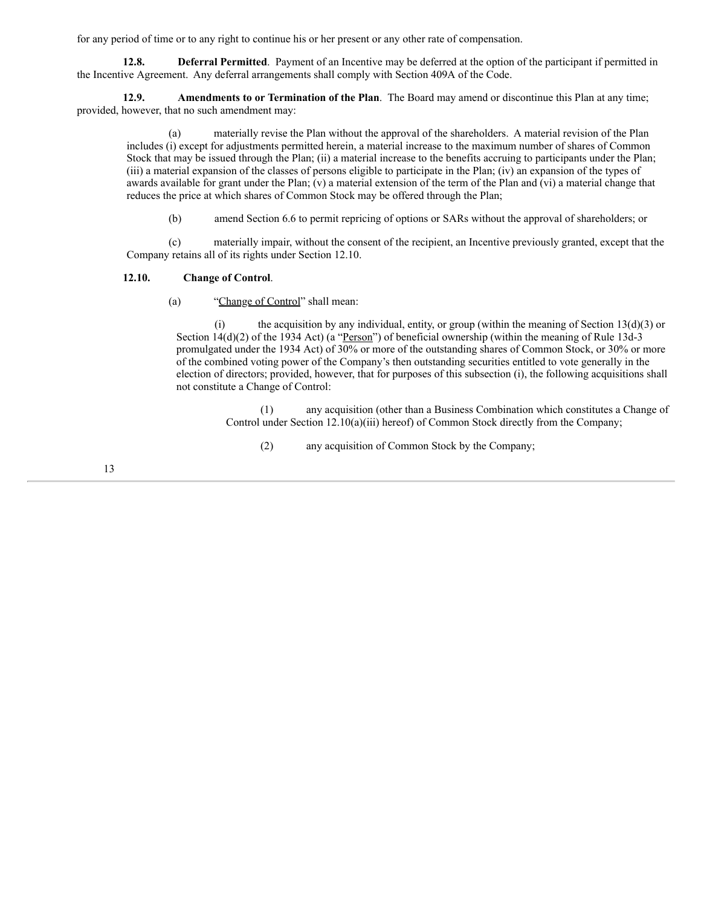for any period of time or to any right to continue his or her present or any other rate of compensation.

**12.8. Deferral Permitted**. Payment of an Incentive may be deferred at the option of the participant if permitted in the Incentive Agreement. Any deferral arrangements shall comply with Section 409A of the Code.

**12.9. Amendments to or Termination of the Plan**. The Board may amend or discontinue this Plan at any time; provided, however, that no such amendment may:

(a) materially revise the Plan without the approval of the shareholders. A material revision of the Plan includes (i) except for adjustments permitted herein, a material increase to the maximum number of shares of Common Stock that may be issued through the Plan; (ii) a material increase to the benefits accruing to participants under the Plan; (iii) a material expansion of the classes of persons eligible to participate in the Plan; (iv) an expansion of the types of awards available for grant under the Plan; (v) a material extension of the term of the Plan and (vi) a material change that reduces the price at which shares of Common Stock may be offered through the Plan;

(b) amend Section 6.6 to permit repricing of options or SARs without the approval of shareholders; or

(c) materially impair, without the consent of the recipient, an Incentive previously granted, except that the Company retains all of its rights under Section 12.10.

**12.10. Change of Control**.

(a) "Change of Control" shall mean:

(i) the acquisition by any individual, entity, or group (within the meaning of Section 13(d)(3) or Section 14(d)(2) of the 1934 Act) (a "Person") of beneficial ownership (within the meaning of Rule 13d-3 promulgated under the 1934 Act) of 30% or more of the outstanding shares of Common Stock, or 30% or more of the combined voting power of the Company's then outstanding securities entitled to vote generally in the election of directors; provided, however, that for purposes of this subsection (i), the following acquisitions shall not constitute a Change of Control:

(1) any acquisition (other than a Business Combination which constitutes a Change of Control under Section 12.10(a)(iii) hereof) of Common Stock directly from the Company;

(2) any acquisition of Common Stock by the Company;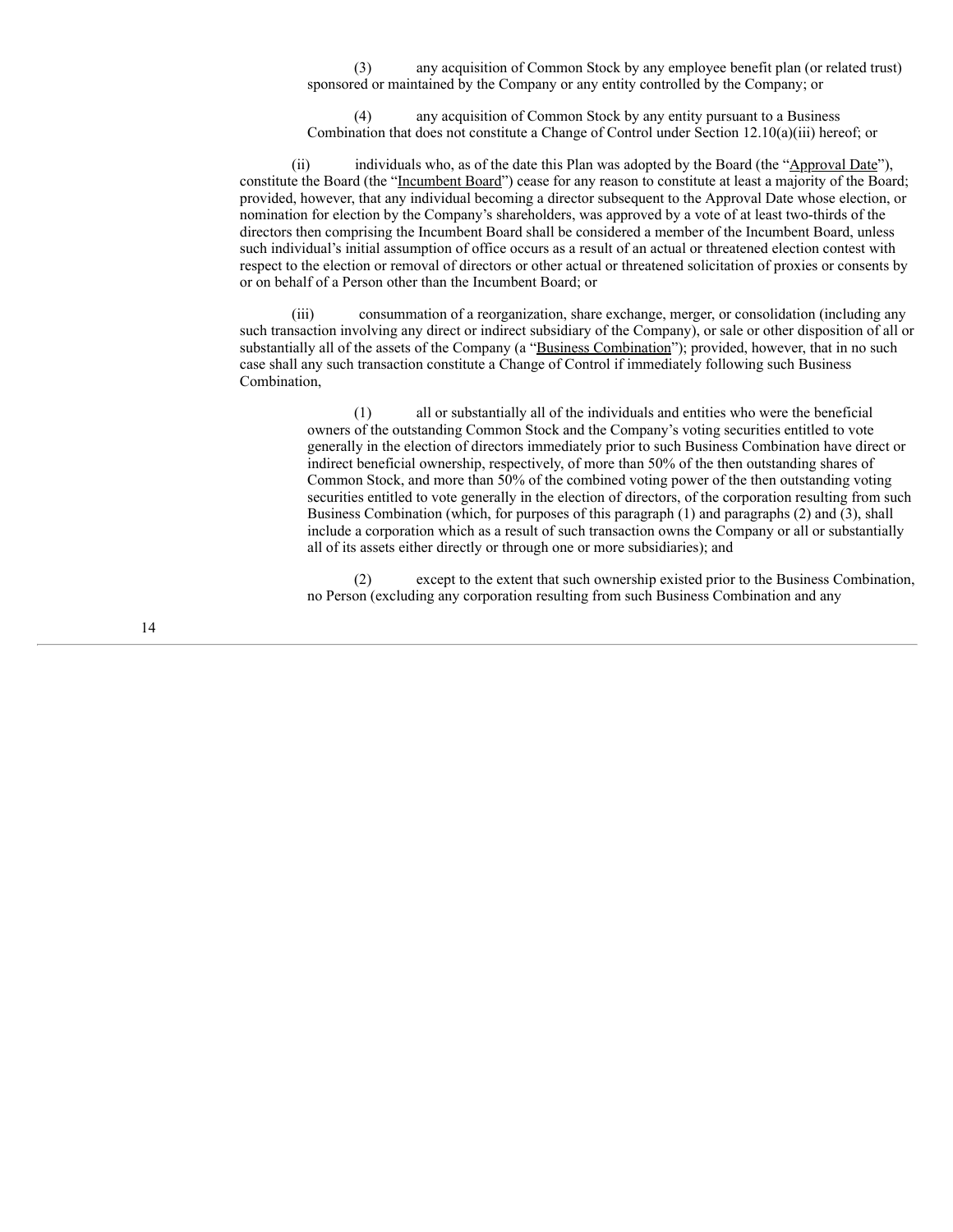(3) any acquisition of Common Stock by any employee benefit plan (or related trust) sponsored or maintained by the Company or any entity controlled by the Company; or

(4) any acquisition of Common Stock by any entity pursuant to a Business Combination that does not constitute a Change of Control under Section 12.10(a)(iii) hereof; or

(ii) individuals who, as of the date this Plan was adopted by the Board (the "Approval Date"), constitute the Board (the "Incumbent Board") cease for any reason to constitute at least a majority of the Board; provided, however, that any individual becoming a director subsequent to the Approval Date whose election, or nomination for election by the Company's shareholders, was approved by a vote of at least two-thirds of the directors then comprising the Incumbent Board shall be considered a member of the Incumbent Board, unless such individual's initial assumption of office occurs as a result of an actual or threatened election contest with respect to the election or removal of directors or other actual or threatened solicitation of proxies or consents by or on behalf of a Person other than the Incumbent Board; or

(iii) consummation of a reorganization, share exchange, merger, or consolidation (including any such transaction involving any direct or indirect subsidiary of the Company), or sale or other disposition of all or substantially all of the assets of the Company (a "Business Combination"); provided, however, that in no such case shall any such transaction constitute a Change of Control if immediately following such Business Combination,

(1) all or substantially all of the individuals and entities who were the beneficial owners of the outstanding Common Stock and the Company's voting securities entitled to vote generally in the election of directors immediately prior to such Business Combination have direct or indirect beneficial ownership, respectively, of more than 50% of the then outstanding shares of Common Stock, and more than 50% of the combined voting power of the then outstanding voting securities entitled to vote generally in the election of directors, of the corporation resulting from such Business Combination (which, for purposes of this paragraph (1) and paragraphs (2) and (3), shall include a corporation which as a result of such transaction owns the Company or all or substantially all of its assets either directly or through one or more subsidiaries); and

(2) except to the extent that such ownership existed prior to the Business Combination, no Person (excluding any corporation resulting from such Business Combination and any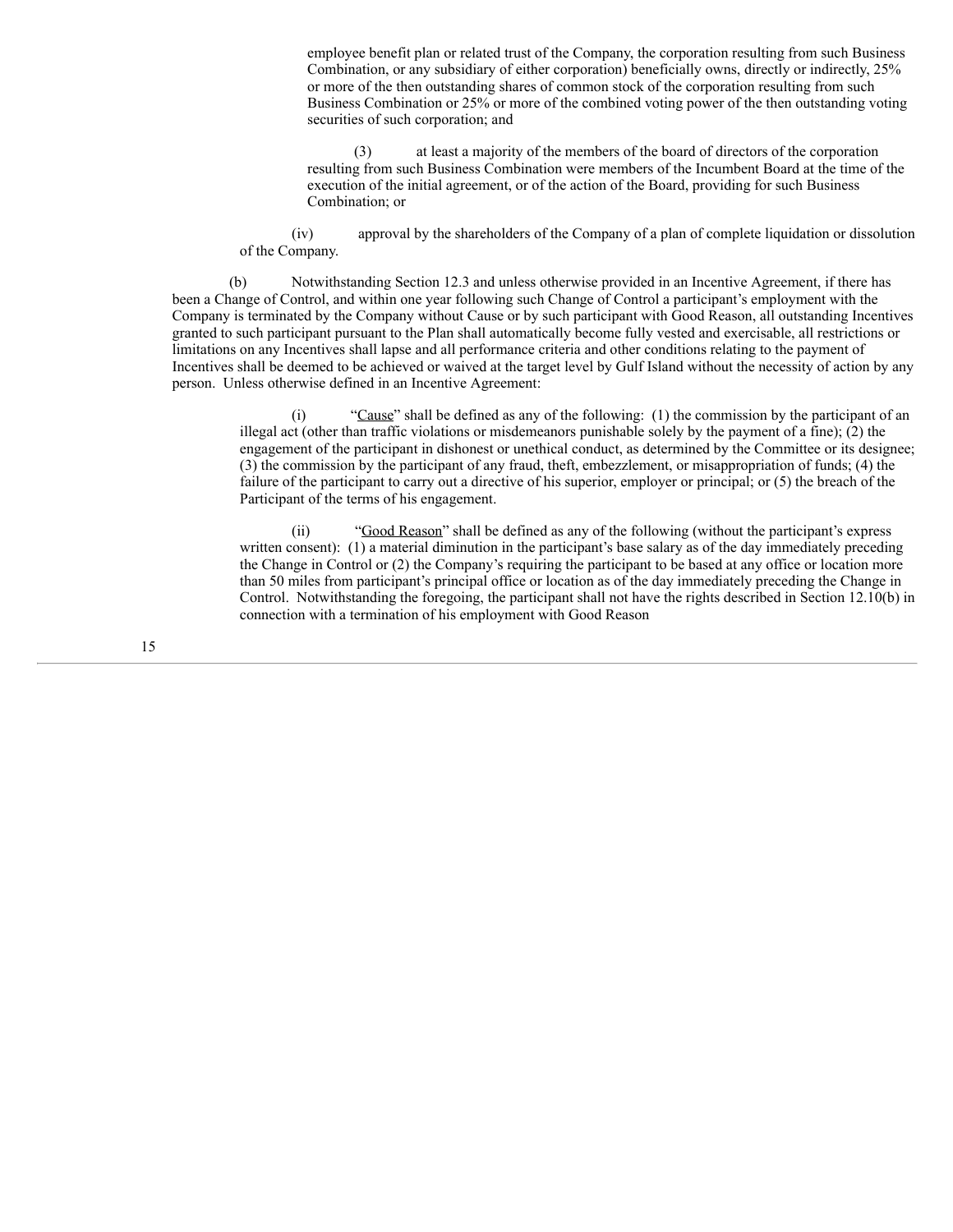employee benefit plan or related trust of the Company, the corporation resulting from such Business Combination, or any subsidiary of either corporation) beneficially owns, directly or indirectly, 25% or more of the then outstanding shares of common stock of the corporation resulting from such Business Combination or 25% or more of the combined voting power of the then outstanding voting securities of such corporation; and

(3) at least a majority of the members of the board of directors of the corporation resulting from such Business Combination were members of the Incumbent Board at the time of the execution of the initial agreement, or of the action of the Board, providing for such Business Combination; or

(iv) approval by the shareholders of the Company of a plan of complete liquidation or dissolution of the Company.

(b) Notwithstanding Section 12.3 and unless otherwise provided in an Incentive Agreement, if there has been a Change of Control, and within one year following such Change of Control a participant's employment with the Company is terminated by the Company without Cause or by such participant with Good Reason, all outstanding Incentives granted to such participant pursuant to the Plan shall automatically become fully vested and exercisable, all restrictions or limitations on any Incentives shall lapse and all performance criteria and other conditions relating to the payment of Incentives shall be deemed to be achieved or waived at the target level by Gulf Island without the necessity of action by any person. Unless otherwise defined in an Incentive Agreement:

(i) "Cause" shall be defined as any of the following: (1) the commission by the participant of an illegal act (other than traffic violations or misdemeanors punishable solely by the payment of a fine); (2) the engagement of the participant in dishonest or unethical conduct, as determined by the Committee or its designee; (3) the commission by the participant of any fraud, theft, embezzlement, or misappropriation of funds; (4) the failure of the participant to carry out a directive of his superior, employer or principal; or (5) the breach of the Participant of the terms of his engagement.

(ii) "Good Reason" shall be defined as any of the following (without the participant's express written consent): (1) a material diminution in the participant's base salary as of the day immediately preceding the Change in Control or (2) the Company's requiring the participant to be based at any office or location more than 50 miles from participant's principal office or location as of the day immediately preceding the Change in Control. Notwithstanding the foregoing, the participant shall not have the rights described in Section 12.10(b) in connection with a termination of his employment with Good Reason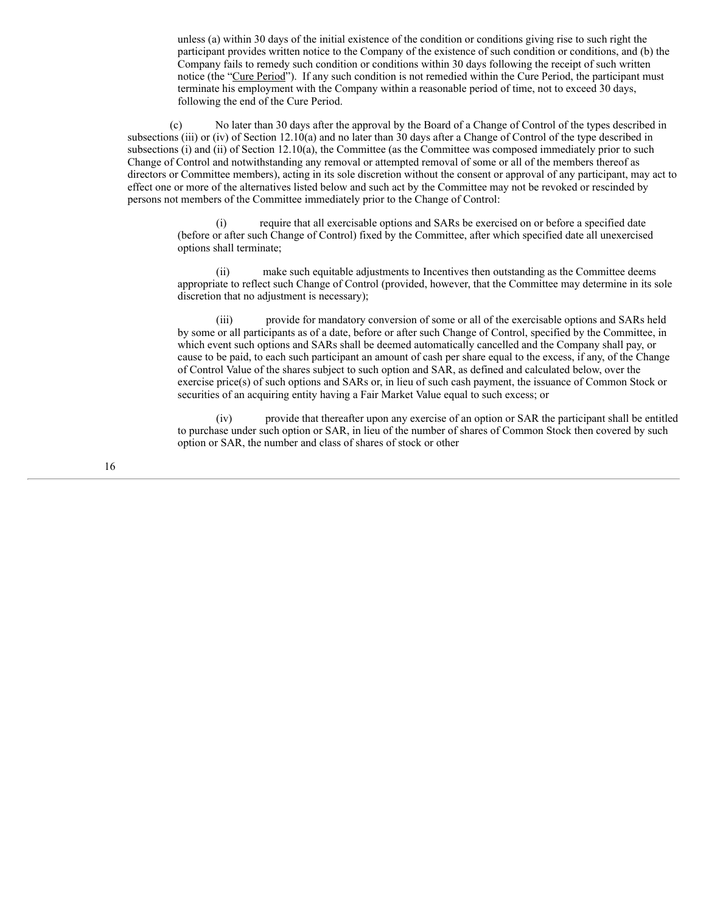unless (a) within 30 days of the initial existence of the condition or conditions giving rise to such right the participant provides written notice to the Company of the existence of such condition or conditions, and (b) the Company fails to remedy such condition or conditions within 30 days following the receipt of such written notice (the "Cure Period"). If any such condition is not remedied within the Cure Period, the participant must terminate his employment with the Company within a reasonable period of time, not to exceed 30 days, following the end of the Cure Period.

(c) No later than 30 days after the approval by the Board of a Change of Control of the types described in subsections (iii) or (iv) of Section 12.10(a) and no later than 30 days after a Change of Control of the type described in subsections (i) and (ii) of Section 12.10(a), the Committee (as the Committee was composed immediately prior to such Change of Control and notwithstanding any removal or attempted removal of some or all of the members thereof as directors or Committee members), acting in its sole discretion without the consent or approval of any participant, may act to effect one or more of the alternatives listed below and such act by the Committee may not be revoked or rescinded by persons not members of the Committee immediately prior to the Change of Control:

(i) require that all exercisable options and SARs be exercised on or before a specified date (before or after such Change of Control) fixed by the Committee, after which specified date all unexercised options shall terminate;

(ii) make such equitable adjustments to Incentives then outstanding as the Committee deems appropriate to reflect such Change of Control (provided, however, that the Committee may determine in its sole discretion that no adjustment is necessary);

(iii) provide for mandatory conversion of some or all of the exercisable options and SARs held by some or all participants as of a date, before or after such Change of Control, specified by the Committee, in which event such options and SARs shall be deemed automatically cancelled and the Company shall pay, or cause to be paid, to each such participant an amount of cash per share equal to the excess, if any, of the Change of Control Value of the shares subject to such option and SAR, as defined and calculated below, over the exercise price(s) of such options and SARs or, in lieu of such cash payment, the issuance of Common Stock or securities of an acquiring entity having a Fair Market Value equal to such excess; or

(iv) provide that thereafter upon any exercise of an option or SAR the participant shall be entitled to purchase under such option or SAR, in lieu of the number of shares of Common Stock then covered by such option or SAR, the number and class of shares of stock or other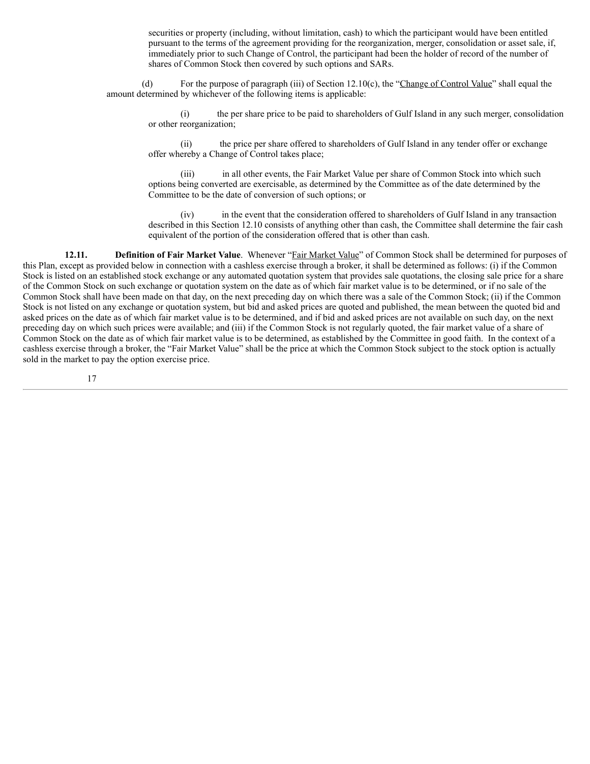securities or property (including, without limitation, cash) to which the participant would have been entitled pursuant to the terms of the agreement providing for the reorganization, merger, consolidation or asset sale, if, immediately prior to such Change of Control, the participant had been the holder of record of the number of shares of Common Stock then covered by such options and SARs.

(d) For the purpose of paragraph (iii) of Section 12.10(c), the "Change of Control Value" shall equal the amount determined by whichever of the following items is applicable:

(i) the per share price to be paid to shareholders of Gulf Island in any such merger, consolidation or other reorganization;

(ii) the price per share offered to shareholders of Gulf Island in any tender offer or exchange offer whereby a Change of Control takes place;

(iii) in all other events, the Fair Market Value per share of Common Stock into which such options being converted are exercisable, as determined by the Committee as of the date determined by the Committee to be the date of conversion of such options; or

(iv) in the event that the consideration offered to shareholders of Gulf Island in any transaction described in this Section 12.10 consists of anything other than cash, the Committee shall determine the fair cash equivalent of the portion of the consideration offered that is other than cash.

**12.11. Definition of Fair Market Value**. Whenever "Fair Market Value" of Common Stock shall be determined for purposes of this Plan, except as provided below in connection with a cashless exercise through a broker, it shall be determined as follows: (i) if the Common Stock is listed on an established stock exchange or any automated quotation system that provides sale quotations, the closing sale price for a share of the Common Stock on such exchange or quotation system on the date as of which fair market value is to be determined, or if no sale of the Common Stock shall have been made on that day, on the next preceding day on which there was a sale of the Common Stock; (ii) if the Common Stock is not listed on any exchange or quotation system, but bid and asked prices are quoted and published, the mean between the quoted bid and asked prices on the date as of which fair market value is to be determined, and if bid and asked prices are not available on such day, on the next preceding day on which such prices were available; and (iii) if the Common Stock is not regularly quoted, the fair market value of a share of Common Stock on the date as of which fair market value is to be determined, as established by the Committee in good faith. In the context of a cashless exercise through a broker, the "Fair Market Value" shall be the price at which the Common Stock subject to the stock option is actually sold in the market to pay the option exercise price.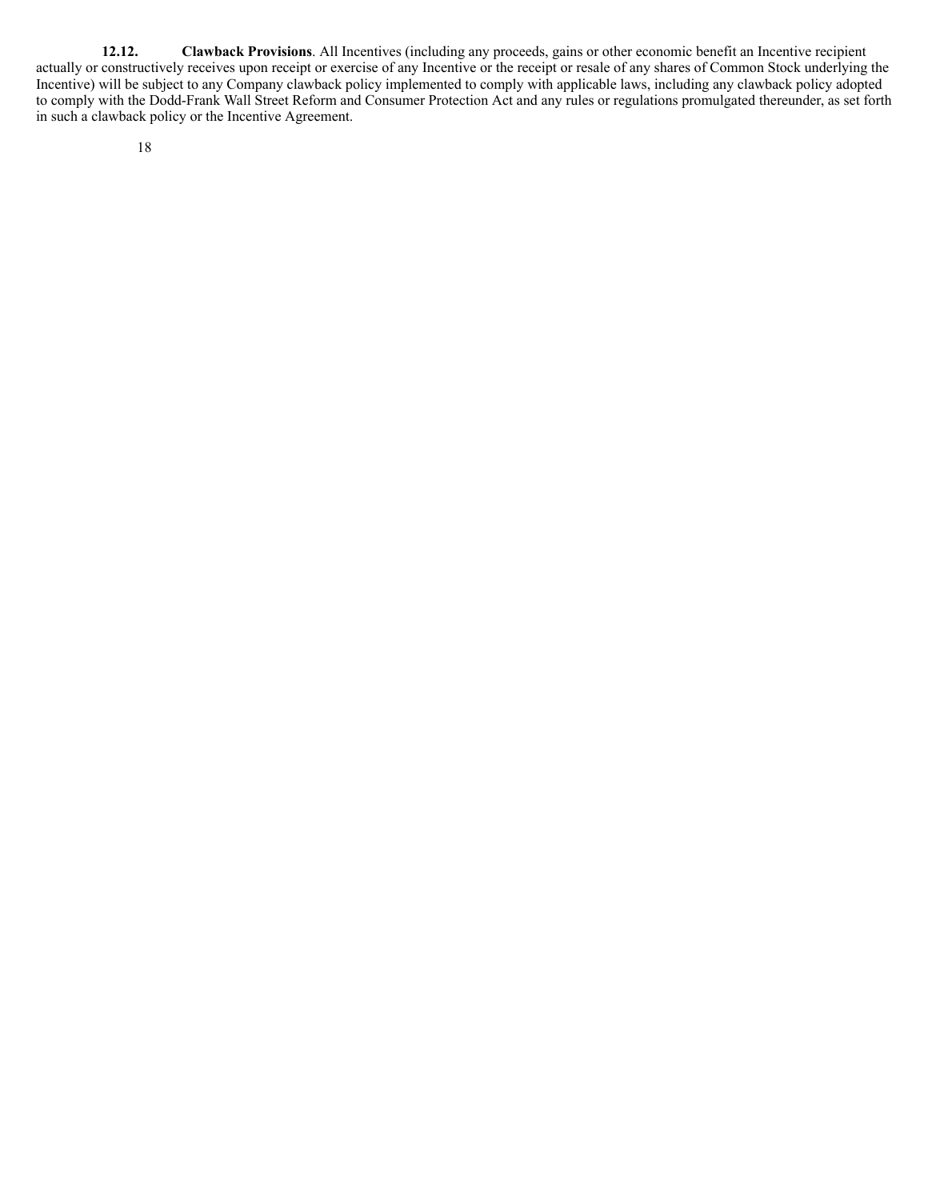**12.12. Clawback Provisions**. All Incentives (including any proceeds, gains or other economic benefit an Incentive recipient actually or constructively receives upon receipt or exercise of any Incentive or the receipt or resale of any shares of Common Stock underlying the Incentive) will be subject to any Company clawback policy implemented to comply with applicable laws, including any clawback policy adopted to comply with the Dodd-Frank Wall Street Reform and Consumer Protection Act and any rules or regulations promulgated thereunder, as set forth in such a clawback policy or the Incentive Agreement.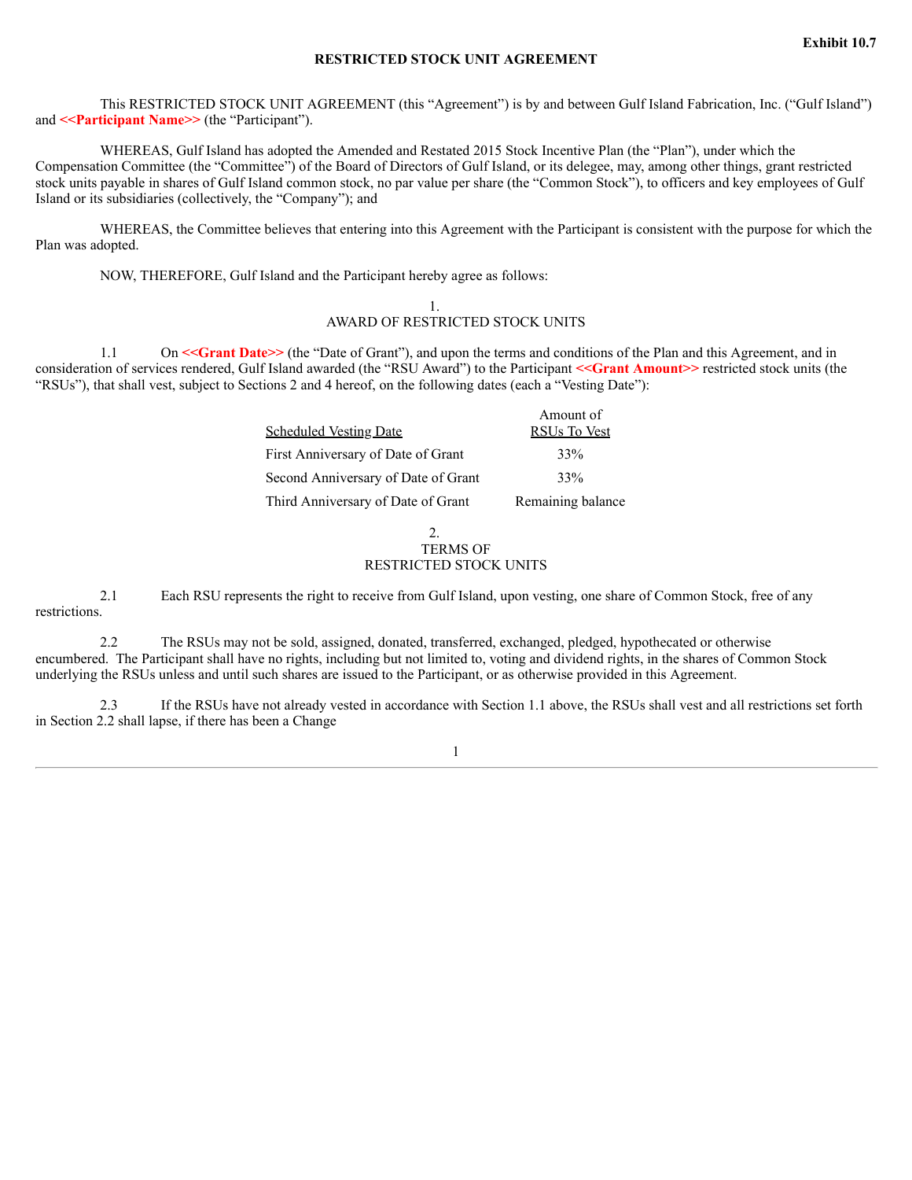**Exhibit 10.7**

**RESTRICTED STOCK UNIT AGREEMENT**

This RESTRICTED STOCK UNIT AGREEMENT (this "Agreement") is by and between Gulf Island Fabrication, Inc. ("Gulf Island") and **<<Participant Name>>** (the "Participant").

WHEREAS, Gulf Island has adopted the Amended and Restated 2015 Stock Incentive Plan (the "Plan"), under which the Compensation Committee (the "Committee") of the Board of Directors of Gulf Island, or its delegee, may, among other things, grant restricted stock units payable in shares of Gulf Island common stock, no par value per share (the "Common Stock"), to officers and key employees of Gulf Island or its subsidiaries (collectively, the "Company"); and

WHEREAS, the Committee believes that entering into this Agreement with the Participant is consistent with the purpose for which the Plan was adopted.

NOW, THEREFORE, Gulf Island and the Participant hereby agree as follows:

## 1.
## AWARD OF RESTRICTED STOCK UNITS

1.1 On **<<Grant Date>>** (the "Date of Grant"), and upon the terms and conditions of the Plan and this Agreement, and in consideration of services rendered, Gulf Island awarded (the "RSU Award") to the Participant **<<Grant Amount>>** restricted stock units (the "RSUs"), that shall vest, subject to Sections 2 and 4 hereof, on the following dates (each a "Vesting Date"):

| Scheduled Vesting Date | Amount of RSUs To Vest |
|---|---|
| First Anniversary of Date of Grant | 33% |
| Second Anniversary of Date of Grant | 33% |
| Third Anniversary of Date of Grant | Remaining balance |

## 2.
## TERMS OF RESTRICTED STOCK UNITS

2.1 Each RSU represents the right to receive from Gulf Island, upon vesting, one share of Common Stock, free of any restrictions.

2.2 The RSUs may not be sold, assigned, donated, transferred, exchanged, pledged, hypothecated or otherwise encumbered. The Participant shall have no rights, including but not limited to, voting and dividend rights, in the shares of Common Stock underlying the RSUs unless and until such shares are issued to the Participant, or as otherwise provided in this Agreement.

2.3 If the RSUs have not already vested in accordance with Section 1.1 above, the RSUs shall vest and all restrictions set forth in Section 2.2 shall lapse, if there has been a Change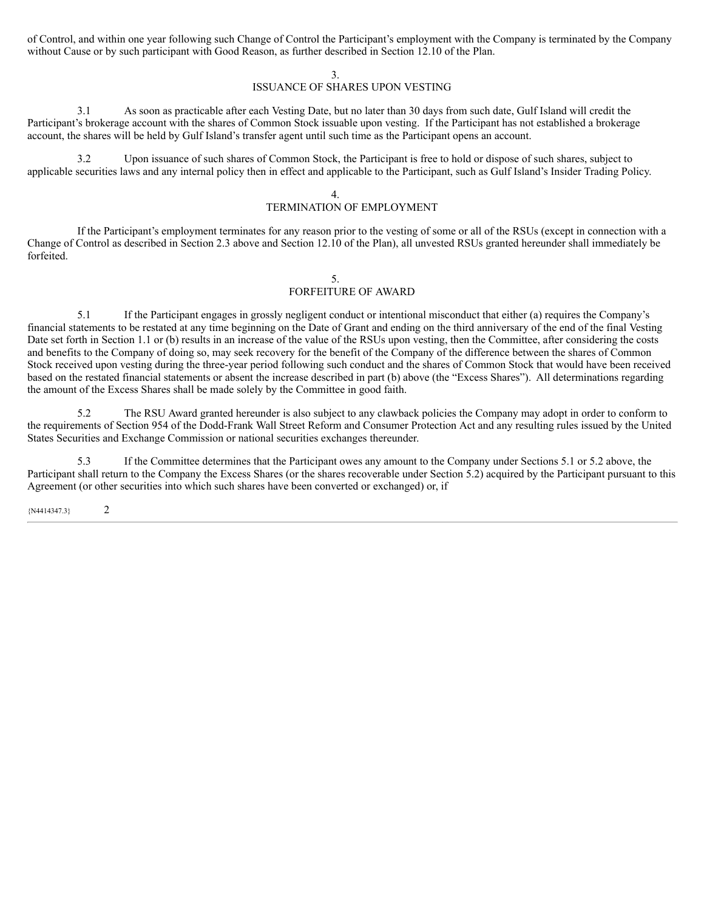of Control, and within one year following such Change of Control the Participant's employment with the Company is terminated by the Company without Cause or by such participant with Good Reason, as further described in Section 12.10 of the Plan.

## 3.
## ISSUANCE OF SHARES UPON VESTING

3.1 As soon as practicable after each Vesting Date, but no later than 30 days from such date, Gulf Island will credit the Participant's brokerage account with the shares of Common Stock issuable upon vesting. If the Participant has not established a brokerage account, the shares will be held by Gulf Island's transfer agent until such time as the Participant opens an account.

3.2 Upon issuance of such shares of Common Stock, the Participant is free to hold or dispose of such shares, subject to applicable securities laws and any internal policy then in effect and applicable to the Participant, such as Gulf Island's Insider Trading Policy.

## 4.
## TERMINATION OF EMPLOYMENT

If the Participant's employment terminates for any reason prior to the vesting of some or all of the RSUs (except in connection with a Change of Control as described in Section 2.3 above and Section 12.10 of the Plan), all unvested RSUs granted hereunder shall immediately be forfeited.

## 5.
## FORFEITURE OF AWARD

5.1 If the Participant engages in grossly negligent conduct or intentional misconduct that either (a) requires the Company's financial statements to be restated at any time beginning on the Date of Grant and ending on the third anniversary of the end of the final Vesting Date set forth in Section 1.1 or (b) results in an increase of the value of the RSUs upon vesting, then the Committee, after considering the costs and benefits to the Company of doing so, may seek recovery for the benefit of the Company of the difference between the shares of Common Stock received upon vesting during the three-year period following such conduct and the shares of Common Stock that would have been received based on the restated financial statements or absent the increase described in part (b) above (the "Excess Shares"). All determinations regarding the amount of the Excess Shares shall be made solely by the Committee in good faith.

5.2 The RSU Award granted hereunder is also subject to any clawback policies the Company may adopt in order to conform to the requirements of Section 954 of the Dodd-Frank Wall Street Reform and Consumer Protection Act and any resulting rules issued by the United States Securities and Exchange Commission or national securities exchanges thereunder.

5.3 If the Committee determines that the Participant owes any amount to the Company under Sections 5.1 or 5.2 above, the Participant shall return to the Company the Excess Shares (or the shares recoverable under Section 5.2) acquired by the Participant pursuant to this Agreement (or other securities into which such shares have been converted or exchanged) or, if

{N4414347.3}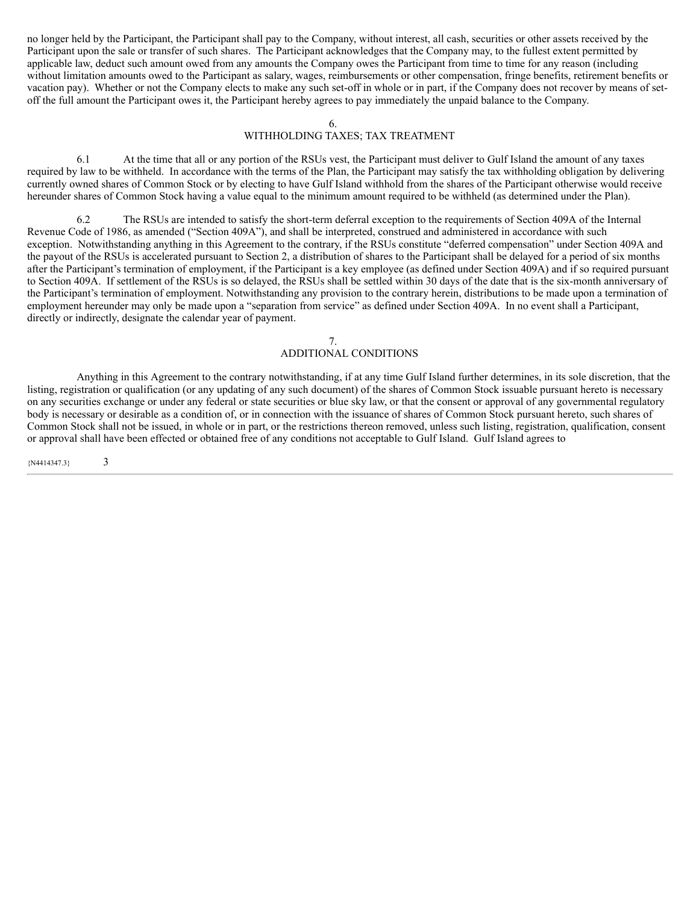no longer held by the Participant, the Participant shall pay to the Company, without interest, all cash, securities or other assets received by the Participant upon the sale or transfer of such shares. The Participant acknowledges that the Company may, to the fullest extent permitted by applicable law, deduct such amount owed from any amounts the Company owes the Participant from time to time for any reason (including without limitation amounts owed to the Participant as salary, wages, reimbursements or other compensation, fringe benefits, retirement benefits or vacation pay). Whether or not the Company elects to make any such set-off in whole or in part, if the Company does not recover by means of set-off the full amount the Participant owes it, the Participant hereby agrees to pay immediately the unpaid balance to the Company.

## 6.
## WITHHOLDING TAXES; TAX TREATMENT

6.1 At the time that all or any portion of the RSUs vest, the Participant must deliver to Gulf Island the amount of any taxes required by law to be withheld. In accordance with the terms of the Plan, the Participant may satisfy the tax withholding obligation by delivering currently owned shares of Common Stock or by electing to have Gulf Island withhold from the shares of the Participant otherwise would receive hereunder shares of Common Stock having a value equal to the minimum amount required to be withheld (as determined under the Plan).

6.2 The RSUs are intended to satisfy the short-term deferral exception to the requirements of Section 409A of the Internal Revenue Code of 1986, as amended ("Section 409A"), and shall be interpreted, construed and administered in accordance with such exception. Notwithstanding anything in this Agreement to the contrary, if the RSUs constitute "deferred compensation" under Section 409A and the payout of the RSUs is accelerated pursuant to Section 2, a distribution of shares to the Participant shall be delayed for a period of six months after the Participant's termination of employment, if the Participant is a key employee (as defined under Section 409A) and if so required pursuant to Section 409A. If settlement of the RSUs is so delayed, the RSUs shall be settled within 30 days of the date that is the six-month anniversary of the Participant's termination of employment. Notwithstanding any provision to the contrary herein, distributions to be made upon a termination of employment hereunder may only be made upon a "separation from service" as defined under Section 409A. In no event shall a Participant, directly or indirectly, designate the calendar year of payment.

## 7.
## ADDITIONAL CONDITIONS

Anything in this Agreement to the contrary notwithstanding, if at any time Gulf Island further determines, in its sole discretion, that the listing, registration or qualification (or any updating of any such document) of the shares of Common Stock issuable pursuant hereto is necessary on any securities exchange or under any federal or state securities or blue sky law, or that the consent or approval of any governmental regulatory body is necessary or desirable as a condition of, or in connection with the issuance of shares of Common Stock pursuant hereto, such shares of Common Stock shall not be issued, in whole or in part, or the restrictions thereon removed, unless such listing, registration, qualification, consent or approval shall have been effected or obtained free of any conditions not acceptable to Gulf Island. Gulf Island agrees to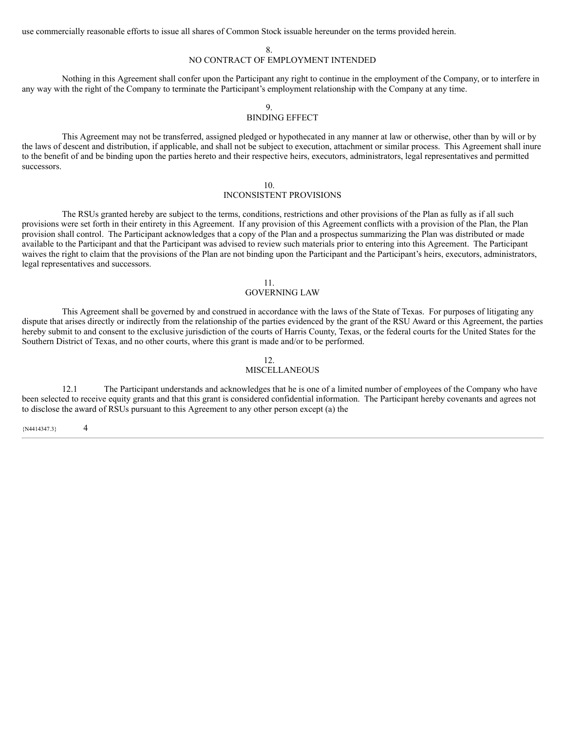use commercially reasonable efforts to issue all shares of Common Stock issuable hereunder on the terms provided herein.

8.
NO CONTRACT OF EMPLOYMENT INTENDED

Nothing in this Agreement shall confer upon the Participant any right to continue in the employment of the Company, or to interfere in any way with the right of the Company to terminate the Participant's employment relationship with the Company at any time.

9.
BINDING EFFECT

This Agreement may not be transferred, assigned pledged or hypothecated in any manner at law or otherwise, other than by will or by the laws of descent and distribution, if applicable, and shall not be subject to execution, attachment or similar process. This Agreement shall inure to the benefit of and be binding upon the parties hereto and their respective heirs, executors, administrators, legal representatives and permitted successors.

10.
INCONSISTENT PROVISIONS

The RSUs granted hereby are subject to the terms, conditions, restrictions and other provisions of the Plan as fully as if all such provisions were set forth in their entirety in this Agreement. If any provision of this Agreement conflicts with a provision of the Plan, the Plan provision shall control. The Participant acknowledges that a copy of the Plan and a prospectus summarizing the Plan was distributed or made available to the Participant and that the Participant was advised to review such materials prior to entering into this Agreement. The Participant waives the right to claim that the provisions of the Plan are not binding upon the Participant and the Participant's heirs, executors, administrators, legal representatives and successors.

11.
GOVERNING LAW

This Agreement shall be governed by and construed in accordance with the laws of the State of Texas. For purposes of litigating any dispute that arises directly or indirectly from the relationship of the parties evidenced by the grant of the RSU Award or this Agreement, the parties hereby submit to and consent to the exclusive jurisdiction of the courts of Harris County, Texas, or the federal courts for the United States for the Southern District of Texas, and no other courts, where this grant is made and/or to be performed.

12.
MISCELLANEOUS

12.1 The Participant understands and acknowledges that he is one of a limited number of employees of the Company who have been selected to receive equity grants and that this grant is considered confidential information. The Participant hereby covenants and agrees not to disclose the award of RSUs pursuant to this Agreement to any other person except (a) the

{N4414347.3}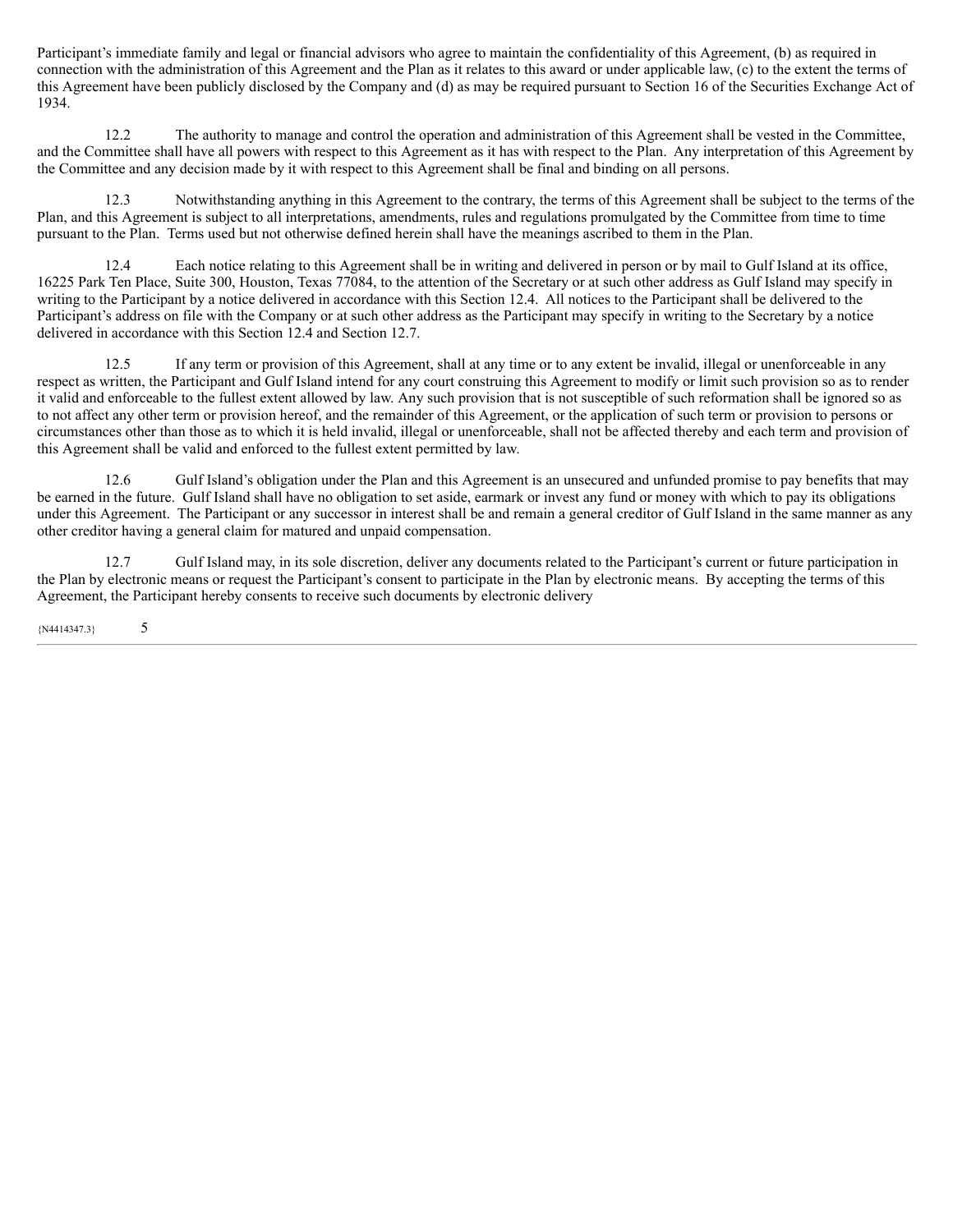Participant's immediate family and legal or financial advisors who agree to maintain the confidentiality of this Agreement, (b) as required in connection with the administration of this Agreement and the Plan as it relates to this award or under applicable law, (c) to the extent the terms of this Agreement have been publicly disclosed by the Company and (d) as may be required pursuant to Section 16 of the Securities Exchange Act of 1934.

12.2 The authority to manage and control the operation and administration of this Agreement shall be vested in the Committee, and the Committee shall have all powers with respect to this Agreement as it has with respect to the Plan. Any interpretation of this Agreement by the Committee and any decision made by it with respect to this Agreement shall be final and binding on all persons.

12.3 Notwithstanding anything in this Agreement to the contrary, the terms of this Agreement shall be subject to the terms of the Plan, and this Agreement is subject to all interpretations, amendments, rules and regulations promulgated by the Committee from time to time pursuant to the Plan. Terms used but not otherwise defined herein shall have the meanings ascribed to them in the Plan.

12.4 Each notice relating to this Agreement shall be in writing and delivered in person or by mail to Gulf Island at its office, 16225 Park Ten Place, Suite 300, Houston, Texas 77084, to the attention of the Secretary or at such other address as Gulf Island may specify in writing to the Participant by a notice delivered in accordance with this Section 12.4. All notices to the Participant shall be delivered to the Participant's address on file with the Company or at such other address as the Participant may specify in writing to the Secretary by a notice delivered in accordance with this Section 12.4 and Section 12.7.

12.5 If any term or provision of this Agreement, shall at any time or to any extent be invalid, illegal or unenforceable in any respect as written, the Participant and Gulf Island intend for any court construing this Agreement to modify or limit such provision so as to render it valid and enforceable to the fullest extent allowed by law. Any such provision that is not susceptible of such reformation shall be ignored so as to not affect any other term or provision hereof, and the remainder of this Agreement, or the application of such term or provision to persons or circumstances other than those as to which it is held invalid, illegal or unenforceable, shall not be affected thereby and each term and provision of this Agreement shall be valid and enforced to the fullest extent permitted by law.

12.6 Gulf Island's obligation under the Plan and this Agreement is an unsecured and unfunded promise to pay benefits that may be earned in the future. Gulf Island shall have no obligation to set aside, earmark or invest any fund or money with which to pay its obligations under this Agreement. The Participant or any successor in interest shall be and remain a general creditor of Gulf Island in the same manner as any other creditor having a general claim for matured and unpaid compensation.

12.7 Gulf Island may, in its sole discretion, deliver any documents related to the Participant's current or future participation in the Plan by electronic means or request the Participant's consent to participate in the Plan by electronic means. By accepting the terms of this Agreement, the Participant hereby consents to receive such documents by electronic delivery

{N4414347.3}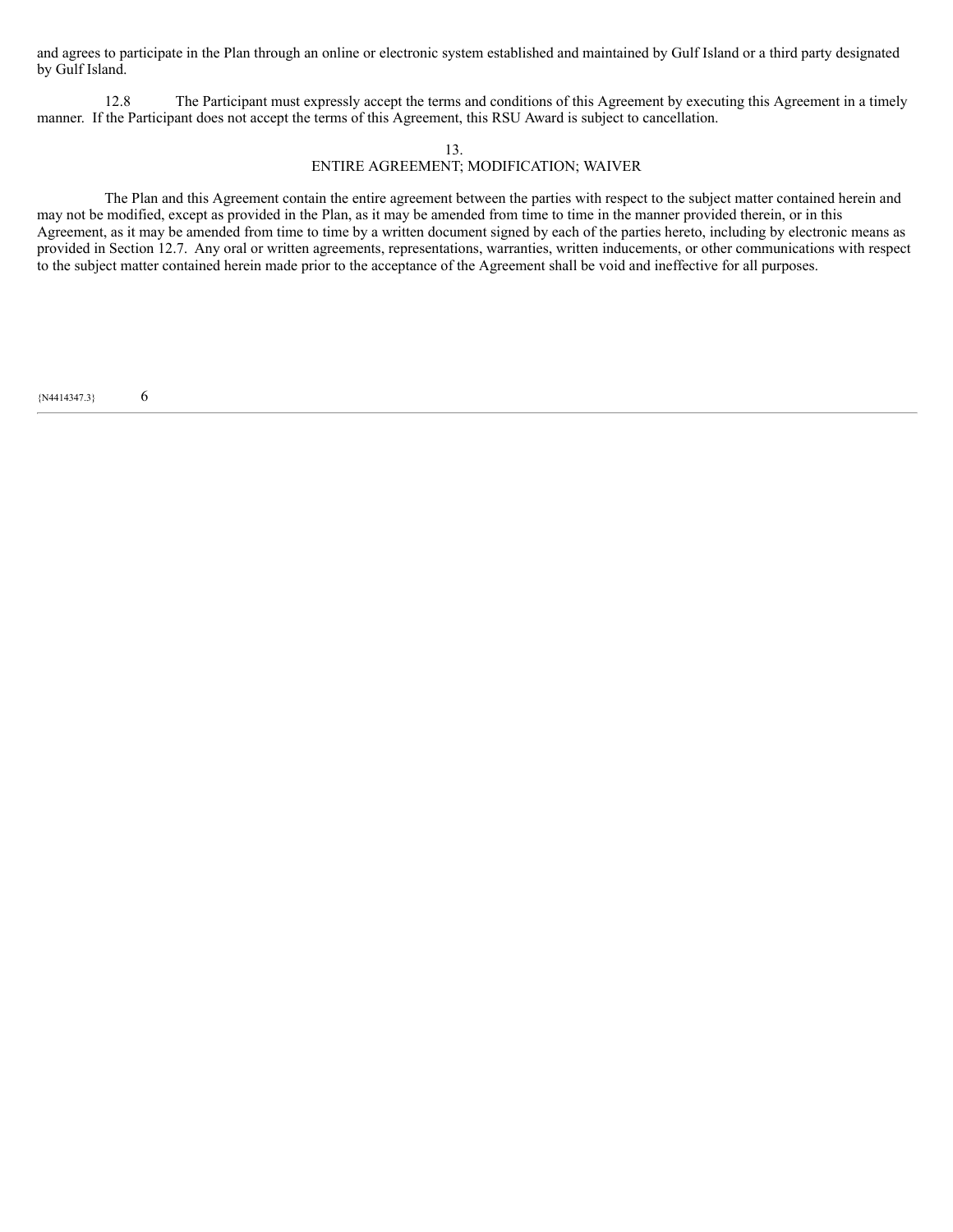and agrees to participate in the Plan through an online or electronic system established and maintained by Gulf Island or a third party designated by Gulf Island.

12.8 The Participant must expressly accept the terms and conditions of this Agreement by executing this Agreement in a timely manner. If the Participant does not accept the terms of this Agreement, this RSU Award is subject to cancellation.

## 13. ENTIRE AGREEMENT; MODIFICATION; WAIVER

The Plan and this Agreement contain the entire agreement between the parties with respect to the subject matter contained herein and may not be modified, except as provided in the Plan, as it may be amended from time to time in the manner provided therein, or in this Agreement, as it may be amended from time to time by a written document signed by each of the parties hereto, including by electronic means as provided in Section 12.7. Any oral or written agreements, representations, warranties, written inducements, or other communications with respect to the subject matter contained herein made prior to the acceptance of the Agreement shall be void and ineffective for all purposes.

{N4414347.3}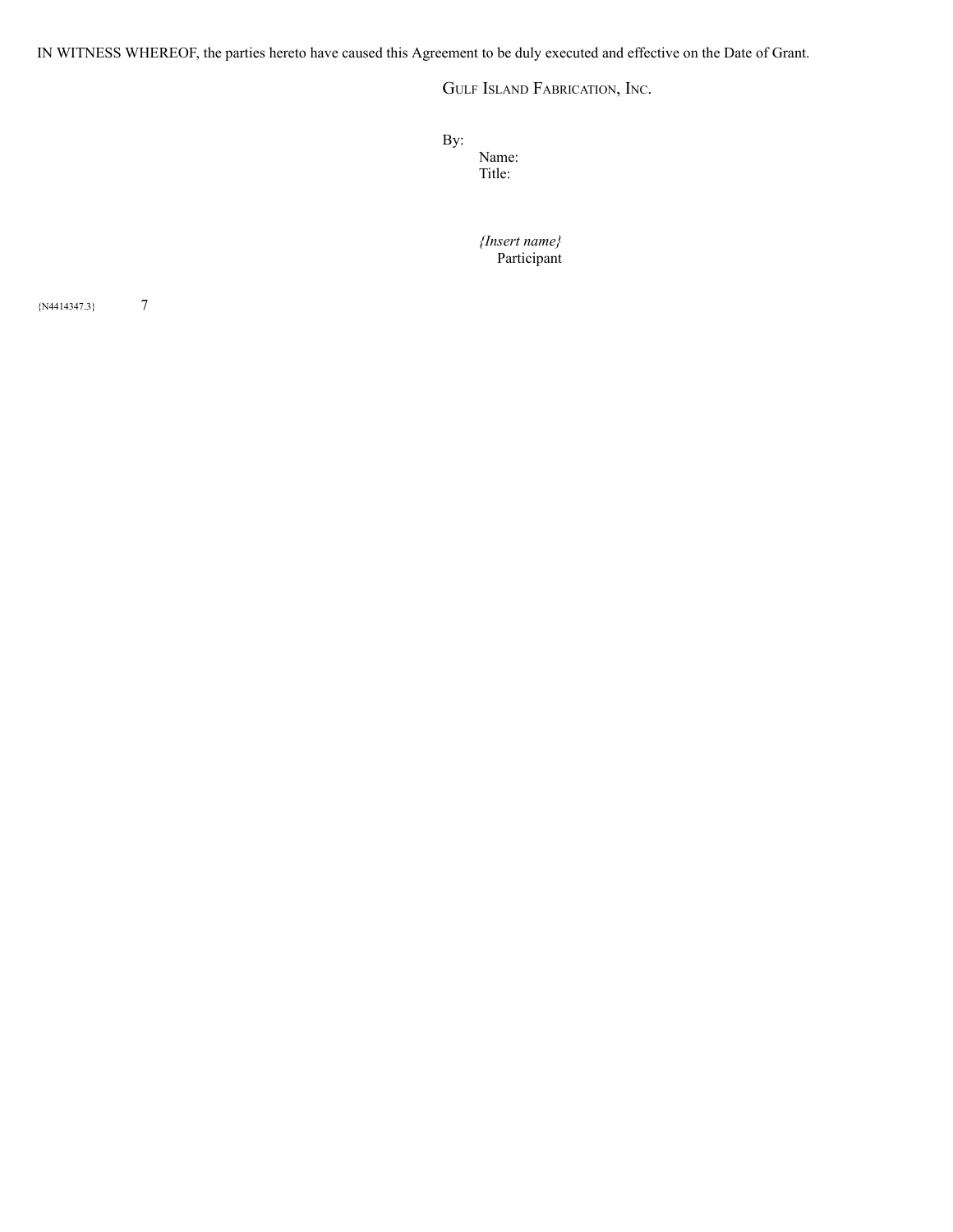IN WITNESS WHEREOF, the parties hereto have caused this Agreement to be duly executed and effective on the Date of Grant.

GULF ISLAND FABRICATION, INC.

By:
Name:
Title:

*{Insert name}*
Participant

{N4414347.3}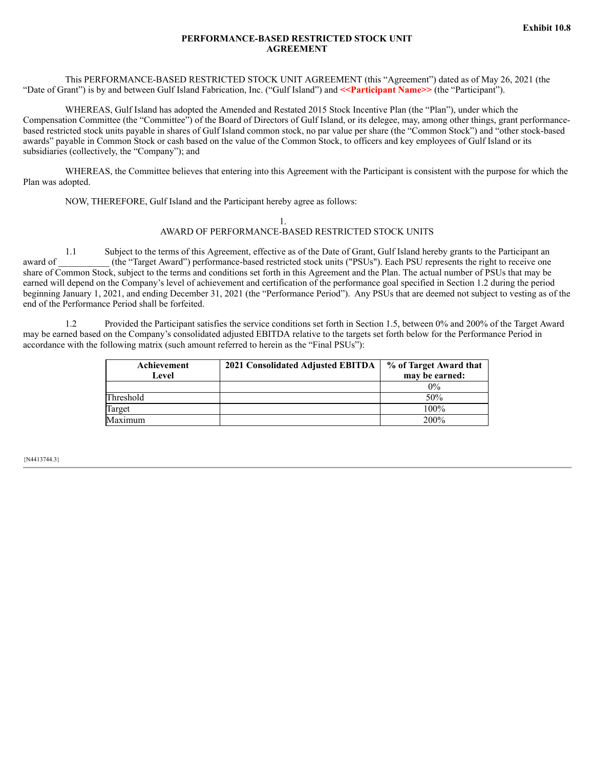Exhibit 10.8

**PERFORMANCE-BASED RESTRICTED STOCK UNIT AGREEMENT**

This PERFORMANCE-BASED RESTRICTED STOCK UNIT AGREEMENT (this "Agreement") dated as of May 26, 2021 (the "Date of Grant") is by and between Gulf Island Fabrication, Inc. ("Gulf Island") and **<<Participant Name>>** (the "Participant").

WHEREAS, Gulf Island has adopted the Amended and Restated 2015 Stock Incentive Plan (the "Plan"), under which the Compensation Committee (the "Committee") of the Board of Directors of Gulf Island, or its delegee, may, among other things, grant performance-based restricted stock units payable in shares of Gulf Island common stock, no par value per share (the "Common Stock") and "other stock-based awards" payable in Common Stock or cash based on the value of the Common Stock, to officers and key employees of Gulf Island or its subsidiaries (collectively, the "Company"); and

WHEREAS, the Committee believes that entering into this Agreement with the Participant is consistent with the purpose for which the Plan was adopted.

NOW, THEREFORE, Gulf Island and the Participant hereby agree as follows:

1.
AWARD OF PERFORMANCE-BASED RESTRICTED STOCK UNITS

1.1 Subject to the terms of this Agreement, effective as of the Date of Grant, Gulf Island hereby grants to the Participant an award of ___________ (the "Target Award") performance-based restricted stock units ("PSUs"). Each PSU represents the right to receive one share of Common Stock, subject to the terms and conditions set forth in this Agreement and the Plan. The actual number of PSUs that may be earned will depend on the Company's level of achievement and certification of the performance goal specified in Section 1.2 during the period beginning January 1, 2021, and ending December 31, 2021 (the "Performance Period"). Any PSUs that are deemed not subject to vesting as of the end of the Performance Period shall be forfeited.

1.2 Provided the Participant satisfies the service conditions set forth in Section 1.5, between 0% and 200% of the Target Award may be earned based on the Company's consolidated adjusted EBITDA relative to the targets set forth below for the Performance Period in accordance with the following matrix (such amount referred to herein as the "Final PSUs"):

| Achievement Level | 2021 Consolidated Adjusted EBITDA | % of Target Award that may be earned: |
|---|---|---|
| | | 0% |
| Threshold | | 50% |
| Target | | 100% |
| Maximum | | 200% |

{N4413744.3}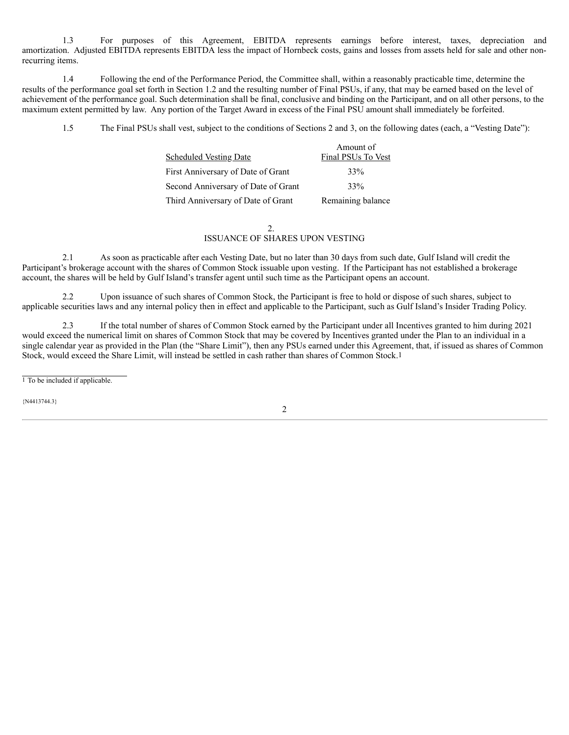1.3 For purposes of this Agreement, EBITDA represents earnings before interest, taxes, depreciation and amortization. Adjusted EBITDA represents EBITDA less the impact of Hornbeck costs, gains and losses from assets held for sale and other non-recurring items.

1.4 Following the end of the Performance Period, the Committee shall, within a reasonably practicable time, determine the results of the performance goal set forth in Section 1.2 and the resulting number of Final PSUs, if any, that may be earned based on the level of achievement of the performance goal. Such determination shall be final, conclusive and binding on the Participant, and on all other persons, to the maximum extent permitted by law. Any portion of the Target Award in excess of the Final PSU amount shall immediately be forfeited.

1.5 The Final PSUs shall vest, subject to the conditions of Sections 2 and 3, on the following dates (each, a "Vesting Date"):

| Scheduled Vesting Date | Amount of Final PSUs To Vest |
|---|---|
| First Anniversary of Date of Grant | 33% |
| Second Anniversary of Date of Grant | 33% |
| Third Anniversary of Date of Grant | Remaining balance |

## 2. ISSUANCE OF SHARES UPON VESTING

2.1 As soon as practicable after each Vesting Date, but no later than 30 days from such date, Gulf Island will credit the Participant's brokerage account with the shares of Common Stock issuable upon vesting. If the Participant has not established a brokerage account, the shares will be held by Gulf Island's transfer agent until such time as the Participant opens an account.

2.2 Upon issuance of such shares of Common Stock, the Participant is free to hold or dispose of such shares, subject to applicable securities laws and any internal policy then in effect and applicable to the Participant, such as Gulf Island's Insider Trading Policy.

2.3 If the total number of shares of Common Stock earned by the Participant under all Incentives granted to him during 2021 would exceed the numerical limit on shares of Common Stock that may be covered by Incentives granted under the Plan to an individual in a single calendar year as provided in the Plan (the "Share Limit"), then any PSUs earned under this Agreement, that, if issued as shares of Common Stock, would exceed the Share Limit, will instead be settled in cash rather than shares of Common Stock.[1]

[1] To be included if applicable.

{N4413744.3}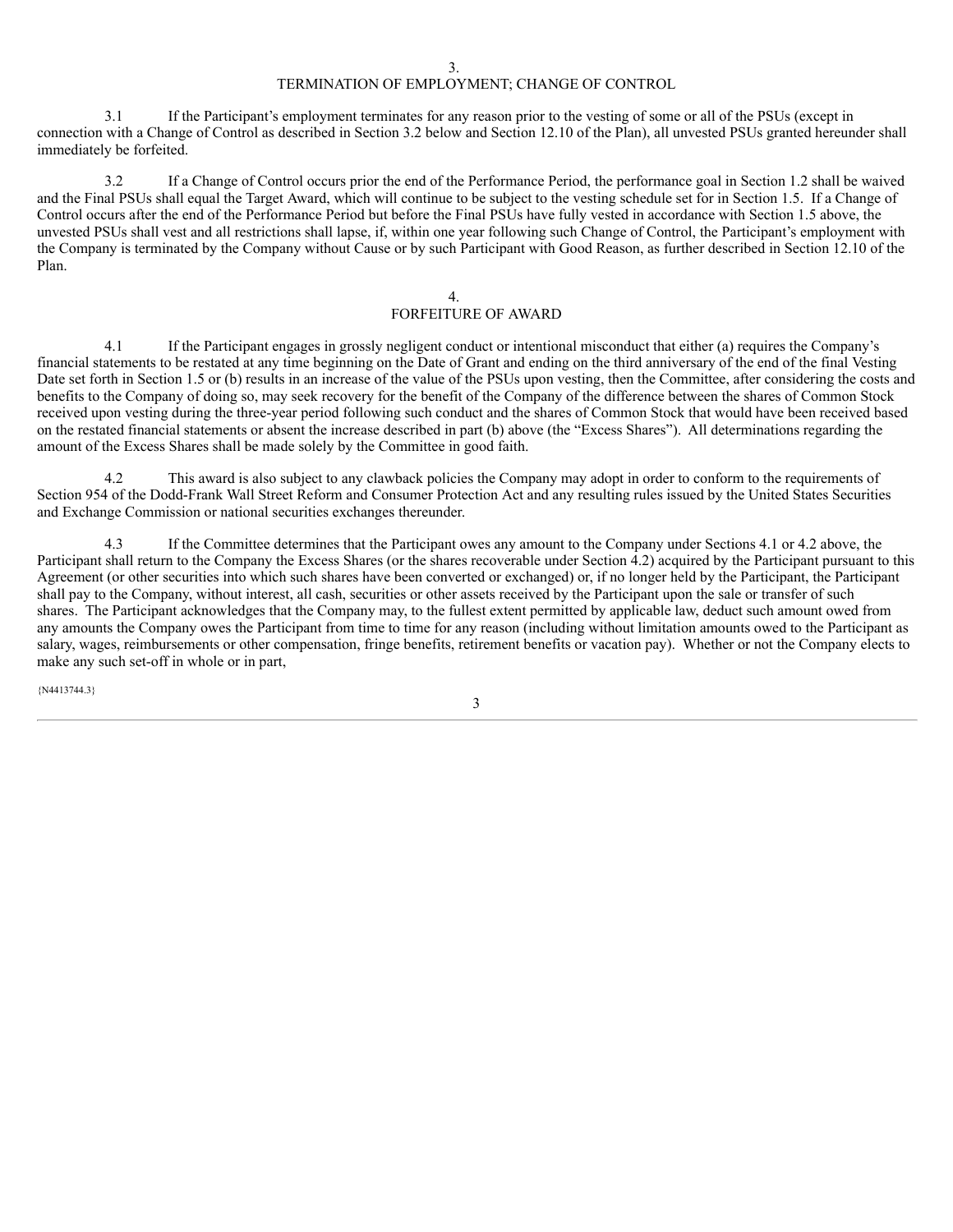## 3.
## TERMINATION OF EMPLOYMENT; CHANGE OF CONTROL

3.1 If the Participant's employment terminates for any reason prior to the vesting of some or all of the PSUs (except in connection with a Change of Control as described in Section 3.2 below and Section 12.10 of the Plan), all unvested PSUs granted hereunder shall immediately be forfeited.

3.2 If a Change of Control occurs prior the end of the Performance Period, the performance goal in Section 1.2 shall be waived and the Final PSUs shall equal the Target Award, which will continue to be subject to the vesting schedule set for in Section 1.5. If a Change of Control occurs after the end of the Performance Period but before the Final PSUs have fully vested in accordance with Section 1.5 above, the unvested PSUs shall vest and all restrictions shall lapse, if, within one year following such Change of Control, the Participant's employment with the Company is terminated by the Company without Cause or by such Participant with Good Reason, as further described in Section 12.10 of the Plan.

## 4.
## FORFEITURE OF AWARD

4.1 If the Participant engages in grossly negligent conduct or intentional misconduct that either (a) requires the Company's financial statements to be restated at any time beginning on the Date of Grant and ending on the third anniversary of the end of the final Vesting Date set forth in Section 1.5 or (b) results in an increase of the value of the PSUs upon vesting, then the Committee, after considering the costs and benefits to the Company of doing so, may seek recovery for the benefit of the Company of the difference between the shares of Common Stock received upon vesting during the three-year period following such conduct and the shares of Common Stock that would have been received based on the restated financial statements or absent the increase described in part (b) above (the "Excess Shares"). All determinations regarding the amount of the Excess Shares shall be made solely by the Committee in good faith.

4.2 This award is also subject to any clawback policies the Company may adopt in order to conform to the requirements of Section 954 of the Dodd-Frank Wall Street Reform and Consumer Protection Act and any resulting rules issued by the United States Securities and Exchange Commission or national securities exchanges thereunder.

4.3 If the Committee determines that the Participant owes any amount to the Company under Sections 4.1 or 4.2 above, the Participant shall return to the Company the Excess Shares (or the shares recoverable under Section 4.2) acquired by the Participant pursuant to this Agreement (or other securities into which such shares have been converted or exchanged) or, if no longer held by the Participant, the Participant shall pay to the Company, without interest, all cash, securities or other assets received by the Participant upon the sale or transfer of such shares. The Participant acknowledges that the Company may, to the fullest extent permitted by applicable law, deduct such amount owed from any amounts the Company owes the Participant from time to time for any reason (including without limitation amounts owed to the Participant as salary, wages, reimbursements or other compensation, fringe benefits, retirement benefits or vacation pay). Whether or not the Company elects to make any such set-off in whole or in part,

{N4413744.3}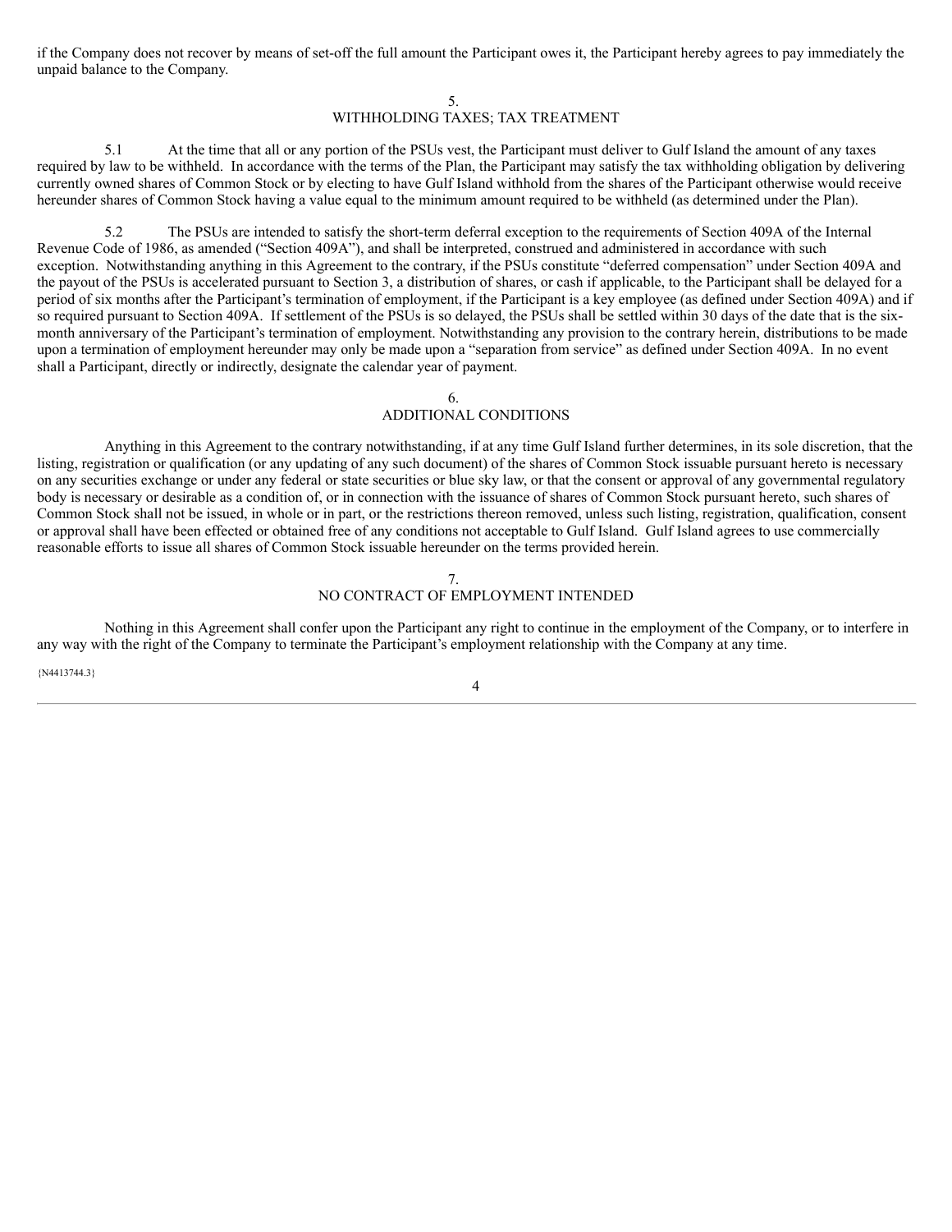if the Company does not recover by means of set-off the full amount the Participant owes it, the Participant hereby agrees to pay immediately the unpaid balance to the Company.

## 5. WITHHOLDING TAXES; TAX TREATMENT

5.1 At the time that all or any portion of the PSUs vest, the Participant must deliver to Gulf Island the amount of any taxes required by law to be withheld. In accordance with the terms of the Plan, the Participant may satisfy the tax withholding obligation by delivering currently owned shares of Common Stock or by electing to have Gulf Island withhold from the shares of the Participant otherwise would receive hereunder shares of Common Stock having a value equal to the minimum amount required to be withheld (as determined under the Plan).

5.2 The PSUs are intended to satisfy the short-term deferral exception to the requirements of Section 409A of the Internal Revenue Code of 1986, as amended ("Section 409A"), and shall be interpreted, construed and administered in accordance with such exception. Notwithstanding anything in this Agreement to the contrary, if the PSUs constitute "deferred compensation" under Section 409A and the payout of the PSUs is accelerated pursuant to Section 3, a distribution of shares, or cash if applicable, to the Participant shall be delayed for a period of six months after the Participant's termination of employment, if the Participant is a key employee (as defined under Section 409A) and if so required pursuant to Section 409A. If settlement of the PSUs is so delayed, the PSUs shall be settled within 30 days of the date that is the six-month anniversary of the Participant's termination of employment. Notwithstanding any provision to the contrary herein, distributions to be made upon a termination of employment hereunder may only be made upon a "separation from service" as defined under Section 409A. In no event shall a Participant, directly or indirectly, designate the calendar year of payment.

## 6. ADDITIONAL CONDITIONS

Anything in this Agreement to the contrary notwithstanding, if at any time Gulf Island further determines, in its sole discretion, that the listing, registration or qualification (or any updating of any such document) of the shares of Common Stock issuable pursuant hereto is necessary on any securities exchange or under any federal or state securities or blue sky law, or that the consent or approval of any governmental regulatory body is necessary or desirable as a condition of, or in connection with the issuance of shares of Common Stock pursuant hereto, such shares of Common Stock shall not be issued, in whole or in part, or the restrictions thereon removed, unless such listing, registration, qualification, consent or approval shall have been effected or obtained free of any conditions not acceptable to Gulf Island. Gulf Island agrees to use commercially reasonable efforts to issue all shares of Common Stock issuable hereunder on the terms provided herein.

## 7. NO CONTRACT OF EMPLOYMENT INTENDED

Nothing in this Agreement shall confer upon the Participant any right to continue in the employment of the Company, or to interfere in any way with the right of the Company to terminate the Participant's employment relationship with the Company at any time.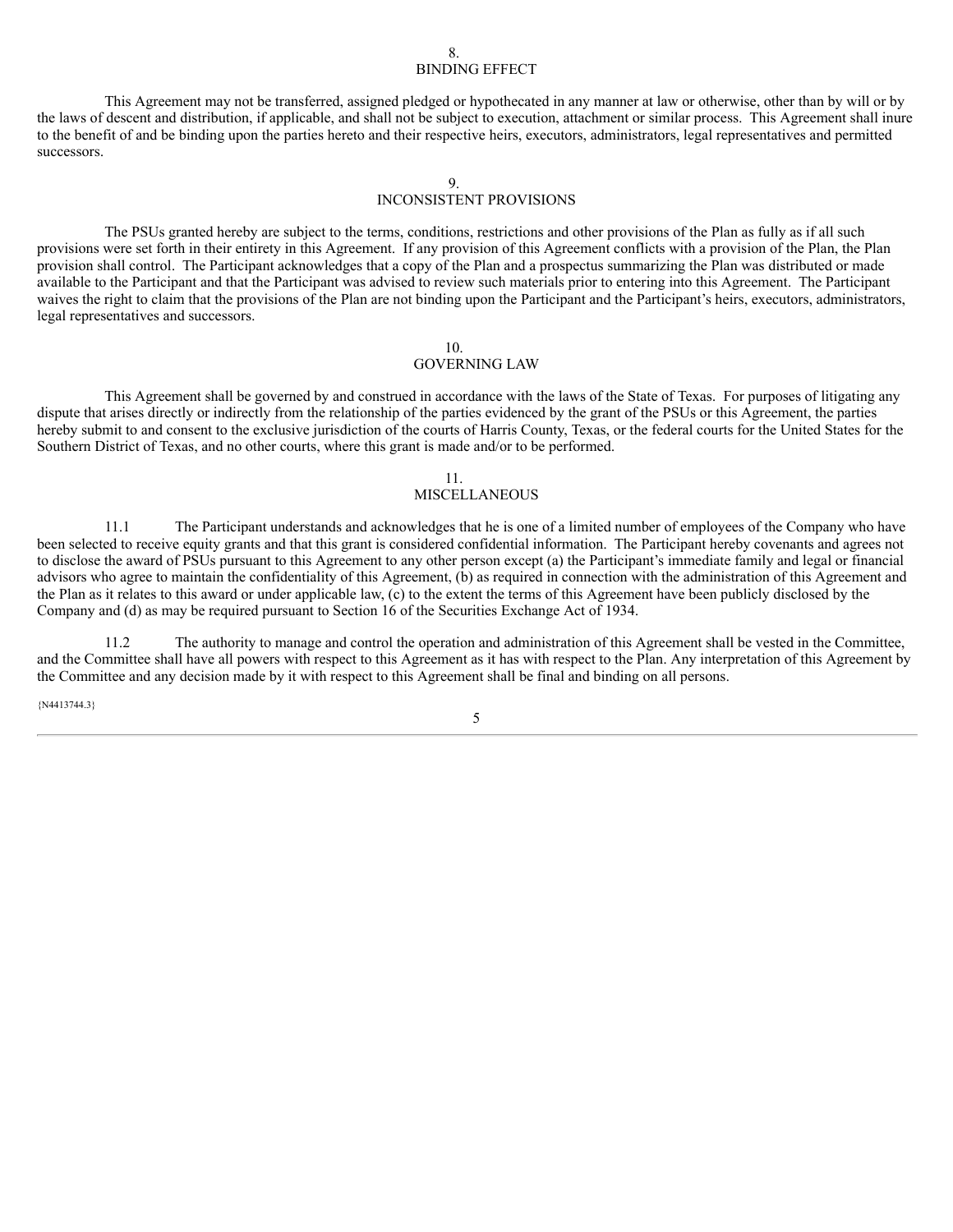## 8. BINDING EFFECT

This Agreement may not be transferred, assigned pledged or hypothecated in any manner at law or otherwise, other than by will or by the laws of descent and distribution, if applicable, and shall not be subject to execution, attachment or similar process. This Agreement shall inure to the benefit of and be binding upon the parties hereto and their respective heirs, executors, administrators, legal representatives and permitted successors.

## 9. INCONSISTENT PROVISIONS

The PSUs granted hereby are subject to the terms, conditions, restrictions and other provisions of the Plan as fully as if all such provisions were set forth in their entirety in this Agreement. If any provision of this Agreement conflicts with a provision of the Plan, the Plan provision shall control. The Participant acknowledges that a copy of the Plan and a prospectus summarizing the Plan was distributed or made available to the Participant and that the Participant was advised to review such materials prior to entering into this Agreement. The Participant waives the right to claim that the provisions of the Plan are not binding upon the Participant and the Participant's heirs, executors, administrators, legal representatives and successors.

## 10. GOVERNING LAW

This Agreement shall be governed by and construed in accordance with the laws of the State of Texas. For purposes of litigating any dispute that arises directly or indirectly from the relationship of the parties evidenced by the grant of the PSUs or this Agreement, the parties hereby submit to and consent to the exclusive jurisdiction of the courts of Harris County, Texas, or the federal courts for the United States for the Southern District of Texas, and no other courts, where this grant is made and/or to be performed.

## 11. MISCELLANEOUS

11.1 The Participant understands and acknowledges that he is one of a limited number of employees of the Company who have been selected to receive equity grants and that this grant is considered confidential information. The Participant hereby covenants and agrees not to disclose the award of PSUs pursuant to this Agreement to any other person except (a) the Participant's immediate family and legal or financial advisors who agree to maintain the confidentiality of this Agreement, (b) as required in connection with the administration of this Agreement and the Plan as it relates to this award or under applicable law, (c) to the extent the terms of this Agreement have been publicly disclosed by the Company and (d) as may be required pursuant to Section 16 of the Securities Exchange Act of 1934.

11.2 The authority to manage and control the operation and administration of this Agreement shall be vested in the Committee, and the Committee shall have all powers with respect to this Agreement as it has with respect to the Plan. Any interpretation of this Agreement by the Committee and any decision made by it with respect to this Agreement shall be final and binding on all persons.

{N4413744.3}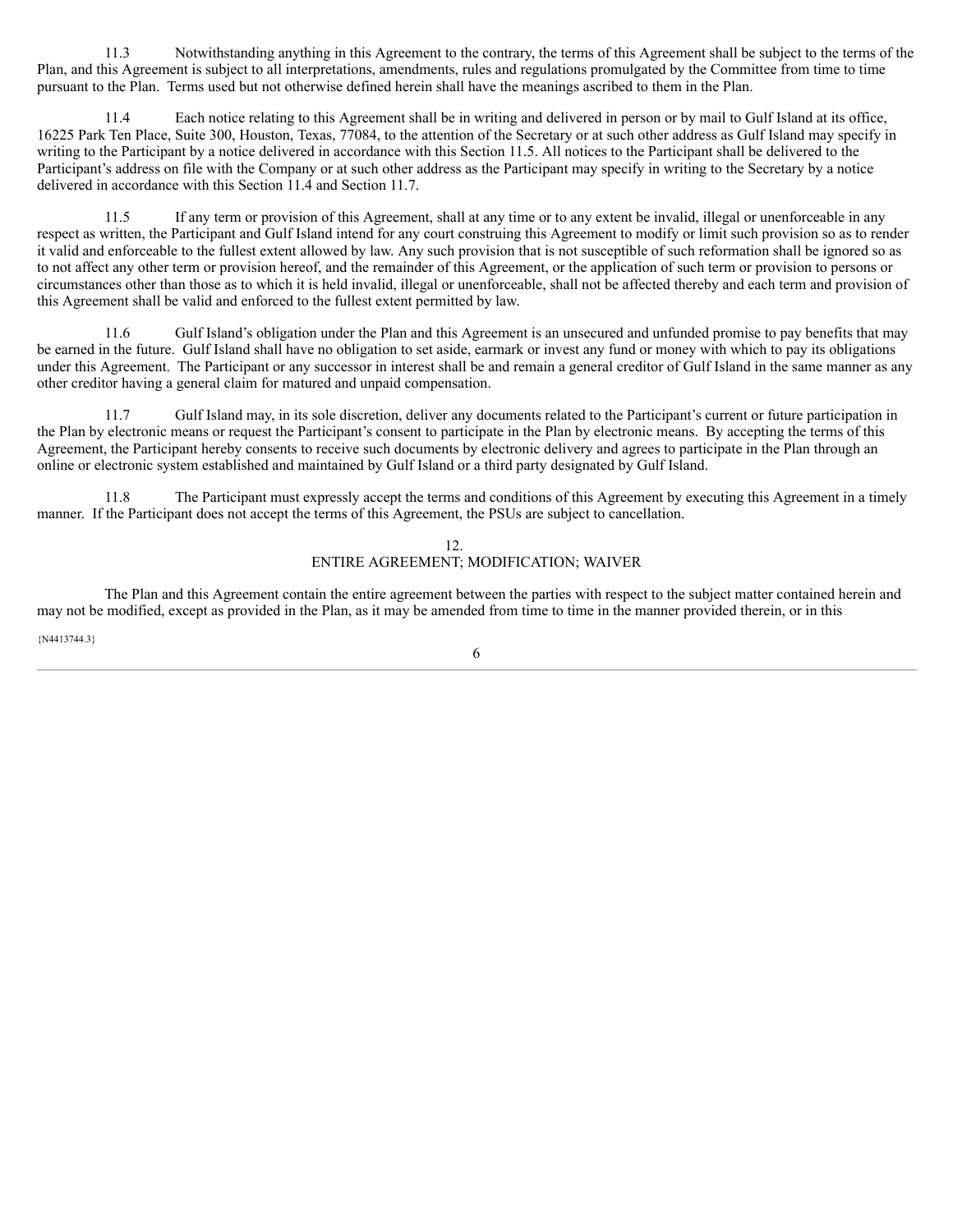11.3 Notwithstanding anything in this Agreement to the contrary, the terms of this Agreement shall be subject to the terms of the Plan, and this Agreement is subject to all interpretations, amendments, rules and regulations promulgated by the Committee from time to time pursuant to the Plan. Terms used but not otherwise defined herein shall have the meanings ascribed to them in the Plan.

11.4 Each notice relating to this Agreement shall be in writing and delivered in person or by mail to Gulf Island at its office, 16225 Park Ten Place, Suite 300, Houston, Texas, 77084, to the attention of the Secretary or at such other address as Gulf Island may specify in writing to the Participant by a notice delivered in accordance with this Section 11.5. All notices to the Participant shall be delivered to the Participant's address on file with the Company or at such other address as the Participant may specify in writing to the Secretary by a notice delivered in accordance with this Section 11.4 and Section 11.7.

11.5 If any term or provision of this Agreement, shall at any time or to any extent be invalid, illegal or unenforceable in any respect as written, the Participant and Gulf Island intend for any court construing this Agreement to modify or limit such provision so as to render it valid and enforceable to the fullest extent allowed by law. Any such provision that is not susceptible of such reformation shall be ignored so as to not affect any other term or provision hereof, and the remainder of this Agreement, or the application of such term or provision to persons or circumstances other than those as to which it is held invalid, illegal or unenforceable, shall not be affected thereby and each term and provision of this Agreement shall be valid and enforced to the fullest extent permitted by law.

11.6 Gulf Island's obligation under the Plan and this Agreement is an unsecured and unfunded promise to pay benefits that may be earned in the future. Gulf Island shall have no obligation to set aside, earmark or invest any fund or money with which to pay its obligations under this Agreement. The Participant or any successor in interest shall be and remain a general creditor of Gulf Island in the same manner as any other creditor having a general claim for matured and unpaid compensation.

11.7 Gulf Island may, in its sole discretion, deliver any documents related to the Participant's current or future participation in the Plan by electronic means or request the Participant's consent to participate in the Plan by electronic means. By accepting the terms of this Agreement, the Participant hereby consents to receive such documents by electronic delivery and agrees to participate in the Plan through an online or electronic system established and maintained by Gulf Island or a third party designated by Gulf Island.

11.8 The Participant must expressly accept the terms and conditions of this Agreement by executing this Agreement in a timely manner. If the Participant does not accept the terms of this Agreement, the PSUs are subject to cancellation.

## 12.
## ENTIRE AGREEMENT; MODIFICATION; WAIVER

The Plan and this Agreement contain the entire agreement between the parties with respect to the subject matter contained herein and may not be modified, except as provided in the Plan, as it may be amended from time to time in the manner provided therein, or in this

{N4413744.3}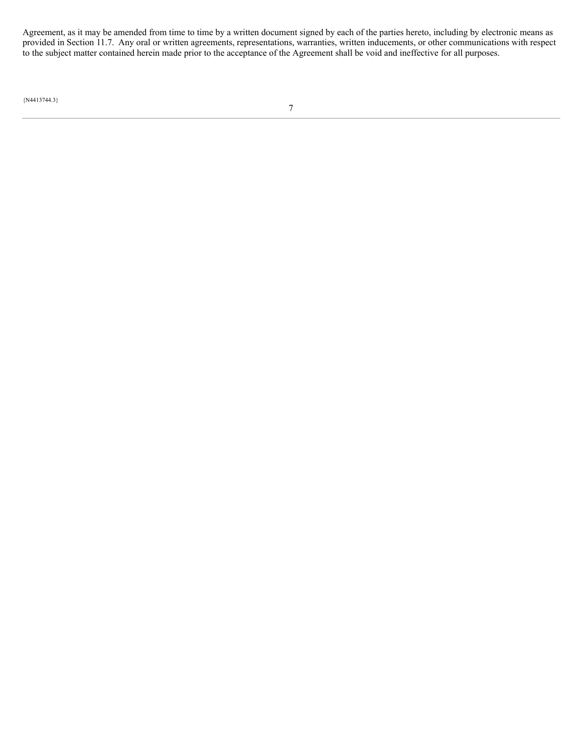Agreement, as it may be amended from time to time by a written document signed by each of the parties hereto, including by electronic means as provided in Section 11.7. Any oral or written agreements, representations, warranties, written inducements, or other communications with respect to the subject matter contained herein made prior to the acceptance of the Agreement shall be void and ineffective for all purposes.

{N4413744.3}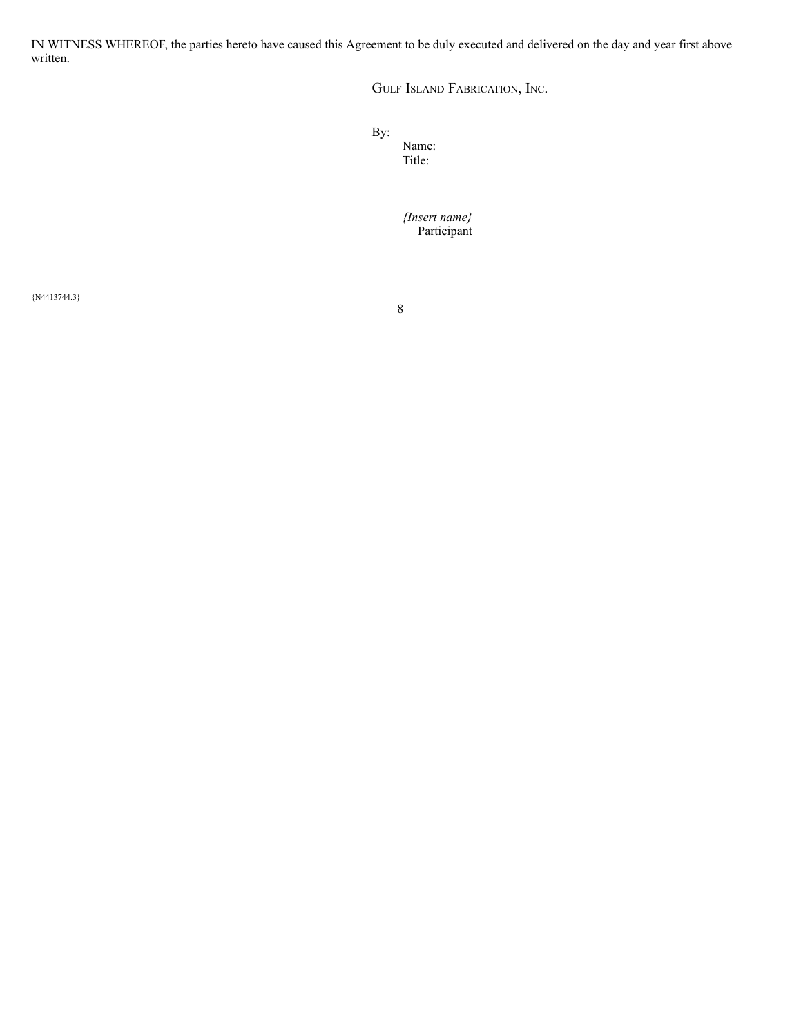IN WITNESS WHEREOF, the parties hereto have caused this Agreement to be duly executed and delivered on the day and year first above written.

GULF ISLAND FABRICATION, INC.

By:
Name:
Title:

*{Insert name}*
Participant

{N4413744.3}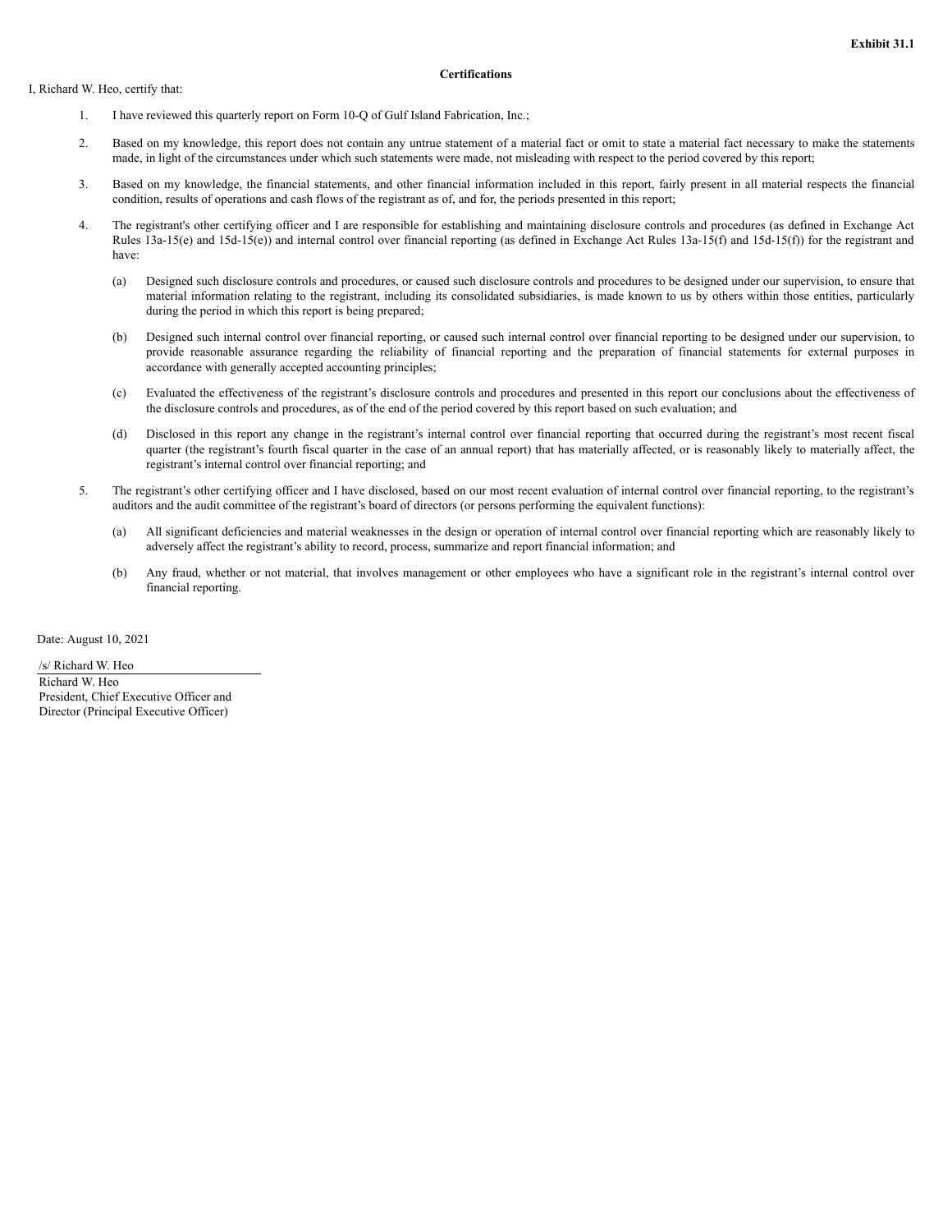**Exhibit 31.1**

**Certifications**

I, Richard W. Heo, certify that:

1. I have reviewed this quarterly report on Form 10-Q of Gulf Island Fabrication, Inc.;

2. Based on my knowledge, this report does not contain any untrue statement of a material fact or omit to state a material fact necessary to make the statements made, in light of the circumstances under which such statements were made, not misleading with respect to the period covered by this report;

3. Based on my knowledge, the financial statements, and other financial information included in this report, fairly present in all material respects the financial condition, results of operations and cash flows of the registrant as of, and for, the periods presented in this report;

4. The registrant's other certifying officer and I are responsible for establishing and maintaining disclosure controls and procedures (as defined in Exchange Act Rules 13a-15(e) and 15d-15(e)) and internal control over financial reporting (as defined in Exchange Act Rules 13a-15(f) and 15d-15(f)) for the registrant and have:

   (a) Designed such disclosure controls and procedures, or caused such disclosure controls and procedures to be designed under our supervision, to ensure that material information relating to the registrant, including its consolidated subsidiaries, is made known to us by others within those entities, particularly during the period in which this report is being prepared;

   (b) Designed such internal control over financial reporting, or caused such internal control over financial reporting to be designed under our supervision, to provide reasonable assurance regarding the reliability of financial reporting and the preparation of financial statements for external purposes in accordance with generally accepted accounting principles;

   (c) Evaluated the effectiveness of the registrant's disclosure controls and procedures and presented in this report our conclusions about the effectiveness of the disclosure controls and procedures, as of the end of the period covered by this report based on such evaluation; and

   (d) Disclosed in this report any change in the registrant's internal control over financial reporting that occurred during the registrant's most recent fiscal quarter (the registrant's fourth fiscal quarter in the case of an annual report) that has materially affected, or is reasonably likely to materially affect, the registrant's internal control over financial reporting; and

5. The registrant's other certifying officer and I have disclosed, based on our most recent evaluation of internal control over financial reporting, to the registrant's auditors and the audit committee of the registrant's board of directors (or persons performing the equivalent functions):

   (a) All significant deficiencies and material weaknesses in the design or operation of internal control over financial reporting which are reasonably likely to adversely affect the registrant's ability to record, process, summarize and report financial information; and

   (b) Any fraud, whether or not material, that involves management or other employees who have a significant role in the registrant's internal control over financial reporting.

Date: August 10, 2021

/s/ Richard W. Heo
Richard W. Heo
President, Chief Executive Officer and
Director (Principal Executive Officer)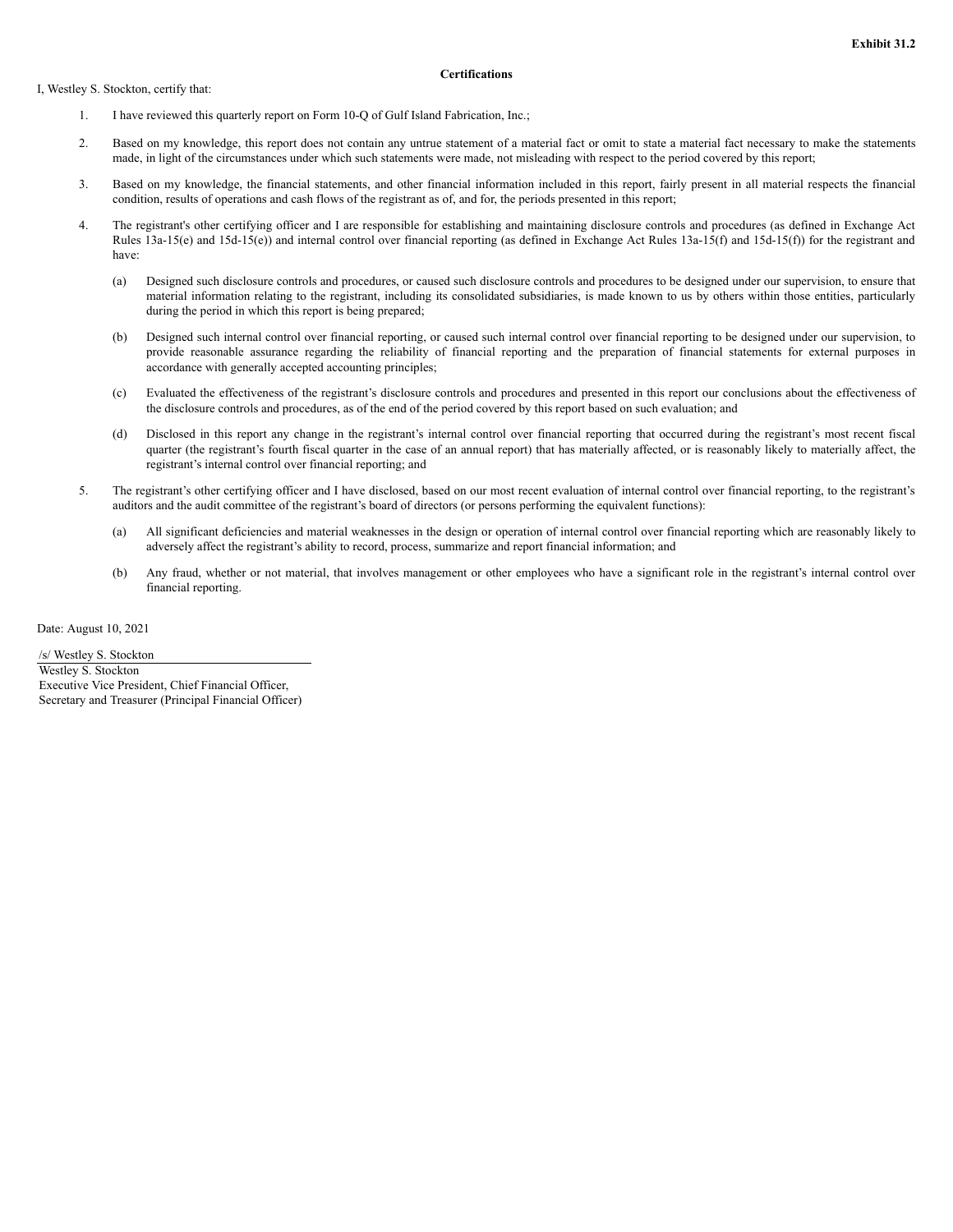**Exhibit 31.2**

**Certifications**

I, Westley S. Stockton, certify that:

1. I have reviewed this quarterly report on Form 10-Q of Gulf Island Fabrication, Inc.;

2. Based on my knowledge, this report does not contain any untrue statement of a material fact or omit to state a material fact necessary to make the statements made, in light of the circumstances under which such statements were made, not misleading with respect to the period covered by this report;

3. Based on my knowledge, the financial statements, and other financial information included in this report, fairly present in all material respects the financial condition, results of operations and cash flows of the registrant as of, and for, the periods presented in this report;

4. The registrant's other certifying officer and I are responsible for establishing and maintaining disclosure controls and procedures (as defined in Exchange Act Rules 13a-15(e) and 15d-15(e)) and internal control over financial reporting (as defined in Exchange Act Rules 13a-15(f) and 15d-15(f)) for the registrant and have:

   (a) Designed such disclosure controls and procedures, or caused such disclosure controls and procedures to be designed under our supervision, to ensure that material information relating to the registrant, including its consolidated subsidiaries, is made known to us by others within those entities, particularly during the period in which this report is being prepared;

   (b) Designed such internal control over financial reporting, or caused such internal control over financial reporting to be designed under our supervision, to provide reasonable assurance regarding the reliability of financial reporting and the preparation of financial statements for external purposes in accordance with generally accepted accounting principles;

   (c) Evaluated the effectiveness of the registrant's disclosure controls and procedures and presented in this report our conclusions about the effectiveness of the disclosure controls and procedures, as of the end of the period covered by this report based on such evaluation; and

   (d) Disclosed in this report any change in the registrant's internal control over financial reporting that occurred during the registrant's most recent fiscal quarter (the registrant's fourth fiscal quarter in the case of an annual report) that has materially affected, or is reasonably likely to materially affect, the registrant's internal control over financial reporting; and

5. The registrant's other certifying officer and I have disclosed, based on our most recent evaluation of internal control over financial reporting, to the registrant's auditors and the audit committee of the registrant's board of directors (or persons performing the equivalent functions):

   (a) All significant deficiencies and material weaknesses in the design or operation of internal control over financial reporting which are reasonably likely to adversely affect the registrant's ability to record, process, summarize and report financial information; and

   (b) Any fraud, whether or not material, that involves management or other employees who have a significant role in the registrant's internal control over financial reporting.

Date: August 10, 2021

/s/ Westley S. Stockton
Westley S. Stockton
Executive Vice President, Chief Financial Officer,
Secretary and Treasurer (Principal Financial Officer)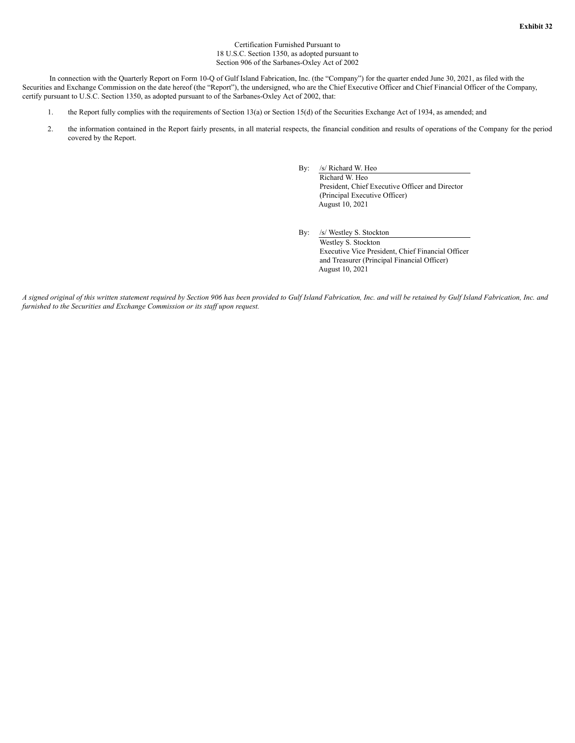**Exhibit 32**

Certification Furnished Pursuant to
18 U.S.C. Section 1350, as adopted pursuant to
Section 906 of the Sarbanes-Oxley Act of 2002

In connection with the Quarterly Report on Form 10-Q of Gulf Island Fabrication, Inc. (the "Company") for the quarter ended June 30, 2021, as filed with the Securities and Exchange Commission on the date hereof (the "Report"), the undersigned, who are the Chief Executive Officer and Chief Financial Officer of the Company, certify pursuant to U.S.C. Section 1350, as adopted pursuant to of the Sarbanes-Oxley Act of 2002, that:

1. the Report fully complies with the requirements of Section 13(a) or Section 15(d) of the Securities Exchange Act of 1934, as amended; and

2. the information contained in the Report fairly presents, in all material respects, the financial condition and results of operations of the Company for the period covered by the Report.

By: /s/ Richard W. Heo
Richard W. Heo
President, Chief Executive Officer and Director
(Principal Executive Officer)
August 10, 2021

By: /s/ Westley S. Stockton
Westley S. Stockton
Executive Vice President, Chief Financial Officer and Treasurer (Principal Financial Officer)
August 10, 2021

*A signed original of this written statement required by Section 906 has been provided to Gulf Island Fabrication, Inc. and will be retained by Gulf Island Fabrication, Inc. and furnished to the Securities and Exchange Commission or its staff upon request.*